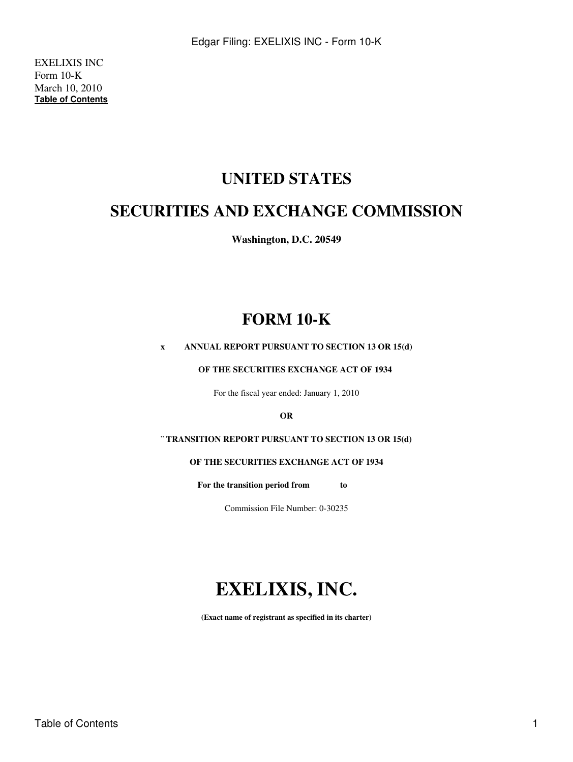EXELIXIS INC
Form 10-K
March 10, 2010
**Table of Contents**

# UNITED STATES

# SECURITIES AND EXCHANGE COMMISSION

**Washington, D.C. 20549**

# FORM 10-K

**x ANNUAL REPORT PURSUANT TO SECTION 13 OR 15(d)**

**OF THE SECURITIES EXCHANGE ACT OF 1934**

For the fiscal year ended: January 1, 2010

**OR**

**¨ TRANSITION REPORT PURSUANT TO SECTION 13 OR 15(d)**

**OF THE SECURITIES EXCHANGE ACT OF 1934**

**For the transition period from to**

Commission File Number: 0-30235

# EXELIXIS, INC.

**(Exact name of registrant as specified in its charter)**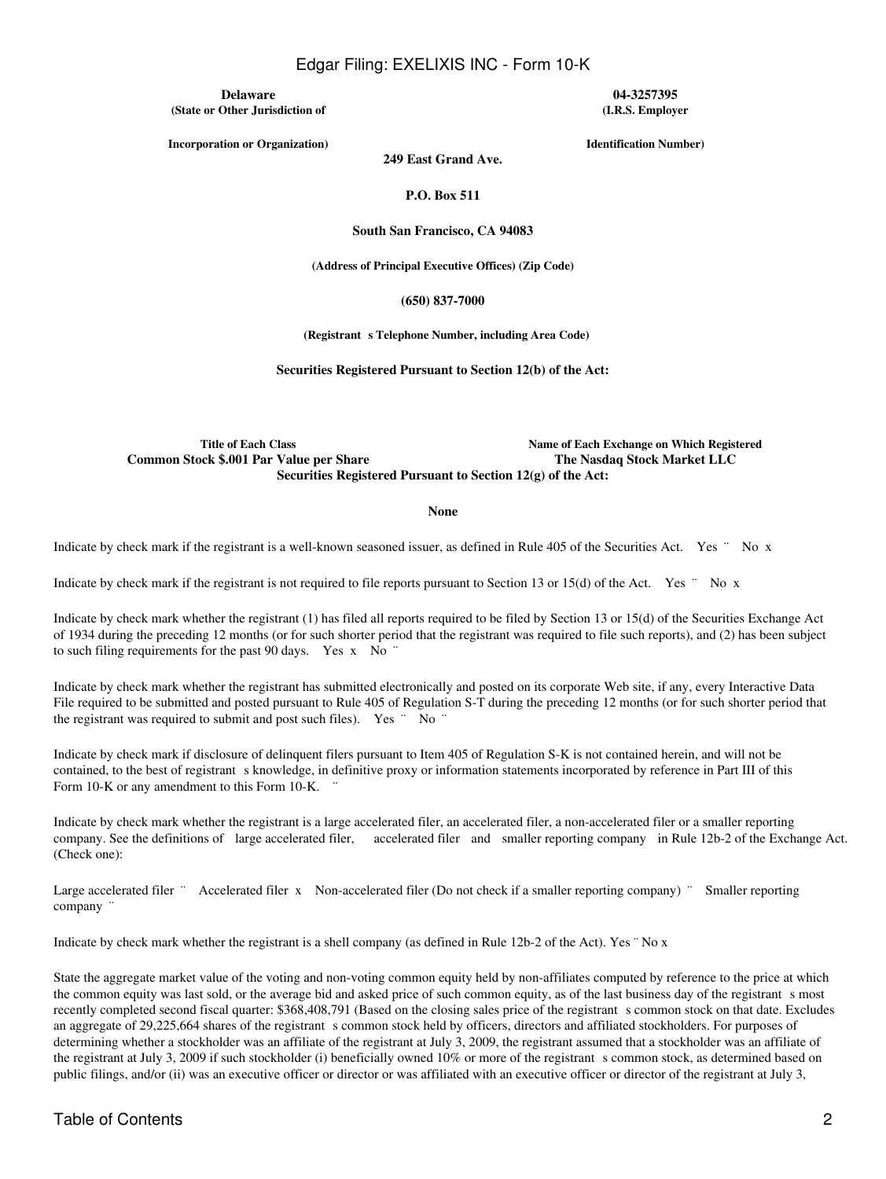| **Delaware** | **04-3257395** |
|---|---|
| **(State or Other Jurisdiction of Incorporation or Organization)** | **(I.R.S. Employer Identification Number)** |

**249 East Grand Ave.**

**P.O. Box 511**

**South San Francisco, CA 94083**

**(Address of Principal Executive Offices) (Zip Code)**

**(650) 837-7000**

**(Registrant s Telephone Number, including Area Code)**

**Securities Registered Pursuant to Section 12(b) of the Act:**

| **Title of Each Class** | **Name of Each Exchange on Which Registered** |
|---|---|
| **Common Stock $.001 Par Value per Share** | **The Nasdaq Stock Market LLC** |

**Securities Registered Pursuant to Section 12(g) of the Act:**

**None**

Indicate by check mark if the registrant is a well-known seasoned issuer, as defined in Rule 405 of the Securities Act. Yes ¨ No x

Indicate by check mark if the registrant is not required to file reports pursuant to Section 13 or 15(d) of the Act. Yes ¨ No x

Indicate by check mark whether the registrant (1) has filed all reports required to be filed by Section 13 or 15(d) of the Securities Exchange Act of 1934 during the preceding 12 months (or for such shorter period that the registrant was required to file such reports), and (2) has been subject to such filing requirements for the past 90 days. Yes x No ¨

Indicate by check mark whether the registrant has submitted electronically and posted on its corporate Web site, if any, every Interactive Data File required to be submitted and posted pursuant to Rule 405 of Regulation S-T during the preceding 12 months (or for such shorter period that the registrant was required to submit and post such files). Yes ¨ No ¨

Indicate by check mark if disclosure of delinquent filers pursuant to Item 405 of Regulation S-K is not contained herein, and will not be contained, to the best of registrant s knowledge, in definitive proxy or information statements incorporated by reference in Part III of this Form 10-K or any amendment to this Form 10-K. ¨

Indicate by check mark whether the registrant is a large accelerated filer, an accelerated filer, a non-accelerated filer or a smaller reporting company. See the definitions of large accelerated filer, accelerated filer and smaller reporting company in Rule 12b-2 of the Exchange Act. (Check one):

Large accelerated filer ¨ Accelerated filer x Non-accelerated filer (Do not check if a smaller reporting company) ¨ Smaller reporting company ¨

Indicate by check mark whether the registrant is a shell company (as defined in Rule 12b-2 of the Act). Yes ¨ No x

State the aggregate market value of the voting and non-voting common equity held by non-affiliates computed by reference to the price at which the common equity was last sold, or the average bid and asked price of such common equity, as of the last business day of the registrant s most recently completed second fiscal quarter: $368,408,791 (Based on the closing sales price of the registrant s common stock on that date. Excludes an aggregate of 29,225,664 shares of the registrant s common stock held by officers, directors and affiliated stockholders. For purposes of determining whether a stockholder was an affiliate of the registrant at July 3, 2009, the registrant assumed that a stockholder was an affiliate of the registrant at July 3, 2009 if such stockholder (i) beneficially owned 10% or more of the registrant s common stock, as determined based on public filings, and/or (ii) was an executive officer or director or was affiliated with an executive officer or director of the registrant at July 3,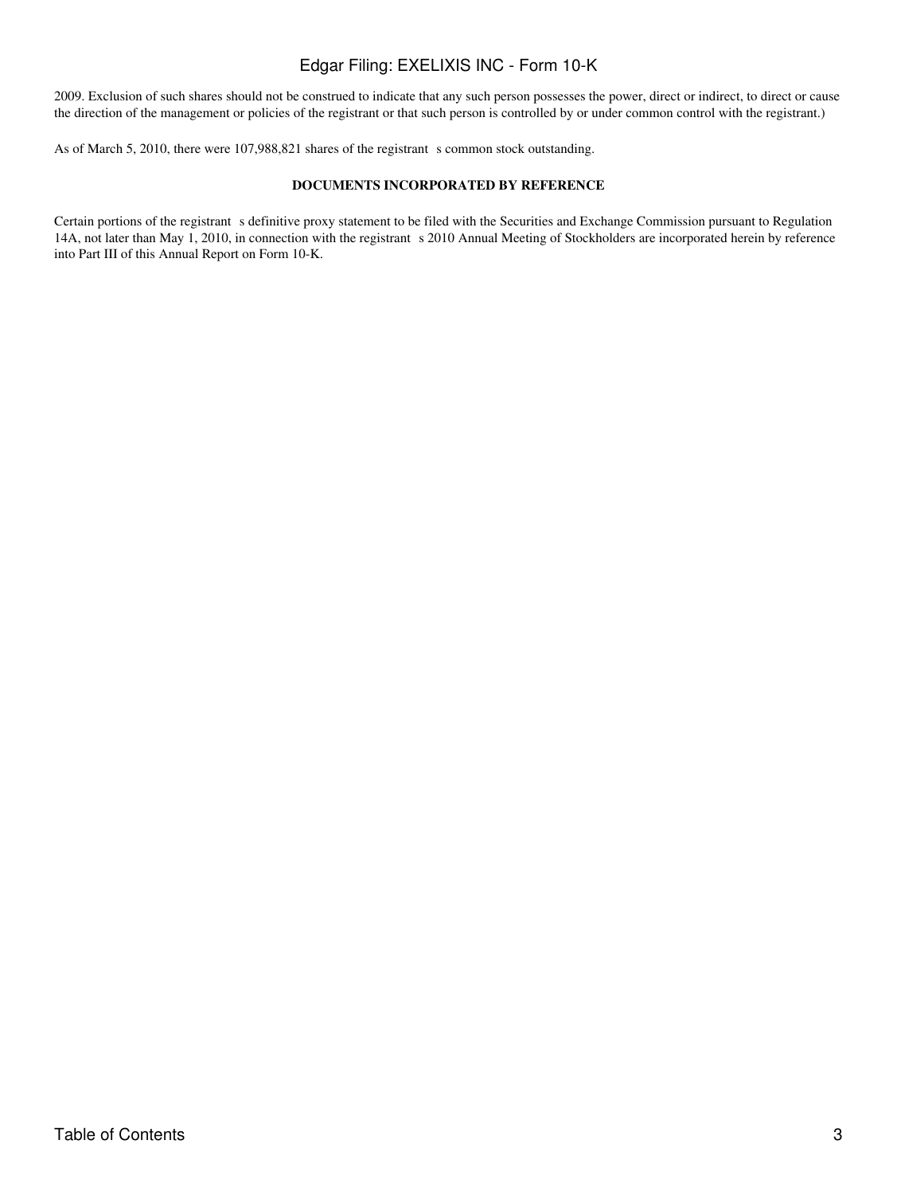2009. Exclusion of such shares should not be construed to indicate that any such person possesses the power, direct or indirect, to direct or cause the direction of the management or policies of the registrant or that such person is controlled by or under common control with the registrant.)

As of March 5, 2010, there were 107,988,821 shares of the registrant s common stock outstanding.

**DOCUMENTS INCORPORATED BY REFERENCE**

Certain portions of the registrant s definitive proxy statement to be filed with the Securities and Exchange Commission pursuant to Regulation 14A, not later than May 1, 2010, in connection with the registrant s 2010 Annual Meeting of Stockholders are incorporated herein by reference into Part III of this Annual Report on Form 10-K.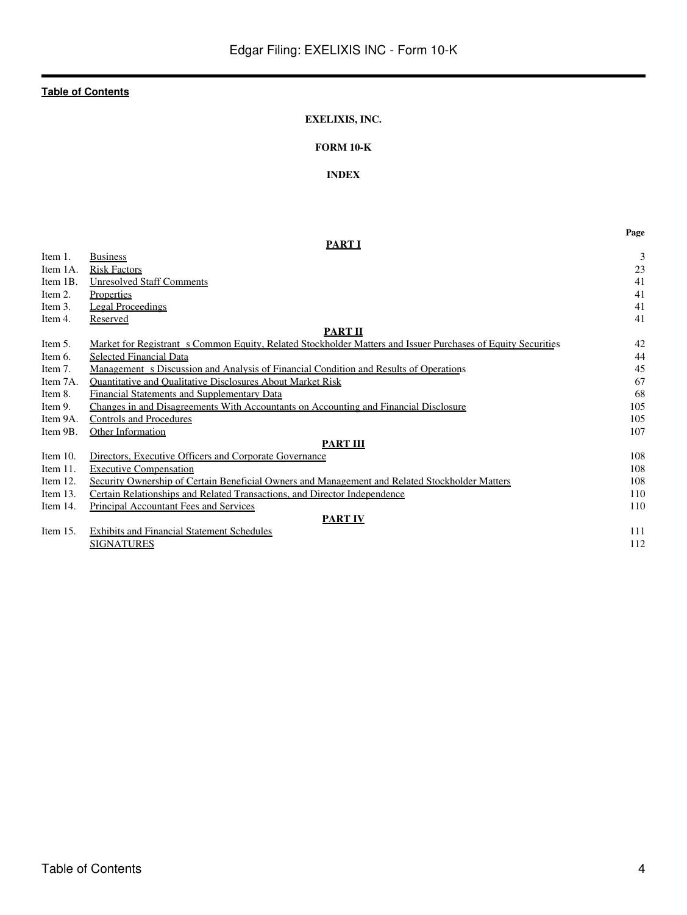**Table of Contents**

**EXELIXIS, INC.**

**FORM 10-K**

**INDEX**

| | | Page |
|---|---|---|
| | **PART I** | |
| Item 1. | Business | 3 |
| Item 1A. | Risk Factors | 23 |
| Item 1B. | Unresolved Staff Comments | 41 |
| Item 2. | Properties | 41 |
| Item 3. | Legal Proceedings | 41 |
| Item 4. | Reserved | 41 |
| | **PART II** | |
| Item 5. | Market for Registrant s Common Equity, Related Stockholder Matters and Issuer Purchases of Equity Securities | 42 |
| Item 6. | Selected Financial Data | 44 |
| Item 7. | Management s Discussion and Analysis of Financial Condition and Results of Operations | 45 |
| Item 7A. | Quantitative and Qualitative Disclosures About Market Risk | 67 |
| Item 8. | Financial Statements and Supplementary Data | 68 |
| Item 9. | Changes in and Disagreements With Accountants on Accounting and Financial Disclosure | 105 |
| Item 9A. | Controls and Procedures | 105 |
| Item 9B. | Other Information | 107 |
| | **PART III** | |
| Item 10. | Directors, Executive Officers and Corporate Governance | 108 |
| Item 11. | Executive Compensation | 108 |
| Item 12. | Security Ownership of Certain Beneficial Owners and Management and Related Stockholder Matters | 108 |
| Item 13. | Certain Relationships and Related Transactions, and Director Independence | 110 |
| Item 14. | Principal Accountant Fees and Services | 110 |
| | **PART IV** | |
| Item 15. | Exhibits and Financial Statement Schedules | 111 |
| | SIGNATURES | 112 |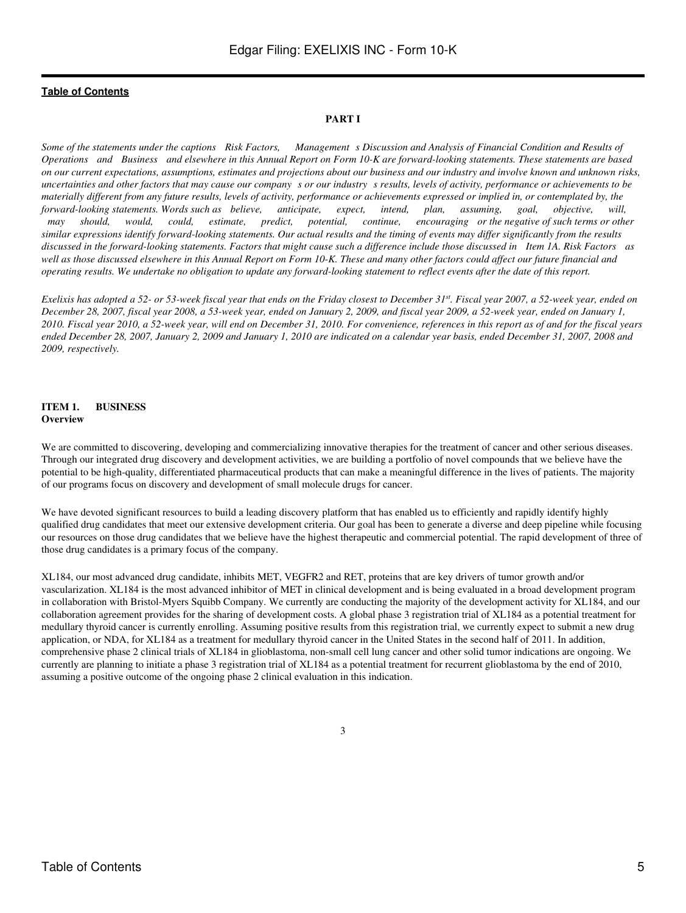[Table of Contents](#)

## PART I

*Some of the statements under the captions Risk Factors, Management s Discussion and Analysis of Financial Condition and Results of Operations and Business and elsewhere in this Annual Report on Form 10-K are forward-looking statements. These statements are based on our current expectations, assumptions, estimates and projections about our business and our industry and involve known and unknown risks, uncertainties and other factors that may cause our company s or our industry s results, levels of activity, performance or achievements to be materially different from any future results, levels of activity, performance or achievements expressed or implied in, or contemplated by, the forward-looking statements. Words such as believe, anticipate, expect, intend, plan, assuming, goal, objective, will, may should, would, could, estimate, predict, potential, continue, encouraging or the negative of such terms or other similar expressions identify forward-looking statements. Our actual results and the timing of events may differ significantly from the results discussed in the forward-looking statements. Factors that might cause such a difference include those discussed in Item 1A. Risk Factors as well as those discussed elsewhere in this Annual Report on Form 10-K. These and many other factors could affect our future financial and operating results. We undertake no obligation to update any forward-looking statement to reflect events after the date of this report.*

*Exelixis has adopted a 52- or 53-week fiscal year that ends on the Friday closest to December 31st. Fiscal year 2007, a 52-week year, ended on December 28, 2007, fiscal year 2008, a 53-week year, ended on January 2, 2009, and fiscal year 2009, a 52-week year, ended on January 1, 2010. Fiscal year 2010, a 52-week year, will end on December 31, 2010. For convenience, references in this report as of and for the fiscal years ended December 28, 2007, January 2, 2009 and January 1, 2010 are indicated on a calendar year basis, ended December 31, 2007, 2008 and 2009, respectively.*

### ITEM 1. BUSINESS

**Overview**

We are committed to discovering, developing and commercializing innovative therapies for the treatment of cancer and other serious diseases. Through our integrated drug discovery and development activities, we are building a portfolio of novel compounds that we believe have the potential to be high-quality, differentiated pharmaceutical products that can make a meaningful difference in the lives of patients. The majority of our programs focus on discovery and development of small molecule drugs for cancer.

We have devoted significant resources to build a leading discovery platform that has enabled us to efficiently and rapidly identify highly qualified drug candidates that meet our extensive development criteria. Our goal has been to generate a diverse and deep pipeline while focusing our resources on those drug candidates that we believe have the highest therapeutic and commercial potential. The rapid development of three of those drug candidates is a primary focus of the company.

XL184, our most advanced drug candidate, inhibits MET, VEGFR2 and RET, proteins that are key drivers of tumor growth and/or vascularization. XL184 is the most advanced inhibitor of MET in clinical development and is being evaluated in a broad development program in collaboration with Bristol-Myers Squibb Company. We currently are conducting the majority of the development activity for XL184, and our collaboration agreement provides for the sharing of development costs. A global phase 3 registration trial of XL184 as a potential treatment for medullary thyroid cancer is currently enrolling. Assuming positive results from this registration trial, we currently expect to submit a new drug application, or NDA, for XL184 as a treatment for medullary thyroid cancer in the United States in the second half of 2011. In addition, comprehensive phase 2 clinical trials of XL184 in glioblastoma, non-small cell lung cancer and other solid tumor indications are ongoing. We currently are planning to initiate a phase 3 registration trial of XL184 as a potential treatment for recurrent glioblastoma by the end of 2010, assuming a positive outcome of the ongoing phase 2 clinical evaluation in this indication.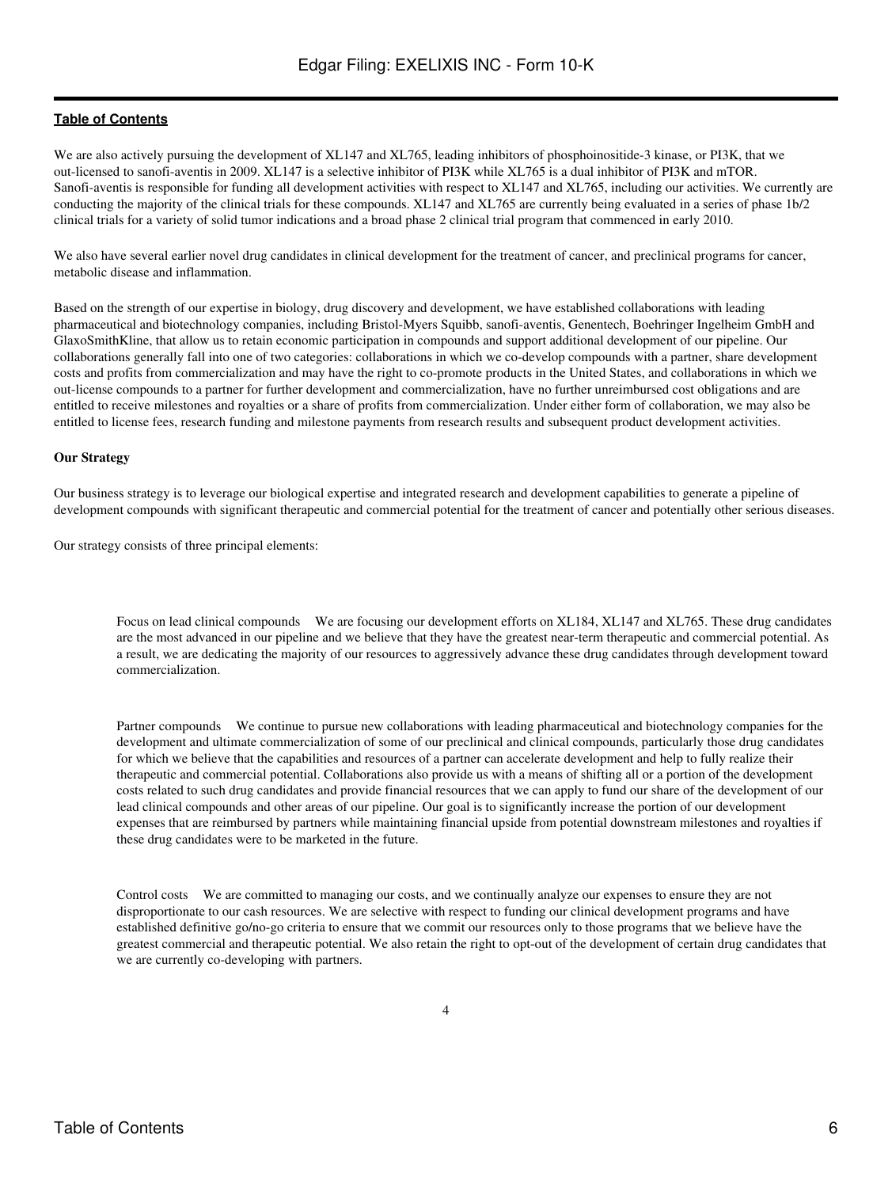We are also actively pursuing the development of XL147 and XL765, leading inhibitors of phosphoinositide-3 kinase, or PI3K, that we out-licensed to sanofi-aventis in 2009. XL147 is a selective inhibitor of PI3K while XL765 is a dual inhibitor of PI3K and mTOR. Sanofi-aventis is responsible for funding all development activities with respect to XL147 and XL765, including our activities. We currently are conducting the majority of the clinical trials for these compounds. XL147 and XL765 are currently being evaluated in a series of phase 1b/2 clinical trials for a variety of solid tumor indications and a broad phase 2 clinical trial program that commenced in early 2010.

We also have several earlier novel drug candidates in clinical development for the treatment of cancer, and preclinical programs for cancer, metabolic disease and inflammation.

Based on the strength of our expertise in biology, drug discovery and development, we have established collaborations with leading pharmaceutical and biotechnology companies, including Bristol-Myers Squibb, sanofi-aventis, Genentech, Boehringer Ingelheim GmbH and GlaxoSmithKline, that allow us to retain economic participation in compounds and support additional development of our pipeline. Our collaborations generally fall into one of two categories: collaborations in which we co-develop compounds with a partner, share development costs and profits from commercialization and may have the right to co-promote products in the United States, and collaborations in which we out-license compounds to a partner for further development and commercialization, have no further unreimbursed cost obligations and are entitled to receive milestones and royalties or a share of profits from commercialization. Under either form of collaboration, we may also be entitled to license fees, research funding and milestone payments from research results and subsequent product development activities.

**Our Strategy**

Our business strategy is to leverage our biological expertise and integrated research and development capabilities to generate a pipeline of development compounds with significant therapeutic and commercial potential for the treatment of cancer and potentially other serious diseases.

Our strategy consists of three principal elements:

- Focus on lead clinical compounds   We are focusing our development efforts on XL184, XL147 and XL765. These drug candidates are the most advanced in our pipeline and we believe that they have the greatest near-term therapeutic and commercial potential. As a result, we are dedicating the majority of our resources to aggressively advance these drug candidates through development toward commercialization.

- Partner compounds   We continue to pursue new collaborations with leading pharmaceutical and biotechnology companies for the development and ultimate commercialization of some of our preclinical and clinical compounds, particularly those drug candidates for which we believe that the capabilities and resources of a partner can accelerate development and help to fully realize their therapeutic and commercial potential. Collaborations also provide us with a means of shifting all or a portion of the development costs related to such drug candidates and provide financial resources that we can apply to fund our share of the development of our lead clinical compounds and other areas of our pipeline. Our goal is to significantly increase the portion of our development expenses that are reimbursed by partners while maintaining financial upside from potential downstream milestones and royalties if these drug candidates were to be marketed in the future.

- Control costs   We are committed to managing our costs, and we continually analyze our expenses to ensure they are not disproportionate to our cash resources. We are selective with respect to funding our clinical development programs and have established definitive go/no-go criteria to ensure that we commit our resources only to those programs that we believe have the greatest commercial and therapeutic potential. We also retain the right to opt-out of the development of certain drug candidates that we are currently co-developing with partners.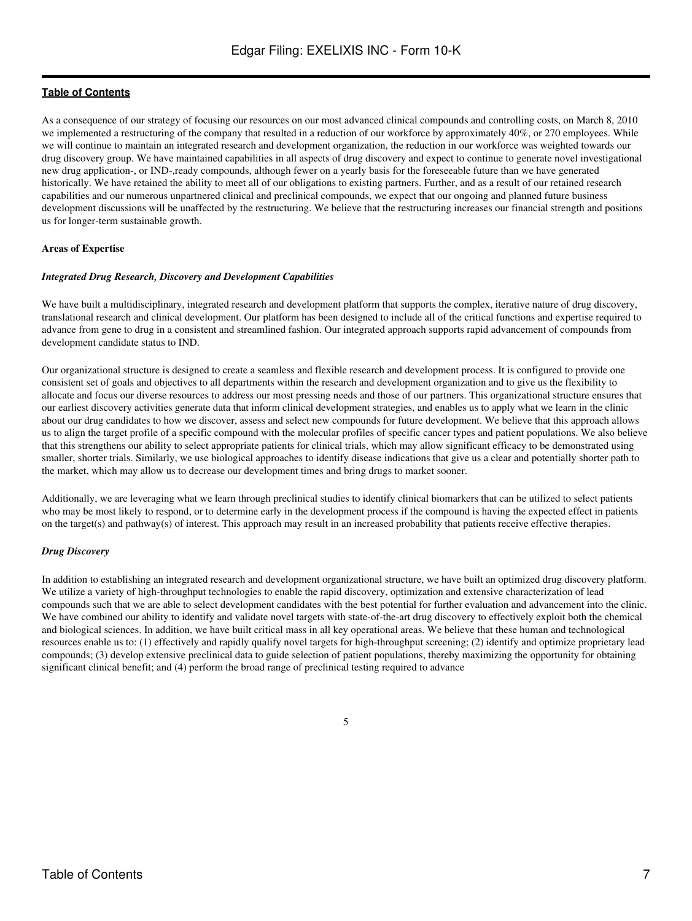As a consequence of our strategy of focusing our resources on our most advanced clinical compounds and controlling costs, on March 8, 2010 we implemented a restructuring of the company that resulted in a reduction of our workforce by approximately 40%, or 270 employees. While we will continue to maintain an integrated research and development organization, the reduction in our workforce was weighted towards our drug discovery group. We have maintained capabilities in all aspects of drug discovery and expect to continue to generate novel investigational new drug application-, or IND-,ready compounds, although fewer on a yearly basis for the foreseeable future than we have generated historically. We have retained the ability to meet all of our obligations to existing partners. Further, and as a result of our retained research capabilities and our numerous unpartnered clinical and preclinical compounds, we expect that our ongoing and planned future business development discussions will be unaffected by the restructuring. We believe that the restructuring increases our financial strength and positions us for longer-term sustainable growth.

**Areas of Expertise**

***Integrated Drug Research, Discovery and Development Capabilities***

We have built a multidisciplinary, integrated research and development platform that supports the complex, iterative nature of drug discovery, translational research and clinical development. Our platform has been designed to include all of the critical functions and expertise required to advance from gene to drug in a consistent and streamlined fashion. Our integrated approach supports rapid advancement of compounds from development candidate status to IND.

Our organizational structure is designed to create a seamless and flexible research and development process. It is configured to provide one consistent set of goals and objectives to all departments within the research and development organization and to give us the flexibility to allocate and focus our diverse resources to address our most pressing needs and those of our partners. This organizational structure ensures that our earliest discovery activities generate data that inform clinical development strategies, and enables us to apply what we learn in the clinic about our drug candidates to how we discover, assess and select new compounds for future development. We believe that this approach allows us to align the target profile of a specific compound with the molecular profiles of specific cancer types and patient populations. We also believe that this strengthens our ability to select appropriate patients for clinical trials, which may allow significant efficacy to be demonstrated using smaller, shorter trials. Similarly, we use biological approaches to identify disease indications that give us a clear and potentially shorter path to the market, which may allow us to decrease our development times and bring drugs to market sooner.

Additionally, we are leveraging what we learn through preclinical studies to identify clinical biomarkers that can be utilized to select patients who may be most likely to respond, or to determine early in the development process if the compound is having the expected effect in patients on the target(s) and pathway(s) of interest. This approach may result in an increased probability that patients receive effective therapies.

***Drug Discovery***

In addition to establishing an integrated research and development organizational structure, we have built an optimized drug discovery platform. We utilize a variety of high-throughput technologies to enable the rapid discovery, optimization and extensive characterization of lead compounds such that we are able to select development candidates with the best potential for further evaluation and advancement into the clinic. We have combined our ability to identify and validate novel targets with state-of-the-art drug discovery to effectively exploit both the chemical and biological sciences. In addition, we have built critical mass in all key operational areas. We believe that these human and technological resources enable us to: (1) effectively and rapidly qualify novel targets for high-throughput screening; (2) identify and optimize proprietary lead compounds; (3) develop extensive preclinical data to guide selection of patient populations, thereby maximizing the opportunity for obtaining significant clinical benefit; and (4) perform the broad range of preclinical testing required to advance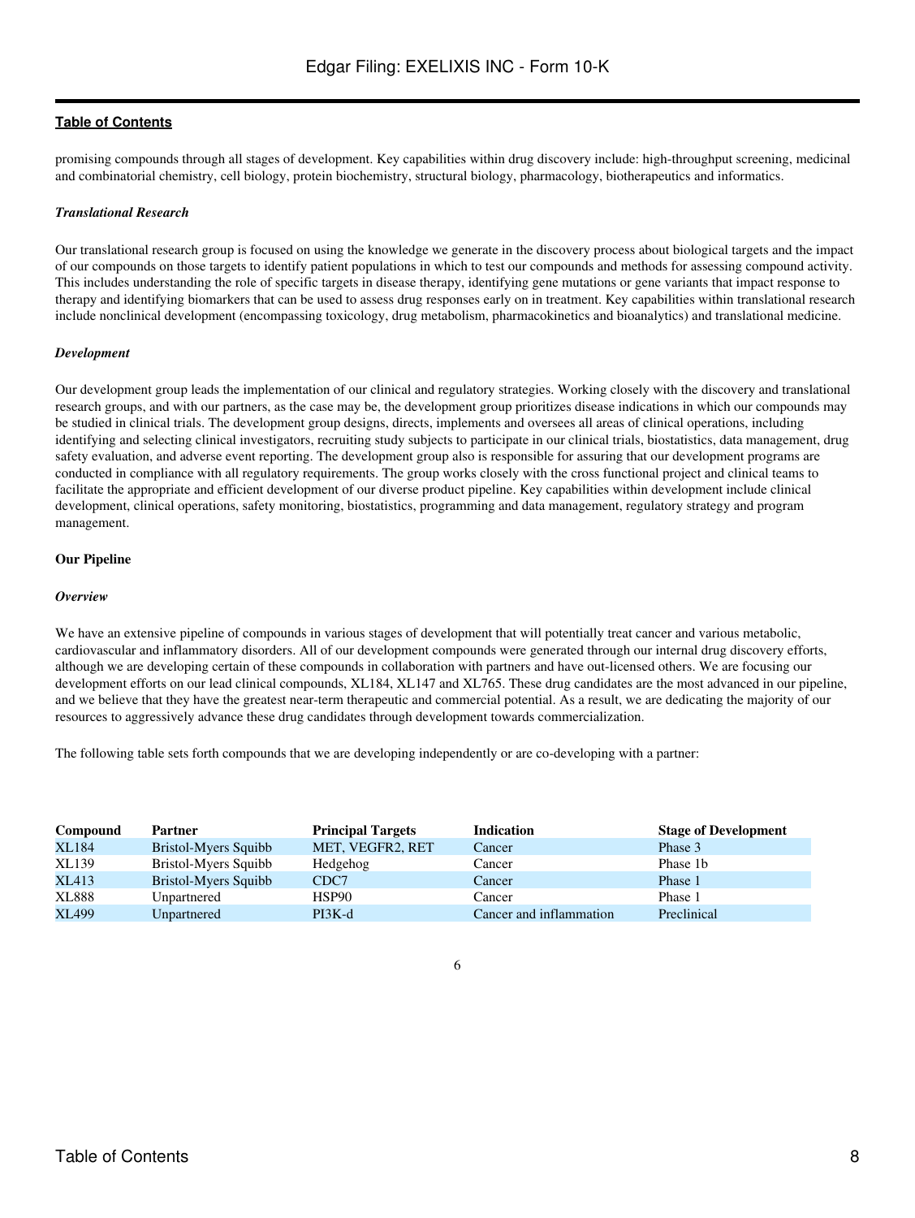promising compounds through all stages of development. Key capabilities within drug discovery include: high-throughput screening, medicinal and combinatorial chemistry, cell biology, protein biochemistry, structural biology, pharmacology, biotherapeutics and informatics.

***Translational Research***

Our translational research group is focused on using the knowledge we generate in the discovery process about biological targets and the impact of our compounds on those targets to identify patient populations in which to test our compounds and methods for assessing compound activity. This includes understanding the role of specific targets in disease therapy, identifying gene mutations or gene variants that impact response to therapy and identifying biomarkers that can be used to assess drug responses early on in treatment. Key capabilities within translational research include nonclinical development (encompassing toxicology, drug metabolism, pharmacokinetics and bioanalytics) and translational medicine.

***Development***

Our development group leads the implementation of our clinical and regulatory strategies. Working closely with the discovery and translational research groups, and with our partners, as the case may be, the development group prioritizes disease indications in which our compounds may be studied in clinical trials. The development group designs, directs, implements and oversees all areas of clinical operations, including identifying and selecting clinical investigators, recruiting study subjects to participate in our clinical trials, biostatistics, data management, drug safety evaluation, and adverse event reporting. The development group also is responsible for assuring that our development programs are conducted in compliance with all regulatory requirements. The group works closely with the cross functional project and clinical teams to facilitate the appropriate and efficient development of our diverse product pipeline. Key capabilities within development include clinical development, clinical operations, safety monitoring, biostatistics, programming and data management, regulatory strategy and program management.

**Our Pipeline**

***Overview***

We have an extensive pipeline of compounds in various stages of development that will potentially treat cancer and various metabolic, cardiovascular and inflammatory disorders. All of our development compounds were generated through our internal drug discovery efforts, although we are developing certain of these compounds in collaboration with partners and have out-licensed others. We are focusing our development efforts on our lead clinical compounds, XL184, XL147 and XL765. These drug candidates are the most advanced in our pipeline, and we believe that they have the greatest near-term therapeutic and commercial potential. As a result, we are dedicating the majority of our resources to aggressively advance these drug candidates through development towards commercialization.

The following table sets forth compounds that we are developing independently or are co-developing with a partner:

| Compound | Partner | Principal Targets | Indication | Stage of Development |
|---|---|---|---|---|
| XL184 | Bristol-Myers Squibb | MET, VEGFR2, RET | Cancer | Phase 3 |
| XL139 | Bristol-Myers Squibb | Hedgehog | Cancer | Phase 1b |
| XL413 | Bristol-Myers Squibb | CDC7 | Cancer | Phase 1 |
| XL888 | Unpartnered | HSP90 | Cancer | Phase 1 |
| XL499 | Unpartnered | PI3K-d | Cancer and inflammation | Preclinical |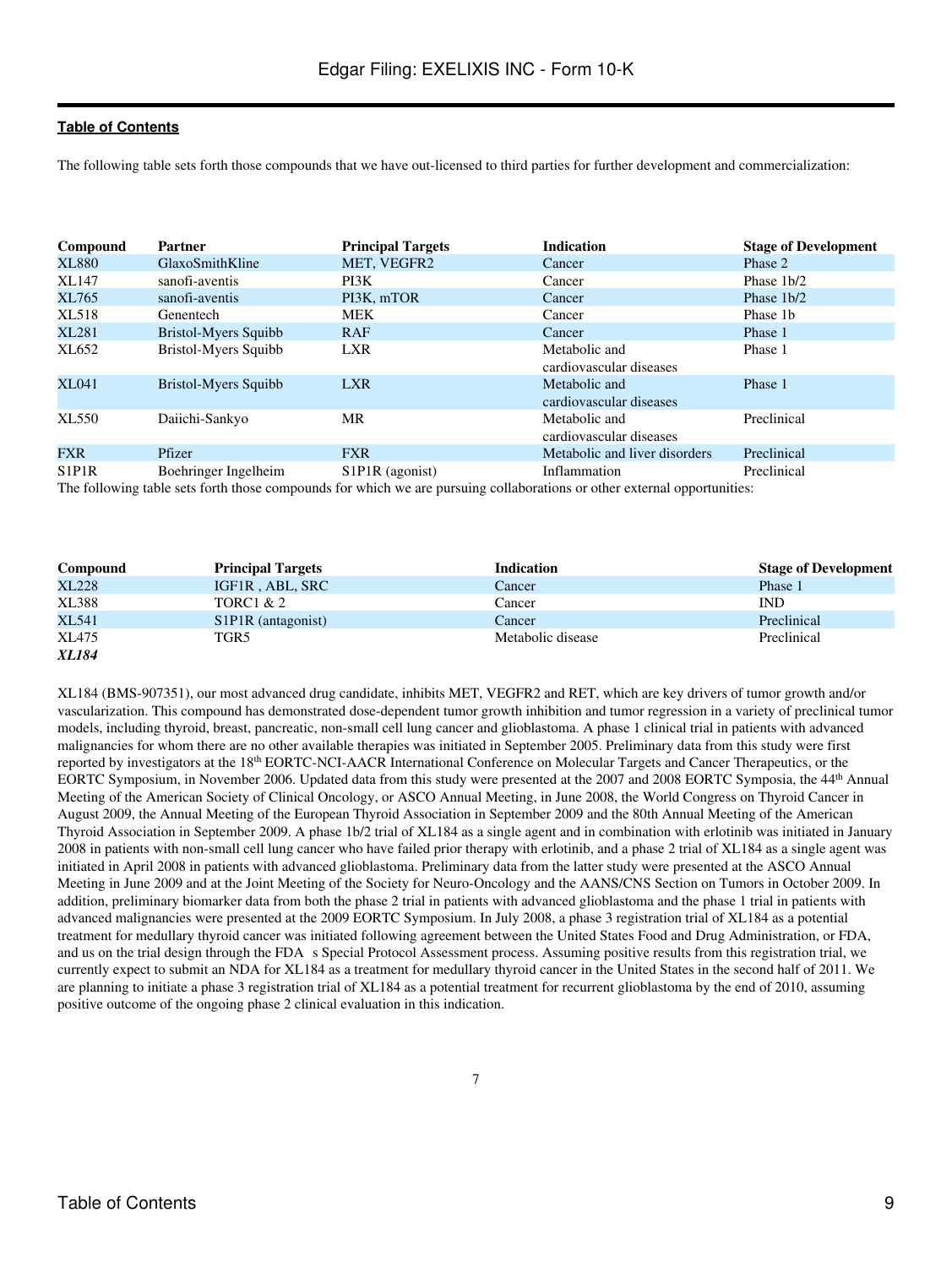The following table sets forth those compounds that we have out-licensed to third parties for further development and commercialization:

| Compound | Partner | Principal Targets | Indication | Stage of Development |
|---|---|---|---|---|
| XL880 | GlaxoSmithKline | MET, VEGFR2 | Cancer | Phase 2 |
| XL147 | sanofi-aventis | PI3K | Cancer | Phase 1b/2 |
| XL765 | sanofi-aventis | PI3K, mTOR | Cancer | Phase 1b/2 |
| XL518 | Genentech | MEK | Cancer | Phase 1b |
| XL281 | Bristol-Myers Squibb | RAF | Cancer | Phase 1 |
| XL652 | Bristol-Myers Squibb | LXR | Metabolic and cardiovascular diseases | Phase 1 |
| XL041 | Bristol-Myers Squibb | LXR | Metabolic and cardiovascular diseases | Phase 1 |
| XL550 | Daiichi-Sankyo | MR | Metabolic and cardiovascular diseases | Preclinical |
| FXR | Pfizer | FXR | Metabolic and liver disorders | Preclinical |
| S1P1R | Boehringer Ingelheim | S1P1R (agonist) | Inflammation | Preclinical |

The following table sets forth those compounds for which we are pursuing collaborations or other external opportunities:

| Compound | Principal Targets | Indication | Stage of Development |
|---|---|---|---|
| XL228 | IGF1R , ABL, SRC | Cancer | Phase 1 |
| XL388 | TORC1 & 2 | Cancer | IND |
| XL541 | S1P1R (antagonist) | Cancer | Preclinical |
| XL475 | TGR5 | Metabolic disease | Preclinical |

***XL184***

XL184 (BMS-907351), our most advanced drug candidate, inhibits MET, VEGFR2 and RET, which are key drivers of tumor growth and/or vascularization. This compound has demonstrated dose-dependent tumor growth inhibition and tumor regression in a variety of preclinical tumor models, including thyroid, breast, pancreatic, non-small cell lung cancer and glioblastoma. A phase 1 clinical trial in patients with advanced malignancies for whom there are no other available therapies was initiated in September 2005. Preliminary data from this study were first reported by investigators at the 18th EORTC-NCI-AACR International Conference on Molecular Targets and Cancer Therapeutics, or the EORTC Symposium, in November 2006. Updated data from this study were presented at the 2007 and 2008 EORTC Symposia, the 44th Annual Meeting of the American Society of Clinical Oncology, or ASCO Annual Meeting, in June 2008, the World Congress on Thyroid Cancer in August 2009, the Annual Meeting of the European Thyroid Association in September 2009 and the 80th Annual Meeting of the American Thyroid Association in September 2009. A phase 1b/2 trial of XL184 as a single agent and in combination with erlotinib was initiated in January 2008 in patients with non-small cell lung cancer who have failed prior therapy with erlotinib, and a phase 2 trial of XL184 as a single agent was initiated in April 2008 in patients with advanced glioblastoma. Preliminary data from the latter study were presented at the ASCO Annual Meeting in June 2009 and at the Joint Meeting of the Society for Neuro-Oncology and the AANS/CNS Section on Tumors in October 2009. In addition, preliminary biomarker data from both the phase 2 trial in patients with advanced glioblastoma and the phase 1 trial in patients with advanced malignancies were presented at the 2009 EORTC Symposium. In July 2008, a phase 3 registration trial of XL184 as a potential treatment for medullary thyroid cancer was initiated following agreement between the United States Food and Drug Administration, or FDA, and us on the trial design through the FDA s Special Protocol Assessment process. Assuming positive results from this registration trial, we currently expect to submit an NDA for XL184 as a treatment for medullary thyroid cancer in the United States in the second half of 2011. We are planning to initiate a phase 3 registration trial of XL184 as a potential treatment for recurrent glioblastoma by the end of 2010, assuming positive outcome of the ongoing phase 2 clinical evaluation in this indication.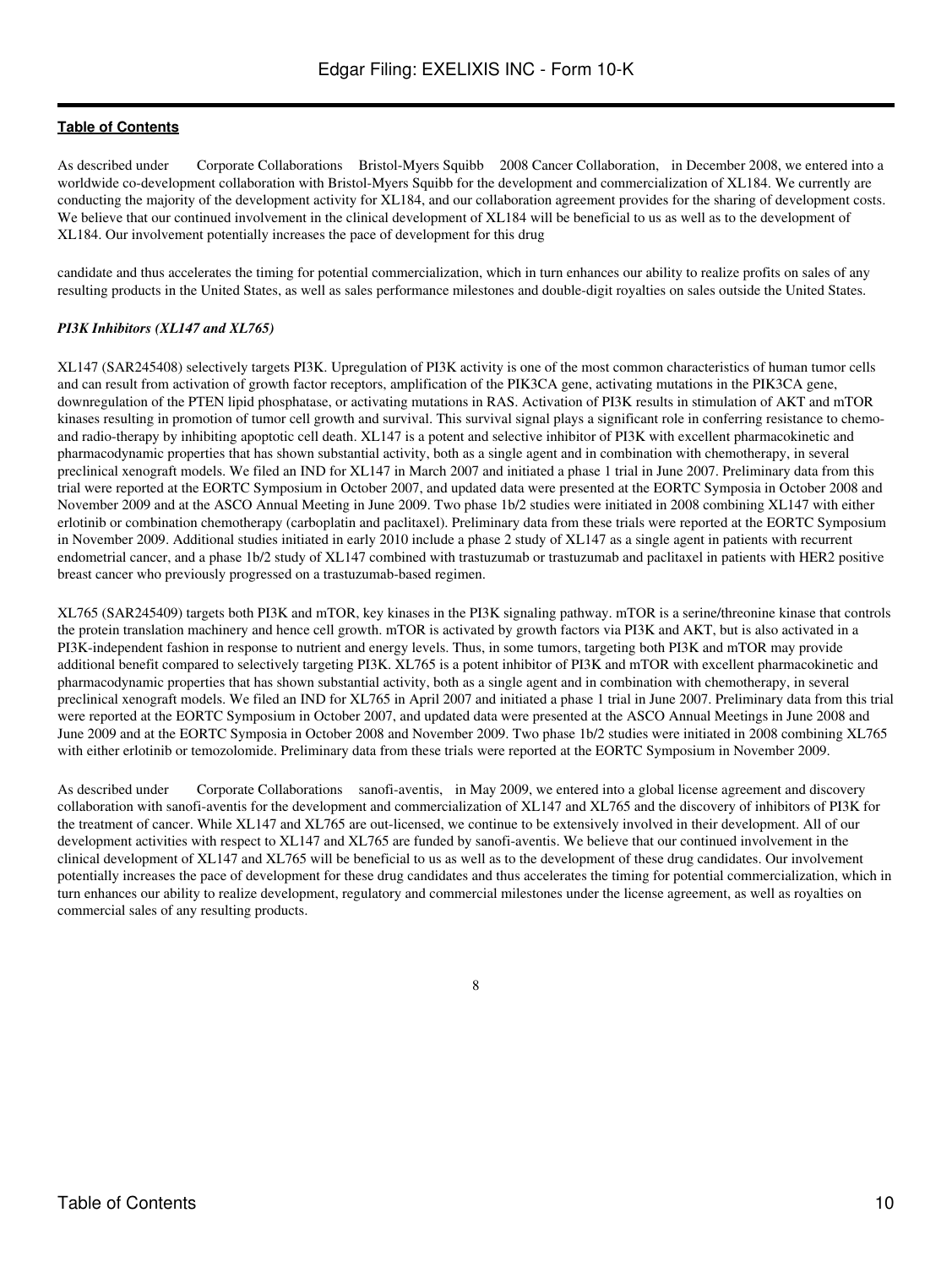As described under Corporate Collaborations Bristol-Myers Squibb 2008 Cancer Collaboration, in December 2008, we entered into a worldwide co-development collaboration with Bristol-Myers Squibb for the development and commercialization of XL184. We currently are conducting the majority of the development activity for XL184, and our collaboration agreement provides for the sharing of development costs. We believe that our continued involvement in the clinical development of XL184 will be beneficial to us as well as to the development of XL184. Our involvement potentially increases the pace of development for this drug candidate and thus accelerates the timing for potential commercialization, which in turn enhances our ability to realize profits on sales of any resulting products in the United States, as well as sales performance milestones and double-digit royalties on sales outside the United States.

***PI3K Inhibitors (XL147 and XL765)***

XL147 (SAR245408) selectively targets PI3K. Upregulation of PI3K activity is one of the most common characteristics of human tumor cells and can result from activation of growth factor receptors, amplification of the PIK3CA gene, activating mutations in the PIK3CA gene, downregulation of the PTEN lipid phosphatase, or activating mutations in RAS. Activation of PI3K results in stimulation of AKT and mTOR kinases resulting in promotion of tumor cell growth and survival. This survival signal plays a significant role in conferring resistance to chemo- and radio-therapy by inhibiting apoptotic cell death. XL147 is a potent and selective inhibitor of PI3K with excellent pharmacokinetic and pharmacodynamic properties that has shown substantial activity, both as a single agent and in combination with chemotherapy, in several preclinical xenograft models. We filed an IND for XL147 in March 2007 and initiated a phase 1 trial in June 2007. Preliminary data from this trial were reported at the EORTC Symposium in October 2007, and updated data were presented at the EORTC Symposia in October 2008 and November 2009 and at the ASCO Annual Meeting in June 2009. Two phase 1b/2 studies were initiated in 2008 combining XL147 with either erlotinib or combination chemotherapy (carboplatin and paclitaxel). Preliminary data from these trials were reported at the EORTC Symposium in November 2009. Additional studies initiated in early 2010 include a phase 2 study of XL147 as a single agent in patients with recurrent endometrial cancer, and a phase 1b/2 study of XL147 combined with trastuzumab or trastuzumab and paclitaxel in patients with HER2 positive breast cancer who previously progressed on a trastuzumab-based regimen.

XL765 (SAR245409) targets both PI3K and mTOR, key kinases in the PI3K signaling pathway. mTOR is a serine/threonine kinase that controls the protein translation machinery and hence cell growth. mTOR is activated by growth factors via PI3K and AKT, but is also activated in a PI3K-independent fashion in response to nutrient and energy levels. Thus, in some tumors, targeting both PI3K and mTOR may provide additional benefit compared to selectively targeting PI3K. XL765 is a potent inhibitor of PI3K and mTOR with excellent pharmacokinetic and pharmacodynamic properties that has shown substantial activity, both as a single agent and in combination with chemotherapy, in several preclinical xenograft models. We filed an IND for XL765 in April 2007 and initiated a phase 1 trial in June 2007. Preliminary data from this trial were reported at the EORTC Symposium in October 2007, and updated data were presented at the ASCO Annual Meetings in June 2008 and June 2009 and at the EORTC Symposia in October 2008 and November 2009. Two phase 1b/2 studies were initiated in 2008 combining XL765 with either erlotinib or temozolomide. Preliminary data from these trials were reported at the EORTC Symposium in November 2009.

As described under Corporate Collaborations sanofi-aventis, in May 2009, we entered into a global license agreement and discovery collaboration with sanofi-aventis for the development and commercialization of XL147 and XL765 and the discovery of inhibitors of PI3K for the treatment of cancer. While XL147 and XL765 are out-licensed, we continue to be extensively involved in their development. All of our development activities with respect to XL147 and XL765 are funded by sanofi-aventis. We believe that our continued involvement in the clinical development of XL147 and XL765 will be beneficial to us as well as to the development of these drug candidates. Our involvement potentially increases the pace of development for these drug candidates and thus accelerates the timing for potential commercialization, which in turn enhances our ability to realize development, regulatory and commercial milestones under the license agreement, as well as royalties on commercial sales of any resulting products.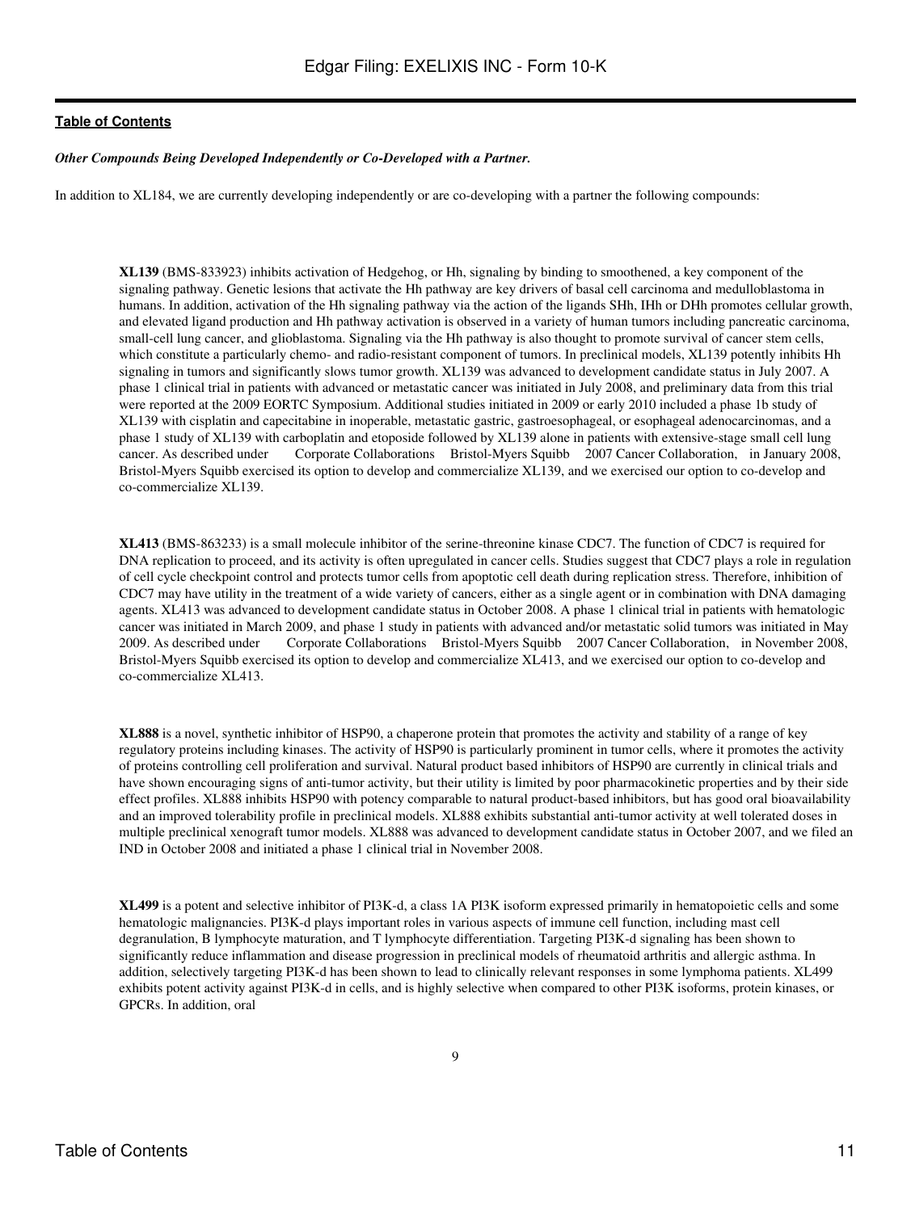*Other Compounds Being Developed Independently or Co-Developed with a Partner.*

In addition to XL184, we are currently developing independently or are co-developing with a partner the following compounds:

**XL139** (BMS-833923) inhibits activation of Hedgehog, or Hh, signaling by binding to smoothened, a key component of the signaling pathway. Genetic lesions that activate the Hh pathway are key drivers of basal cell carcinoma and medulloblastoma in humans. In addition, activation of the Hh signaling pathway via the action of the ligands SHh, IHh or DHh promotes cellular growth, and elevated ligand production and Hh pathway activation is observed in a variety of human tumors including pancreatic carcinoma, small-cell lung cancer, and glioblastoma. Signaling via the Hh pathway is also thought to promote survival of cancer stem cells, which constitute a particularly chemo- and radio-resistant component of tumors. In preclinical models, XL139 potently inhibits Hh signaling in tumors and significantly slows tumor growth. XL139 was advanced to development candidate status in July 2007. A phase 1 clinical trial in patients with advanced or metastatic cancer was initiated in July 2008, and preliminary data from this trial were reported at the 2009 EORTC Symposium. Additional studies initiated in 2009 or early 2010 included a phase 1b study of XL139 with cisplatin and capecitabine in inoperable, metastatic gastric, gastroesophageal, or esophageal adenocarcinomas, and a phase 1 study of XL139 with carboplatin and etoposide followed by XL139 alone in patients with extensive-stage small cell lung cancer. As described under Corporate Collaborations Bristol-Myers Squibb 2007 Cancer Collaboration, in January 2008, Bristol-Myers Squibb exercised its option to develop and commercialize XL139, and we exercised our option to co-develop and co-commercialize XL139.

**XL413** (BMS-863233) is a small molecule inhibitor of the serine-threonine kinase CDC7. The function of CDC7 is required for DNA replication to proceed, and its activity is often upregulated in cancer cells. Studies suggest that CDC7 plays a role in regulation of cell cycle checkpoint control and protects tumor cells from apoptotic cell death during replication stress. Therefore, inhibition of CDC7 may have utility in the treatment of a wide variety of cancers, either as a single agent or in combination with DNA damaging agents. XL413 was advanced to development candidate status in October 2008. A phase 1 clinical trial in patients with hematologic cancer was initiated in March 2009, and phase 1 study in patients with advanced and/or metastatic solid tumors was initiated in May 2009. As described under Corporate Collaborations Bristol-Myers Squibb 2007 Cancer Collaboration, in November 2008, Bristol-Myers Squibb exercised its option to develop and commercialize XL413, and we exercised our option to co-develop and co-commercialize XL413.

**XL888** is a novel, synthetic inhibitor of HSP90, a chaperone protein that promotes the activity and stability of a range of key regulatory proteins including kinases. The activity of HSP90 is particularly prominent in tumor cells, where it promotes the activity of proteins controlling cell proliferation and survival. Natural product based inhibitors of HSP90 are currently in clinical trials and have shown encouraging signs of anti-tumor activity, but their utility is limited by poor pharmacokinetic properties and by their side effect profiles. XL888 inhibits HSP90 with potency comparable to natural product-based inhibitors, but has good oral bioavailability and an improved tolerability profile in preclinical models. XL888 exhibits substantial anti-tumor activity at well tolerated doses in multiple preclinical xenograft tumor models. XL888 was advanced to development candidate status in October 2007, and we filed an IND in October 2008 and initiated a phase 1 clinical trial in November 2008.

**XL499** is a potent and selective inhibitor of PI3K-d, a class 1A PI3K isoform expressed primarily in hematopoietic cells and some hematologic malignancies. PI3K-d plays important roles in various aspects of immune cell function, including mast cell degranulation, B lymphocyte maturation, and T lymphocyte differentiation. Targeting PI3K-d signaling has been shown to significantly reduce inflammation and disease progression in preclinical models of rheumatoid arthritis and allergic asthma. In addition, selectively targeting PI3K-d has been shown to lead to clinically relevant responses in some lymphoma patients. XL499 exhibits potent activity against PI3K-d in cells, and is highly selective when compared to other PI3K isoforms, protein kinases, or GPCRs. In addition, oral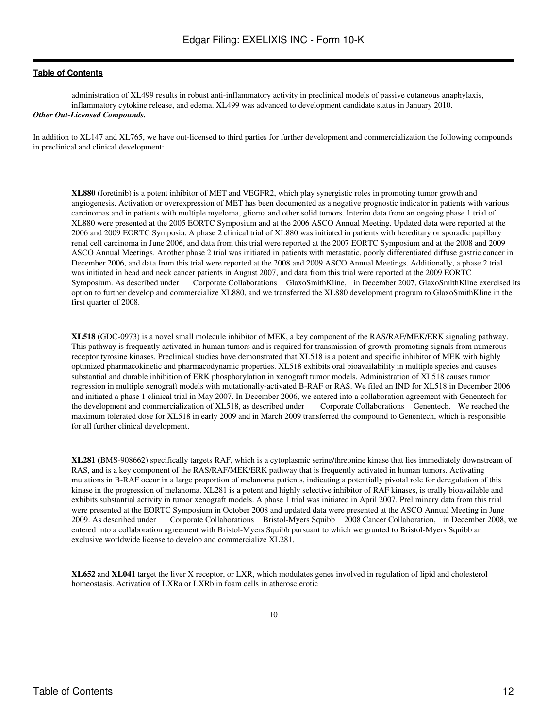administration of XL499 results in robust anti-inflammatory activity in preclinical models of passive cutaneous anaphylaxis, inflammatory cytokine release, and edema. XL499 was advanced to development candidate status in January 2010.

***Other Out-Licensed Compounds.***

In addition to XL147 and XL765, we have out-licensed to third parties for further development and commercialization the following compounds in preclinical and clinical development:

**XL880** (foretinib) is a potent inhibitor of MET and VEGFR2, which play synergistic roles in promoting tumor growth and angiogenesis. Activation or overexpression of MET has been documented as a negative prognostic indicator in patients with various carcinomas and in patients with multiple myeloma, glioma and other solid tumors. Interim data from an ongoing phase 1 trial of XL880 were presented at the 2005 EORTC Symposium and at the 2006 ASCO Annual Meeting. Updated data were reported at the 2006 and 2009 EORTC Symposia. A phase 2 clinical trial of XL880 was initiated in patients with hereditary or sporadic papillary renal cell carcinoma in June 2006, and data from this trial were reported at the 2007 EORTC Symposium and at the 2008 and 2009 ASCO Annual Meetings. Another phase 2 trial was initiated in patients with metastatic, poorly differentiated diffuse gastric cancer in December 2006, and data from this trial were reported at the 2008 and 2009 ASCO Annual Meetings. Additionally, a phase 2 trial was initiated in head and neck cancer patients in August 2007, and data from this trial were reported at the 2009 EORTC Symposium. As described under Corporate Collaborations GlaxoSmithKline, in December 2007, GlaxoSmithKline exercised its option to further develop and commercialize XL880, and we transferred the XL880 development program to GlaxoSmithKline in the first quarter of 2008.

**XL518** (GDC-0973) is a novel small molecule inhibitor of MEK, a key component of the RAS/RAF/MEK/ERK signaling pathway. This pathway is frequently activated in human tumors and is required for transmission of growth-promoting signals from numerous receptor tyrosine kinases. Preclinical studies have demonstrated that XL518 is a potent and specific inhibitor of MEK with highly optimized pharmacokinetic and pharmacodynamic properties. XL518 exhibits oral bioavailability in multiple species and causes substantial and durable inhibition of ERK phosphorylation in xenograft tumor models. Administration of XL518 causes tumor regression in multiple xenograft models with mutationally-activated B-RAF or RAS. We filed an IND for XL518 in December 2006 and initiated a phase 1 clinical trial in May 2007. In December 2006, we entered into a collaboration agreement with Genentech for the development and commercialization of XL518, as described under Corporate Collaborations Genentech. We reached the maximum tolerated dose for XL518 in early 2009 and in March 2009 transferred the compound to Genentech, which is responsible for all further clinical development.

**XL281** (BMS-908662) specifically targets RAF, which is a cytoplasmic serine/threonine kinase that lies immediately downstream of RAS, and is a key component of the RAS/RAF/MEK/ERK pathway that is frequently activated in human tumors. Activating mutations in B-RAF occur in a large proportion of melanoma patients, indicating a potentially pivotal role for deregulation of this kinase in the progression of melanoma. XL281 is a potent and highly selective inhibitor of RAF kinases, is orally bioavailable and exhibits substantial activity in tumor xenograft models. A phase 1 trial was initiated in April 2007. Preliminary data from this trial were presented at the EORTC Symposium in October 2008 and updated data were presented at the ASCO Annual Meeting in June 2009. As described under Corporate Collaborations Bristol-Myers Squibb 2008 Cancer Collaboration, in December 2008, we entered into a collaboration agreement with Bristol-Myers Squibb pursuant to which we granted to Bristol-Myers Squibb an exclusive worldwide license to develop and commercialize XL281.

**XL652** and **XL041** target the liver X receptor, or LXR, which modulates genes involved in regulation of lipid and cholesterol homeostasis. Activation of LXRa or LXRb in foam cells in atherosclerotic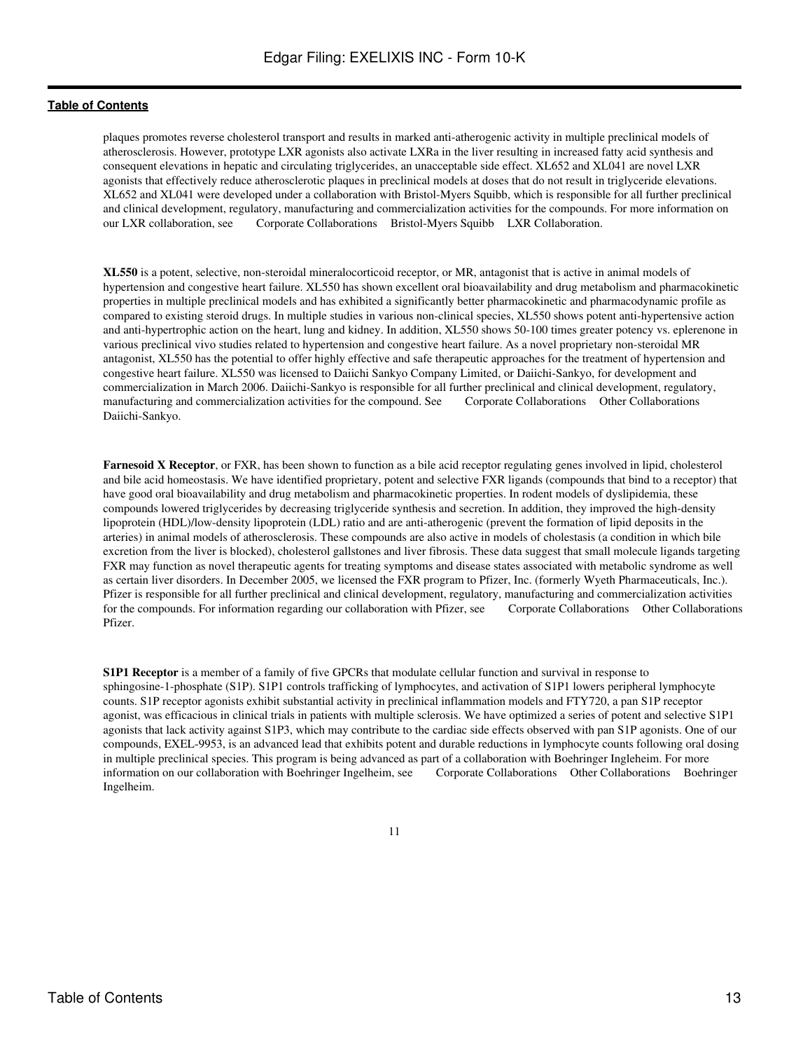plaques promotes reverse cholesterol transport and results in marked anti-atherogenic activity in multiple preclinical models of atherosclerosis. However, prototype LXR agonists also activate LXRa in the liver resulting in increased fatty acid synthesis and consequent elevations in hepatic and circulating triglycerides, an unacceptable side effect. XL652 and XL041 are novel LXR agonists that effectively reduce atherosclerotic plaques in preclinical models at doses that do not result in triglyceride elevations. XL652 and XL041 were developed under a collaboration with Bristol-Myers Squibb, which is responsible for all further preclinical and clinical development, regulatory, manufacturing and commercialization activities for the compounds. For more information on our LXR collaboration, see Corporate Collaborations Bristol-Myers Squibb LXR Collaboration.

**XL550** is a potent, selective, non-steroidal mineralocorticoid receptor, or MR, antagonist that is active in animal models of hypertension and congestive heart failure. XL550 has shown excellent oral bioavailability and drug metabolism and pharmacokinetic properties in multiple preclinical models and has exhibited a significantly better pharmacokinetic and pharmacodynamic profile as compared to existing steroid drugs. In multiple studies in various non-clinical species, XL550 shows potent anti-hypertensive action and anti-hypertrophic action on the heart, lung and kidney. In addition, XL550 shows 50-100 times greater potency vs. eplerenone in various preclinical vivo studies related to hypertension and congestive heart failure. As a novel proprietary non-steroidal MR antagonist, XL550 has the potential to offer highly effective and safe therapeutic approaches for the treatment of hypertension and congestive heart failure. XL550 was licensed to Daiichi Sankyo Company Limited, or Daiichi-Sankyo, for development and commercialization in March 2006. Daiichi-Sankyo is responsible for all further preclinical and clinical development, regulatory, manufacturing and commercialization activities for the compound. See Corporate Collaborations Other Collaborations Daiichi-Sankyo.

**Farnesoid X Receptor**, or FXR, has been shown to function as a bile acid receptor regulating genes involved in lipid, cholesterol and bile acid homeostasis. We have identified proprietary, potent and selective FXR ligands (compounds that bind to a receptor) that have good oral bioavailability and drug metabolism and pharmacokinetic properties. In rodent models of dyslipidemia, these compounds lowered triglycerides by decreasing triglyceride synthesis and secretion. In addition, they improved the high-density lipoprotein (HDL)/low-density lipoprotein (LDL) ratio and are anti-atherogenic (prevent the formation of lipid deposits in the arteries) in animal models of atherosclerosis. These compounds are also active in models of cholestasis (a condition in which bile excretion from the liver is blocked), cholesterol gallstones and liver fibrosis. These data suggest that small molecule ligands targeting FXR may function as novel therapeutic agents for treating symptoms and disease states associated with metabolic syndrome as well as certain liver disorders. In December 2005, we licensed the FXR program to Pfizer, Inc. (formerly Wyeth Pharmaceuticals, Inc.). Pfizer is responsible for all further preclinical and clinical development, regulatory, manufacturing and commercialization activities for the compounds. For information regarding our collaboration with Pfizer, see Corporate Collaborations Other Collaborations Pfizer.

**S1P1 Receptor** is a member of a family of five GPCRs that modulate cellular function and survival in response to sphingosine-1-phosphate (S1P). S1P1 controls trafficking of lymphocytes, and activation of S1P1 lowers peripheral lymphocyte counts. S1P receptor agonists exhibit substantial activity in preclinical inflammation models and FTY720, a pan S1P receptor agonist, was efficacious in clinical trials in patients with multiple sclerosis. We have optimized a series of potent and selective S1P1 agonists that lack activity against S1P3, which may contribute to the cardiac side effects observed with pan S1P agonists. One of our compounds, EXEL-9953, is an advanced lead that exhibits potent and durable reductions in lymphocyte counts following oral dosing in multiple preclinical species. This program is being advanced as part of a collaboration with Boehringer Ingleheim. For more information on our collaboration with Boehringer Ingelheim, see Corporate Collaborations Other Collaborations Boehringer Ingelheim.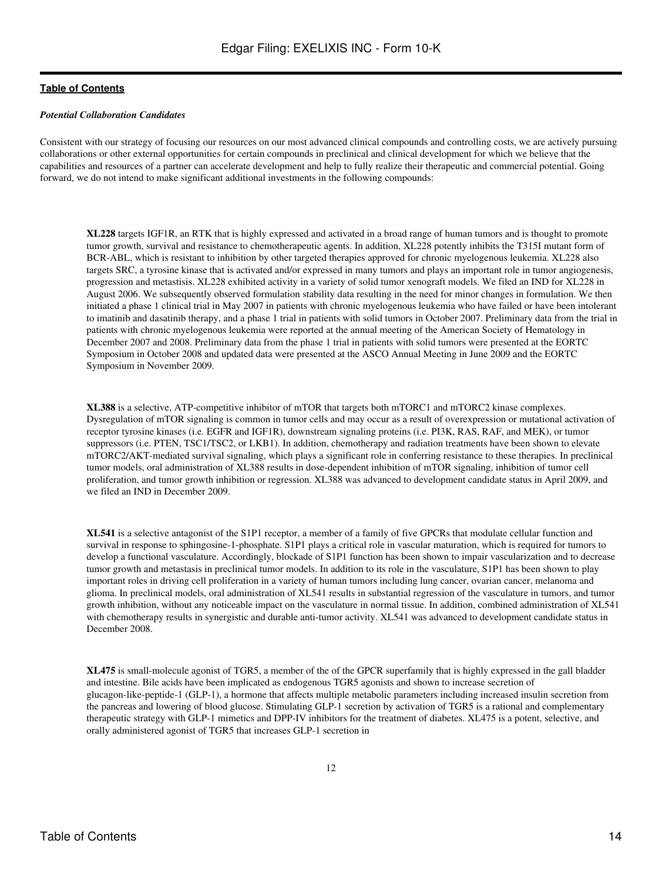*Potential Collaboration Candidates*

Consistent with our strategy of focusing our resources on our most advanced clinical compounds and controlling costs, we are actively pursuing collaborations or other external opportunities for certain compounds in preclinical and clinical development for which we believe that the capabilities and resources of a partner can accelerate development and help to fully realize their therapeutic and commercial potential. Going forward, we do not intend to make significant additional investments in the following compounds:

**XL228** targets IGF1R, an RTK that is highly expressed and activated in a broad range of human tumors and is thought to promote tumor growth, survival and resistance to chemotherapeutic agents. In addition, XL228 potently inhibits the T315I mutant form of BCR-ABL, which is resistant to inhibition by other targeted therapies approved for chronic myelogenous leukemia. XL228 also targets SRC, a tyrosine kinase that is activated and/or expressed in many tumors and plays an important role in tumor angiogenesis, progression and metastasis. XL228 exhibited activity in a variety of solid tumor xenograft models. We filed an IND for XL228 in August 2006. We subsequently observed formulation stability data resulting in the need for minor changes in formulation. We then initiated a phase 1 clinical trial in May 2007 in patients with chronic myelogenous leukemia who have failed or have been intolerant to imatinib and dasatinib therapy, and a phase 1 trial in patients with solid tumors in October 2007. Preliminary data from the trial in patients with chronic myelogenous leukemia were reported at the annual meeting of the American Society of Hematology in December 2007 and 2008. Preliminary data from the phase 1 trial in patients with solid tumors were presented at the EORTC Symposium in October 2008 and updated data were presented at the ASCO Annual Meeting in June 2009 and the EORTC Symposium in November 2009.

**XL388** is a selective, ATP-competitive inhibitor of mTOR that targets both mTORC1 and mTORC2 kinase complexes. Dysregulation of mTOR signaling is common in tumor cells and may occur as a result of overexpression or mutational activation of receptor tyrosine kinases (i.e. EGFR and IGF1R), downstream signaling proteins (i.e. PI3K, RAS, RAF, and MEK), or tumor suppressors (i.e. PTEN, TSC1/TSC2, or LKB1). In addition, chemotherapy and radiation treatments have been shown to elevate mTORC2/AKT-mediated survival signaling, which plays a significant role in conferring resistance to these therapies. In preclinical tumor models, oral administration of XL388 results in dose-dependent inhibition of mTOR signaling, inhibition of tumor cell proliferation, and tumor growth inhibition or regression. XL388 was advanced to development candidate status in April 2009, and we filed an IND in December 2009.

**XL541** is a selective antagonist of the S1P1 receptor, a member of a family of five GPCRs that modulate cellular function and survival in response to sphingosine-1-phosphate. S1P1 plays a critical role in vascular maturation, which is required for tumors to develop a functional vasculature. Accordingly, blockade of S1P1 function has been shown to impair vascularization and to decrease tumor growth and metastasis in preclinical tumor models. In addition to its role in the vasculature, S1P1 has been shown to play important roles in driving cell proliferation in a variety of human tumors including lung cancer, ovarian cancer, melanoma and glioma. In preclinical models, oral administration of XL541 results in substantial regression of the vasculature in tumors, and tumor growth inhibition, without any noticeable impact on the vasculature in normal tissue. In addition, combined administration of XL541 with chemotherapy results in synergistic and durable anti-tumor activity. XL541 was advanced to development candidate status in December 2008.

**XL475** is small-molecule agonist of TGR5, a member of the of the GPCR superfamily that is highly expressed in the gall bladder and intestine. Bile acids have been implicated as endogenous TGR5 agonists and shown to increase secretion of glucagon-like-peptide-1 (GLP-1), a hormone that affects multiple metabolic parameters including increased insulin secretion from the pancreas and lowering of blood glucose. Stimulating GLP-1 secretion by activation of TGR5 is a rational and complementary therapeutic strategy with GLP-1 mimetics and DPP-IV inhibitors for the treatment of diabetes. XL475 is a potent, selective, and orally administered agonist of TGR5 that increases GLP-1 secretion in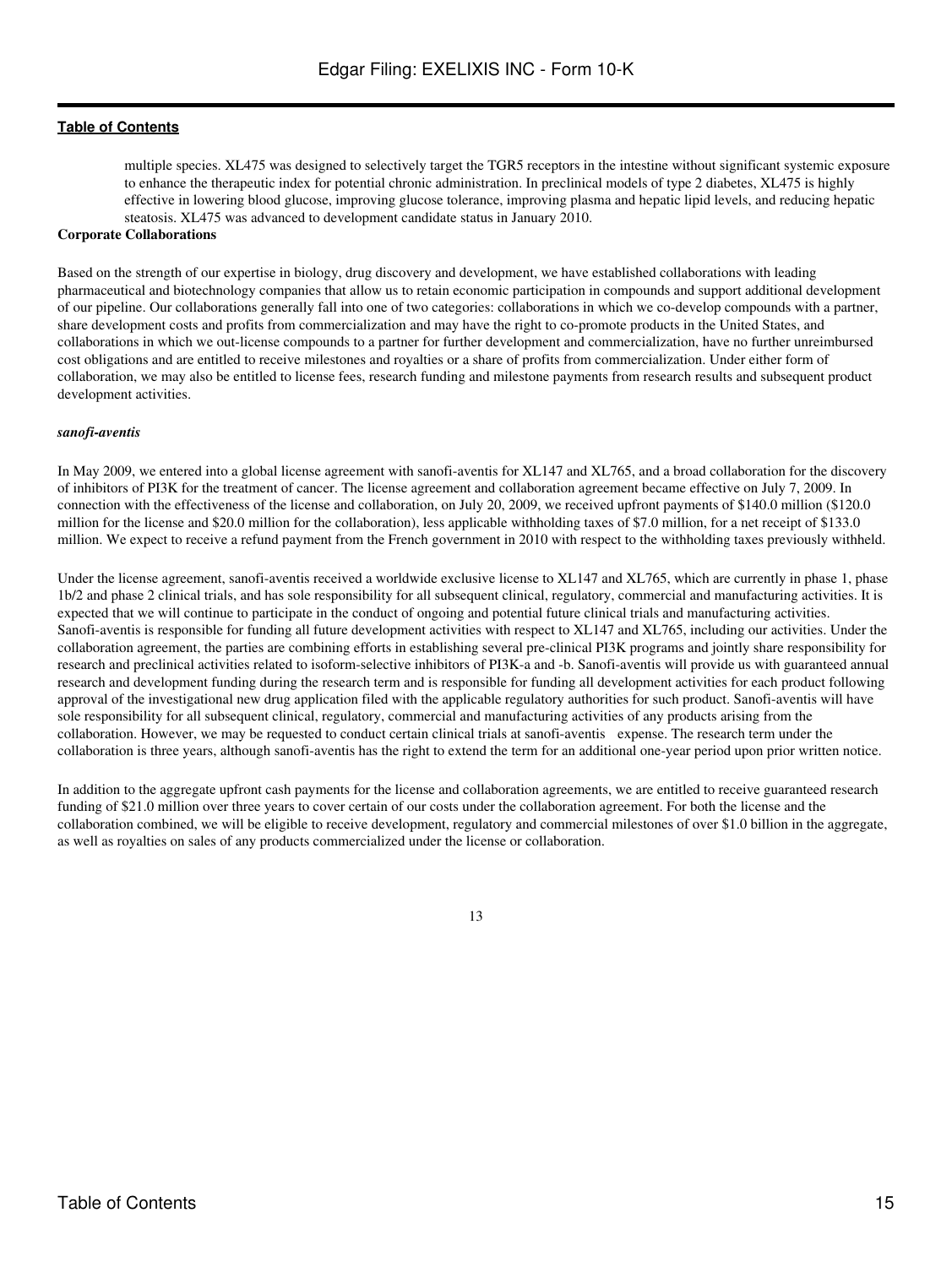multiple species. XL475 was designed to selectively target the TGR5 receptors in the intestine without significant systemic exposure to enhance the therapeutic index for potential chronic administration. In preclinical models of type 2 diabetes, XL475 is highly effective in lowering blood glucose, improving glucose tolerance, improving plasma and hepatic lipid levels, and reducing hepatic steatosis. XL475 was advanced to development candidate status in January 2010.

**Corporate Collaborations**

Based on the strength of our expertise in biology, drug discovery and development, we have established collaborations with leading pharmaceutical and biotechnology companies that allow us to retain economic participation in compounds and support additional development of our pipeline. Our collaborations generally fall into one of two categories: collaborations in which we co-develop compounds with a partner, share development costs and profits from commercialization and may have the right to co-promote products in the United States, and collaborations in which we out-license compounds to a partner for further development and commercialization, have no further unreimbursed cost obligations and are entitled to receive milestones and royalties or a share of profits from commercialization. Under either form of collaboration, we may also be entitled to license fees, research funding and milestone payments from research results and subsequent product development activities.

***sanofi-aventis***

In May 2009, we entered into a global license agreement with sanofi-aventis for XL147 and XL765, and a broad collaboration for the discovery of inhibitors of PI3K for the treatment of cancer. The license agreement and collaboration agreement became effective on July 7, 2009. In connection with the effectiveness of the license and collaboration, on July 20, 2009, we received upfront payments of $140.0 million ($120.0 million for the license and $20.0 million for the collaboration), less applicable withholding taxes of $7.0 million, for a net receipt of $133.0 million. We expect to receive a refund payment from the French government in 2010 with respect to the withholding taxes previously withheld.

Under the license agreement, sanofi-aventis received a worldwide exclusive license to XL147 and XL765, which are currently in phase 1, phase 1b/2 and phase 2 clinical trials, and has sole responsibility for all subsequent clinical, regulatory, commercial and manufacturing activities. It is expected that we will continue to participate in the conduct of ongoing and potential future clinical trials and manufacturing activities. Sanofi-aventis is responsible for funding all future development activities with respect to XL147 and XL765, including our activities. Under the collaboration agreement, the parties are combining efforts in establishing several pre-clinical PI3K programs and jointly share responsibility for research and preclinical activities related to isoform-selective inhibitors of PI3K-a and -b. Sanofi-aventis will provide us with guaranteed annual research and development funding during the research term and is responsible for funding all development activities for each product following approval of the investigational new drug application filed with the applicable regulatory authorities for such product. Sanofi-aventis will have sole responsibility for all subsequent clinical, regulatory, commercial and manufacturing activities of any products arising from the collaboration. However, we may be requested to conduct certain clinical trials at sanofi-aventis expense. The research term under the collaboration is three years, although sanofi-aventis has the right to extend the term for an additional one-year period upon prior written notice.

In addition to the aggregate upfront cash payments for the license and collaboration agreements, we are entitled to receive guaranteed research funding of $21.0 million over three years to cover certain of our costs under the collaboration agreement. For both the license and the collaboration combined, we will be eligible to receive development, regulatory and commercial milestones of over $1.0 billion in the aggregate, as well as royalties on sales of any products commercialized under the license or collaboration.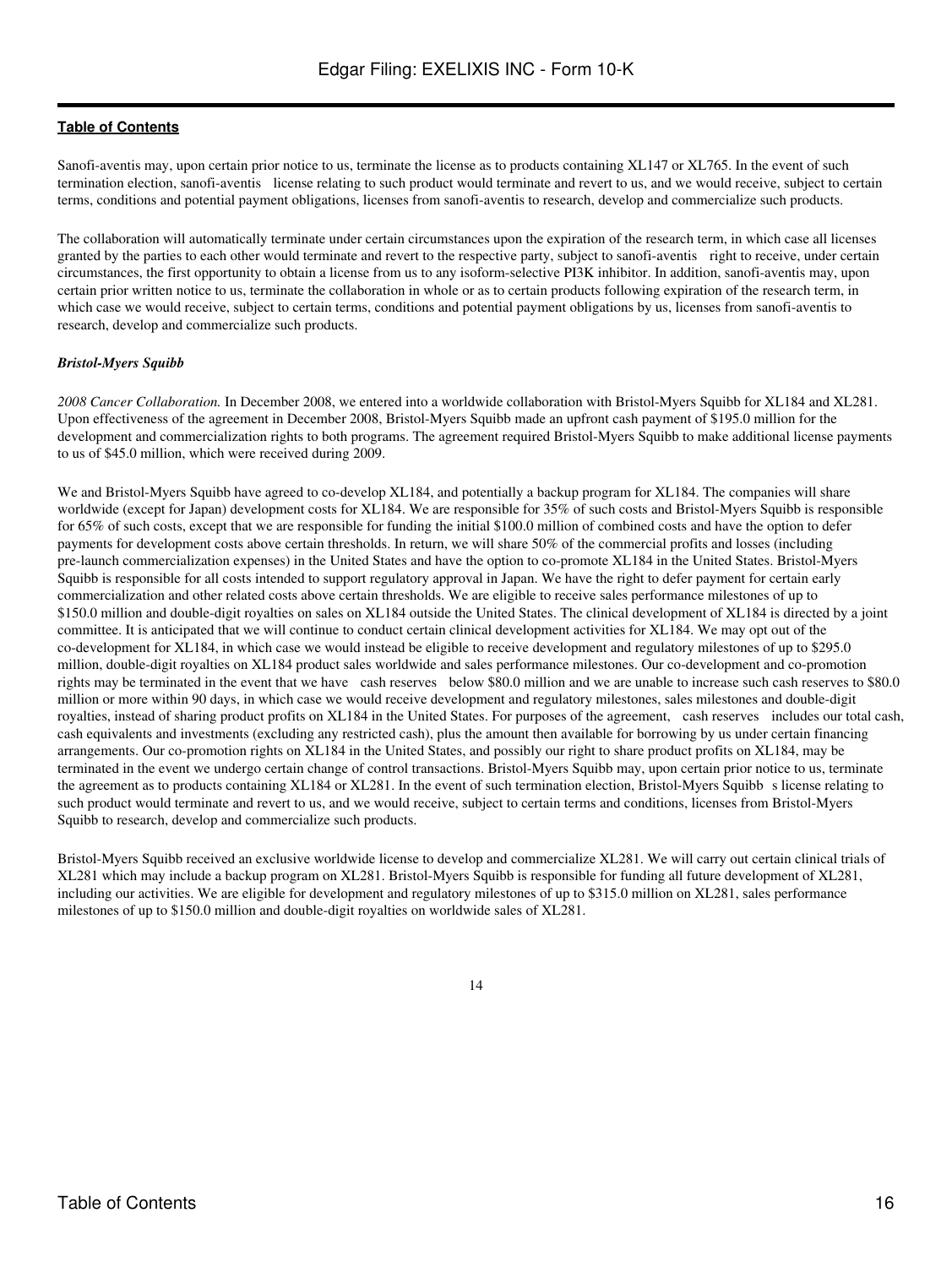Sanofi-aventis may, upon certain prior notice to us, terminate the license as to products containing XL147 or XL765. In the event of such termination election, sanofi-aventis license relating to such product would terminate and revert to us, and we would receive, subject to certain terms, conditions and potential payment obligations, licenses from sanofi-aventis to research, develop and commercialize such products.

The collaboration will automatically terminate under certain circumstances upon the expiration of the research term, in which case all licenses granted by the parties to each other would terminate and revert to the respective party, subject to sanofi-aventis right to receive, under certain circumstances, the first opportunity to obtain a license from us to any isoform-selective PI3K inhibitor. In addition, sanofi-aventis may, upon certain prior written notice to us, terminate the collaboration in whole or as to certain products following expiration of the research term, in which case we would receive, subject to certain terms, conditions and potential payment obligations by us, licenses from sanofi-aventis to research, develop and commercialize such products.

***Bristol-Myers Squibb***

*2008 Cancer Collaboration.* In December 2008, we entered into a worldwide collaboration with Bristol-Myers Squibb for XL184 and XL281. Upon effectiveness of the agreement in December 2008, Bristol-Myers Squibb made an upfront cash payment of $195.0 million for the development and commercialization rights to both programs. The agreement required Bristol-Myers Squibb to make additional license payments to us of $45.0 million, which were received during 2009.

We and Bristol-Myers Squibb have agreed to co-develop XL184, and potentially a backup program for XL184. The companies will share worldwide (except for Japan) development costs for XL184. We are responsible for 35% of such costs and Bristol-Myers Squibb is responsible for 65% of such costs, except that we are responsible for funding the initial $100.0 million of combined costs and have the option to defer payments for development costs above certain thresholds. In return, we will share 50% of the commercial profits and losses (including pre-launch commercialization expenses) in the United States and have the option to co-promote XL184 in the United States. Bristol-Myers Squibb is responsible for all costs intended to support regulatory approval in Japan. We have the right to defer payment for certain early commercialization and other related costs above certain thresholds. We are eligible to receive sales performance milestones of up to $150.0 million and double-digit royalties on sales on XL184 outside the United States. The clinical development of XL184 is directed by a joint committee. It is anticipated that we will continue to conduct certain clinical development activities for XL184. We may opt out of the co-development for XL184, in which case we would instead be eligible to receive development and regulatory milestones of up to $295.0 million, double-digit royalties on XL184 product sales worldwide and sales performance milestones. Our co-development and co-promotion rights may be terminated in the event that we have cash reserves below $80.0 million and we are unable to increase such cash reserves to $80.0 million or more within 90 days, in which case we would receive development and regulatory milestones, sales milestones and double-digit royalties, instead of sharing product profits on XL184 in the United States. For purposes of the agreement, cash reserves includes our total cash, cash equivalents and investments (excluding any restricted cash), plus the amount then available for borrowing by us under certain financing arrangements. Our co-promotion rights on XL184 in the United States, and possibly our right to share product profits on XL184, may be terminated in the event we undergo certain change of control transactions. Bristol-Myers Squibb may, upon certain prior notice to us, terminate the agreement as to products containing XL184 or XL281. In the event of such termination election, Bristol-Myers Squibb s license relating to such product would terminate and revert to us, and we would receive, subject to certain terms and conditions, licenses from Bristol-Myers Squibb to research, develop and commercialize such products.

Bristol-Myers Squibb received an exclusive worldwide license to develop and commercialize XL281. We will carry out certain clinical trials of XL281 which may include a backup program on XL281. Bristol-Myers Squibb is responsible for funding all future development of XL281, including our activities. We are eligible for development and regulatory milestones of up to $315.0 million on XL281, sales performance milestones of up to $150.0 million and double-digit royalties on worldwide sales of XL281.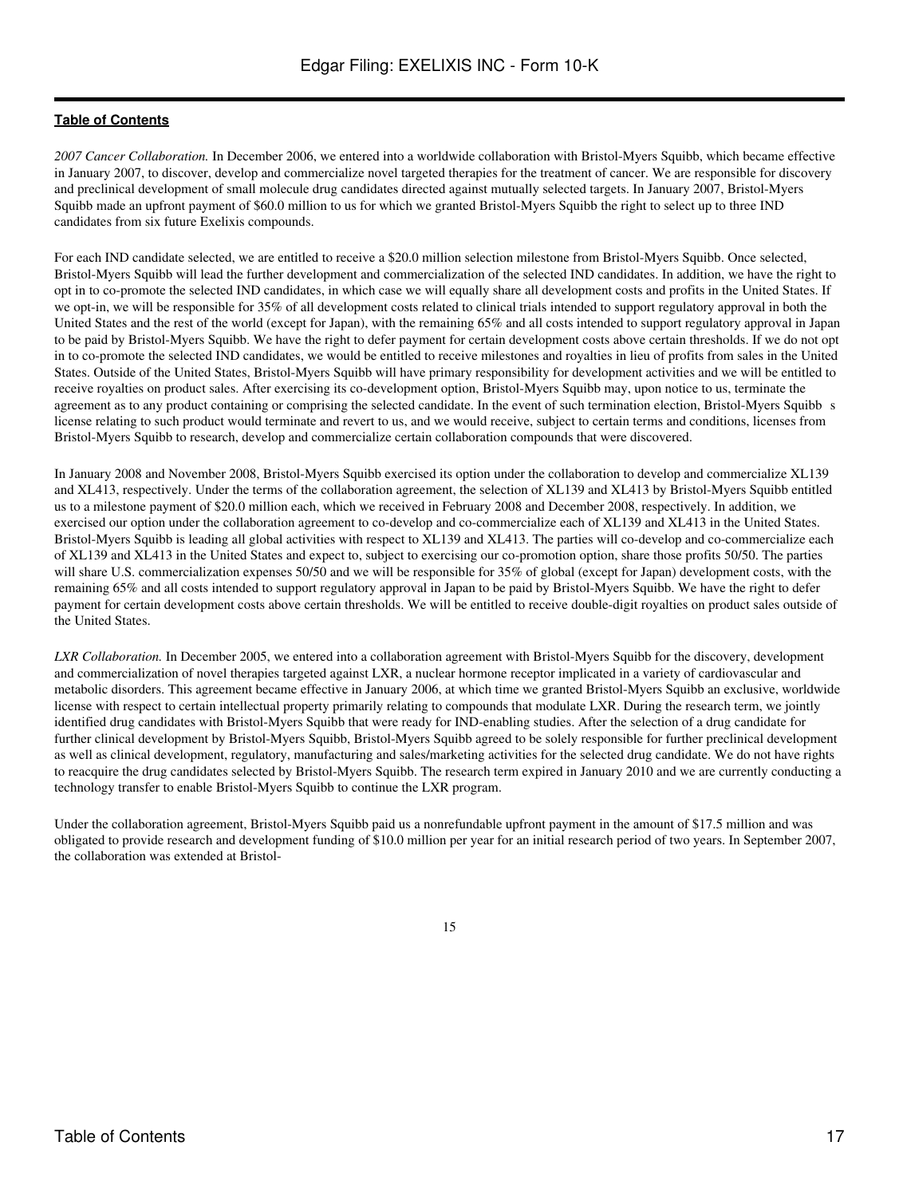[Table of Contents](#)

*2007 Cancer Collaboration.* In December 2006, we entered into a worldwide collaboration with Bristol-Myers Squibb, which became effective in January 2007, to discover, develop and commercialize novel targeted therapies for the treatment of cancer. We are responsible for discovery and preclinical development of small molecule drug candidates directed against mutually selected targets. In January 2007, Bristol-Myers Squibb made an upfront payment of $60.0 million to us for which we granted Bristol-Myers Squibb the right to select up to three IND candidates from six future Exelixis compounds.

For each IND candidate selected, we are entitled to receive a $20.0 million selection milestone from Bristol-Myers Squibb. Once selected, Bristol-Myers Squibb will lead the further development and commercialization of the selected IND candidates. In addition, we have the right to opt in to co-promote the selected IND candidates, in which case we will equally share all development costs and profits in the United States. If we opt-in, we will be responsible for 35% of all development costs related to clinical trials intended to support regulatory approval in both the United States and the rest of the world (except for Japan), with the remaining 65% and all costs intended to support regulatory approval in Japan to be paid by Bristol-Myers Squibb. We have the right to defer payment for certain development costs above certain thresholds. If we do not opt in to co-promote the selected IND candidates, we would be entitled to receive milestones and royalties in lieu of profits from sales in the United States. Outside of the United States, Bristol-Myers Squibb will have primary responsibility for development activities and we will be entitled to receive royalties on product sales. After exercising its co-development option, Bristol-Myers Squibb may, upon notice to us, terminate the agreement as to any product containing or comprising the selected candidate. In the event of such termination election, Bristol-Myers Squibb s license relating to such product would terminate and revert to us, and we would receive, subject to certain terms and conditions, licenses from Bristol-Myers Squibb to research, develop and commercialize certain collaboration compounds that were discovered.

In January 2008 and November 2008, Bristol-Myers Squibb exercised its option under the collaboration to develop and commercialize XL139 and XL413, respectively. Under the terms of the collaboration agreement, the selection of XL139 and XL413 by Bristol-Myers Squibb entitled us to a milestone payment of $20.0 million each, which we received in February 2008 and December 2008, respectively. In addition, we exercised our option under the collaboration agreement to co-develop and co-commercialize each of XL139 and XL413 in the United States. Bristol-Myers Squibb is leading all global activities with respect to XL139 and XL413. The parties will co-develop and co-commercialize each of XL139 and XL413 in the United States and expect to, subject to exercising our co-promotion option, share those profits 50/50. The parties will share U.S. commercialization expenses 50/50 and we will be responsible for 35% of global (except for Japan) development costs, with the remaining 65% and all costs intended to support regulatory approval in Japan to be paid by Bristol-Myers Squibb. We have the right to defer payment for certain development costs above certain thresholds. We will be entitled to receive double-digit royalties on product sales outside of the United States.

*LXR Collaboration.* In December 2005, we entered into a collaboration agreement with Bristol-Myers Squibb for the discovery, development and commercialization of novel therapies targeted against LXR, a nuclear hormone receptor implicated in a variety of cardiovascular and metabolic disorders. This agreement became effective in January 2006, at which time we granted Bristol-Myers Squibb an exclusive, worldwide license with respect to certain intellectual property primarily relating to compounds that modulate LXR. During the research term, we jointly identified drug candidates with Bristol-Myers Squibb that were ready for IND-enabling studies. After the selection of a drug candidate for further clinical development by Bristol-Myers Squibb, Bristol-Myers Squibb agreed to be solely responsible for further preclinical development as well as clinical development, regulatory, manufacturing and sales/marketing activities for the selected drug candidate. We do not have rights to reacquire the drug candidates selected by Bristol-Myers Squibb. The research term expired in January 2010 and we are currently conducting a technology transfer to enable Bristol-Myers Squibb to continue the LXR program.

Under the collaboration agreement, Bristol-Myers Squibb paid us a nonrefundable upfront payment in the amount of $17.5 million and was obligated to provide research and development funding of $10.0 million per year for an initial research period of two years. In September 2007, the collaboration was extended at Bristol-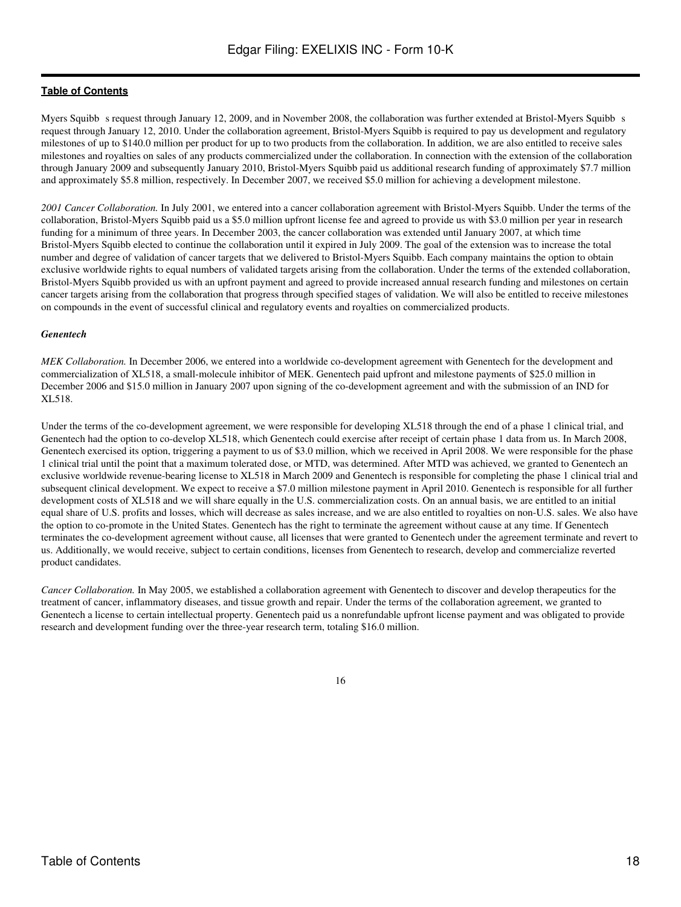Myers Squibb s request through January 12, 2009, and in November 2008, the collaboration was further extended at Bristol-Myers Squibb s request through January 12, 2010. Under the collaboration agreement, Bristol-Myers Squibb is required to pay us development and regulatory milestones of up to $140.0 million per product for up to two products from the collaboration. In addition, we are also entitled to receive sales milestones and royalties on sales of any products commercialized under the collaboration. In connection with the extension of the collaboration through January 2009 and subsequently January 2010, Bristol-Myers Squibb paid us additional research funding of approximately $7.7 million and approximately $5.8 million, respectively. In December 2007, we received $5.0 million for achieving a development milestone.

*2001 Cancer Collaboration.* In July 2001, we entered into a cancer collaboration agreement with Bristol-Myers Squibb. Under the terms of the collaboration, Bristol-Myers Squibb paid us a $5.0 million upfront license fee and agreed to provide us with $3.0 million per year in research funding for a minimum of three years. In December 2003, the cancer collaboration was extended until January 2007, at which time Bristol-Myers Squibb elected to continue the collaboration until it expired in July 2009. The goal of the extension was to increase the total number and degree of validation of cancer targets that we delivered to Bristol-Myers Squibb. Each company maintains the option to obtain exclusive worldwide rights to equal numbers of validated targets arising from the collaboration. Under the terms of the extended collaboration, Bristol-Myers Squibb provided us with an upfront payment and agreed to provide increased annual research funding and milestones on certain cancer targets arising from the collaboration that progress through specified stages of validation. We will also be entitled to receive milestones on compounds in the event of successful clinical and regulatory events and royalties on commercialized products.

***Genentech***

*MEK Collaboration.* In December 2006, we entered into a worldwide co-development agreement with Genentech for the development and commercialization of XL518, a small-molecule inhibitor of MEK. Genentech paid upfront and milestone payments of $25.0 million in December 2006 and $15.0 million in January 2007 upon signing of the co-development agreement and with the submission of an IND for XL518.

Under the terms of the co-development agreement, we were responsible for developing XL518 through the end of a phase 1 clinical trial, and Genentech had the option to co-develop XL518, which Genentech could exercise after receipt of certain phase 1 data from us. In March 2008, Genentech exercised its option, triggering a payment to us of $3.0 million, which we received in April 2008. We were responsible for the phase 1 clinical trial until the point that a maximum tolerated dose, or MTD, was determined. After MTD was achieved, we granted to Genentech an exclusive worldwide revenue-bearing license to XL518 in March 2009 and Genentech is responsible for completing the phase 1 clinical trial and subsequent clinical development. We expect to receive a $7.0 million milestone payment in April 2010. Genentech is responsible for all further development costs of XL518 and we will share equally in the U.S. commercialization costs. On an annual basis, we are entitled to an initial equal share of U.S. profits and losses, which will decrease as sales increase, and we are also entitled to royalties on non-U.S. sales. We also have the option to co-promote in the United States. Genentech has the right to terminate the agreement without cause at any time. If Genentech terminates the co-development agreement without cause, all licenses that were granted to Genentech under the agreement terminate and revert to us. Additionally, we would receive, subject to certain conditions, licenses from Genentech to research, develop and commercialize reverted product candidates.

*Cancer Collaboration.* In May 2005, we established a collaboration agreement with Genentech to discover and develop therapeutics for the treatment of cancer, inflammatory diseases, and tissue growth and repair. Under the terms of the collaboration agreement, we granted to Genentech a license to certain intellectual property. Genentech paid us a nonrefundable upfront license payment and was obligated to provide research and development funding over the three-year research term, totaling $16.0 million.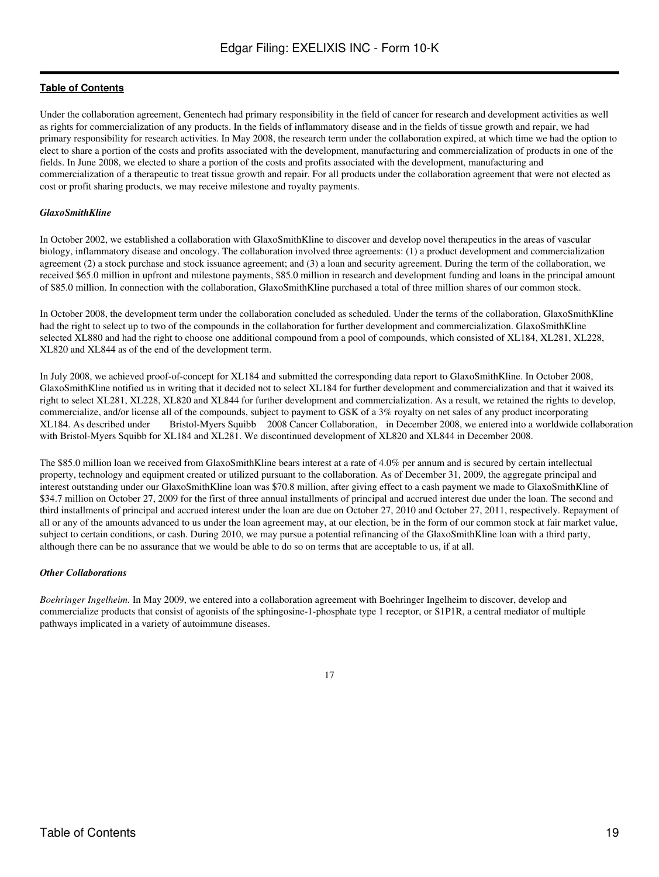Under the collaboration agreement, Genentech had primary responsibility in the field of cancer for research and development activities as well as rights for commercialization of any products. In the fields of inflammatory disease and in the fields of tissue growth and repair, we had primary responsibility for research activities. In May 2008, the research term under the collaboration expired, at which time we had the option to elect to share a portion of the costs and profits associated with the development, manufacturing and commercialization of products in one of the fields. In June 2008, we elected to share a portion of the costs and profits associated with the development, manufacturing and commercialization of a therapeutic to treat tissue growth and repair. For all products under the collaboration agreement that were not elected as cost or profit sharing products, we may receive milestone and royalty payments.

***GlaxoSmithKline***

In October 2002, we established a collaboration with GlaxoSmithKline to discover and develop novel therapeutics in the areas of vascular biology, inflammatory disease and oncology. The collaboration involved three agreements: (1) a product development and commercialization agreement (2) a stock purchase and stock issuance agreement; and (3) a loan and security agreement. During the term of the collaboration, we received $65.0 million in upfront and milestone payments, $85.0 million in research and development funding and loans in the principal amount of $85.0 million. In connection with the collaboration, GlaxoSmithKline purchased a total of three million shares of our common stock.

In October 2008, the development term under the collaboration concluded as scheduled. Under the terms of the collaboration, GlaxoSmithKline had the right to select up to two of the compounds in the collaboration for further development and commercialization. GlaxoSmithKline selected XL880 and had the right to choose one additional compound from a pool of compounds, which consisted of XL184, XL281, XL228, XL820 and XL844 as of the end of the development term.

In July 2008, we achieved proof-of-concept for XL184 and submitted the corresponding data report to GlaxoSmithKline. In October 2008, GlaxoSmithKline notified us in writing that it decided not to select XL184 for further development and commercialization and that it waived its right to select XL281, XL228, XL820 and XL844 for further development and commercialization. As a result, we retained the rights to develop, commercialize, and/or license all of the compounds, subject to payment to GSK of a 3% royalty on net sales of any product incorporating XL184. As described under Bristol-Myers Squibb 2008 Cancer Collaboration, in December 2008, we entered into a worldwide collaboration with Bristol-Myers Squibb for XL184 and XL281. We discontinued development of XL820 and XL844 in December 2008.

The $85.0 million loan we received from GlaxoSmithKline bears interest at a rate of 4.0% per annum and is secured by certain intellectual property, technology and equipment created or utilized pursuant to the collaboration. As of December 31, 2009, the aggregate principal and interest outstanding under our GlaxoSmithKline loan was $70.8 million, after giving effect to a cash payment we made to GlaxoSmithKline of $34.7 million on October 27, 2009 for the first of three annual installments of principal and accrued interest due under the loan. The second and third installments of principal and accrued interest under the loan are due on October 27, 2010 and October 27, 2011, respectively. Repayment of all or any of the amounts advanced to us under the loan agreement may, at our election, be in the form of our common stock at fair market value, subject to certain conditions, or cash. During 2010, we may pursue a potential refinancing of the GlaxoSmithKline loan with a third party, although there can be no assurance that we would be able to do so on terms that are acceptable to us, if at all.

***Other Collaborations***

*Boehringer Ingelheim.* In May 2009, we entered into a collaboration agreement with Boehringer Ingelheim to discover, develop and commercialize products that consist of agonists of the sphingosine-1-phosphate type 1 receptor, or S1P1R, a central mediator of multiple pathways implicated in a variety of autoimmune diseases.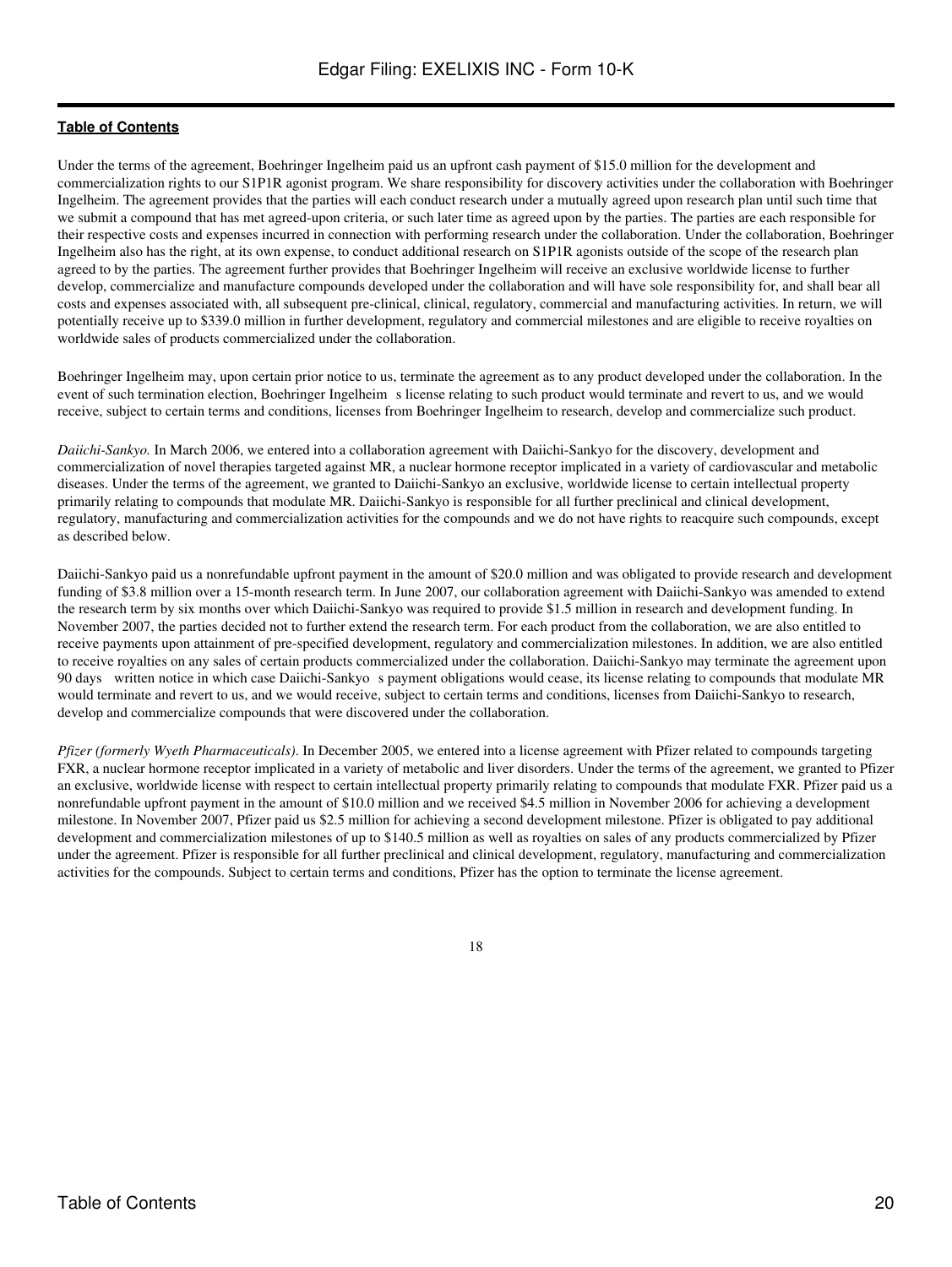Under the terms of the agreement, Boehringer Ingelheim paid us an upfront cash payment of $15.0 million for the development and commercialization rights to our S1P1R agonist program. We share responsibility for discovery activities under the collaboration with Boehringer Ingelheim. The agreement provides that the parties will each conduct research under a mutually agreed upon research plan until such time that we submit a compound that has met agreed-upon criteria, or such later time as agreed upon by the parties. The parties are each responsible for their respective costs and expenses incurred in connection with performing research under the collaboration. Under the collaboration, Boehringer Ingelheim also has the right, at its own expense, to conduct additional research on S1P1R agonists outside of the scope of the research plan agreed to by the parties. The agreement further provides that Boehringer Ingelheim will receive an exclusive worldwide license to further develop, commercialize and manufacture compounds developed under the collaboration and will have sole responsibility for, and shall bear all costs and expenses associated with, all subsequent pre-clinical, clinical, regulatory, commercial and manufacturing activities. In return, we will potentially receive up to $339.0 million in further development, regulatory and commercial milestones and are eligible to receive royalties on worldwide sales of products commercialized under the collaboration.

Boehringer Ingelheim may, upon certain prior notice to us, terminate the agreement as to any product developed under the collaboration. In the event of such termination election, Boehringer Ingelheim s license relating to such product would terminate and revert to us, and we would receive, subject to certain terms and conditions, licenses from Boehringer Ingelheim to research, develop and commercialize such product.

*Daiichi-Sankyo.* In March 2006, we entered into a collaboration agreement with Daiichi-Sankyo for the discovery, development and commercialization of novel therapies targeted against MR, a nuclear hormone receptor implicated in a variety of cardiovascular and metabolic diseases. Under the terms of the agreement, we granted to Daiichi-Sankyo an exclusive, worldwide license to certain intellectual property primarily relating to compounds that modulate MR. Daiichi-Sankyo is responsible for all further preclinical and clinical development, regulatory, manufacturing and commercialization activities for the compounds and we do not have rights to reacquire such compounds, except as described below.

Daiichi-Sankyo paid us a nonrefundable upfront payment in the amount of $20.0 million and was obligated to provide research and development funding of $3.8 million over a 15-month research term. In June 2007, our collaboration agreement with Daiichi-Sankyo was amended to extend the research term by six months over which Daiichi-Sankyo was required to provide $1.5 million in research and development funding. In November 2007, the parties decided not to further extend the research term. For each product from the collaboration, we are also entitled to receive payments upon attainment of pre-specified development, regulatory and commercialization milestones. In addition, we are also entitled to receive royalties on any sales of certain products commercialized under the collaboration. Daiichi-Sankyo may terminate the agreement upon 90 days written notice in which case Daiichi-Sankyo s payment obligations would cease, its license relating to compounds that modulate MR would terminate and revert to us, and we would receive, subject to certain terms and conditions, licenses from Daiichi-Sankyo to research, develop and commercialize compounds that were discovered under the collaboration.

*Pfizer (formerly Wyeth Pharmaceuticals)*. In December 2005, we entered into a license agreement with Pfizer related to compounds targeting FXR, a nuclear hormone receptor implicated in a variety of metabolic and liver disorders. Under the terms of the agreement, we granted to Pfizer an exclusive, worldwide license with respect to certain intellectual property primarily relating to compounds that modulate FXR. Pfizer paid us a nonrefundable upfront payment in the amount of $10.0 million and we received $4.5 million in November 2006 for achieving a development milestone. In November 2007, Pfizer paid us $2.5 million for achieving a second development milestone. Pfizer is obligated to pay additional development and commercialization milestones of up to $140.5 million as well as royalties on sales of any products commercialized by Pfizer under the agreement. Pfizer is responsible for all further preclinical and clinical development, regulatory, manufacturing and commercialization activities for the compounds. Subject to certain terms and conditions, Pfizer has the option to terminate the license agreement.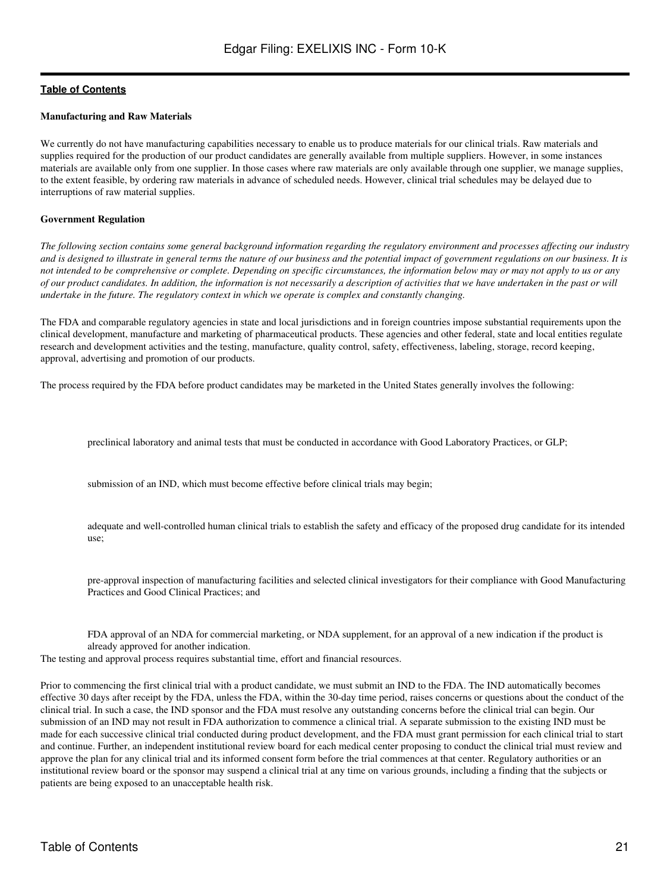### Manufacturing and Raw Materials

We currently do not have manufacturing capabilities necessary to enable us to produce materials for our clinical trials. Raw materials and supplies required for the production of our product candidates are generally available from multiple suppliers. However, in some instances materials are available only from one supplier. In those cases where raw materials are only available through one supplier, we manage supplies, to the extent feasible, by ordering raw materials in advance of scheduled needs. However, clinical trial schedules may be delayed due to interruptions of raw material supplies.

### Government Regulation

*The following section contains some general background information regarding the regulatory environment and processes affecting our industry and is designed to illustrate in general terms the nature of our business and the potential impact of government regulations on our business. It is not intended to be comprehensive or complete. Depending on specific circumstances, the information below may or may not apply to us or any of our product candidates. In addition, the information is not necessarily a description of activities that we have undertaken in the past or will undertake in the future. The regulatory context in which we operate is complex and constantly changing.*

The FDA and comparable regulatory agencies in state and local jurisdictions and in foreign countries impose substantial requirements upon the clinical development, manufacture and marketing of pharmaceutical products. These agencies and other federal, state and local entities regulate research and development activities and the testing, manufacture, quality control, safety, effectiveness, labeling, storage, record keeping, approval, advertising and promotion of our products.

The process required by the FDA before product candidates may be marketed in the United States generally involves the following:

- preclinical laboratory and animal tests that must be conducted in accordance with Good Laboratory Practices, or GLP;
- submission of an IND, which must become effective before clinical trials may begin;
- adequate and well-controlled human clinical trials to establish the safety and efficacy of the proposed drug candidate for its intended use;
- pre-approval inspection of manufacturing facilities and selected clinical investigators for their compliance with Good Manufacturing Practices and Good Clinical Practices; and
- FDA approval of an NDA for commercial marketing, or NDA supplement, for an approval of a new indication if the product is already approved for another indication.

The testing and approval process requires substantial time, effort and financial resources.

Prior to commencing the first clinical trial with a product candidate, we must submit an IND to the FDA. The IND automatically becomes effective 30 days after receipt by the FDA, unless the FDA, within the 30-day time period, raises concerns or questions about the conduct of the clinical trial. In such a case, the IND sponsor and the FDA must resolve any outstanding concerns before the clinical trial can begin. Our submission of an IND may not result in FDA authorization to commence a clinical trial. A separate submission to the existing IND must be made for each successive clinical trial conducted during product development, and the FDA must grant permission for each clinical trial to start and continue. Further, an independent institutional review board for each medical center proposing to conduct the clinical trial must review and approve the plan for any clinical trial and its informed consent form before the trial commences at that center. Regulatory authorities or an institutional review board or the sponsor may suspend a clinical trial at any time on various grounds, including a finding that the subjects or patients are being exposed to an unacceptable health risk.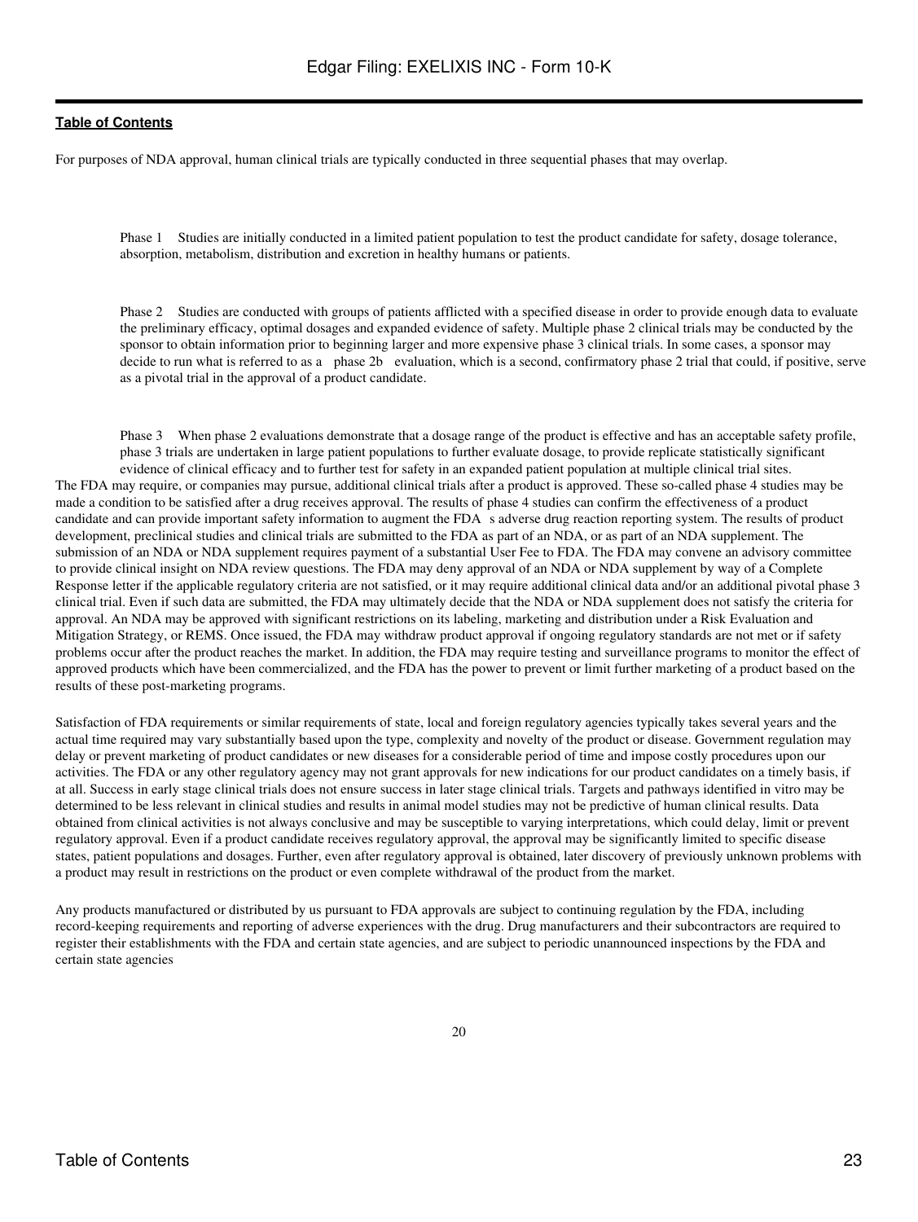For purposes of NDA approval, human clinical trials are typically conducted in three sequential phases that may overlap.

- Phase 1 Studies are initially conducted in a limited patient population to test the product candidate for safety, dosage tolerance, absorption, metabolism, distribution and excretion in healthy humans or patients.

- Phase 2 Studies are conducted with groups of patients afflicted with a specified disease in order to provide enough data to evaluate the preliminary efficacy, optimal dosages and expanded evidence of safety. Multiple phase 2 clinical trials may be conducted by the sponsor to obtain information prior to beginning larger and more expensive phase 3 clinical trials. In some cases, a sponsor may decide to run what is referred to as a phase 2b evaluation, which is a second, confirmatory phase 2 trial that could, if positive, serve as a pivotal trial in the approval of a product candidate.

- Phase 3 When phase 2 evaluations demonstrate that a dosage range of the product is effective and has an acceptable safety profile, phase 3 trials are undertaken in large patient populations to further evaluate dosage, to provide replicate statistically significant evidence of clinical efficacy and to further test for safety in an expanded patient population at multiple clinical trial sites.

The FDA may require, or companies may pursue, additional clinical trials after a product is approved. These so-called phase 4 studies may be made a condition to be satisfied after a drug receives approval. The results of phase 4 studies can confirm the effectiveness of a product candidate and can provide important safety information to augment the FDA s adverse drug reaction reporting system. The results of product development, preclinical studies and clinical trials are submitted to the FDA as part of an NDA, or as part of an NDA supplement. The submission of an NDA or NDA supplement requires payment of a substantial User Fee to FDA. The FDA may convene an advisory committee to provide clinical insight on NDA review questions. The FDA may deny approval of an NDA or NDA supplement by way of a Complete Response letter if the applicable regulatory criteria are not satisfied, or it may require additional clinical data and/or an additional pivotal phase 3 clinical trial. Even if such data are submitted, the FDA may ultimately decide that the NDA or NDA supplement does not satisfy the criteria for approval. An NDA may be approved with significant restrictions on its labeling, marketing and distribution under a Risk Evaluation and Mitigation Strategy, or REMS. Once issued, the FDA may withdraw product approval if ongoing regulatory standards are not met or if safety problems occur after the product reaches the market. In addition, the FDA may require testing and surveillance programs to monitor the effect of approved products which have been commercialized, and the FDA has the power to prevent or limit further marketing of a product based on the results of these post-marketing programs.

Satisfaction of FDA requirements or similar requirements of state, local and foreign regulatory agencies typically takes several years and the actual time required may vary substantially based upon the type, complexity and novelty of the product or disease. Government regulation may delay or prevent marketing of product candidates or new diseases for a considerable period of time and impose costly procedures upon our activities. The FDA or any other regulatory agency may not grant approvals for new indications for our product candidates on a timely basis, if at all. Success in early stage clinical trials does not ensure success in later stage clinical trials. Targets and pathways identified in vitro may be determined to be less relevant in clinical studies and results in animal model studies may not be predictive of human clinical results. Data obtained from clinical activities is not always conclusive and may be susceptible to varying interpretations, which could delay, limit or prevent regulatory approval. Even if a product candidate receives regulatory approval, the approval may be significantly limited to specific disease states, patient populations and dosages. Further, even after regulatory approval is obtained, later discovery of previously unknown problems with a product may result in restrictions on the product or even complete withdrawal of the product from the market.

Any products manufactured or distributed by us pursuant to FDA approvals are subject to continuing regulation by the FDA, including record-keeping requirements and reporting of adverse experiences with the drug. Drug manufacturers and their subcontractors are required to register their establishments with the FDA and certain state agencies, and are subject to periodic unannounced inspections by the FDA and certain state agencies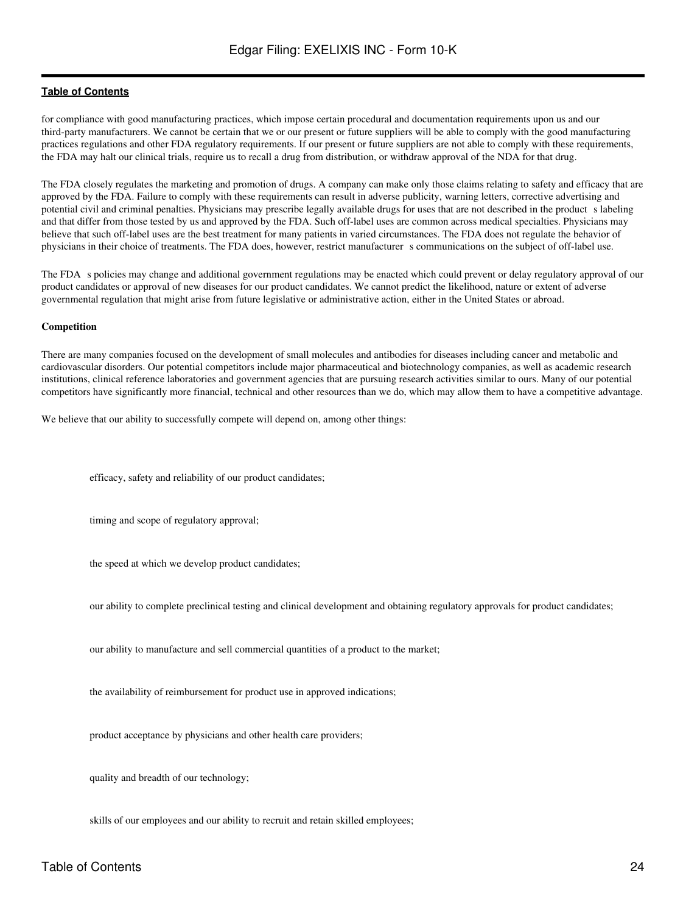for compliance with good manufacturing practices, which impose certain procedural and documentation requirements upon us and our third-party manufacturers. We cannot be certain that we or our present or future suppliers will be able to comply with the good manufacturing practices regulations and other FDA regulatory requirements. If our present or future suppliers are not able to comply with these requirements, the FDA may halt our clinical trials, require us to recall a drug from distribution, or withdraw approval of the NDA for that drug.

The FDA closely regulates the marketing and promotion of drugs. A company can make only those claims relating to safety and efficacy that are approved by the FDA. Failure to comply with these requirements can result in adverse publicity, warning letters, corrective advertising and potential civil and criminal penalties. Physicians may prescribe legally available drugs for uses that are not described in the product s labeling and that differ from those tested by us and approved by the FDA. Such off-label uses are common across medical specialties. Physicians may believe that such off-label uses are the best treatment for many patients in varied circumstances. The FDA does not regulate the behavior of physicians in their choice of treatments. The FDA does, however, restrict manufacturer s communications on the subject of off-label use.

The FDA s policies may change and additional government regulations may be enacted which could prevent or delay regulatory approval of our product candidates or approval of new diseases for our product candidates. We cannot predict the likelihood, nature or extent of adverse governmental regulation that might arise from future legislative or administrative action, either in the United States or abroad.

**Competition**

There are many companies focused on the development of small molecules and antibodies for diseases including cancer and metabolic and cardiovascular disorders. Our potential competitors include major pharmaceutical and biotechnology companies, as well as academic research institutions, clinical reference laboratories and government agencies that are pursuing research activities similar to ours. Many of our potential competitors have significantly more financial, technical and other resources than we do, which may allow them to have a competitive advantage.

We believe that our ability to successfully compete will depend on, among other things:

- efficacy, safety and reliability of our product candidates;
- timing and scope of regulatory approval;
- the speed at which we develop product candidates;
- our ability to complete preclinical testing and clinical development and obtaining regulatory approvals for product candidates;
- our ability to manufacture and sell commercial quantities of a product to the market;
- the availability of reimbursement for product use in approved indications;
- product acceptance by physicians and other health care providers;
- quality and breadth of our technology;
- skills of our employees and our ability to recruit and retain skilled employees;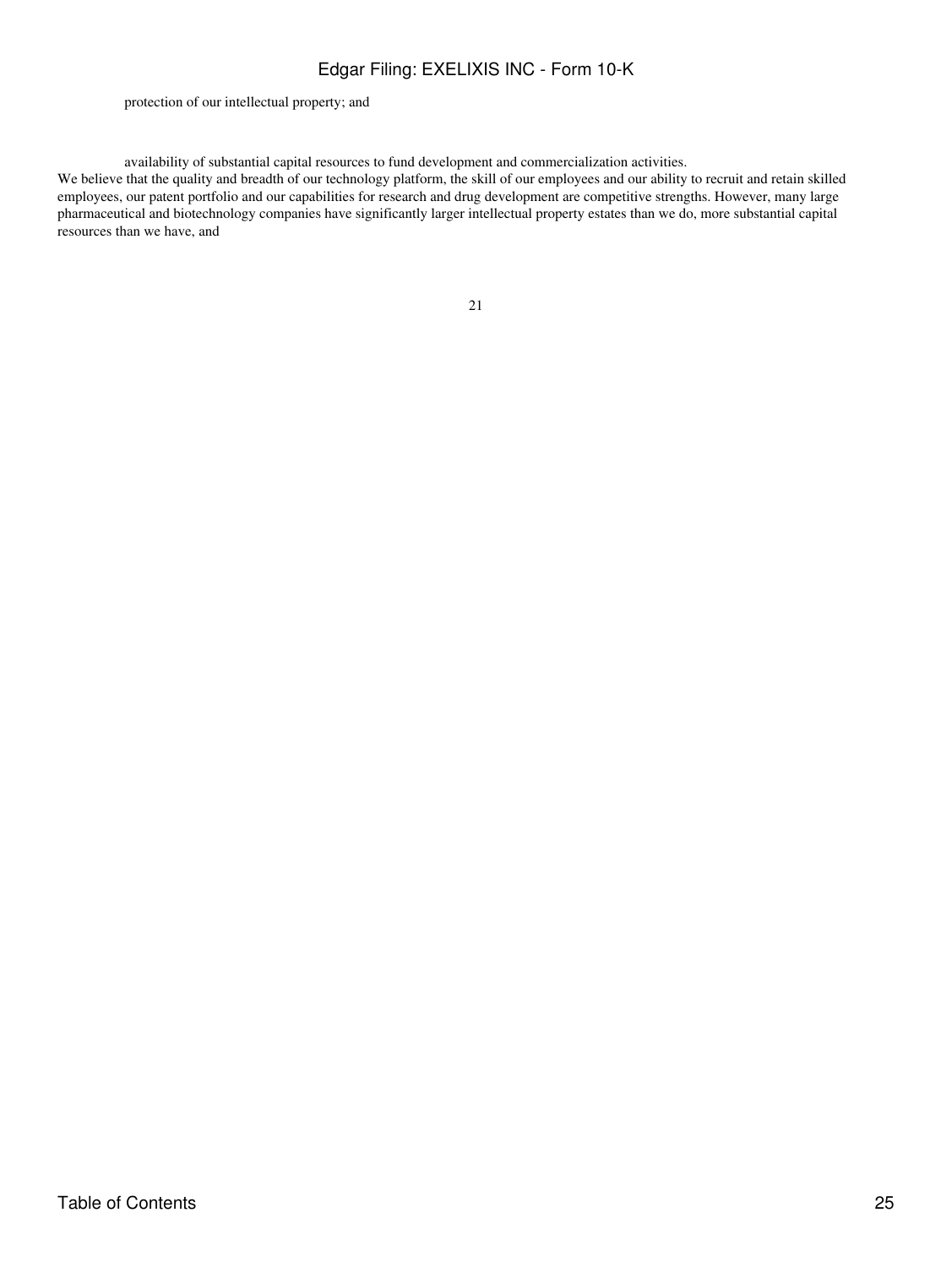- protection of our intellectual property; and

- availability of substantial capital resources to fund development and commercialization activities.

We believe that the quality and breadth of our technology platform, the skill of our employees and our ability to recruit and retain skilled employees, our patent portfolio and our capabilities for research and drug development are competitive strengths. However, many large pharmaceutical and biotechnology companies have significantly larger intellectual property estates than we do, more substantial capital resources than we have, and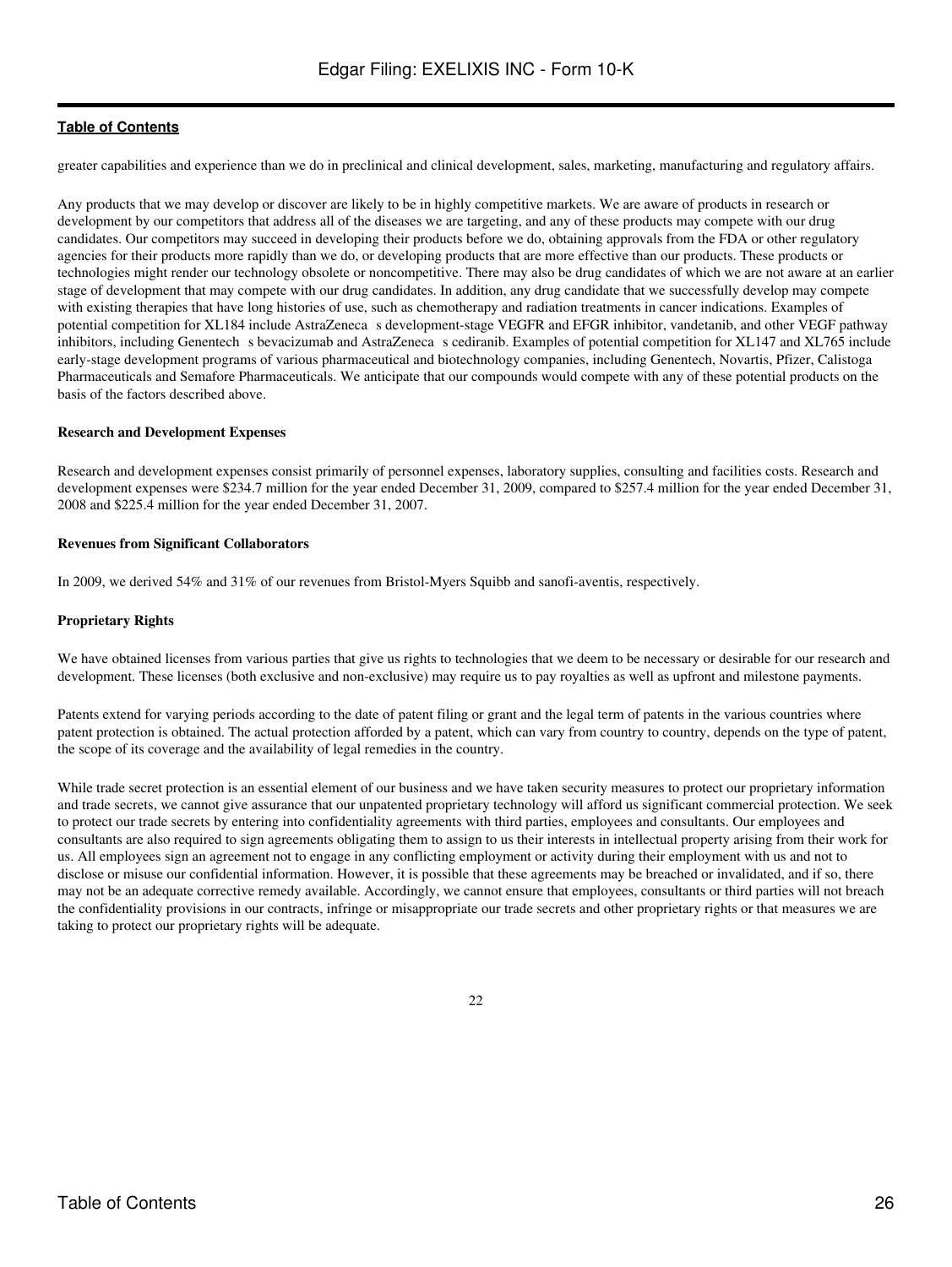greater capabilities and experience than we do in preclinical and clinical development, sales, marketing, manufacturing and regulatory affairs.

Any products that we may develop or discover are likely to be in highly competitive markets. We are aware of products in research or development by our competitors that address all of the diseases we are targeting, and any of these products may compete with our drug candidates. Our competitors may succeed in developing their products before we do, obtaining approvals from the FDA or other regulatory agencies for their products more rapidly than we do, or developing products that are more effective than our products. These products or technologies might render our technology obsolete or noncompetitive. There may also be drug candidates of which we are not aware at an earlier stage of development that may compete with our drug candidates. In addition, any drug candidate that we successfully develop may compete with existing therapies that have long histories of use, such as chemotherapy and radiation treatments in cancer indications. Examples of potential competition for XL184 include AstraZeneca s development-stage VEGFR and EFGR inhibitor, vandetanib, and other VEGF pathway inhibitors, including Genentech s bevacizumab and AstraZeneca s cediranib. Examples of potential competition for XL147 and XL765 include early-stage development programs of various pharmaceutical and biotechnology companies, including Genentech, Novartis, Pfizer, Calistoga Pharmaceuticals and Semafore Pharmaceuticals. We anticipate that our compounds would compete with any of these potential products on the basis of the factors described above.

**Research and Development Expenses**

Research and development expenses consist primarily of personnel expenses, laboratory supplies, consulting and facilities costs. Research and development expenses were $234.7 million for the year ended December 31, 2009, compared to $257.4 million for the year ended December 31, 2008 and $225.4 million for the year ended December 31, 2007.

**Revenues from Significant Collaborators**

In 2009, we derived 54% and 31% of our revenues from Bristol-Myers Squibb and sanofi-aventis, respectively.

**Proprietary Rights**

We have obtained licenses from various parties that give us rights to technologies that we deem to be necessary or desirable for our research and development. These licenses (both exclusive and non-exclusive) may require us to pay royalties as well as upfront and milestone payments.

Patents extend for varying periods according to the date of patent filing or grant and the legal term of patents in the various countries where patent protection is obtained. The actual protection afforded by a patent, which can vary from country to country, depends on the type of patent, the scope of its coverage and the availability of legal remedies in the country.

While trade secret protection is an essential element of our business and we have taken security measures to protect our proprietary information and trade secrets, we cannot give assurance that our unpatented proprietary technology will afford us significant commercial protection. We seek to protect our trade secrets by entering into confidentiality agreements with third parties, employees and consultants. Our employees and consultants are also required to sign agreements obligating them to assign to us their interests in intellectual property arising from their work for us. All employees sign an agreement not to engage in any conflicting employment or activity during their employment with us and not to disclose or misuse our confidential information. However, it is possible that these agreements may be breached or invalidated, and if so, there may not be an adequate corrective remedy available. Accordingly, we cannot ensure that employees, consultants or third parties will not breach the confidentiality provisions in our contracts, infringe or misappropriate our trade secrets and other proprietary rights or that measures we are taking to protect our proprietary rights will be adequate.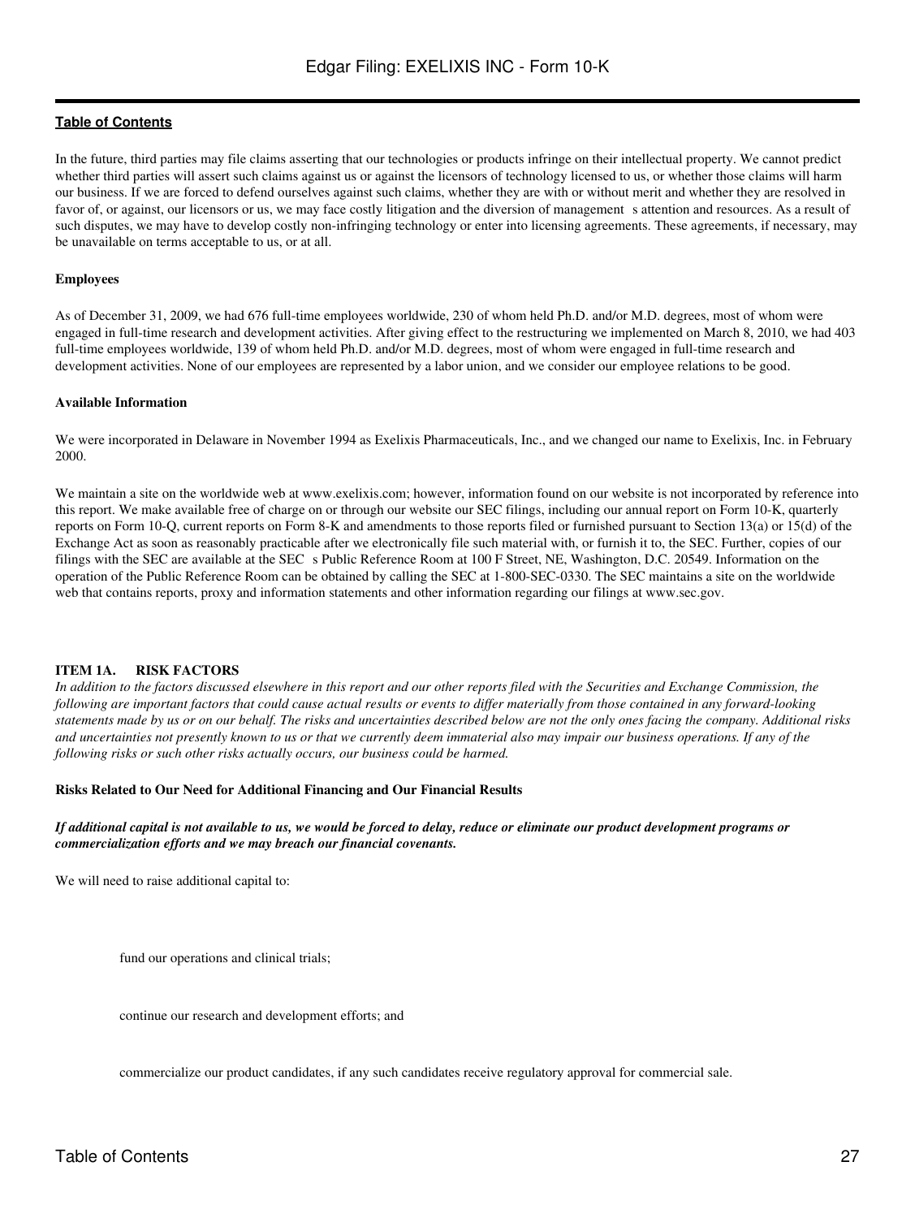In the future, third parties may file claims asserting that our technologies or products infringe on their intellectual property. We cannot predict whether third parties will assert such claims against us or against the licensors of technology licensed to us, or whether those claims will harm our business. If we are forced to defend ourselves against such claims, whether they are with or without merit and whether they are resolved in favor of, or against, our licensors or us, we may face costly litigation and the diversion of management s attention and resources. As a result of such disputes, we may have to develop costly non-infringing technology or enter into licensing agreements. These agreements, if necessary, may be unavailable on terms acceptable to us, or at all.

**Employees**

As of December 31, 2009, we had 676 full-time employees worldwide, 230 of whom held Ph.D. and/or M.D. degrees, most of whom were engaged in full-time research and development activities. After giving effect to the restructuring we implemented on March 8, 2010, we had 403 full-time employees worldwide, 139 of whom held Ph.D. and/or M.D. degrees, most of whom were engaged in full-time research and development activities. None of our employees are represented by a labor union, and we consider our employee relations to be good.

**Available Information**

We were incorporated in Delaware in November 1994 as Exelixis Pharmaceuticals, Inc., and we changed our name to Exelixis, Inc. in February 2000.

We maintain a site on the worldwide web at www.exelixis.com; however, information found on our website is not incorporated by reference into this report. We make available free of charge on or through our website our SEC filings, including our annual report on Form 10-K, quarterly reports on Form 10-Q, current reports on Form 8-K and amendments to those reports filed or furnished pursuant to Section 13(a) or 15(d) of the Exchange Act as soon as reasonably practicable after we electronically file such material with, or furnish it to, the SEC. Further, copies of our filings with the SEC are available at the SEC s Public Reference Room at 100 F Street, NE, Washington, D.C. 20549. Information on the operation of the Public Reference Room can be obtained by calling the SEC at 1-800-SEC-0330. The SEC maintains a site on the worldwide web that contains reports, proxy and information statements and other information regarding our filings at www.sec.gov.

## ITEM 1A. RISK FACTORS

*In addition to the factors discussed elsewhere in this report and our other reports filed with the Securities and Exchange Commission, the following are important factors that could cause actual results or events to differ materially from those contained in any forward-looking statements made by us or on our behalf. The risks and uncertainties described below are not the only ones facing the company. Additional risks and uncertainties not presently known to us or that we currently deem immaterial also may impair our business operations. If any of the following risks or such other risks actually occurs, our business could be harmed.*

**Risks Related to Our Need for Additional Financing and Our Financial Results**

***If additional capital is not available to us, we would be forced to delay, reduce or eliminate our product development programs or commercialization efforts and we may breach our financial covenants.***

We will need to raise additional capital to:

- fund our operations and clinical trials;
- continue our research and development efforts; and
- commercialize our product candidates, if any such candidates receive regulatory approval for commercial sale.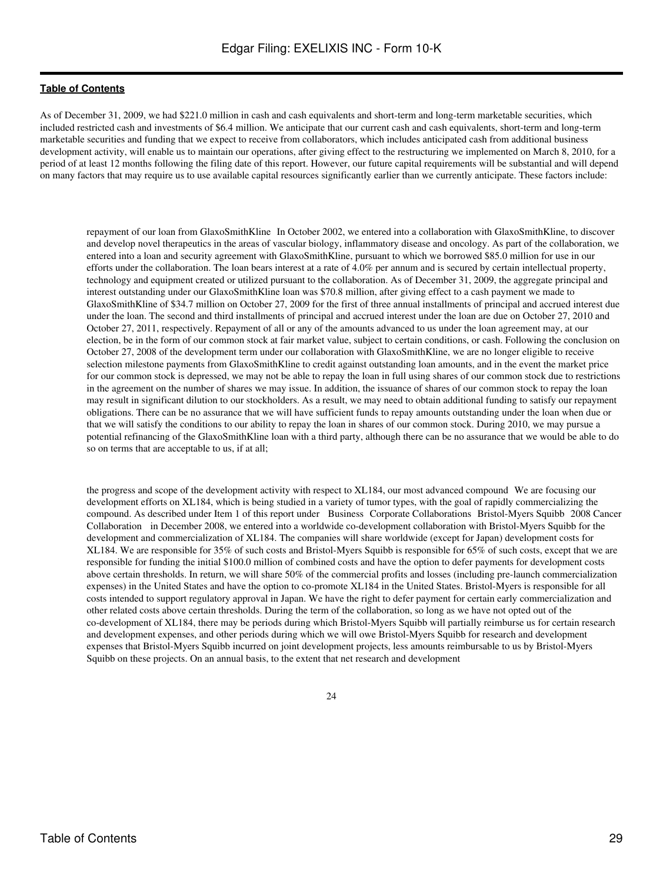As of December 31, 2009, we had $221.0 million in cash and cash equivalents and short-term and long-term marketable securities, which included restricted cash and investments of $6.4 million. We anticipate that our current cash and cash equivalents, short-term and long-term marketable securities and funding that we expect to receive from collaborators, which includes anticipated cash from additional business development activity, will enable us to maintain our operations, after giving effect to the restructuring we implemented on March 8, 2010, for a period of at least 12 months following the filing date of this report. However, our future capital requirements will be substantial and will depend on many factors that may require us to use available capital resources significantly earlier than we currently anticipate. These factors include:

- repayment of our loan from GlaxoSmithKline In October 2002, we entered into a collaboration with GlaxoSmithKline, to discover and develop novel therapeutics in the areas of vascular biology, inflammatory disease and oncology. As part of the collaboration, we entered into a loan and security agreement with GlaxoSmithKline, pursuant to which we borrowed $85.0 million for use in our efforts under the collaboration. The loan bears interest at a rate of 4.0% per annum and is secured by certain intellectual property, technology and equipment created or utilized pursuant to the collaboration. As of December 31, 2009, the aggregate principal and interest outstanding under our GlaxoSmithKline loan was $70.8 million, after giving effect to a cash payment we made to GlaxoSmithKline of $34.7 million on October 27, 2009 for the first of three annual installments of principal and accrued interest due under the loan. The second and third installments of principal and accrued interest under the loan are due on October 27, 2010 and October 27, 2011, respectively. Repayment of all or any of the amounts advanced to us under the loan agreement may, at our election, be in the form of our common stock at fair market value, subject to certain conditions, or cash. Following the conclusion on October 27, 2008 of the development term under our collaboration with GlaxoSmithKline, we are no longer eligible to receive selection milestone payments from GlaxoSmithKline to credit against outstanding loan amounts, and in the event the market price for our common stock is depressed, we may not be able to repay the loan in full using shares of our common stock due to restrictions in the agreement on the number of shares we may issue. In addition, the issuance of shares of our common stock to repay the loan may result in significant dilution to our stockholders. As a result, we may need to obtain additional funding to satisfy our repayment obligations. There can be no assurance that we will have sufficient funds to repay amounts outstanding under the loan when due or that we will satisfy the conditions to our ability to repay the loan in shares of our common stock. During 2010, we may pursue a potential refinancing of the GlaxoSmithKline loan with a third party, although there can be no assurance that we would be able to do so on terms that are acceptable to us, if at all;

- the progress and scope of the development activity with respect to XL184, our most advanced compound We are focusing our development efforts on XL184, which is being studied in a variety of tumor types, with the goal of rapidly commercializing the compound. As described under Item 1 of this report under Business Corporate Collaborations Bristol-Myers Squibb 2008 Cancer Collaboration in December 2008, we entered into a worldwide co-development collaboration with Bristol-Myers Squibb for the development and commercialization of XL184. The companies will share worldwide (except for Japan) development costs for XL184. We are responsible for 35% of such costs and Bristol-Myers Squibb is responsible for 65% of such costs, except that we are responsible for funding the initial $100.0 million of combined costs and have the option to defer payments for development costs above certain thresholds. In return, we will share 50% of the commercial profits and losses (including pre-launch commercialization expenses) in the United States and have the option to co-promote XL184 in the United States. Bristol-Myers is responsible for all costs intended to support regulatory approval in Japan. We have the right to defer payment for certain early commercialization and other related costs above certain thresholds. During the term of the collaboration, so long as we have not opted out of the co-development of XL184, there may be periods during which Bristol-Myers Squibb will partially reimburse us for certain research and development expenses, and other periods during which we will owe Bristol-Myers Squibb for research and development expenses that Bristol-Myers Squibb incurred on joint development projects, less amounts reimbursable to us by Bristol-Myers Squibb on these projects. On an annual basis, to the extent that net research and development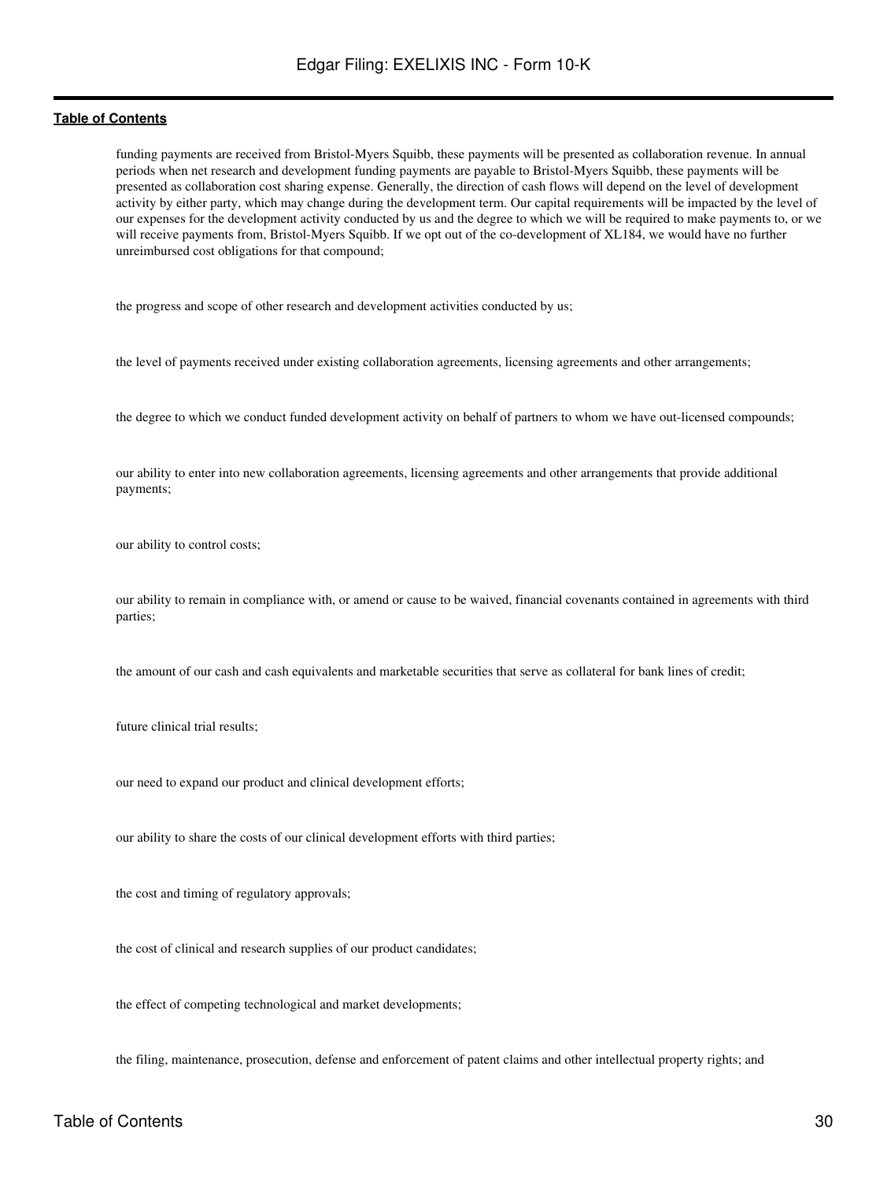funding payments are received from Bristol-Myers Squibb, these payments will be presented as collaboration revenue. In annual periods when net research and development funding payments are payable to Bristol-Myers Squibb, these payments will be presented as collaboration cost sharing expense. Generally, the direction of cash flows will depend on the level of development activity by either party, which may change during the development term. Our capital requirements will be impacted by the level of our expenses for the development activity conducted by us and the degree to which we will be required to make payments to, or we will receive payments from, Bristol-Myers Squibb. If we opt out of the co-development of XL184, we would have no further unreimbursed cost obligations for that compound;

- the progress and scope of other research and development activities conducted by us;
- the level of payments received under existing collaboration agreements, licensing agreements and other arrangements;
- the degree to which we conduct funded development activity on behalf of partners to whom we have out-licensed compounds;
- our ability to enter into new collaboration agreements, licensing agreements and other arrangements that provide additional payments;
- our ability to control costs;
- our ability to remain in compliance with, or amend or cause to be waived, financial covenants contained in agreements with third parties;
- the amount of our cash and cash equivalents and marketable securities that serve as collateral for bank lines of credit;
- future clinical trial results;
- our need to expand our product and clinical development efforts;
- our ability to share the costs of our clinical development efforts with third parties;
- the cost and timing of regulatory approvals;
- the cost of clinical and research supplies of our product candidates;
- the effect of competing technological and market developments;
- the filing, maintenance, prosecution, defense and enforcement of patent claims and other intellectual property rights; and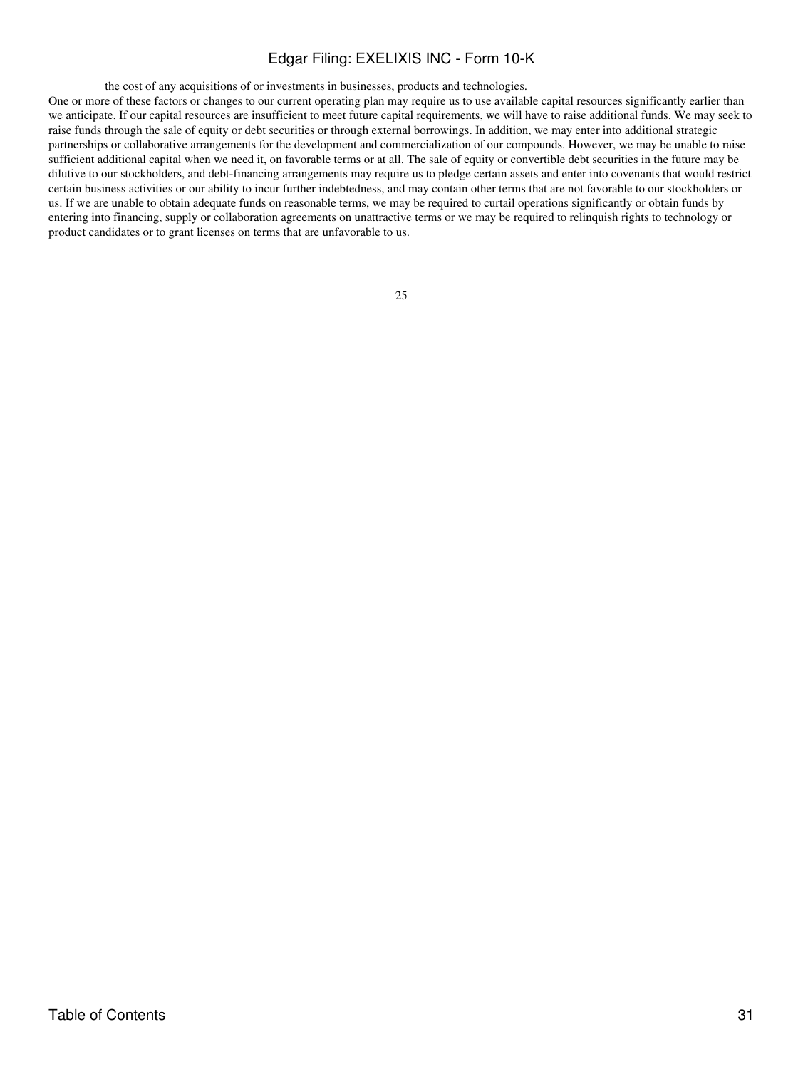- the cost of any acquisitions of or investments in businesses, products and technologies.

One or more of these factors or changes to our current operating plan may require us to use available capital resources significantly earlier than we anticipate. If our capital resources are insufficient to meet future capital requirements, we will have to raise additional funds. We may seek to raise funds through the sale of equity or debt securities or through external borrowings. In addition, we may enter into additional strategic partnerships or collaborative arrangements for the development and commercialization of our compounds. However, we may be unable to raise sufficient additional capital when we need it, on favorable terms or at all. The sale of equity or convertible debt securities in the future may be dilutive to our stockholders, and debt-financing arrangements may require us to pledge certain assets and enter into covenants that would restrict certain business activities or our ability to incur further indebtedness, and may contain other terms that are not favorable to our stockholders or us. If we are unable to obtain adequate funds on reasonable terms, we may be required to curtail operations significantly or obtain funds by entering into financing, supply or collaboration agreements on unattractive terms or we may be required to relinquish rights to technology or product candidates or to grant licenses on terms that are unfavorable to us.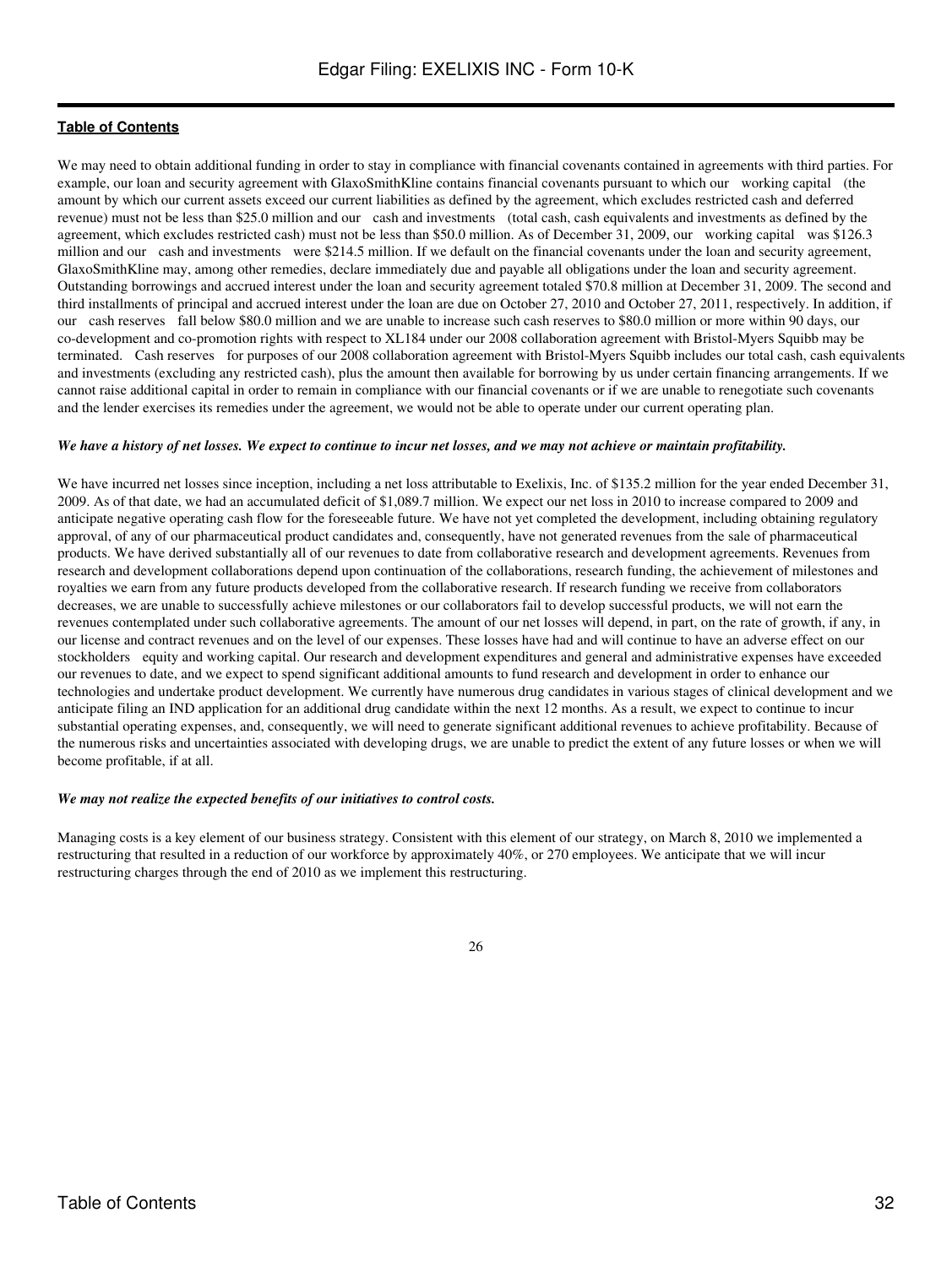We may need to obtain additional funding in order to stay in compliance with financial covenants contained in agreements with third parties. For example, our loan and security agreement with GlaxoSmithKline contains financial covenants pursuant to which our working capital (the amount by which our current assets exceed our current liabilities as defined by the agreement, which excludes restricted cash and deferred revenue) must not be less than $25.0 million and our cash and investments (total cash, cash equivalents and investments as defined by the agreement, which excludes restricted cash) must not be less than $50.0 million. As of December 31, 2009, our working capital was $126.3 million and our cash and investments were $214.5 million. If we default on the financial covenants under the loan and security agreement, GlaxoSmithKline may, among other remedies, declare immediately due and payable all obligations under the loan and security agreement. Outstanding borrowings and accrued interest under the loan and security agreement totaled $70.8 million at December 31, 2009. The second and third installments of principal and accrued interest under the loan are due on October 27, 2010 and October 27, 2011, respectively. In addition, if our cash reserves fall below $80.0 million and we are unable to increase such cash reserves to $80.0 million or more within 90 days, our co-development and co-promotion rights with respect to XL184 under our 2008 collaboration agreement with Bristol-Myers Squibb may be terminated. Cash reserves for purposes of our 2008 collaboration agreement with Bristol-Myers Squibb includes our total cash, cash equivalents and investments (excluding any restricted cash), plus the amount then available for borrowing by us under certain financing arrangements. If we cannot raise additional capital in order to remain in compliance with our financial covenants or if we are unable to renegotiate such covenants and the lender exercises its remedies under the agreement, we would not be able to operate under our current operating plan.

***We have a history of net losses. We expect to continue to incur net losses, and we may not achieve or maintain profitability.***

We have incurred net losses since inception, including a net loss attributable to Exelixis, Inc. of $135.2 million for the year ended December 31, 2009. As of that date, we had an accumulated deficit of $1,089.7 million. We expect our net loss in 2010 to increase compared to 2009 and anticipate negative operating cash flow for the foreseeable future. We have not yet completed the development, including obtaining regulatory approval, of any of our pharmaceutical product candidates and, consequently, have not generated revenues from the sale of pharmaceutical products. We have derived substantially all of our revenues to date from collaborative research and development agreements. Revenues from research and development collaborations depend upon continuation of the collaborations, research funding, the achievement of milestones and royalties we earn from any future products developed from the collaborative research. If research funding we receive from collaborators decreases, we are unable to successfully achieve milestones or our collaborators fail to develop successful products, we will not earn the revenues contemplated under such collaborative agreements. The amount of our net losses will depend, in part, on the rate of growth, if any, in our license and contract revenues and on the level of our expenses. These losses have had and will continue to have an adverse effect on our stockholders equity and working capital. Our research and development expenditures and general and administrative expenses have exceeded our revenues to date, and we expect to spend significant additional amounts to fund research and development in order to enhance our technologies and undertake product development. We currently have numerous drug candidates in various stages of clinical development and we anticipate filing an IND application for an additional drug candidate within the next 12 months. As a result, we expect to continue to incur substantial operating expenses, and, consequently, we will need to generate significant additional revenues to achieve profitability. Because of the numerous risks and uncertainties associated with developing drugs, we are unable to predict the extent of any future losses or when we will become profitable, if at all.

***We may not realize the expected benefits of our initiatives to control costs.***

Managing costs is a key element of our business strategy. Consistent with this element of our strategy, on March 8, 2010 we implemented a restructuring that resulted in a reduction of our workforce by approximately 40%, or 270 employees. We anticipate that we will incur restructuring charges through the end of 2010 as we implement this restructuring.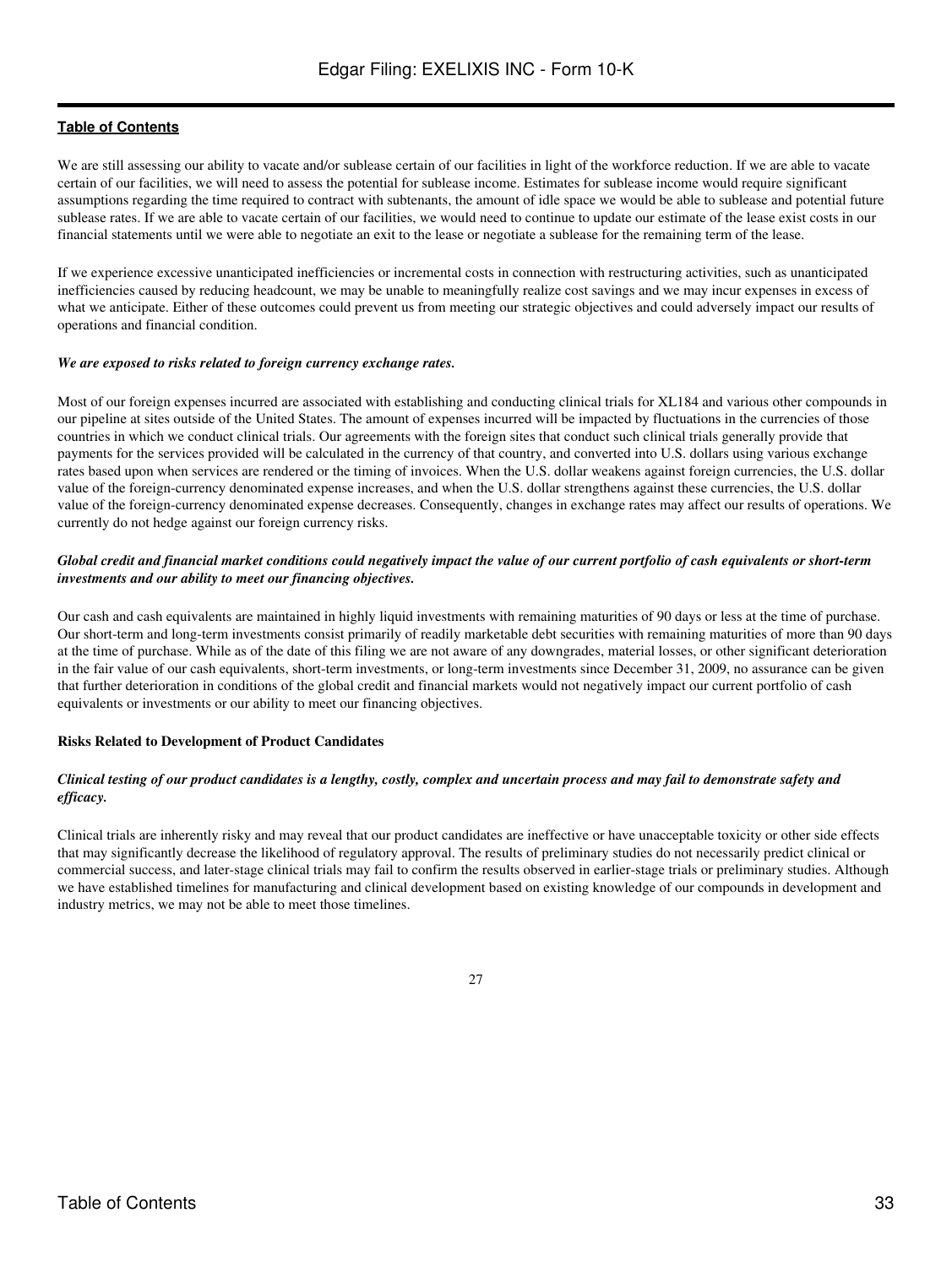We are still assessing our ability to vacate and/or sublease certain of our facilities in light of the workforce reduction. If we are able to vacate certain of our facilities, we will need to assess the potential for sublease income. Estimates for sublease income would require significant assumptions regarding the time required to contract with subtenants, the amount of idle space we would be able to sublease and potential future sublease rates. If we are able to vacate certain of our facilities, we would need to continue to update our estimate of the lease exist costs in our financial statements until we were able to negotiate an exit to the lease or negotiate a sublease for the remaining term of the lease.

If we experience excessive unanticipated inefficiencies or incremental costs in connection with restructuring activities, such as unanticipated inefficiencies caused by reducing headcount, we may be unable to meaningfully realize cost savings and we may incur expenses in excess of what we anticipate. Either of these outcomes could prevent us from meeting our strategic objectives and could adversely impact our results of operations and financial condition.

***We are exposed to risks related to foreign currency exchange rates.***

Most of our foreign expenses incurred are associated with establishing and conducting clinical trials for XL184 and various other compounds in our pipeline at sites outside of the United States. The amount of expenses incurred will be impacted by fluctuations in the currencies of those countries in which we conduct clinical trials. Our agreements with the foreign sites that conduct such clinical trials generally provide that payments for the services provided will be calculated in the currency of that country, and converted into U.S. dollars using various exchange rates based upon when services are rendered or the timing of invoices. When the U.S. dollar weakens against foreign currencies, the U.S. dollar value of the foreign-currency denominated expense increases, and when the U.S. dollar strengthens against these currencies, the U.S. dollar value of the foreign-currency denominated expense decreases. Consequently, changes in exchange rates may affect our results of operations. We currently do not hedge against our foreign currency risks.

***Global credit and financial market conditions could negatively impact the value of our current portfolio of cash equivalents or short-term investments and our ability to meet our financing objectives.***

Our cash and cash equivalents are maintained in highly liquid investments with remaining maturities of 90 days or less at the time of purchase. Our short-term and long-term investments consist primarily of readily marketable debt securities with remaining maturities of more than 90 days at the time of purchase. While as of the date of this filing we are not aware of any downgrades, material losses, or other significant deterioration in the fair value of our cash equivalents, short-term investments, or long-term investments since December 31, 2009, no assurance can be given that further deterioration in conditions of the global credit and financial markets would not negatively impact our current portfolio of cash equivalents or investments or our ability to meet our financing objectives.

**Risks Related to Development of Product Candidates**

***Clinical testing of our product candidates is a lengthy, costly, complex and uncertain process and may fail to demonstrate safety and efficacy.***

Clinical trials are inherently risky and may reveal that our product candidates are ineffective or have unacceptable toxicity or other side effects that may significantly decrease the likelihood of regulatory approval. The results of preliminary studies do not necessarily predict clinical or commercial success, and later-stage clinical trials may fail to confirm the results observed in earlier-stage trials or preliminary studies. Although we have established timelines for manufacturing and clinical development based on existing knowledge of our compounds in development and industry metrics, we may not be able to meet those timelines.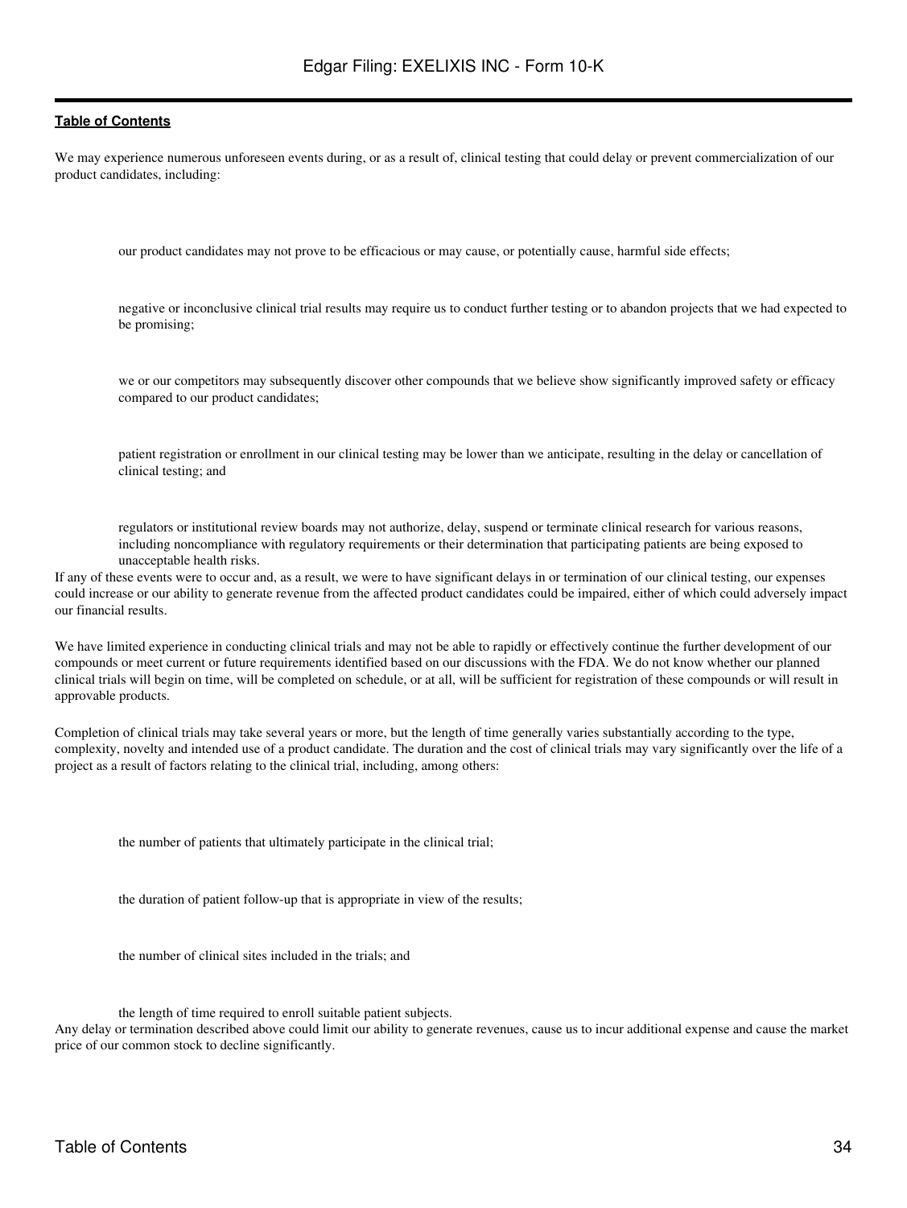We may experience numerous unforeseen events during, or as a result of, clinical testing that could delay or prevent commercialization of our product candidates, including:

- our product candidates may not prove to be efficacious or may cause, or potentially cause, harmful side effects;
- negative or inconclusive clinical trial results may require us to conduct further testing or to abandon projects that we had expected to be promising;
- we or our competitors may subsequently discover other compounds that we believe show significantly improved safety or efficacy compared to our product candidates;
- patient registration or enrollment in our clinical testing may be lower than we anticipate, resulting in the delay or cancellation of clinical testing; and
- regulators or institutional review boards may not authorize, delay, suspend or terminate clinical research for various reasons, including noncompliance with regulatory requirements or their determination that participating patients are being exposed to unacceptable health risks.

If any of these events were to occur and, as a result, we were to have significant delays in or termination of our clinical testing, our expenses could increase or our ability to generate revenue from the affected product candidates could be impaired, either of which could adversely impact our financial results.

We have limited experience in conducting clinical trials and may not be able to rapidly or effectively continue the further development of our compounds or meet current or future requirements identified based on our discussions with the FDA. We do not know whether our planned clinical trials will begin on time, will be completed on schedule, or at all, will be sufficient for registration of these compounds or will result in approvable products.

Completion of clinical trials may take several years or more, but the length of time generally varies substantially according to the type, complexity, novelty and intended use of a product candidate. The duration and the cost of clinical trials may vary significantly over the life of a project as a result of factors relating to the clinical trial, including, among others:

- the number of patients that ultimately participate in the clinical trial;
- the duration of patient follow-up that is appropriate in view of the results;
- the number of clinical sites included in the trials; and
- the length of time required to enroll suitable patient subjects.

Any delay or termination described above could limit our ability to generate revenues, cause us to incur additional expense and cause the market price of our common stock to decline significantly.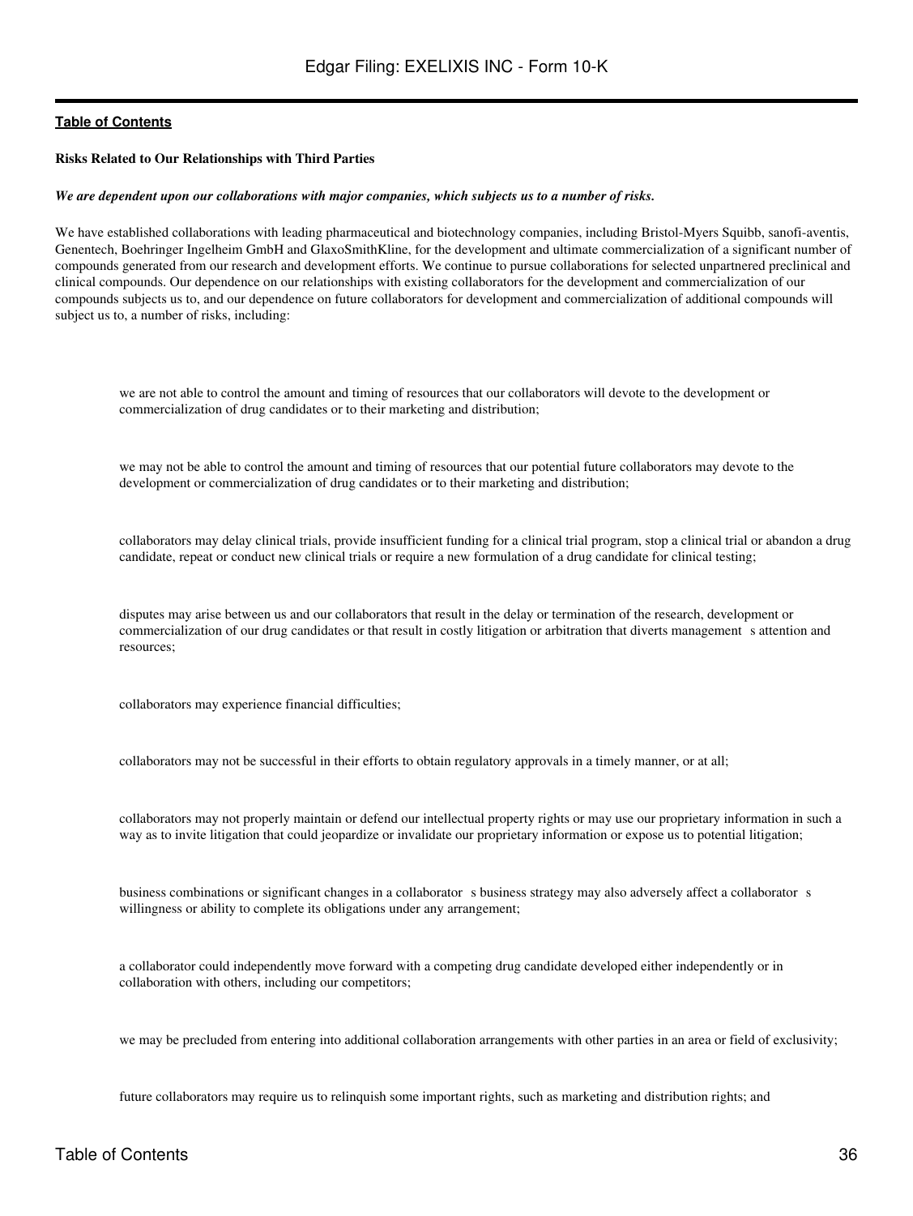**Risks Related to Our Relationships with Third Parties**

***We are dependent upon our collaborations with major companies, which subjects us to a number of risks.***

We have established collaborations with leading pharmaceutical and biotechnology companies, including Bristol-Myers Squibb, sanofi-aventis, Genentech, Boehringer Ingelheim GmbH and GlaxoSmithKline, for the development and ultimate commercialization of a significant number of compounds generated from our research and development efforts. We continue to pursue collaborations for selected unpartnered preclinical and clinical compounds. Our dependence on our relationships with existing collaborators for the development and commercialization of our compounds subjects us to, and our dependence on future collaborators for development and commercialization of additional compounds will subject us to, a number of risks, including:

- we are not able to control the amount and timing of resources that our collaborators will devote to the development or commercialization of drug candidates or to their marketing and distribution;
- we may not be able to control the amount and timing of resources that our potential future collaborators may devote to the development or commercialization of drug candidates or to their marketing and distribution;
- collaborators may delay clinical trials, provide insufficient funding for a clinical trial program, stop a clinical trial or abandon a drug candidate, repeat or conduct new clinical trials or require a new formulation of a drug candidate for clinical testing;
- disputes may arise between us and our collaborators that result in the delay or termination of the research, development or commercialization of our drug candidates or that result in costly litigation or arbitration that diverts management s attention and resources;
- collaborators may experience financial difficulties;
- collaborators may not be successful in their efforts to obtain regulatory approvals in a timely manner, or at all;
- collaborators may not properly maintain or defend our intellectual property rights or may use our proprietary information in such a way as to invite litigation that could jeopardize or invalidate our proprietary information or expose us to potential litigation;
- business combinations or significant changes in a collaborator s business strategy may also adversely affect a collaborator s willingness or ability to complete its obligations under any arrangement;
- a collaborator could independently move forward with a competing drug candidate developed either independently or in collaboration with others, including our competitors;
- we may be precluded from entering into additional collaboration arrangements with other parties in an area or field of exclusivity;
- future collaborators may require us to relinquish some important rights, such as marketing and distribution rights; and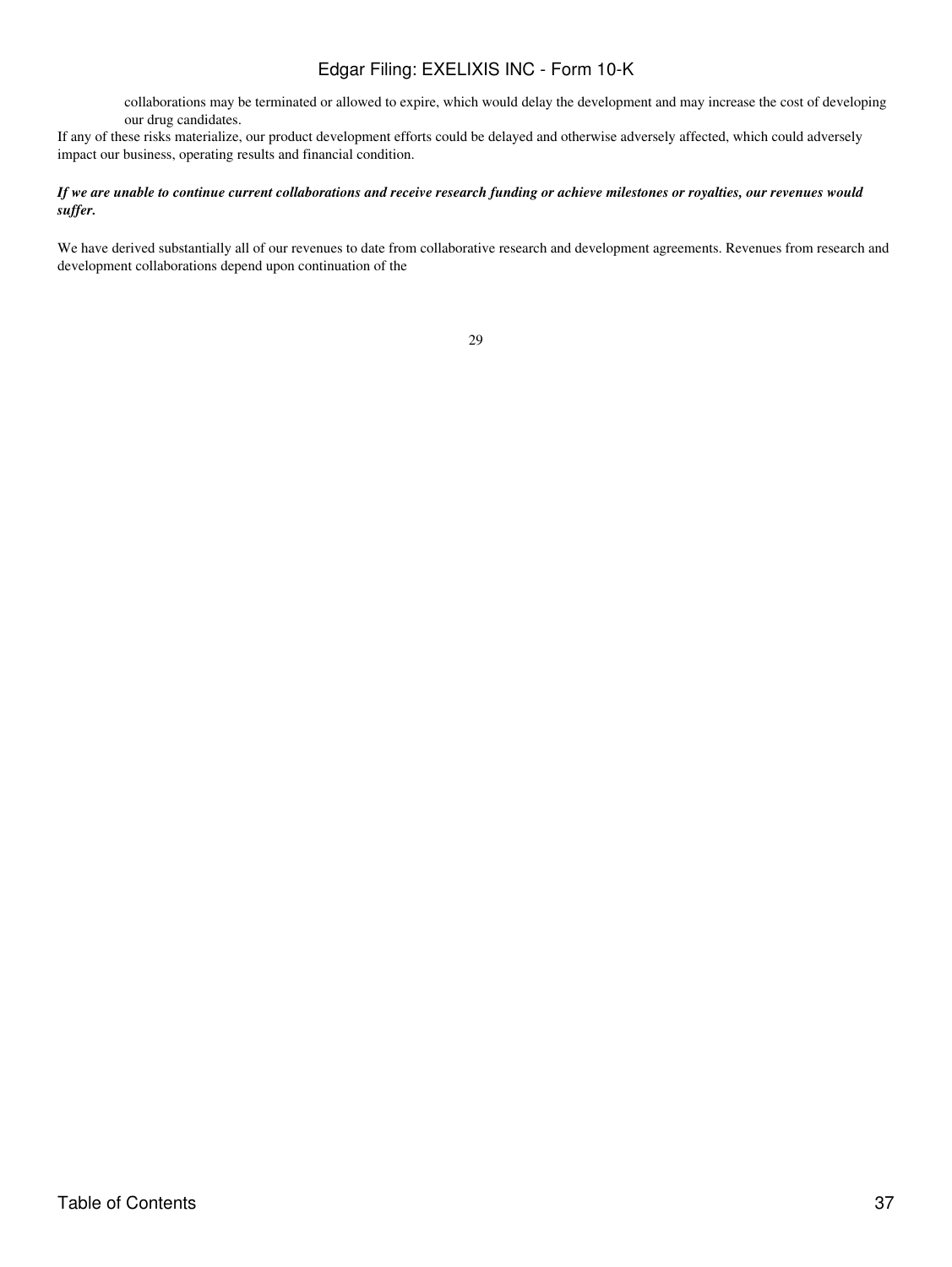collaborations may be terminated or allowed to expire, which would delay the development and may increase the cost of developing our drug candidates.

If any of these risks materialize, our product development efforts could be delayed and otherwise adversely affected, which could adversely impact our business, operating results and financial condition.

***If we are unable to continue current collaborations and receive research funding or achieve milestones or royalties, our revenues would suffer.***

We have derived substantially all of our revenues to date from collaborative research and development agreements. Revenues from research and development collaborations depend upon continuation of the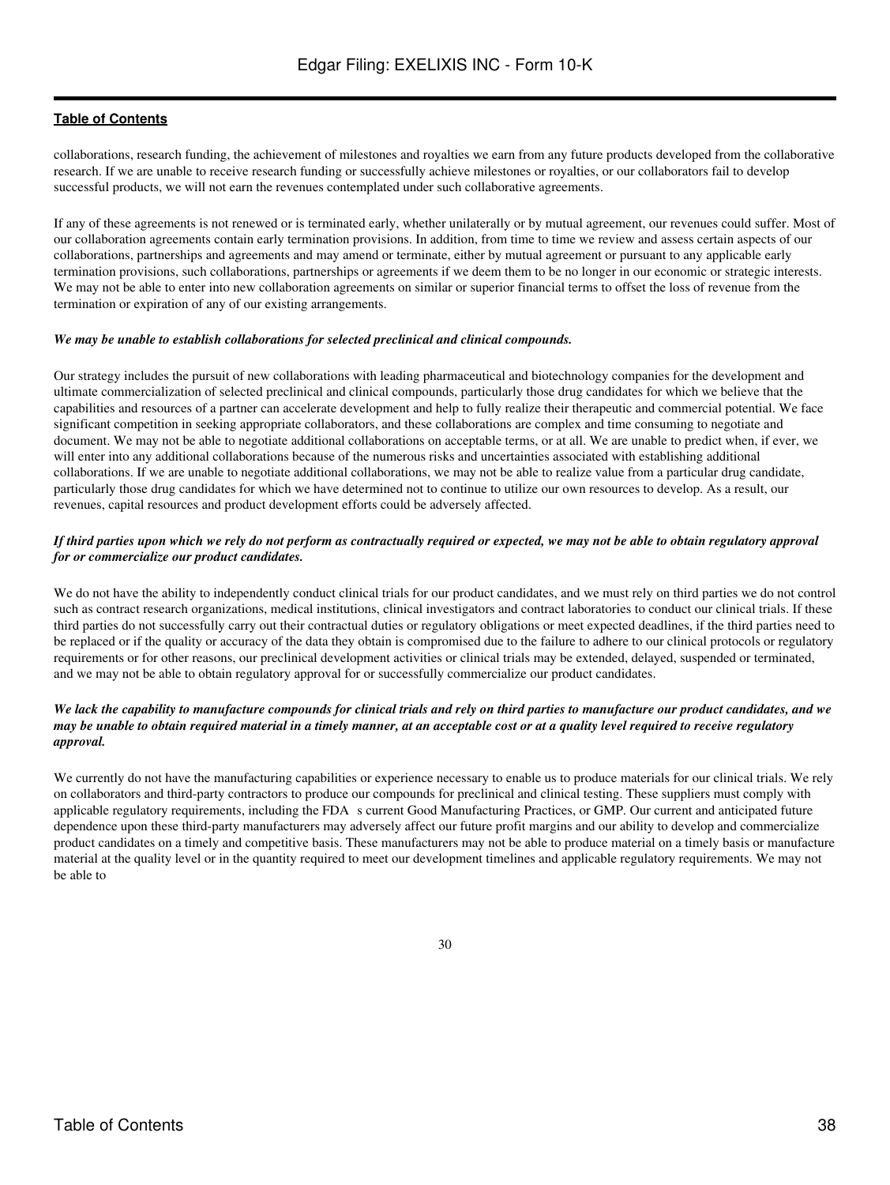collaborations, research funding, the achievement of milestones and royalties we earn from any future products developed from the collaborative research. If we are unable to receive research funding or successfully achieve milestones or royalties, or our collaborators fail to develop successful products, we will not earn the revenues contemplated under such collaborative agreements.

If any of these agreements is not renewed or is terminated early, whether unilaterally or by mutual agreement, our revenues could suffer. Most of our collaboration agreements contain early termination provisions. In addition, from time to time we review and assess certain aspects of our collaborations, partnerships and agreements and may amend or terminate, either by mutual agreement or pursuant to any applicable early termination provisions, such collaborations, partnerships or agreements if we deem them to be no longer in our economic or strategic interests. We may not be able to enter into new collaboration agreements on similar or superior financial terms to offset the loss of revenue from the termination or expiration of any of our existing arrangements.

***We may be unable to establish collaborations for selected preclinical and clinical compounds.***

Our strategy includes the pursuit of new collaborations with leading pharmaceutical and biotechnology companies for the development and ultimate commercialization of selected preclinical and clinical compounds, particularly those drug candidates for which we believe that the capabilities and resources of a partner can accelerate development and help to fully realize their therapeutic and commercial potential. We face significant competition in seeking appropriate collaborators, and these collaborations are complex and time consuming to negotiate and document. We may not be able to negotiate additional collaborations on acceptable terms, or at all. We are unable to predict when, if ever, we will enter into any additional collaborations because of the numerous risks and uncertainties associated with establishing additional collaborations. If we are unable to negotiate additional collaborations, we may not be able to realize value from a particular drug candidate, particularly those drug candidates for which we have determined not to continue to utilize our own resources to develop. As a result, our revenues, capital resources and product development efforts could be adversely affected.

***If third parties upon which we rely do not perform as contractually required or expected, we may not be able to obtain regulatory approval for or commercialize our product candidates.***

We do not have the ability to independently conduct clinical trials for our product candidates, and we must rely on third parties we do not control such as contract research organizations, medical institutions, clinical investigators and contract laboratories to conduct our clinical trials. If these third parties do not successfully carry out their contractual duties or regulatory obligations or meet expected deadlines, if the third parties need to be replaced or if the quality or accuracy of the data they obtain is compromised due to the failure to adhere to our clinical protocols or regulatory requirements or for other reasons, our preclinical development activities or clinical trials may be extended, delayed, suspended or terminated, and we may not be able to obtain regulatory approval for or successfully commercialize our product candidates.

***We lack the capability to manufacture compounds for clinical trials and rely on third parties to manufacture our product candidates, and we may be unable to obtain required material in a timely manner, at an acceptable cost or at a quality level required to receive regulatory approval.***

We currently do not have the manufacturing capabilities or experience necessary to enable us to produce materials for our clinical trials. We rely on collaborators and third-party contractors to produce our compounds for preclinical and clinical testing. These suppliers must comply with applicable regulatory requirements, including the FDA s current Good Manufacturing Practices, or GMP. Our current and anticipated future dependence upon these third-party manufacturers may adversely affect our future profit margins and our ability to develop and commercialize product candidates on a timely and competitive basis. These manufacturers may not be able to produce material on a timely basis or manufacture material at the quality level or in the quantity required to meet our development timelines and applicable regulatory requirements. We may not be able to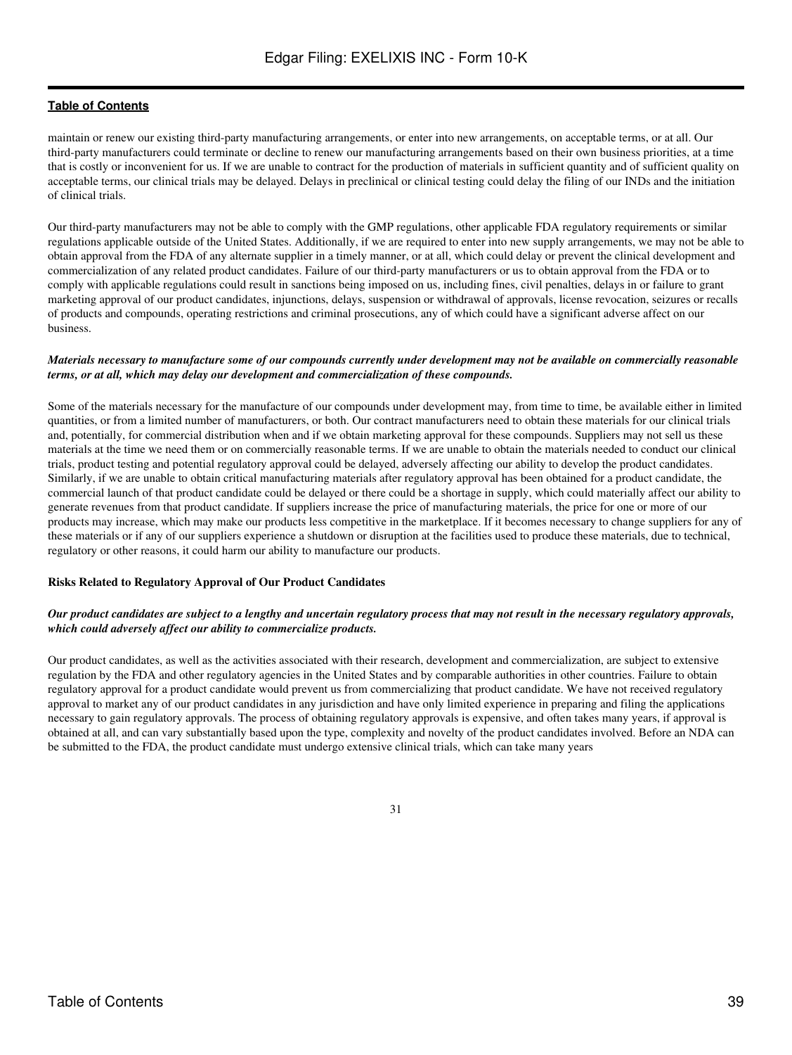maintain or renew our existing third-party manufacturing arrangements, or enter into new arrangements, on acceptable terms, or at all. Our third-party manufacturers could terminate or decline to renew our manufacturing arrangements based on their own business priorities, at a time that is costly or inconvenient for us. If we are unable to contract for the production of materials in sufficient quantity and of sufficient quality on acceptable terms, our clinical trials may be delayed. Delays in preclinical or clinical testing could delay the filing of our INDs and the initiation of clinical trials.

Our third-party manufacturers may not be able to comply with the GMP regulations, other applicable FDA regulatory requirements or similar regulations applicable outside of the United States. Additionally, if we are required to enter into new supply arrangements, we may not be able to obtain approval from the FDA of any alternate supplier in a timely manner, or at all, which could delay or prevent the clinical development and commercialization of any related product candidates. Failure of our third-party manufacturers or us to obtain approval from the FDA or to comply with applicable regulations could result in sanctions being imposed on us, including fines, civil penalties, delays in or failure to grant marketing approval of our product candidates, injunctions, delays, suspension or withdrawal of approvals, license revocation, seizures or recalls of products and compounds, operating restrictions and criminal prosecutions, any of which could have a significant adverse affect on our business.

***Materials necessary to manufacture some of our compounds currently under development may not be available on commercially reasonable terms, or at all, which may delay our development and commercialization of these compounds.***

Some of the materials necessary for the manufacture of our compounds under development may, from time to time, be available either in limited quantities, or from a limited number of manufacturers, or both. Our contract manufacturers need to obtain these materials for our clinical trials and, potentially, for commercial distribution when and if we obtain marketing approval for these compounds. Suppliers may not sell us these materials at the time we need them or on commercially reasonable terms. If we are unable to obtain the materials needed to conduct our clinical trials, product testing and potential regulatory approval could be delayed, adversely affecting our ability to develop the product candidates. Similarly, if we are unable to obtain critical manufacturing materials after regulatory approval has been obtained for a product candidate, the commercial launch of that product candidate could be delayed or there could be a shortage in supply, which could materially affect our ability to generate revenues from that product candidate. If suppliers increase the price of manufacturing materials, the price for one or more of our products may increase, which may make our products less competitive in the marketplace. If it becomes necessary to change suppliers for any of these materials or if any of our suppliers experience a shutdown or disruption at the facilities used to produce these materials, due to technical, regulatory or other reasons, it could harm our ability to manufacture our products.

**Risks Related to Regulatory Approval of Our Product Candidates**

***Our product candidates are subject to a lengthy and uncertain regulatory process that may not result in the necessary regulatory approvals, which could adversely affect our ability to commercialize products.***

Our product candidates, as well as the activities associated with their research, development and commercialization, are subject to extensive regulation by the FDA and other regulatory agencies in the United States and by comparable authorities in other countries. Failure to obtain regulatory approval for a product candidate would prevent us from commercializing that product candidate. We have not received regulatory approval to market any of our product candidates in any jurisdiction and have only limited experience in preparing and filing the applications necessary to gain regulatory approvals. The process of obtaining regulatory approvals is expensive, and often takes many years, if approval is obtained at all, and can vary substantially based upon the type, complexity and novelty of the product candidates involved. Before an NDA can be submitted to the FDA, the product candidate must undergo extensive clinical trials, which can take many years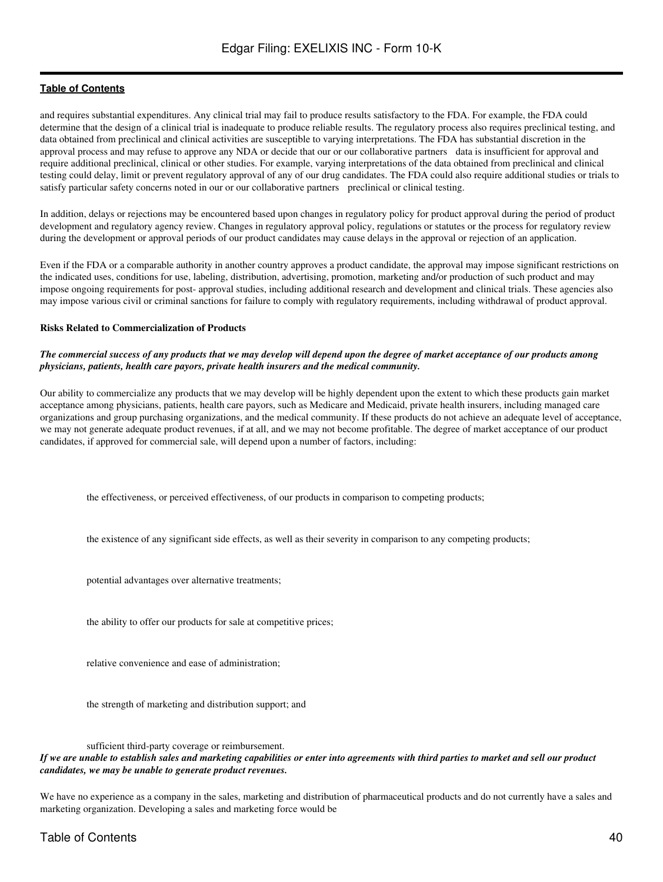and requires substantial expenditures. Any clinical trial may fail to produce results satisfactory to the FDA. For example, the FDA could determine that the design of a clinical trial is inadequate to produce reliable results. The regulatory process also requires preclinical testing, and data obtained from preclinical and clinical activities are susceptible to varying interpretations. The FDA has substantial discretion in the approval process and may refuse to approve any NDA or decide that our or our collaborative partners data is insufficient for approval and require additional preclinical, clinical or other studies. For example, varying interpretations of the data obtained from preclinical and clinical testing could delay, limit or prevent regulatory approval of any of our drug candidates. The FDA could also require additional studies or trials to satisfy particular safety concerns noted in our or our collaborative partners preclinical or clinical testing.

In addition, delays or rejections may be encountered based upon changes in regulatory policy for product approval during the period of product development and regulatory agency review. Changes in regulatory approval policy, regulations or statutes or the process for regulatory review during the development or approval periods of our product candidates may cause delays in the approval or rejection of an application.

Even if the FDA or a comparable authority in another country approves a product candidate, the approval may impose significant restrictions on the indicated uses, conditions for use, labeling, distribution, advertising, promotion, marketing and/or production of such product and may impose ongoing requirements for post- approval studies, including additional research and development and clinical trials. These agencies also may impose various civil or criminal sanctions for failure to comply with regulatory requirements, including withdrawal of product approval.

**Risks Related to Commercialization of Products**

***The commercial success of any products that we may develop will depend upon the degree of market acceptance of our products among physicians, patients, health care payors, private health insurers and the medical community.***

Our ability to commercialize any products that we may develop will be highly dependent upon the extent to which these products gain market acceptance among physicians, patients, health care payors, such as Medicare and Medicaid, private health insurers, including managed care organizations and group purchasing organizations, and the medical community. If these products do not achieve an adequate level of acceptance, we may not generate adequate product revenues, if at all, and we may not become profitable. The degree of market acceptance of our product candidates, if approved for commercial sale, will depend upon a number of factors, including:

- the effectiveness, or perceived effectiveness, of our products in comparison to competing products;
- the existence of any significant side effects, as well as their severity in comparison to any competing products;
- potential advantages over alternative treatments;
- the ability to offer our products for sale at competitive prices;
- relative convenience and ease of administration;
- the strength of marketing and distribution support; and
- sufficient third-party coverage or reimbursement.

***If we are unable to establish sales and marketing capabilities or enter into agreements with third parties to market and sell our product candidates, we may be unable to generate product revenues.***

We have no experience as a company in the sales, marketing and distribution of pharmaceutical products and do not currently have a sales and marketing organization. Developing a sales and marketing force would be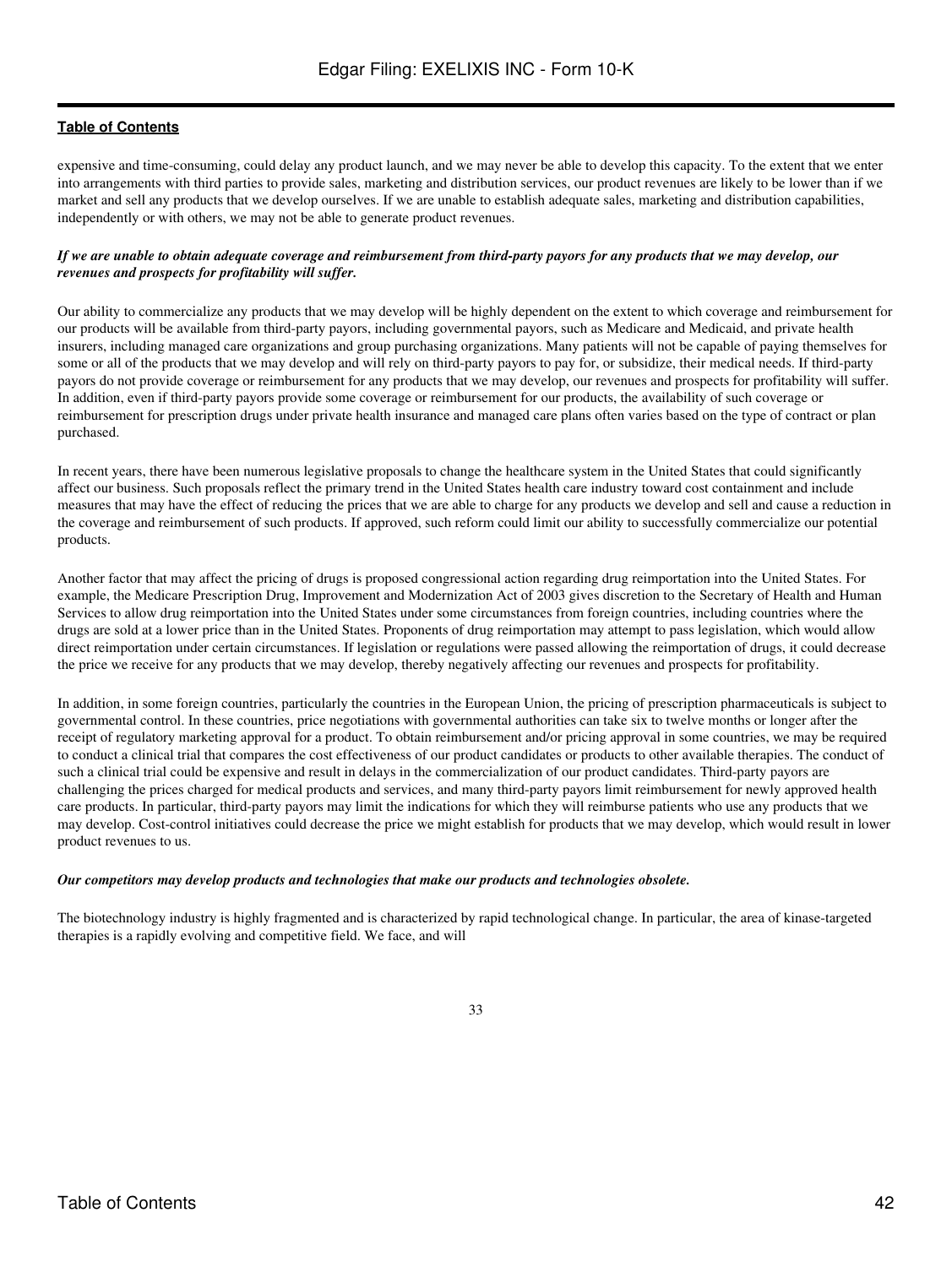expensive and time-consuming, could delay any product launch, and we may never be able to develop this capacity. To the extent that we enter into arrangements with third parties to provide sales, marketing and distribution services, our product revenues are likely to be lower than if we market and sell any products that we develop ourselves. If we are unable to establish adequate sales, marketing and distribution capabilities, independently or with others, we may not be able to generate product revenues.

***If we are unable to obtain adequate coverage and reimbursement from third-party payors for any products that we may develop, our revenues and prospects for profitability will suffer.***

Our ability to commercialize any products that we may develop will be highly dependent on the extent to which coverage and reimbursement for our products will be available from third-party payors, including governmental payors, such as Medicare and Medicaid, and private health insurers, including managed care organizations and group purchasing organizations. Many patients will not be capable of paying themselves for some or all of the products that we may develop and will rely on third-party payors to pay for, or subsidize, their medical needs. If third-party payors do not provide coverage or reimbursement for any products that we may develop, our revenues and prospects for profitability will suffer. In addition, even if third-party payors provide some coverage or reimbursement for our products, the availability of such coverage or reimbursement for prescription drugs under private health insurance and managed care plans often varies based on the type of contract or plan purchased.

In recent years, there have been numerous legislative proposals to change the healthcare system in the United States that could significantly affect our business. Such proposals reflect the primary trend in the United States health care industry toward cost containment and include measures that may have the effect of reducing the prices that we are able to charge for any products we develop and sell and cause a reduction in the coverage and reimbursement of such products. If approved, such reform could limit our ability to successfully commercialize our potential products.

Another factor that may affect the pricing of drugs is proposed congressional action regarding drug reimportation into the United States. For example, the Medicare Prescription Drug, Improvement and Modernization Act of 2003 gives discretion to the Secretary of Health and Human Services to allow drug reimportation into the United States under some circumstances from foreign countries, including countries where the drugs are sold at a lower price than in the United States. Proponents of drug reimportation may attempt to pass legislation, which would allow direct reimportation under certain circumstances. If legislation or regulations were passed allowing the reimportation of drugs, it could decrease the price we receive for any products that we may develop, thereby negatively affecting our revenues and prospects for profitability.

In addition, in some foreign countries, particularly the countries in the European Union, the pricing of prescription pharmaceuticals is subject to governmental control. In these countries, price negotiations with governmental authorities can take six to twelve months or longer after the receipt of regulatory marketing approval for a product. To obtain reimbursement and/or pricing approval in some countries, we may be required to conduct a clinical trial that compares the cost effectiveness of our product candidates or products to other available therapies. The conduct of such a clinical trial could be expensive and result in delays in the commercialization of our product candidates. Third-party payors are challenging the prices charged for medical products and services, and many third-party payors limit reimbursement for newly approved health care products. In particular, third-party payors may limit the indications for which they will reimburse patients who use any products that we may develop. Cost-control initiatives could decrease the price we might establish for products that we may develop, which would result in lower product revenues to us.

***Our competitors may develop products and technologies that make our products and technologies obsolete.***

The biotechnology industry is highly fragmented and is characterized by rapid technological change. In particular, the area of kinase-targeted therapies is a rapidly evolving and competitive field. We face, and will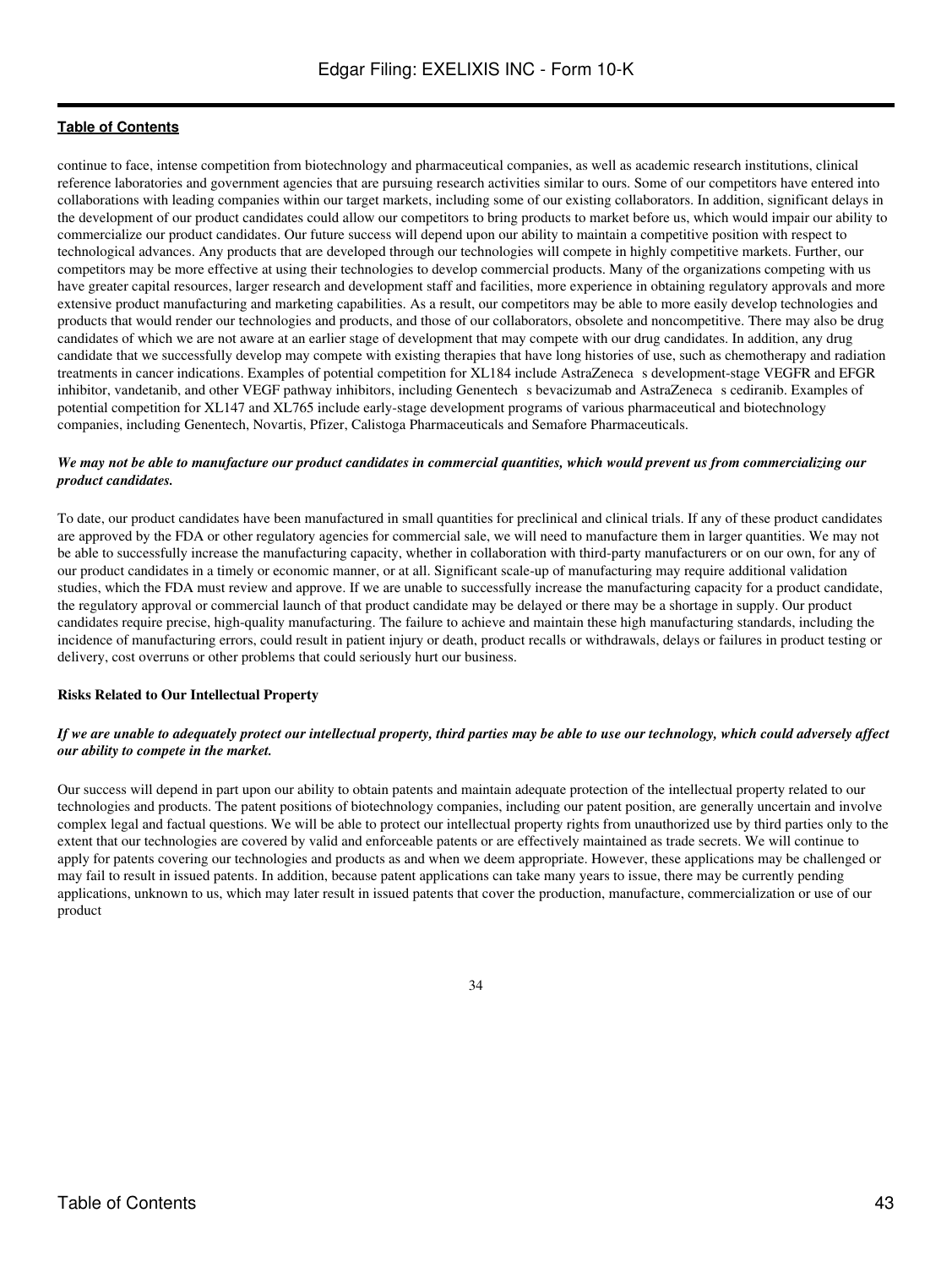continue to face, intense competition from biotechnology and pharmaceutical companies, as well as academic research institutions, clinical reference laboratories and government agencies that are pursuing research activities similar to ours. Some of our competitors have entered into collaborations with leading companies within our target markets, including some of our existing collaborators. In addition, significant delays in the development of our product candidates could allow our competitors to bring products to market before us, which would impair our ability to commercialize our product candidates. Our future success will depend upon our ability to maintain a competitive position with respect to technological advances. Any products that are developed through our technologies will compete in highly competitive markets. Further, our competitors may be more effective at using their technologies to develop commercial products. Many of the organizations competing with us have greater capital resources, larger research and development staff and facilities, more experience in obtaining regulatory approvals and more extensive product manufacturing and marketing capabilities. As a result, our competitors may be able to more easily develop technologies and products that would render our technologies and products, and those of our collaborators, obsolete and noncompetitive. There may also be drug candidates of which we are not aware at an earlier stage of development that may compete with our drug candidates. In addition, any drug candidate that we successfully develop may compete with existing therapies that have long histories of use, such as chemotherapy and radiation treatments in cancer indications. Examples of potential competition for XL184 include AstraZeneca s development-stage VEGFR and EFGR inhibitor, vandetanib, and other VEGF pathway inhibitors, including Genentech s bevacizumab and AstraZeneca s cediranib. Examples of potential competition for XL147 and XL765 include early-stage development programs of various pharmaceutical and biotechnology companies, including Genentech, Novartis, Pfizer, Calistoga Pharmaceuticals and Semafore Pharmaceuticals.

***We may not be able to manufacture our product candidates in commercial quantities, which would prevent us from commercializing our product candidates.***

To date, our product candidates have been manufactured in small quantities for preclinical and clinical trials. If any of these product candidates are approved by the FDA or other regulatory agencies for commercial sale, we will need to manufacture them in larger quantities. We may not be able to successfully increase the manufacturing capacity, whether in collaboration with third-party manufacturers or on our own, for any of our product candidates in a timely or economic manner, or at all. Significant scale-up of manufacturing may require additional validation studies, which the FDA must review and approve. If we are unable to successfully increase the manufacturing capacity for a product candidate, the regulatory approval or commercial launch of that product candidate may be delayed or there may be a shortage in supply. Our product candidates require precise, high-quality manufacturing. The failure to achieve and maintain these high manufacturing standards, including the incidence of manufacturing errors, could result in patient injury or death, product recalls or withdrawals, delays or failures in product testing or delivery, cost overruns or other problems that could seriously hurt our business.

**Risks Related to Our Intellectual Property**

***If we are unable to adequately protect our intellectual property, third parties may be able to use our technology, which could adversely affect our ability to compete in the market.***

Our success will depend in part upon our ability to obtain patents and maintain adequate protection of the intellectual property related to our technologies and products. The patent positions of biotechnology companies, including our patent position, are generally uncertain and involve complex legal and factual questions. We will be able to protect our intellectual property rights from unauthorized use by third parties only to the extent that our technologies are covered by valid and enforceable patents or are effectively maintained as trade secrets. We will continue to apply for patents covering our technologies and products as and when we deem appropriate. However, these applications may be challenged or may fail to result in issued patents. In addition, because patent applications can take many years to issue, there may be currently pending applications, unknown to us, which may later result in issued patents that cover the production, manufacture, commercialization or use of our product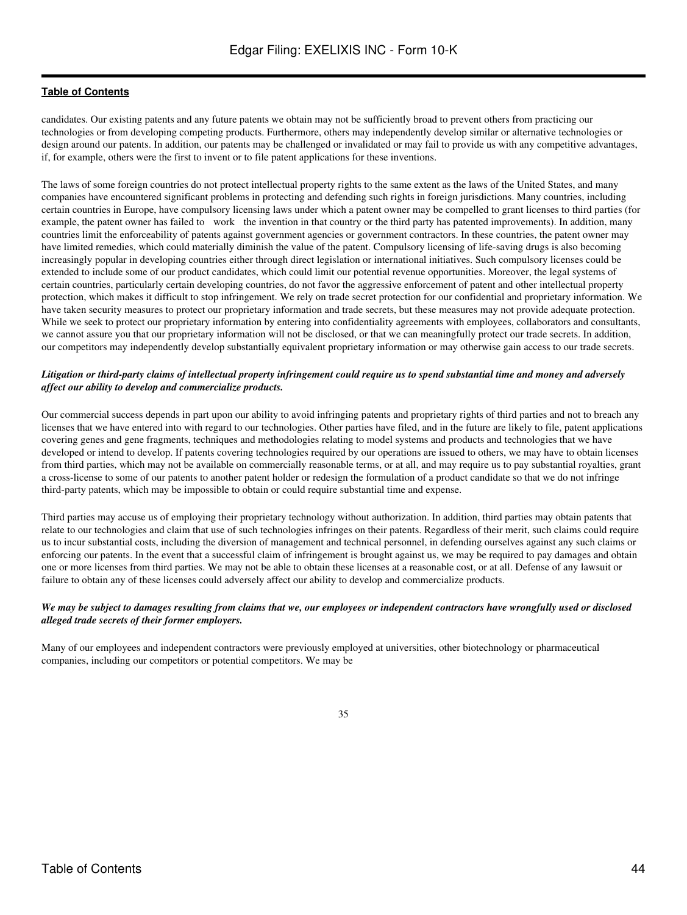candidates. Our existing patents and any future patents we obtain may not be sufficiently broad to prevent others from practicing our technologies or from developing competing products. Furthermore, others may independently develop similar or alternative technologies or design around our patents. In addition, our patents may be challenged or invalidated or may fail to provide us with any competitive advantages, if, for example, others were the first to invent or to file patent applications for these inventions.

The laws of some foreign countries do not protect intellectual property rights to the same extent as the laws of the United States, and many companies have encountered significant problems in protecting and defending such rights in foreign jurisdictions. Many countries, including certain countries in Europe, have compulsory licensing laws under which a patent owner may be compelled to grant licenses to third parties (for example, the patent owner has failed to work the invention in that country or the third party has patented improvements). In addition, many countries limit the enforceability of patents against government agencies or government contractors. In these countries, the patent owner may have limited remedies, which could materially diminish the value of the patent. Compulsory licensing of life-saving drugs is also becoming increasingly popular in developing countries either through direct legislation or international initiatives. Such compulsory licenses could be extended to include some of our product candidates, which could limit our potential revenue opportunities. Moreover, the legal systems of certain countries, particularly certain developing countries, do not favor the aggressive enforcement of patent and other intellectual property protection, which makes it difficult to stop infringement. We rely on trade secret protection for our confidential and proprietary information. We have taken security measures to protect our proprietary information and trade secrets, but these measures may not provide adequate protection. While we seek to protect our proprietary information by entering into confidentiality agreements with employees, collaborators and consultants, we cannot assure you that our proprietary information will not be disclosed, or that we can meaningfully protect our trade secrets. In addition, our competitors may independently develop substantially equivalent proprietary information or may otherwise gain access to our trade secrets.

***Litigation or third-party claims of intellectual property infringement could require us to spend substantial time and money and adversely affect our ability to develop and commercialize products.***

Our commercial success depends in part upon our ability to avoid infringing patents and proprietary rights of third parties and not to breach any licenses that we have entered into with regard to our technologies. Other parties have filed, and in the future are likely to file, patent applications covering genes and gene fragments, techniques and methodologies relating to model systems and products and technologies that we have developed or intend to develop. If patents covering technologies required by our operations are issued to others, we may have to obtain licenses from third parties, which may not be available on commercially reasonable terms, or at all, and may require us to pay substantial royalties, grant a cross-license to some of our patents to another patent holder or redesign the formulation of a product candidate so that we do not infringe third-party patents, which may be impossible to obtain or could require substantial time and expense.

Third parties may accuse us of employing their proprietary technology without authorization. In addition, third parties may obtain patents that relate to our technologies and claim that use of such technologies infringes on their patents. Regardless of their merit, such claims could require us to incur substantial costs, including the diversion of management and technical personnel, in defending ourselves against any such claims or enforcing our patents. In the event that a successful claim of infringement is brought against us, we may be required to pay damages and obtain one or more licenses from third parties. We may not be able to obtain these licenses at a reasonable cost, or at all. Defense of any lawsuit or failure to obtain any of these licenses could adversely affect our ability to develop and commercialize products.

***We may be subject to damages resulting from claims that we, our employees or independent contractors have wrongfully used or disclosed alleged trade secrets of their former employers.***

Many of our employees and independent contractors were previously employed at universities, other biotechnology or pharmaceutical companies, including our competitors or potential competitors. We may be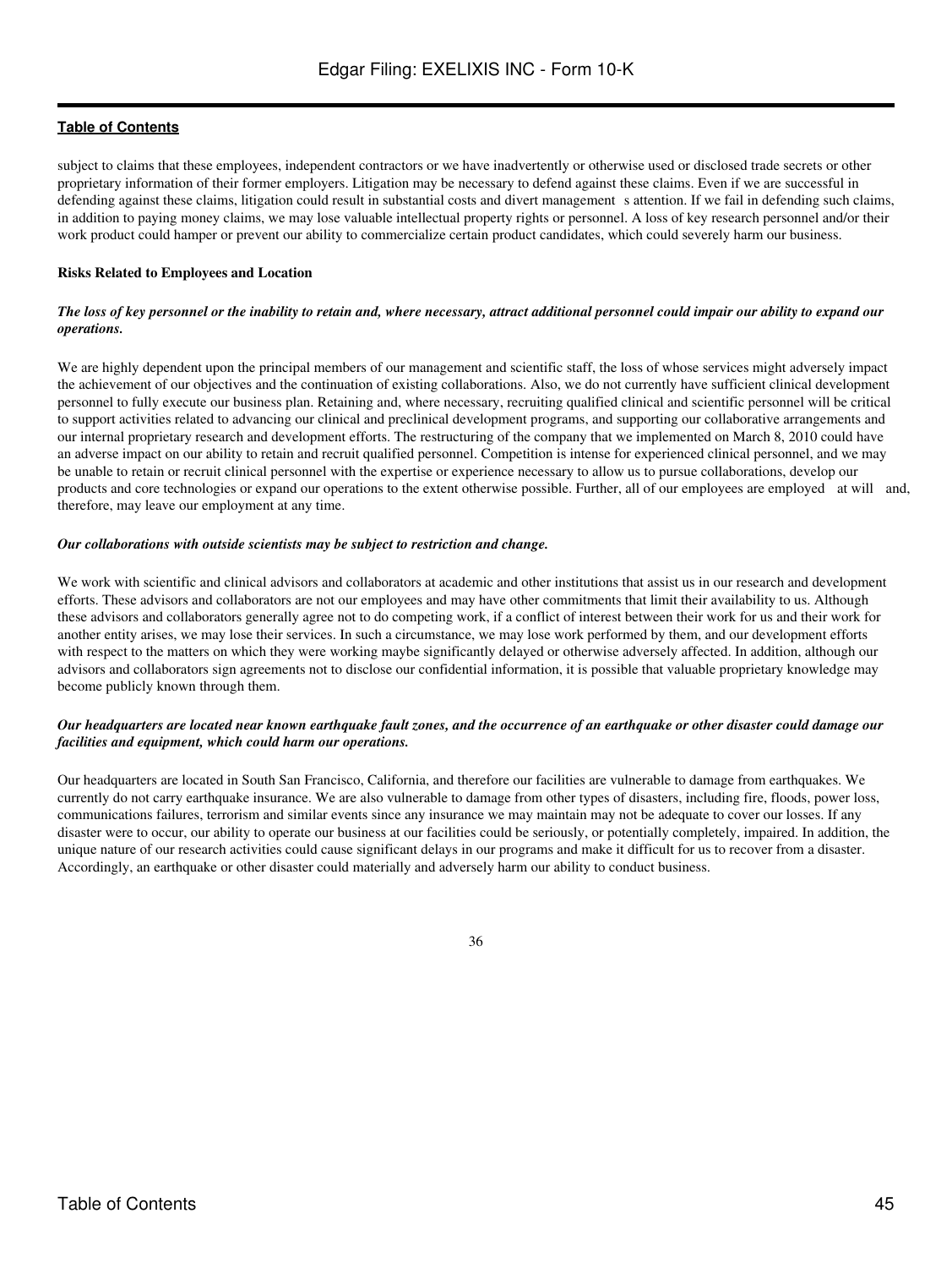subject to claims that these employees, independent contractors or we have inadvertently or otherwise used or disclosed trade secrets or other proprietary information of their former employers. Litigation may be necessary to defend against these claims. Even if we are successful in defending against these claims, litigation could result in substantial costs and divert management s attention. If we fail in defending such claims, in addition to paying money claims, we may lose valuable intellectual property rights or personnel. A loss of key research personnel and/or their work product could hamper or prevent our ability to commercialize certain product candidates, which could severely harm our business.

**Risks Related to Employees and Location**

***The loss of key personnel or the inability to retain and, where necessary, attract additional personnel could impair our ability to expand our operations.***

We are highly dependent upon the principal members of our management and scientific staff, the loss of whose services might adversely impact the achievement of our objectives and the continuation of existing collaborations. Also, we do not currently have sufficient clinical development personnel to fully execute our business plan. Retaining and, where necessary, recruiting qualified clinical and scientific personnel will be critical to support activities related to advancing our clinical and preclinical development programs, and supporting our collaborative arrangements and our internal proprietary research and development efforts. The restructuring of the company that we implemented on March 8, 2010 could have an adverse impact on our ability to retain and recruit qualified personnel. Competition is intense for experienced clinical personnel, and we may be unable to retain or recruit clinical personnel with the expertise or experience necessary to allow us to pursue collaborations, develop our products and core technologies or expand our operations to the extent otherwise possible. Further, all of our employees are employed at will and, therefore, may leave our employment at any time.

***Our collaborations with outside scientists may be subject to restriction and change.***

We work with scientific and clinical advisors and collaborators at academic and other institutions that assist us in our research and development efforts. These advisors and collaborators are not our employees and may have other commitments that limit their availability to us. Although these advisors and collaborators generally agree not to do competing work, if a conflict of interest between their work for us and their work for another entity arises, we may lose their services. In such a circumstance, we may lose work performed by them, and our development efforts with respect to the matters on which they were working maybe significantly delayed or otherwise adversely affected. In addition, although our advisors and collaborators sign agreements not to disclose our confidential information, it is possible that valuable proprietary knowledge may become publicly known through them.

***Our headquarters are located near known earthquake fault zones, and the occurrence of an earthquake or other disaster could damage our facilities and equipment, which could harm our operations.***

Our headquarters are located in South San Francisco, California, and therefore our facilities are vulnerable to damage from earthquakes. We currently do not carry earthquake insurance. We are also vulnerable to damage from other types of disasters, including fire, floods, power loss, communications failures, terrorism and similar events since any insurance we may maintain may not be adequate to cover our losses. If any disaster were to occur, our ability to operate our business at our facilities could be seriously, or potentially completely, impaired. In addition, the unique nature of our research activities could cause significant delays in our programs and make it difficult for us to recover from a disaster. Accordingly, an earthquake or other disaster could materially and adversely harm our ability to conduct business.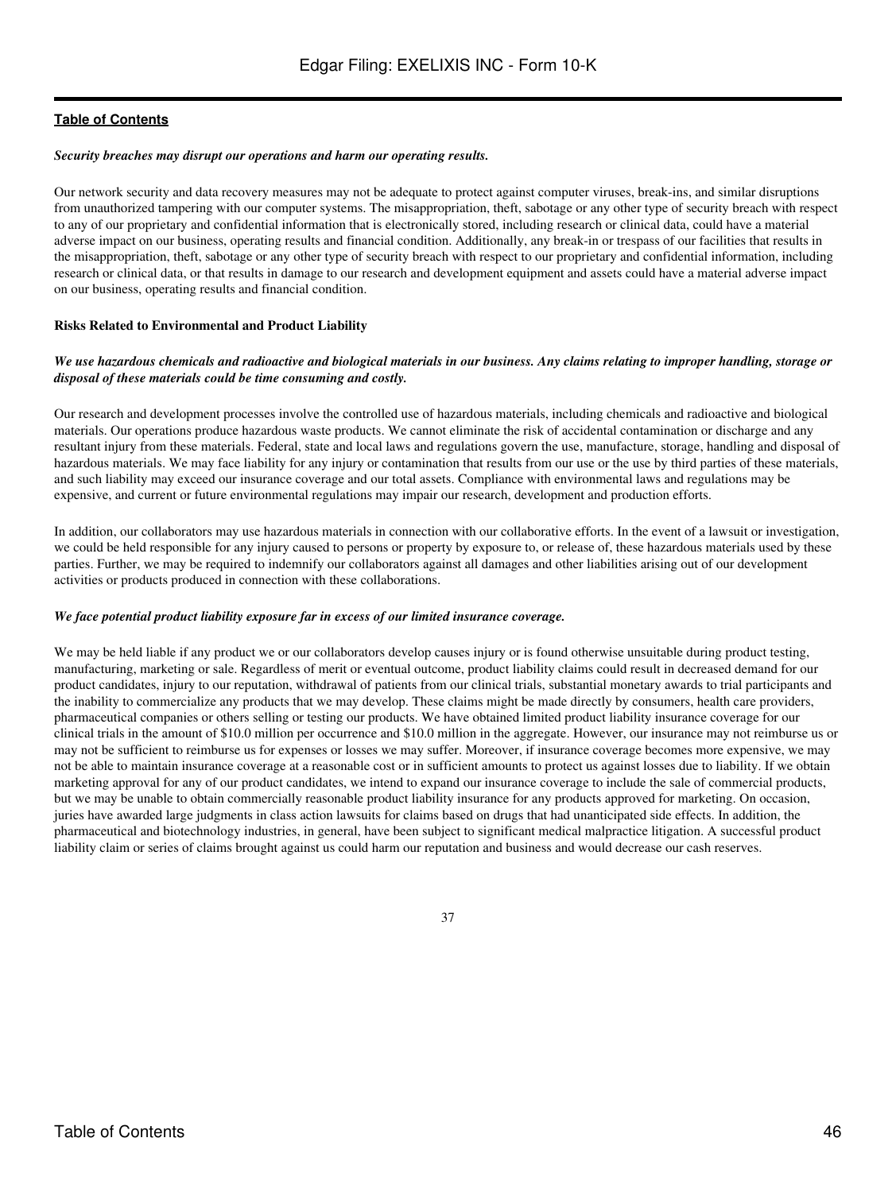***Security breaches may disrupt our operations and harm our operating results.***

Our network security and data recovery measures may not be adequate to protect against computer viruses, break-ins, and similar disruptions from unauthorized tampering with our computer systems. The misappropriation, theft, sabotage or any other type of security breach with respect to any of our proprietary and confidential information that is electronically stored, including research or clinical data, could have a material adverse impact on our business, operating results and financial condition. Additionally, any break-in or trespass of our facilities that results in the misappropriation, theft, sabotage or any other type of security breach with respect to our proprietary and confidential information, including research or clinical data, or that results in damage to our research and development equipment and assets could have a material adverse impact on our business, operating results and financial condition.

**Risks Related to Environmental and Product Liability**

***We use hazardous chemicals and radioactive and biological materials in our business. Any claims relating to improper handling, storage or disposal of these materials could be time consuming and costly.***

Our research and development processes involve the controlled use of hazardous materials, including chemicals and radioactive and biological materials. Our operations produce hazardous waste products. We cannot eliminate the risk of accidental contamination or discharge and any resultant injury from these materials. Federal, state and local laws and regulations govern the use, manufacture, storage, handling and disposal of hazardous materials. We may face liability for any injury or contamination that results from our use or the use by third parties of these materials, and such liability may exceed our insurance coverage and our total assets. Compliance with environmental laws and regulations may be expensive, and current or future environmental regulations may impair our research, development and production efforts.

In addition, our collaborators may use hazardous materials in connection with our collaborative efforts. In the event of a lawsuit or investigation, we could be held responsible for any injury caused to persons or property by exposure to, or release of, these hazardous materials used by these parties. Further, we may be required to indemnify our collaborators against all damages and other liabilities arising out of our development activities or products produced in connection with these collaborations.

***We face potential product liability exposure far in excess of our limited insurance coverage.***

We may be held liable if any product we or our collaborators develop causes injury or is found otherwise unsuitable during product testing, manufacturing, marketing or sale. Regardless of merit or eventual outcome, product liability claims could result in decreased demand for our product candidates, injury to our reputation, withdrawal of patients from our clinical trials, substantial monetary awards to trial participants and the inability to commercialize any products that we may develop. These claims might be made directly by consumers, health care providers, pharmaceutical companies or others selling or testing our products. We have obtained limited product liability insurance coverage for our clinical trials in the amount of $10.0 million per occurrence and $10.0 million in the aggregate. However, our insurance may not reimburse us or may not be sufficient to reimburse us for expenses or losses we may suffer. Moreover, if insurance coverage becomes more expensive, we may not be able to maintain insurance coverage at a reasonable cost or in sufficient amounts to protect us against losses due to liability. If we obtain marketing approval for any of our product candidates, we intend to expand our insurance coverage to include the sale of commercial products, but we may be unable to obtain commercially reasonable product liability insurance for any products approved for marketing. On occasion, juries have awarded large judgments in class action lawsuits for claims based on drugs that had unanticipated side effects. In addition, the pharmaceutical and biotechnology industries, in general, have been subject to significant medical malpractice litigation. A successful product liability claim or series of claims brought against us could harm our reputation and business and would decrease our cash reserves.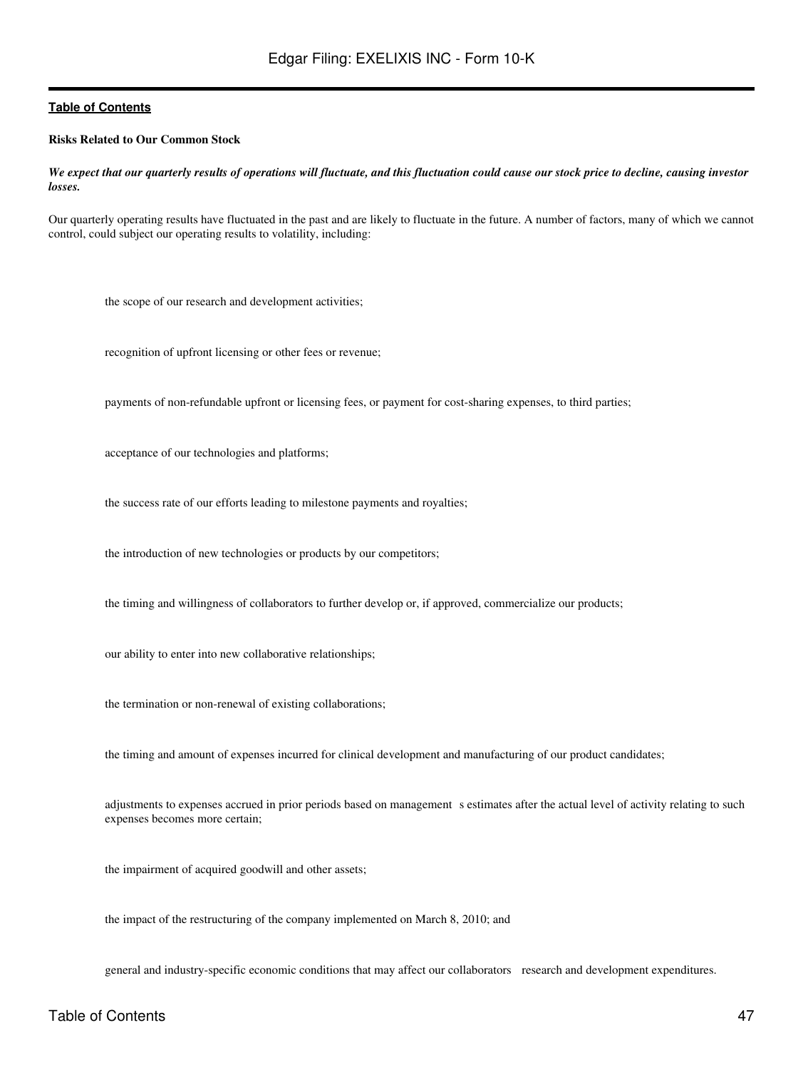**Risks Related to Our Common Stock**

***We expect that our quarterly results of operations will fluctuate, and this fluctuation could cause our stock price to decline, causing investor losses.***

Our quarterly operating results have fluctuated in the past and are likely to fluctuate in the future. A number of factors, many of which we cannot control, could subject our operating results to volatility, including:

- the scope of our research and development activities;
- recognition of upfront licensing or other fees or revenue;
- payments of non-refundable upfront or licensing fees, or payment for cost-sharing expenses, to third parties;
- acceptance of our technologies and platforms;
- the success rate of our efforts leading to milestone payments and royalties;
- the introduction of new technologies or products by our competitors;
- the timing and willingness of collaborators to further develop or, if approved, commercialize our products;
- our ability to enter into new collaborative relationships;
- the termination or non-renewal of existing collaborations;
- the timing and amount of expenses incurred for clinical development and manufacturing of our product candidates;
- adjustments to expenses accrued in prior periods based on management s estimates after the actual level of activity relating to such expenses becomes more certain;
- the impairment of acquired goodwill and other assets;
- the impact of the restructuring of the company implemented on March 8, 2010; and
- general and industry-specific economic conditions that may affect our collaborators research and development expenditures.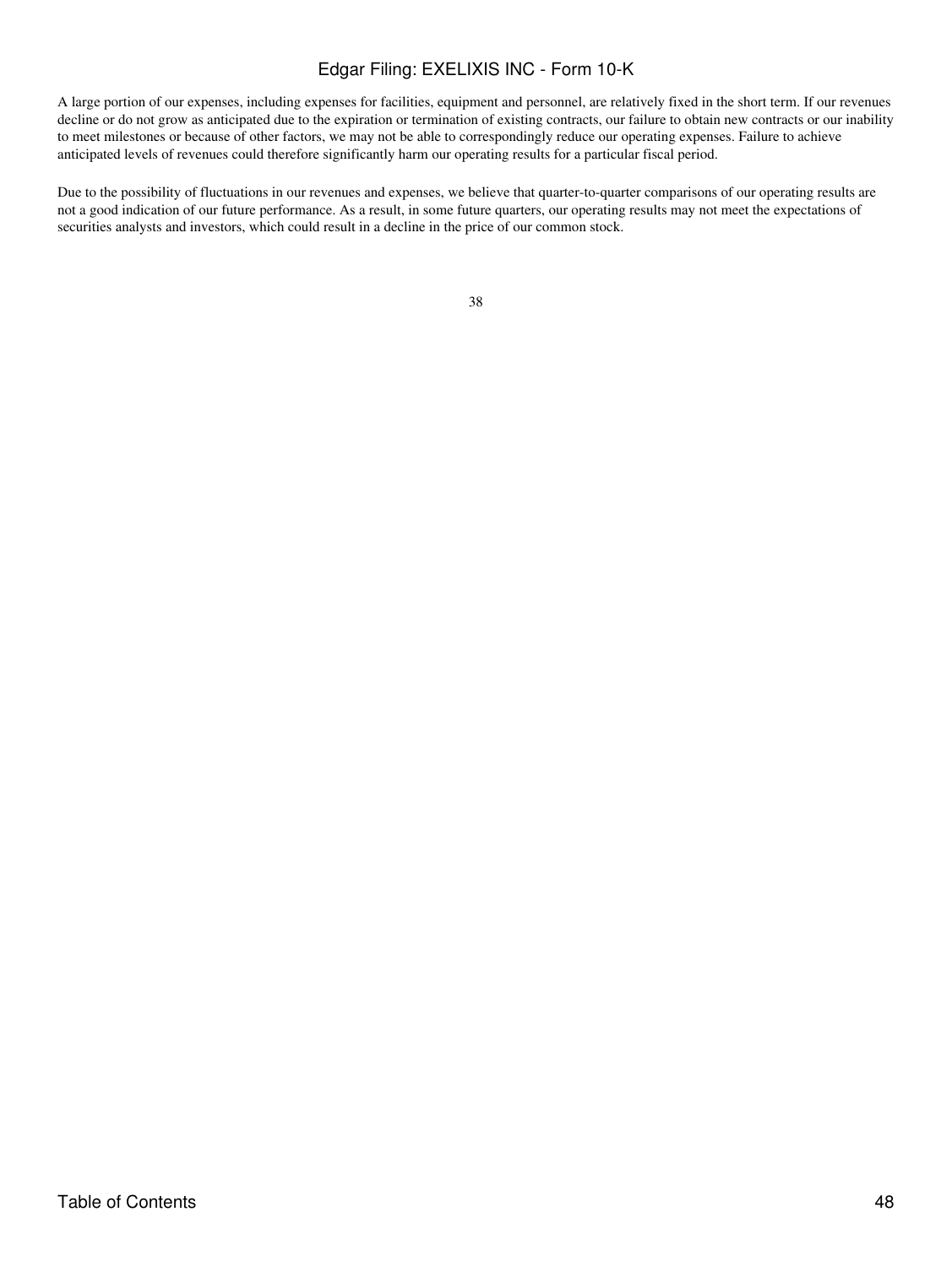A large portion of our expenses, including expenses for facilities, equipment and personnel, are relatively fixed in the short term. If our revenues decline or do not grow as anticipated due to the expiration or termination of existing contracts, our failure to obtain new contracts or our inability to meet milestones or because of other factors, we may not be able to correspondingly reduce our operating expenses. Failure to achieve anticipated levels of revenues could therefore significantly harm our operating results for a particular fiscal period.

Due to the possibility of fluctuations in our revenues and expenses, we believe that quarter-to-quarter comparisons of our operating results are not a good indication of our future performance. As a result, in some future quarters, our operating results may not meet the expectations of securities analysts and investors, which could result in a decline in the price of our common stock.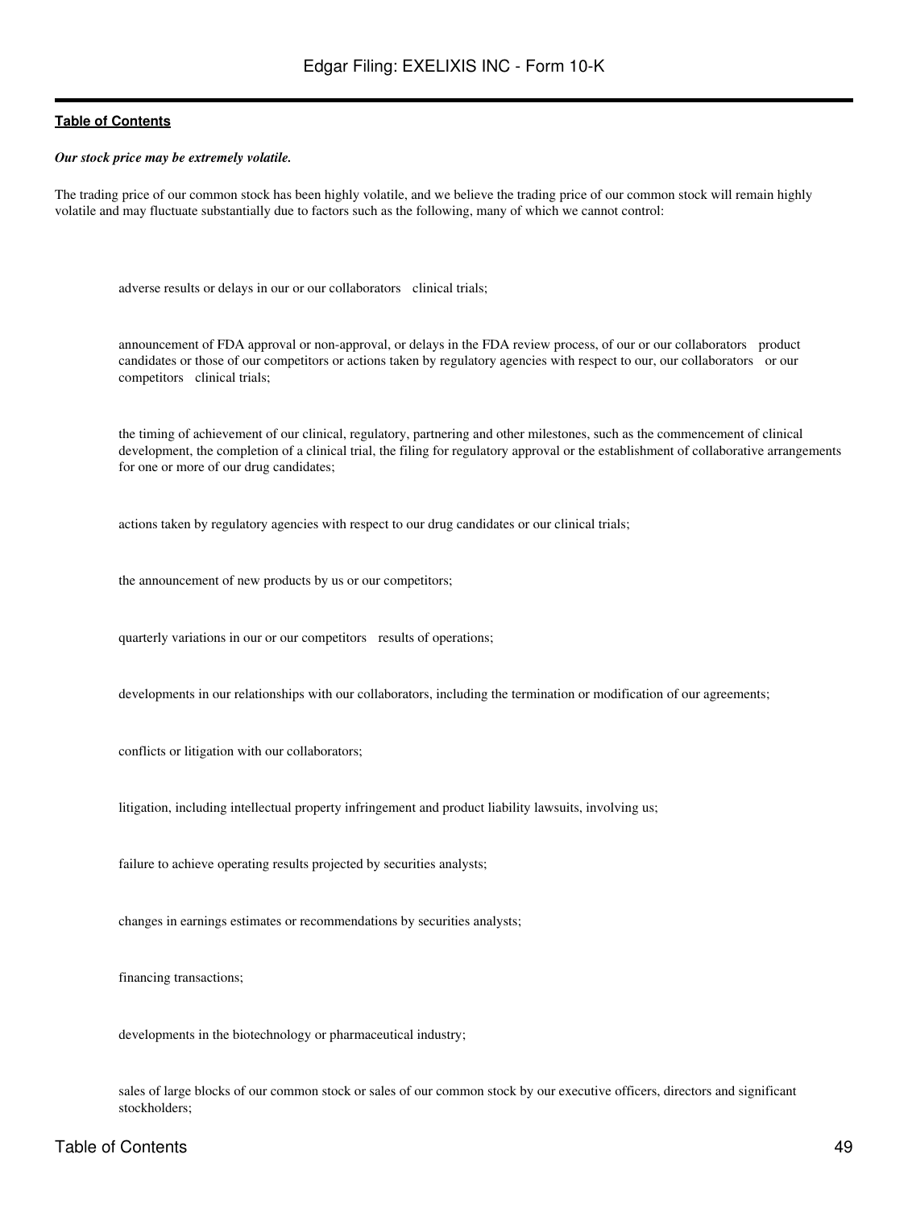*Our stock price may be extremely volatile.*

The trading price of our common stock has been highly volatile, and we believe the trading price of our common stock will remain highly volatile and may fluctuate substantially due to factors such as the following, many of which we cannot control:

- adverse results or delays in our or our collaborators clinical trials;
- announcement of FDA approval or non-approval, or delays in the FDA review process, of our or our collaborators product candidates or those of our competitors or actions taken by regulatory agencies with respect to our, our collaborators or our competitors clinical trials;
- the timing of achievement of our clinical, regulatory, partnering and other milestones, such as the commencement of clinical development, the completion of a clinical trial, the filing for regulatory approval or the establishment of collaborative arrangements for one or more of our drug candidates;
- actions taken by regulatory agencies with respect to our drug candidates or our clinical trials;
- the announcement of new products by us or our competitors;
- quarterly variations in our or our competitors results of operations;
- developments in our relationships with our collaborators, including the termination or modification of our agreements;
- conflicts or litigation with our collaborators;
- litigation, including intellectual property infringement and product liability lawsuits, involving us;
- failure to achieve operating results projected by securities analysts;
- changes in earnings estimates or recommendations by securities analysts;
- financing transactions;
- developments in the biotechnology or pharmaceutical industry;
- sales of large blocks of our common stock or sales of our common stock by our executive officers, directors and significant stockholders;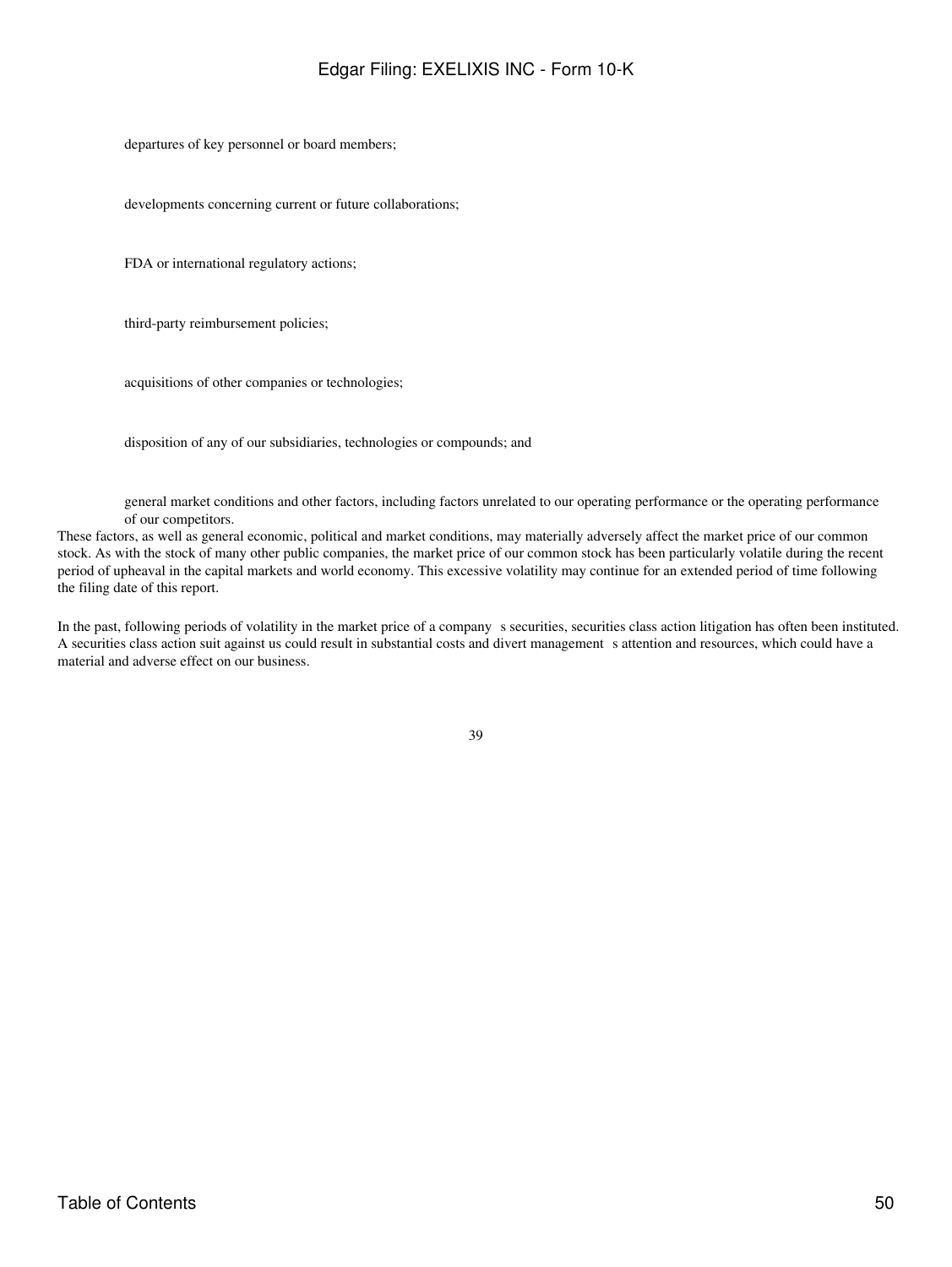- departures of key personnel or board members;
- developments concerning current or future collaborations;
- FDA or international regulatory actions;
- third-party reimbursement policies;
- acquisitions of other companies or technologies;
- disposition of any of our subsidiaries, technologies or compounds; and
- general market conditions and other factors, including factors unrelated to our operating performance or the operating performance of our competitors.

These factors, as well as general economic, political and market conditions, may materially adversely affect the market price of our common stock. As with the stock of many other public companies, the market price of our common stock has been particularly volatile during the recent period of upheaval in the capital markets and world economy. This excessive volatility may continue for an extended period of time following the filing date of this report.

In the past, following periods of volatility in the market price of a company s securities, securities class action litigation has often been instituted. A securities class action suit against us could result in substantial costs and divert management s attention and resources, which could have a material and adverse effect on our business.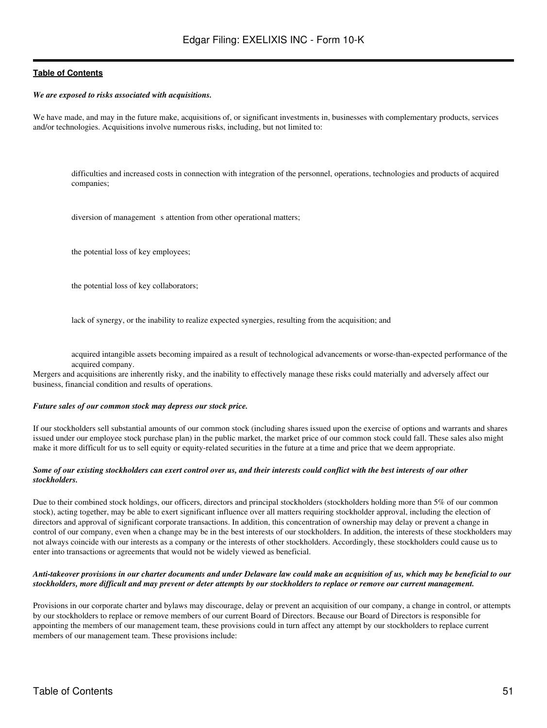*We are exposed to risks associated with acquisitions.*

We have made, and may in the future make, acquisitions of, or significant investments in, businesses with complementary products, services and/or technologies. Acquisitions involve numerous risks, including, but not limited to:

- difficulties and increased costs in connection with integration of the personnel, operations, technologies and products of acquired companies;
- diversion of management s attention from other operational matters;
- the potential loss of key employees;
- the potential loss of key collaborators;
- lack of synergy, or the inability to realize expected synergies, resulting from the acquisition; and
- acquired intangible assets becoming impaired as a result of technological advancements or worse-than-expected performance of the acquired company.

Mergers and acquisitions are inherently risky, and the inability to effectively manage these risks could materially and adversely affect our business, financial condition and results of operations.

*Future sales of our common stock may depress our stock price.*

If our stockholders sell substantial amounts of our common stock (including shares issued upon the exercise of options and warrants and shares issued under our employee stock purchase plan) in the public market, the market price of our common stock could fall. These sales also might make it more difficult for us to sell equity or equity-related securities in the future at a time and price that we deem appropriate.

*Some of our existing stockholders can exert control over us, and their interests could conflict with the best interests of our other stockholders.*

Due to their combined stock holdings, our officers, directors and principal stockholders (stockholders holding more than 5% of our common stock), acting together, may be able to exert significant influence over all matters requiring stockholder approval, including the election of directors and approval of significant corporate transactions. In addition, this concentration of ownership may delay or prevent a change in control of our company, even when a change may be in the best interests of our stockholders. In addition, the interests of these stockholders may not always coincide with our interests as a company or the interests of other stockholders. Accordingly, these stockholders could cause us to enter into transactions or agreements that would not be widely viewed as beneficial.

*Anti-takeover provisions in our charter documents and under Delaware law could make an acquisition of us, which may be beneficial to our stockholders, more difficult and may prevent or deter attempts by our stockholders to replace or remove our current management.*

Provisions in our corporate charter and bylaws may discourage, delay or prevent an acquisition of our company, a change in control, or attempts by our stockholders to replace or remove members of our current Board of Directors. Because our Board of Directors is responsible for appointing the members of our management team, these provisions could in turn affect any attempt by our stockholders to replace current members of our management team. These provisions include: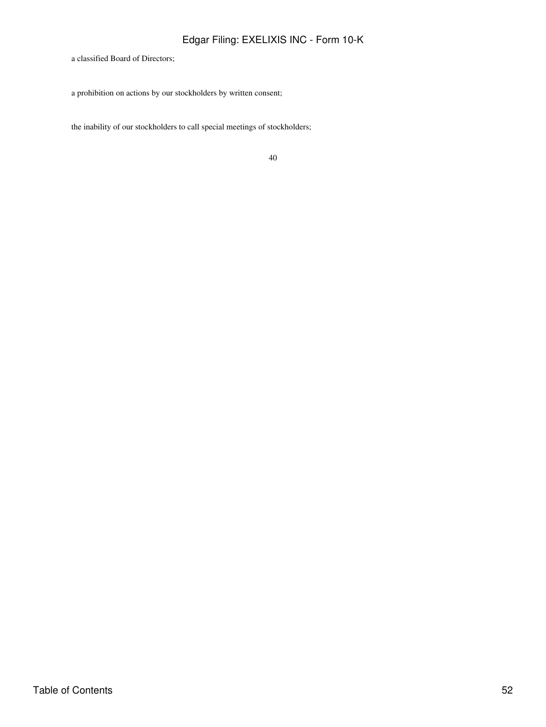a classified Board of Directors;

a prohibition on actions by our stockholders by written consent;

the inability of our stockholders to call special meetings of stockholders;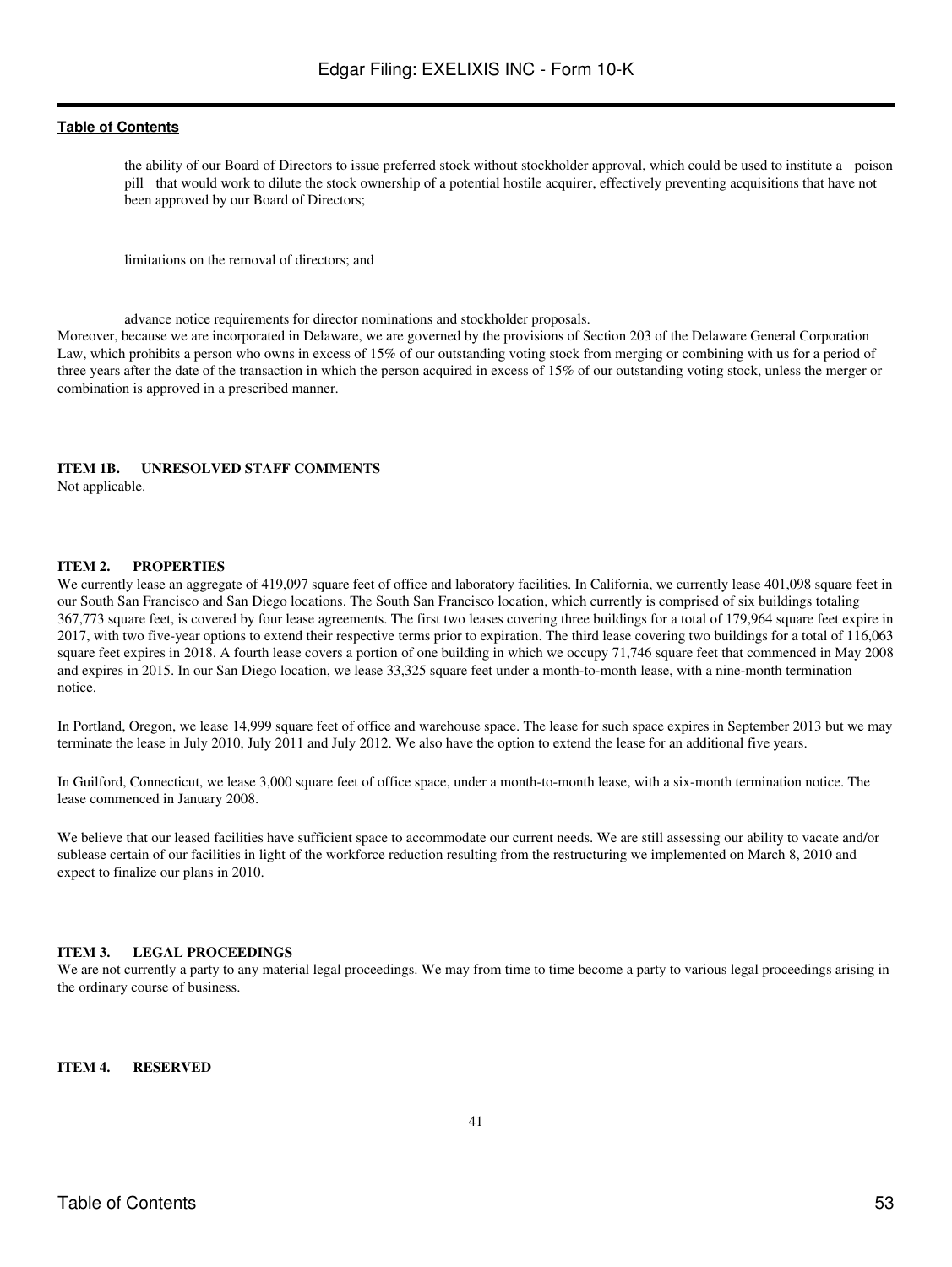- the ability of our Board of Directors to issue preferred stock without stockholder approval, which could be used to institute a poison pill that would work to dilute the stock ownership of a potential hostile acquirer, effectively preventing acquisitions that have not been approved by our Board of Directors;

- limitations on the removal of directors; and

- advance notice requirements for director nominations and stockholder proposals.

Moreover, because we are incorporated in Delaware, we are governed by the provisions of Section 203 of the Delaware General Corporation Law, which prohibits a person who owns in excess of 15% of our outstanding voting stock from merging or combining with us for a period of three years after the date of the transaction in which the person acquired in excess of 15% of our outstanding voting stock, unless the merger or combination is approved in a prescribed manner.

## ITEM 1B. UNRESOLVED STAFF COMMENTS

Not applicable.

## ITEM 2. PROPERTIES

We currently lease an aggregate of 419,097 square feet of office and laboratory facilities. In California, we currently lease 401,098 square feet in our South San Francisco and San Diego locations. The South San Francisco location, which currently is comprised of six buildings totaling 367,773 square feet, is covered by four lease agreements. The first two leases covering three buildings for a total of 179,964 square feet expire in 2017, with two five-year options to extend their respective terms prior to expiration. The third lease covering two buildings for a total of 116,063 square feet expires in 2018. A fourth lease covers a portion of one building in which we occupy 71,746 square feet that commenced in May 2008 and expires in 2015. In our San Diego location, we lease 33,325 square feet under a month-to-month lease, with a nine-month termination notice.

In Portland, Oregon, we lease 14,999 square feet of office and warehouse space. The lease for such space expires in September 2013 but we may terminate the lease in July 2010, July 2011 and July 2012. We also have the option to extend the lease for an additional five years.

In Guilford, Connecticut, we lease 3,000 square feet of office space, under a month-to-month lease, with a six-month termination notice. The lease commenced in January 2008.

We believe that our leased facilities have sufficient space to accommodate our current needs. We are still assessing our ability to vacate and/or sublease certain of our facilities in light of the workforce reduction resulting from the restructuring we implemented on March 8, 2010 and expect to finalize our plans in 2010.

## ITEM 3. LEGAL PROCEEDINGS

We are not currently a party to any material legal proceedings. We may from time to time become a party to various legal proceedings arising in the ordinary course of business.

## ITEM 4. RESERVED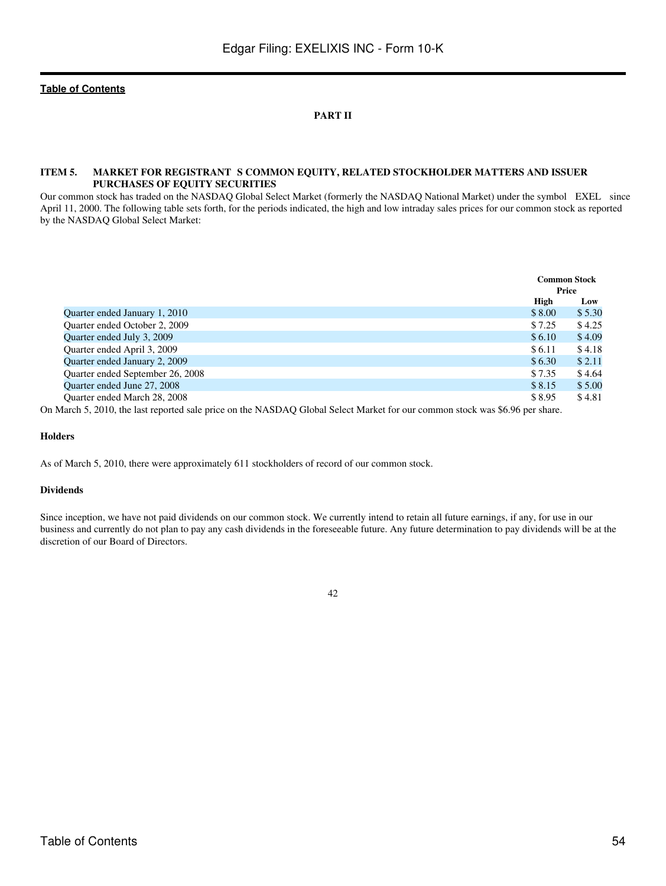## PART II

### ITEM 5. MARKET FOR REGISTRANT S COMMON EQUITY, RELATED STOCKHOLDER MATTERS AND ISSUER PURCHASES OF EQUITY SECURITIES

Our common stock has traded on the NASDAQ Global Select Market (formerly the NASDAQ National Market) under the symbol EXEL since April 11, 2000. The following table sets forth, for the periods indicated, the high and low intraday sales prices for our common stock as reported by the NASDAQ Global Select Market:

| | Common Stock Price | |
|---|---|---|
| | High | Low |
| Quarter ended January 1, 2010 | $ 8.00 | $ 5.30 |
| Quarter ended October 2, 2009 | $ 7.25 | $ 4.25 |
| Quarter ended July 3, 2009 | $ 6.10 | $ 4.09 |
| Quarter ended April 3, 2009 | $ 6.11 | $ 4.18 |
| Quarter ended January 2, 2009 | $ 6.30 | $ 2.11 |
| Quarter ended September 26, 2008 | $ 7.35 | $ 4.64 |
| Quarter ended June 27, 2008 | $ 8.15 | $ 5.00 |
| Quarter ended March 28, 2008 | $ 8.95 | $ 4.81 |

On March 5, 2010, the last reported sale price on the NASDAQ Global Select Market for our common stock was $6.96 per share.

**Holders**

As of March 5, 2010, there were approximately 611 stockholders of record of our common stock.

**Dividends**

Since inception, we have not paid dividends on our common stock. We currently intend to retain all future earnings, if any, for use in our business and currently do not plan to pay any cash dividends in the foreseeable future. Any future determination to pay dividends will be at the discretion of our Board of Directors.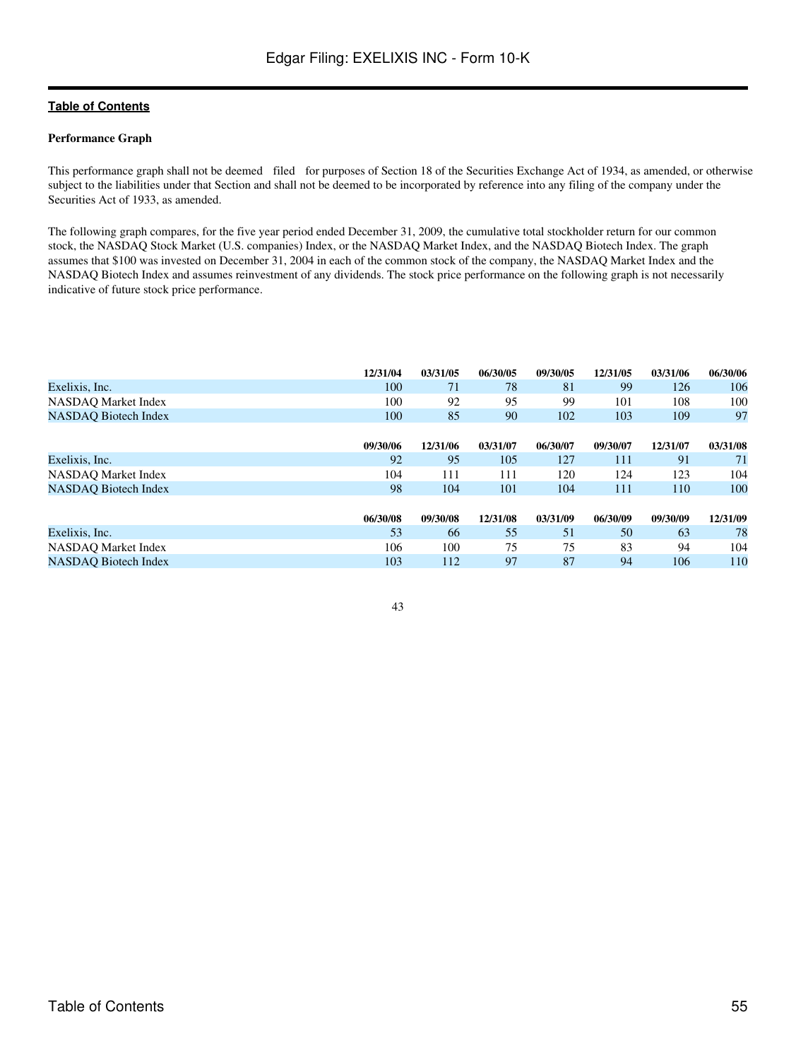**Performance Graph**

This performance graph shall not be deemed "filed" for purposes of Section 18 of the Securities Exchange Act of 1934, as amended, or otherwise subject to the liabilities under that Section and shall not be deemed to be incorporated by reference into any filing of the company under the Securities Act of 1933, as amended.

The following graph compares, for the five year period ended December 31, 2009, the cumulative total stockholder return for our common stock, the NASDAQ Stock Market (U.S. companies) Index, or the NASDAQ Market Index, and the NASDAQ Biotech Index. The graph assumes that $100 was invested on December 31, 2004 in each of the common stock of the company, the NASDAQ Market Index and the NASDAQ Biotech Index and assumes reinvestment of any dividends. The stock price performance on the following graph is not necessarily indicative of future stock price performance.

| | 12/31/04 | 03/31/05 | 06/30/05 | 09/30/05 | 12/31/05 | 03/31/06 | 06/30/06 |
|---|---|---|---|---|---|---|---|
| Exelixis, Inc. | 100 | 71 | 78 | 81 | 99 | 126 | 106 |
| NASDAQ Market Index | 100 | 92 | 95 | 99 | 101 | 108 | 100 |
| NASDAQ Biotech Index | 100 | 85 | 90 | 102 | 103 | 109 | 97 |

| | 09/30/06 | 12/31/06 | 03/31/07 | 06/30/07 | 09/30/07 | 12/31/07 | 03/31/08 |
|---|---|---|---|---|---|---|---|
| Exelixis, Inc. | 92 | 95 | 105 | 127 | 111 | 91 | 71 |
| NASDAQ Market Index | 104 | 111 | 111 | 120 | 124 | 123 | 104 |
| NASDAQ Biotech Index | 98 | 104 | 101 | 104 | 111 | 110 | 100 |

| | 06/30/08 | 09/30/08 | 12/31/08 | 03/31/09 | 06/30/09 | 09/30/09 | 12/31/09 |
|---|---|---|---|---|---|---|---|
| Exelixis, Inc. | 53 | 66 | 55 | 51 | 50 | 63 | 78 |
| NASDAQ Market Index | 106 | 100 | 75 | 75 | 83 | 94 | 104 |
| NASDAQ Biotech Index | 103 | 112 | 97 | 87 | 94 | 106 | 110 |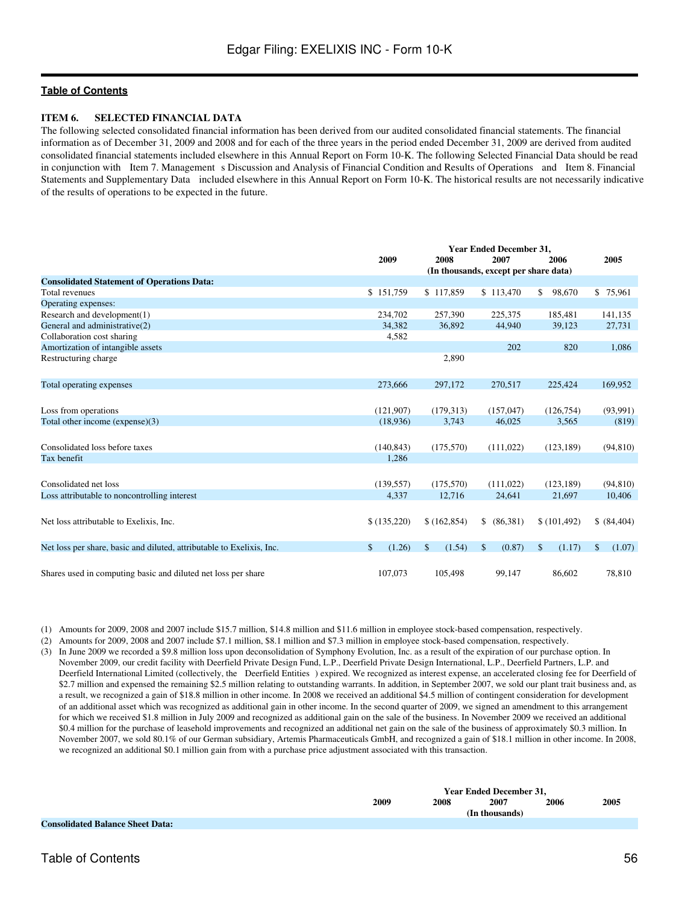[Table of Contents](#)

### ITEM 6. SELECTED FINANCIAL DATA

The following selected consolidated financial information has been derived from our audited consolidated financial statements. The financial information as of December 31, 2009 and 2008 and for each of the three years in the period ended December 31, 2009 are derived from audited consolidated financial statements included elsewhere in this Annual Report on Form 10-K. The following Selected Financial Data should be read in conjunction with Item 7. Management s Discussion and Analysis of Financial Condition and Results of Operations and Item 8. Financial Statements and Supplementary Data included elsewhere in this Annual Report on Form 10-K. The historical results are not necessarily indicative of the results of operations to be expected in the future.

| | Year Ended December 31, | | | | |
|---|---|---|---|---|---|
| | 2009 | 2008 | 2007 | 2006 | 2005 |
| | (In thousands, except per share data) | | | | |
| **Consolidated Statement of Operations Data:** | | | | | |
| Total revenues | $ 151,759 | $ 117,859 | $ 113,470 | $ 98,670 | $ 75,961 |
| Operating expenses: | | | | | |
| Research and development(1) | 234,702 | 257,390 | 225,375 | 185,481 | 141,135 |
| General and administrative(2) | 34,382 | 36,892 | 44,940 | 39,123 | 27,731 |
| Collaboration cost sharing | 4,582 | | | | |
| Amortization of intangible assets | | | 202 | 820 | 1,086 |
| Restructuring charge | | 2,890 | | | |
| Total operating expenses | 273,666 | 297,172 | 270,517 | 225,424 | 169,952 |
| Loss from operations | (121,907) | (179,313) | (157,047) | (126,754) | (93,991) |
| Total other income (expense)(3) | (18,936) | 3,743 | 46,025 | 3,565 | (819) |
| Consolidated loss before taxes | (140,843) | (175,570) | (111,022) | (123,189) | (94,810) |
| Tax benefit | 1,286 | | | | |
| Consolidated net loss | (139,557) | (175,570) | (111,022) | (123,189) | (94,810) |
| Loss attributable to noncontrolling interest | 4,337 | 12,716 | 24,641 | 21,697 | 10,406 |
| Net loss attributable to Exelixis, Inc. | $ (135,220) | $ (162,854) | $ (86,381) | $ (101,492) | $ (84,404) |
| Net loss per share, basic and diluted, attributable to Exelixis, Inc. | $ (1.26) | $ (1.54) | $ (0.87) | $ (1.17) | $ (1.07) |
| Shares used in computing basic and diluted net loss per share | 107,073 | 105,498 | 99,147 | 86,602 | 78,810 |

(1) Amounts for 2009, 2008 and 2007 include $15.7 million, $14.8 million and $11.6 million in employee stock-based compensation, respectively.

(2) Amounts for 2009, 2008 and 2007 include $7.1 million, $8.1 million and $7.3 million in employee stock-based compensation, respectively.

(3) In June 2009 we recorded a $9.8 million loss upon deconsolidation of Symphony Evolution, Inc. as a result of the expiration of our purchase option. In November 2009, our credit facility with Deerfield Private Design Fund, L.P., Deerfield Private Design International, L.P., Deerfield Partners, L.P. and Deerfield International Limited (collectively, the Deerfield Entities ) expired. We recognized as interest expense, an accelerated closing fee for Deerfield of $2.7 million and expensed the remaining $2.5 million relating to outstanding warrants. In addition, in September 2007, we sold our plant trait business and, as a result, we recognized a gain of $18.8 million in other income. In 2008 we received an additional $4.5 million of contingent consideration for development of an additional asset which was recognized as additional gain in other income. In the second quarter of 2009, we signed an amendment to this arrangement for which we received $1.8 million in July 2009 and recognized as additional gain on the sale of the business. In November 2009 we received an additional $0.4 million for the purchase of leasehold improvements and recognized an additional net gain on the sale of the business of approximately $0.3 million. In November 2007, we sold 80.1% of our German subsidiary, Artemis Pharmaceuticals GmbH, and recognized a gain of $18.1 million in other income. In 2008, we recognized an additional $0.1 million gain from with a purchase price adjustment associated with this transaction.

| | Year Ended December 31, | | | | |
|---|---|---|---|---|---|
| | 2009 | 2008 | 2007 | 2006 | 2005 |
| | (In thousands) | | | | |
| **Consolidated Balance Sheet Data:** | | | | | |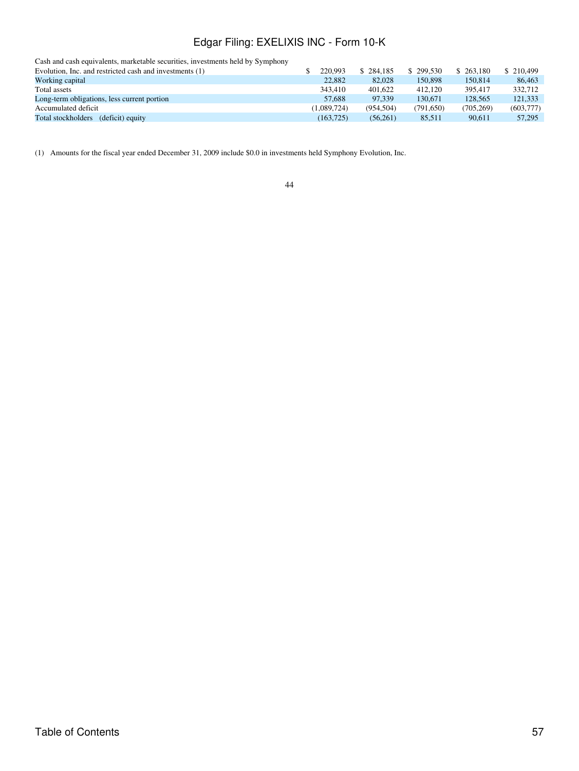| | | | | | |
|---|---|---|---|---|---|
| Cash and cash equivalents, marketable securities, investments held by Symphony Evolution, Inc. and restricted cash and investments (1) | $ 220,993 | $ 284,185 | $ 299,530 | $ 263,180 | $ 210,499 |
| Working capital | 22,882 | 82,028 | 150,898 | 150,814 | 86,463 |
| Total assets | 343,410 | 401,622 | 412,120 | 395,417 | 332,712 |
| Long-term obligations, less current portion | 57,688 | 97,339 | 130,671 | 128,565 | 121,333 |
| Accumulated deficit | (1,089,724) | (954,504) | (791,650) | (705,269) | (603,777) |
| Total stockholders (deficit) equity | (163,725) | (56,261) | 85,511 | 90,611 | 57,295 |

(1) Amounts for the fiscal year ended December 31, 2009 include $0.0 in investments held Symphony Evolution, Inc.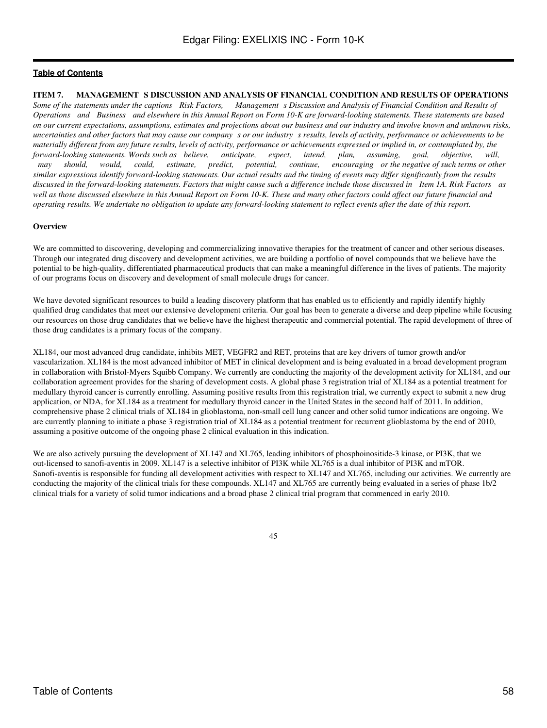[Table of Contents](#)

**ITEM 7. MANAGEMENT'S DISCUSSION AND ANALYSIS OF FINANCIAL CONDITION AND RESULTS OF OPERATIONS**

*Some of the statements under the captions "Risk Factors," "Management's Discussion and Analysis of Financial Condition and Results of Operations" and "Business" and elsewhere in this Annual Report on Form 10-K are forward-looking statements. These statements are based on our current expectations, assumptions, estimates and projections about our business and our industry and involve known and unknown risks, uncertainties and other factors that may cause our company's or our industry's results, levels of activity, performance or achievements to be materially different from any future results, levels of activity, performance or achievements expressed or implied in, or contemplated by, the forward-looking statements. Words such as "believe," "anticipate," "expect," "intend," "plan," "assuming," "goal," "objective," "will," "may," "should," "would," "could," "estimate," "predict," "potential," "continue," "encouraging" or the negative of such terms or other similar expressions identify forward-looking statements. Our actual results and the timing of events may differ significantly from the results discussed in the forward-looking statements. Factors that might cause such a difference include those discussed in "Item 1A. Risk Factors" as well as those discussed elsewhere in this Annual Report on Form 10-K. These and many other factors could affect our future financial and operating results. We undertake no obligation to update any forward-looking statement to reflect events after the date of this report.*

**Overview**

We are committed to discovering, developing and commercializing innovative therapies for the treatment of cancer and other serious diseases. Through our integrated drug discovery and development activities, we are building a portfolio of novel compounds that we believe have the potential to be high-quality, differentiated pharmaceutical products that can make a meaningful difference in the lives of patients. The majority of our programs focus on discovery and development of small molecule drugs for cancer.

We have devoted significant resources to build a leading discovery platform that has enabled us to efficiently and rapidly identify highly qualified drug candidates that meet our extensive development criteria. Our goal has been to generate a diverse and deep pipeline while focusing our resources on those drug candidates that we believe have the highest therapeutic and commercial potential. The rapid development of three of those drug candidates is a primary focus of the company.

XL184, our most advanced drug candidate, inhibits MET, VEGFR2 and RET, proteins that are key drivers of tumor growth and/or vascularization. XL184 is the most advanced inhibitor of MET in clinical development and is being evaluated in a broad development program in collaboration with Bristol-Myers Squibb Company. We currently are conducting the majority of the development activity for XL184, and our collaboration agreement provides for the sharing of development costs. A global phase 3 registration trial of XL184 as a potential treatment for medullary thyroid cancer is currently enrolling. Assuming positive results from this registration trial, we currently expect to submit a new drug application, or NDA, for XL184 as a treatment for medullary thyroid cancer in the United States in the second half of 2011. In addition, comprehensive phase 2 clinical trials of XL184 in glioblastoma, non-small cell lung cancer and other solid tumor indications are ongoing. We are currently planning to initiate a phase 3 registration trial of XL184 as a potential treatment for recurrent glioblastoma by the end of 2010, assuming a positive outcome of the ongoing phase 2 clinical evaluation in this indication.

We are also actively pursuing the development of XL147 and XL765, leading inhibitors of phosphoinositide-3 kinase, or PI3K, that we out-licensed to sanofi-aventis in 2009. XL147 is a selective inhibitor of PI3K while XL765 is a dual inhibitor of PI3K and mTOR. Sanofi-aventis is responsible for funding all development activities with respect to XL147 and XL765, including our activities. We currently are conducting the majority of the clinical trials for these compounds. XL147 and XL765 are currently being evaluated in a series of phase 1b/2 clinical trials for a variety of solid tumor indications and a broad phase 2 clinical trial program that commenced in early 2010.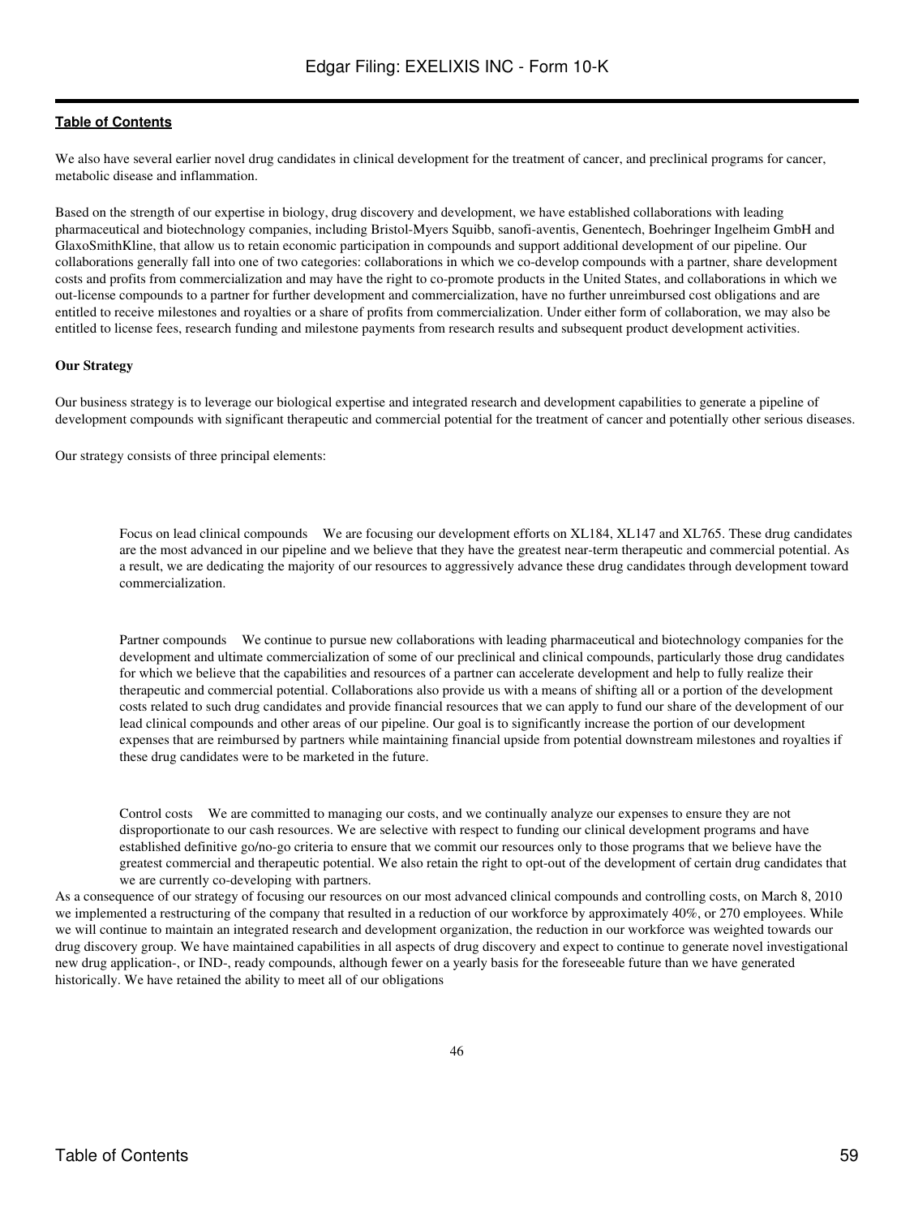We also have several earlier novel drug candidates in clinical development for the treatment of cancer, and preclinical programs for cancer, metabolic disease and inflammation.

Based on the strength of our expertise in biology, drug discovery and development, we have established collaborations with leading pharmaceutical and biotechnology companies, including Bristol-Myers Squibb, sanofi-aventis, Genentech, Boehringer Ingelheim GmbH and GlaxoSmithKline, that allow us to retain economic participation in compounds and support additional development of our pipeline. Our collaborations generally fall into one of two categories: collaborations in which we co-develop compounds with a partner, share development costs and profits from commercialization and may have the right to co-promote products in the United States, and collaborations in which we out-license compounds to a partner for further development and commercialization, have no further unreimbursed cost obligations and are entitled to receive milestones and royalties or a share of profits from commercialization. Under either form of collaboration, we may also be entitled to license fees, research funding and milestone payments from research results and subsequent product development activities.

**Our Strategy**

Our business strategy is to leverage our biological expertise and integrated research and development capabilities to generate a pipeline of development compounds with significant therapeutic and commercial potential for the treatment of cancer and potentially other serious diseases.

Our strategy consists of three principal elements:

- Focus on lead clinical compounds  We are focusing our development efforts on XL184, XL147 and XL765. These drug candidates are the most advanced in our pipeline and we believe that they have the greatest near-term therapeutic and commercial potential. As a result, we are dedicating the majority of our resources to aggressively advance these drug candidates through development toward commercialization.

- Partner compounds  We continue to pursue new collaborations with leading pharmaceutical and biotechnology companies for the development and ultimate commercialization of some of our preclinical and clinical compounds, particularly those drug candidates for which we believe that the capabilities and resources of a partner can accelerate development and help to fully realize their therapeutic and commercial potential. Collaborations also provide us with a means of shifting all or a portion of the development costs related to such drug candidates and provide financial resources that we can apply to fund our share of the development of our lead clinical compounds and other areas of our pipeline. Our goal is to significantly increase the portion of our development expenses that are reimbursed by partners while maintaining financial upside from potential downstream milestones and royalties if these drug candidates were to be marketed in the future.

- Control costs  We are committed to managing our costs, and we continually analyze our expenses to ensure they are not disproportionate to our cash resources. We are selective with respect to funding our clinical development programs and have established definitive go/no-go criteria to ensure that we commit our resources only to those programs that we believe have the greatest commercial and therapeutic potential. We also retain the right to opt-out of the development of certain drug candidates that we are currently co-developing with partners.

As a consequence of our strategy of focusing our resources on our most advanced clinical compounds and controlling costs, on March 8, 2010 we implemented a restructuring of the company that resulted in a reduction of our workforce by approximately 40%, or 270 employees. While we will continue to maintain an integrated research and development organization, the reduction in our workforce was weighted towards our drug discovery group. We have maintained capabilities in all aspects of drug discovery and expect to continue to generate novel investigational new drug application-, or IND-, ready compounds, although fewer on a yearly basis for the foreseeable future than we have generated historically. We have retained the ability to meet all of our obligations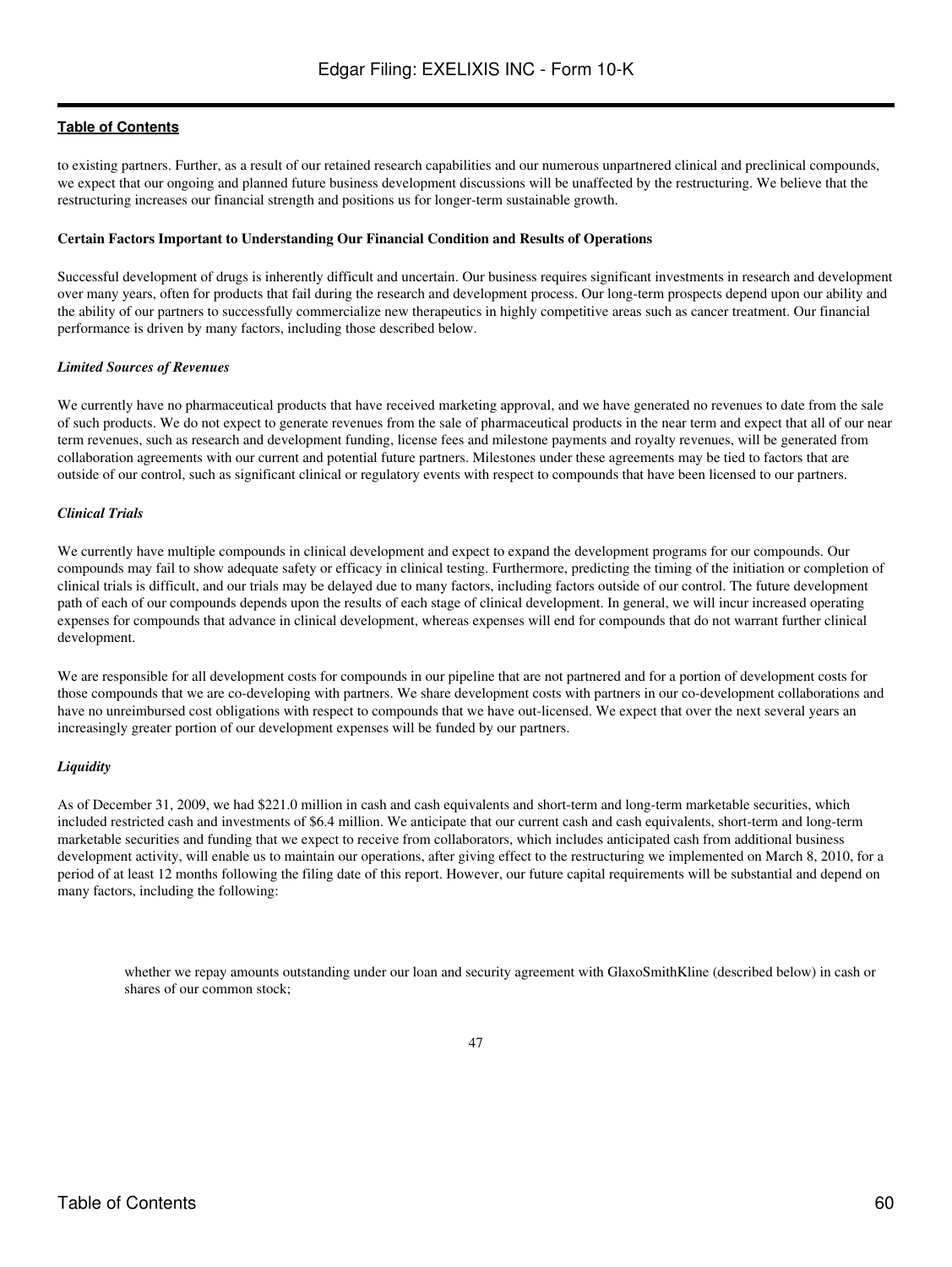to existing partners. Further, as a result of our retained research capabilities and our numerous unpartnered clinical and preclinical compounds, we expect that our ongoing and planned future business development discussions will be unaffected by the restructuring. We believe that the restructuring increases our financial strength and positions us for longer-term sustainable growth.

**Certain Factors Important to Understanding Our Financial Condition and Results of Operations**

Successful development of drugs is inherently difficult and uncertain. Our business requires significant investments in research and development over many years, often for products that fail during the research and development process. Our long-term prospects depend upon our ability and the ability of our partners to successfully commercialize new therapeutics in highly competitive areas such as cancer treatment. Our financial performance is driven by many factors, including those described below.

***Limited Sources of Revenues***

We currently have no pharmaceutical products that have received marketing approval, and we have generated no revenues to date from the sale of such products. We do not expect to generate revenues from the sale of pharmaceutical products in the near term and expect that all of our near term revenues, such as research and development funding, license fees and milestone payments and royalty revenues, will be generated from collaboration agreements with our current and potential future partners. Milestones under these agreements may be tied to factors that are outside of our control, such as significant clinical or regulatory events with respect to compounds that have been licensed to our partners.

***Clinical Trials***

We currently have multiple compounds in clinical development and expect to expand the development programs for our compounds. Our compounds may fail to show adequate safety or efficacy in clinical testing. Furthermore, predicting the timing of the initiation or completion of clinical trials is difficult, and our trials may be delayed due to many factors, including factors outside of our control. The future development path of each of our compounds depends upon the results of each stage of clinical development. In general, we will incur increased operating expenses for compounds that advance in clinical development, whereas expenses will end for compounds that do not warrant further clinical development.

We are responsible for all development costs for compounds in our pipeline that are not partnered and for a portion of development costs for those compounds that we are co-developing with partners. We share development costs with partners in our co-development collaborations and have no unreimbursed cost obligations with respect to compounds that we have out-licensed. We expect that over the next several years an increasingly greater portion of our development expenses will be funded by our partners.

***Liquidity***

As of December 31, 2009, we had $221.0 million in cash and cash equivalents and short-term and long-term marketable securities, which included restricted cash and investments of $6.4 million. We anticipate that our current cash and cash equivalents, short-term and long-term marketable securities and funding that we expect to receive from collaborators, which includes anticipated cash from additional business development activity, will enable us to maintain our operations, after giving effect to the restructuring we implemented on March 8, 2010, for a period of at least 12 months following the filing date of this report. However, our future capital requirements will be substantial and depend on many factors, including the following:

- whether we repay amounts outstanding under our loan and security agreement with GlaxoSmithKline (described below) in cash or shares of our common stock;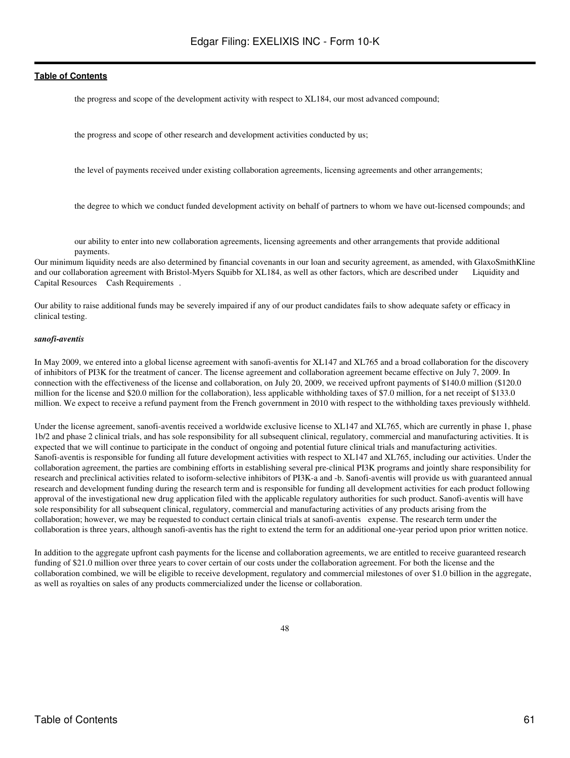- the progress and scope of the development activity with respect to XL184, our most advanced compound;

- the progress and scope of other research and development activities conducted by us;

- the level of payments received under existing collaboration agreements, licensing agreements and other arrangements;

- the degree to which we conduct funded development activity on behalf of partners to whom we have out-licensed compounds; and

- our ability to enter into new collaboration agreements, licensing agreements and other arrangements that provide additional payments.

Our minimum liquidity needs are also determined by financial covenants in our loan and security agreement, as amended, with GlaxoSmithKline and our collaboration agreement with Bristol-Myers Squibb for XL184, as well as other factors, which are described under Liquidity and Capital Resources Cash Requirements .

Our ability to raise additional funds may be severely impaired if any of our product candidates fails to show adequate safety or efficacy in clinical testing.

***sanofi-aventis***

In May 2009, we entered into a global license agreement with sanofi-aventis for XL147 and XL765 and a broad collaboration for the discovery of inhibitors of PI3K for the treatment of cancer. The license agreement and collaboration agreement became effective on July 7, 2009. In connection with the effectiveness of the license and collaboration, on July 20, 2009, we received upfront payments of $140.0 million ($120.0 million for the license and $20.0 million for the collaboration), less applicable withholding taxes of $7.0 million, for a net receipt of $133.0 million. We expect to receive a refund payment from the French government in 2010 with respect to the withholding taxes previously withheld.

Under the license agreement, sanofi-aventis received a worldwide exclusive license to XL147 and XL765, which are currently in phase 1, phase 1b/2 and phase 2 clinical trials, and has sole responsibility for all subsequent clinical, regulatory, commercial and manufacturing activities. It is expected that we will continue to participate in the conduct of ongoing and potential future clinical trials and manufacturing activities. Sanofi-aventis is responsible for funding all future development activities with respect to XL147 and XL765, including our activities. Under the collaboration agreement, the parties are combining efforts in establishing several pre-clinical PI3K programs and jointly share responsibility for research and preclinical activities related to isoform-selective inhibitors of PI3K-a and -b. Sanofi-aventis will provide us with guaranteed annual research and development funding during the research term and is responsible for funding all development activities for each product following approval of the investigational new drug application filed with the applicable regulatory authorities for such product. Sanofi-aventis will have sole responsibility for all subsequent clinical, regulatory, commercial and manufacturing activities of any products arising from the collaboration; however, we may be requested to conduct certain clinical trials at sanofi-aventis expense. The research term under the collaboration is three years, although sanofi-aventis has the right to extend the term for an additional one-year period upon prior written notice.

In addition to the aggregate upfront cash payments for the license and collaboration agreements, we are entitled to receive guaranteed research funding of $21.0 million over three years to cover certain of our costs under the collaboration agreement. For both the license and the collaboration combined, we will be eligible to receive development, regulatory and commercial milestones of over $1.0 billion in the aggregate, as well as royalties on sales of any products commercialized under the license or collaboration.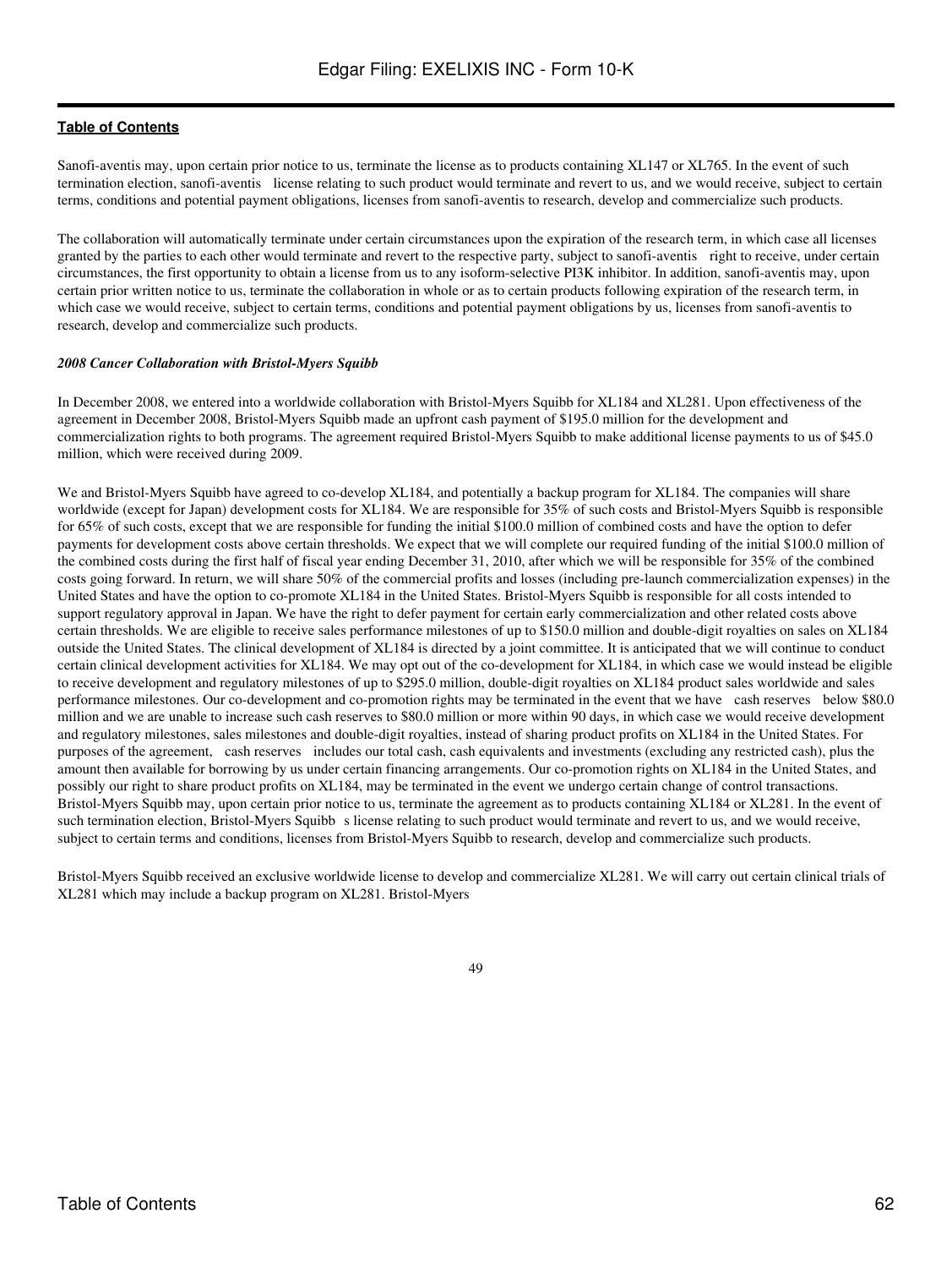Sanofi-aventis may, upon certain prior notice to us, terminate the license as to products containing XL147 or XL765. In the event of such termination election, sanofi-aventis license relating to such product would terminate and revert to us, and we would receive, subject to certain terms, conditions and potential payment obligations, licenses from sanofi-aventis to research, develop and commercialize such products.

The collaboration will automatically terminate under certain circumstances upon the expiration of the research term, in which case all licenses granted by the parties to each other would terminate and revert to the respective party, subject to sanofi-aventis right to receive, under certain circumstances, the first opportunity to obtain a license from us to any isoform-selective PI3K inhibitor. In addition, sanofi-aventis may, upon certain prior written notice to us, terminate the collaboration in whole or as to certain products following expiration of the research term, in which case we would receive, subject to certain terms, conditions and potential payment obligations by us, licenses from sanofi-aventis to research, develop and commercialize such products.

***2008 Cancer Collaboration with Bristol-Myers Squibb***

In December 2008, we entered into a worldwide collaboration with Bristol-Myers Squibb for XL184 and XL281. Upon effectiveness of the agreement in December 2008, Bristol-Myers Squibb made an upfront cash payment of $195.0 million for the development and commercialization rights to both programs. The agreement required Bristol-Myers Squibb to make additional license payments to us of $45.0 million, which were received during 2009.

We and Bristol-Myers Squibb have agreed to co-develop XL184, and potentially a backup program for XL184. The companies will share worldwide (except for Japan) development costs for XL184. We are responsible for 35% of such costs and Bristol-Myers Squibb is responsible for 65% of such costs, except that we are responsible for funding the initial $100.0 million of combined costs and have the option to defer payments for development costs above certain thresholds. We expect that we will complete our required funding of the initial $100.0 million of the combined costs during the first half of fiscal year ending December 31, 2010, after which we will be responsible for 35% of the combined costs going forward. In return, we will share 50% of the commercial profits and losses (including pre-launch commercialization expenses) in the United States and have the option to co-promote XL184 in the United States. Bristol-Myers Squibb is responsible for all costs intended to support regulatory approval in Japan. We have the right to defer payment for certain early commercialization and other related costs above certain thresholds. We are eligible to receive sales performance milestones of up to $150.0 million and double-digit royalties on sales on XL184 outside the United States. The clinical development of XL184 is directed by a joint committee. It is anticipated that we will continue to conduct certain clinical development activities for XL184. We may opt out of the co-development for XL184, in which case we would instead be eligible to receive development and regulatory milestones of up to $295.0 million, double-digit royalties on XL184 product sales worldwide and sales performance milestones. Our co-development and co-promotion rights may be terminated in the event that we have cash reserves below $80.0 million and we are unable to increase such cash reserves to $80.0 million or more within 90 days, in which case we would receive development and regulatory milestones, sales milestones and double-digit royalties, instead of sharing product profits on XL184 in the United States. For purposes of the agreement, cash reserves includes our total cash, cash equivalents and investments (excluding any restricted cash), plus the amount then available for borrowing by us under certain financing arrangements. Our co-promotion rights on XL184 in the United States, and possibly our right to share product profits on XL184, may be terminated in the event we undergo certain change of control transactions. Bristol-Myers Squibb may, upon certain prior notice to us, terminate the agreement as to products containing XL184 or XL281. In the event of such termination election, Bristol-Myers Squibb s license relating to such product would terminate and revert to us, and we would receive, subject to certain terms and conditions, licenses from Bristol-Myers Squibb to research, develop and commercialize such products.

Bristol-Myers Squibb received an exclusive worldwide license to develop and commercialize XL281. We will carry out certain clinical trials of XL281 which may include a backup program on XL281. Bristol-Myers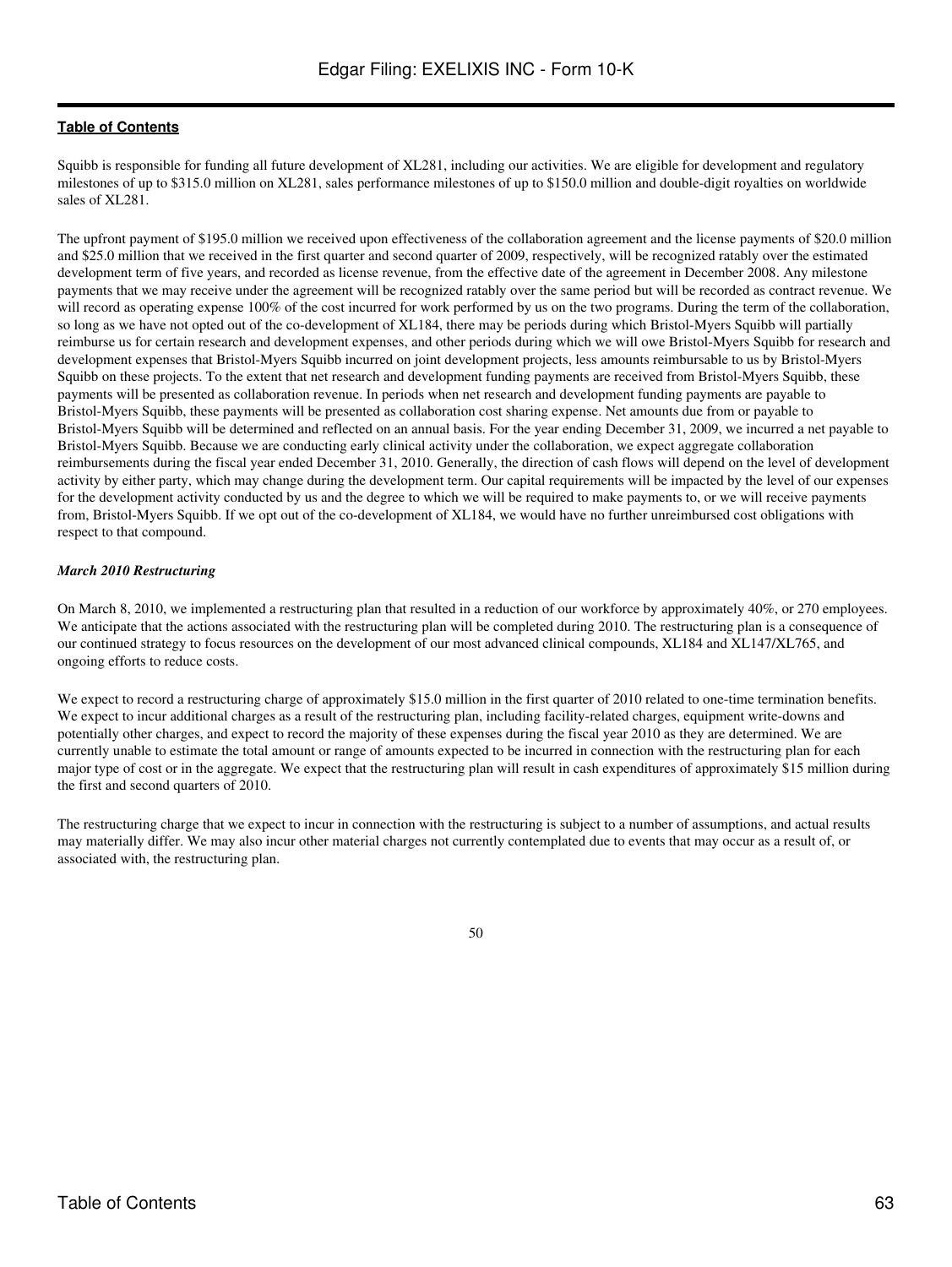Squibb is responsible for funding all future development of XL281, including our activities. We are eligible for development and regulatory milestones of up to $315.0 million on XL281, sales performance milestones of up to $150.0 million and double-digit royalties on worldwide sales of XL281.

The upfront payment of $195.0 million we received upon effectiveness of the collaboration agreement and the license payments of $20.0 million and $25.0 million that we received in the first quarter and second quarter of 2009, respectively, will be recognized ratably over the estimated development term of five years, and recorded as license revenue, from the effective date of the agreement in December 2008. Any milestone payments that we may receive under the agreement will be recognized ratably over the same period but will be recorded as contract revenue. We will record as operating expense 100% of the cost incurred for work performed by us on the two programs. During the term of the collaboration, so long as we have not opted out of the co-development of XL184, there may be periods during which Bristol-Myers Squibb will partially reimburse us for certain research and development expenses, and other periods during which we will owe Bristol-Myers Squibb for research and development expenses that Bristol-Myers Squibb incurred on joint development projects, less amounts reimbursable to us by Bristol-Myers Squibb on these projects. To the extent that net research and development funding payments are received from Bristol-Myers Squibb, these payments will be presented as collaboration revenue. In periods when net research and development funding payments are payable to Bristol-Myers Squibb, these payments will be presented as collaboration cost sharing expense. Net amounts due from or payable to Bristol-Myers Squibb will be determined and reflected on an annual basis. For the year ending December 31, 2009, we incurred a net payable to Bristol-Myers Squibb. Because we are conducting early clinical activity under the collaboration, we expect aggregate collaboration reimbursements during the fiscal year ended December 31, 2010. Generally, the direction of cash flows will depend on the level of development activity by either party, which may change during the development term. Our capital requirements will be impacted by the level of our expenses for the development activity conducted by us and the degree to which we will be required to make payments to, or we will receive payments from, Bristol-Myers Squibb. If we opt out of the co-development of XL184, we would have no further unreimbursed cost obligations with respect to that compound.

***March 2010 Restructuring***

On March 8, 2010, we implemented a restructuring plan that resulted in a reduction of our workforce by approximately 40%, or 270 employees. We anticipate that the actions associated with the restructuring plan will be completed during 2010. The restructuring plan is a consequence of our continued strategy to focus resources on the development of our most advanced clinical compounds, XL184 and XL147/XL765, and ongoing efforts to reduce costs.

We expect to record a restructuring charge of approximately $15.0 million in the first quarter of 2010 related to one-time termination benefits. We expect to incur additional charges as a result of the restructuring plan, including facility-related charges, equipment write-downs and potentially other charges, and expect to record the majority of these expenses during the fiscal year 2010 as they are determined. We are currently unable to estimate the total amount or range of amounts expected to be incurred in connection with the restructuring plan for each major type of cost or in the aggregate. We expect that the restructuring plan will result in cash expenditures of approximately $15 million during the first and second quarters of 2010.

The restructuring charge that we expect to incur in connection with the restructuring is subject to a number of assumptions, and actual results may materially differ. We may also incur other material charges not currently contemplated due to events that may occur as a result of, or associated with, the restructuring plan.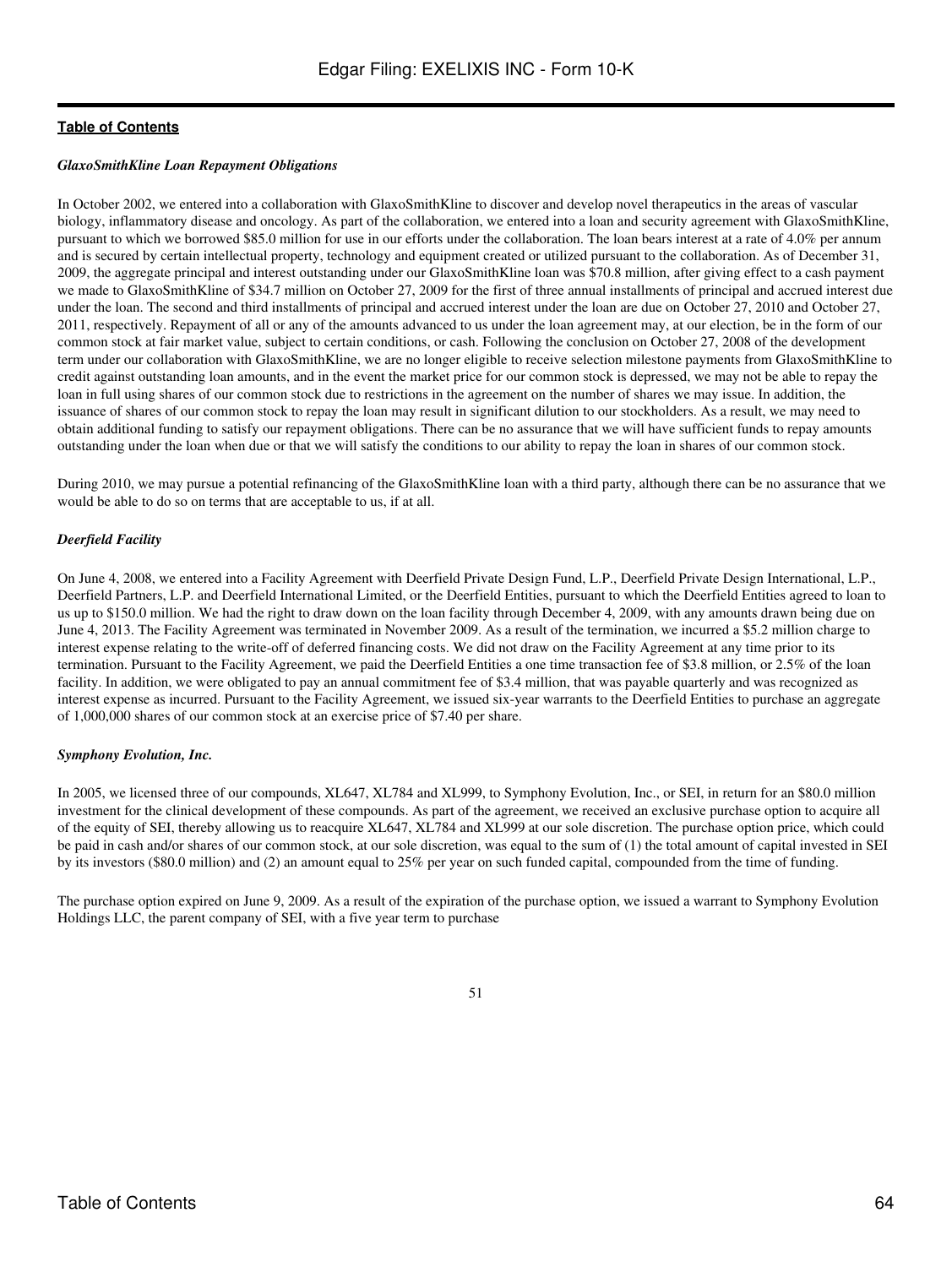### *GlaxoSmithKline Loan Repayment Obligations*

In October 2002, we entered into a collaboration with GlaxoSmithKline to discover and develop novel therapeutics in the areas of vascular biology, inflammatory disease and oncology. As part of the collaboration, we entered into a loan and security agreement with GlaxoSmithKline, pursuant to which we borrowed $85.0 million for use in our efforts under the collaboration. The loan bears interest at a rate of 4.0% per annum and is secured by certain intellectual property, technology and equipment created or utilized pursuant to the collaboration. As of December 31, 2009, the aggregate principal and interest outstanding under our GlaxoSmithKline loan was $70.8 million, after giving effect to a cash payment we made to GlaxoSmithKline of $34.7 million on October 27, 2009 for the first of three annual installments of principal and accrued interest due under the loan. The second and third installments of principal and accrued interest under the loan are due on October 27, 2010 and October 27, 2011, respectively. Repayment of all or any of the amounts advanced to us under the loan agreement may, at our election, be in the form of our common stock at fair market value, subject to certain conditions, or cash. Following the conclusion on October 27, 2008 of the development term under our collaboration with GlaxoSmithKline, we are no longer eligible to receive selection milestone payments from GlaxoSmithKline to credit against outstanding loan amounts, and in the event the market price for our common stock is depressed, we may not be able to repay the loan in full using shares of our common stock due to restrictions in the agreement on the number of shares we may issue. In addition, the issuance of shares of our common stock to repay the loan may result in significant dilution to our stockholders. As a result, we may need to obtain additional funding to satisfy our repayment obligations. There can be no assurance that we will have sufficient funds to repay amounts outstanding under the loan when due or that we will satisfy the conditions to our ability to repay the loan in shares of our common stock.

During 2010, we may pursue a potential refinancing of the GlaxoSmithKline loan with a third party, although there can be no assurance that we would be able to do so on terms that are acceptable to us, if at all.

### *Deerfield Facility*

On June 4, 2008, we entered into a Facility Agreement with Deerfield Private Design Fund, L.P., Deerfield Private Design International, L.P., Deerfield Partners, L.P. and Deerfield International Limited, or the Deerfield Entities, pursuant to which the Deerfield Entities agreed to loan to us up to $150.0 million. We had the right to draw down on the loan facility through December 4, 2009, with any amounts drawn being due on June 4, 2013. The Facility Agreement was terminated in November 2009. As a result of the termination, we incurred a $5.2 million charge to interest expense relating to the write-off of deferred financing costs. We did not draw on the Facility Agreement at any time prior to its termination. Pursuant to the Facility Agreement, we paid the Deerfield Entities a one time transaction fee of $3.8 million, or 2.5% of the loan facility. In addition, we were obligated to pay an annual commitment fee of $3.4 million, that was payable quarterly and was recognized as interest expense as incurred. Pursuant to the Facility Agreement, we issued six-year warrants to the Deerfield Entities to purchase an aggregate of 1,000,000 shares of our common stock at an exercise price of $7.40 per share.

### *Symphony Evolution, Inc.*

In 2005, we licensed three of our compounds, XL647, XL784 and XL999, to Symphony Evolution, Inc., or SEI, in return for an $80.0 million investment for the clinical development of these compounds. As part of the agreement, we received an exclusive purchase option to acquire all of the equity of SEI, thereby allowing us to reacquire XL647, XL784 and XL999 at our sole discretion. The purchase option price, which could be paid in cash and/or shares of our common stock, at our sole discretion, was equal to the sum of (1) the total amount of capital invested in SEI by its investors ($80.0 million) and (2) an amount equal to 25% per year on such funded capital, compounded from the time of funding.

The purchase option expired on June 9, 2009. As a result of the expiration of the purchase option, we issued a warrant to Symphony Evolution Holdings LLC, the parent company of SEI, with a five year term to purchase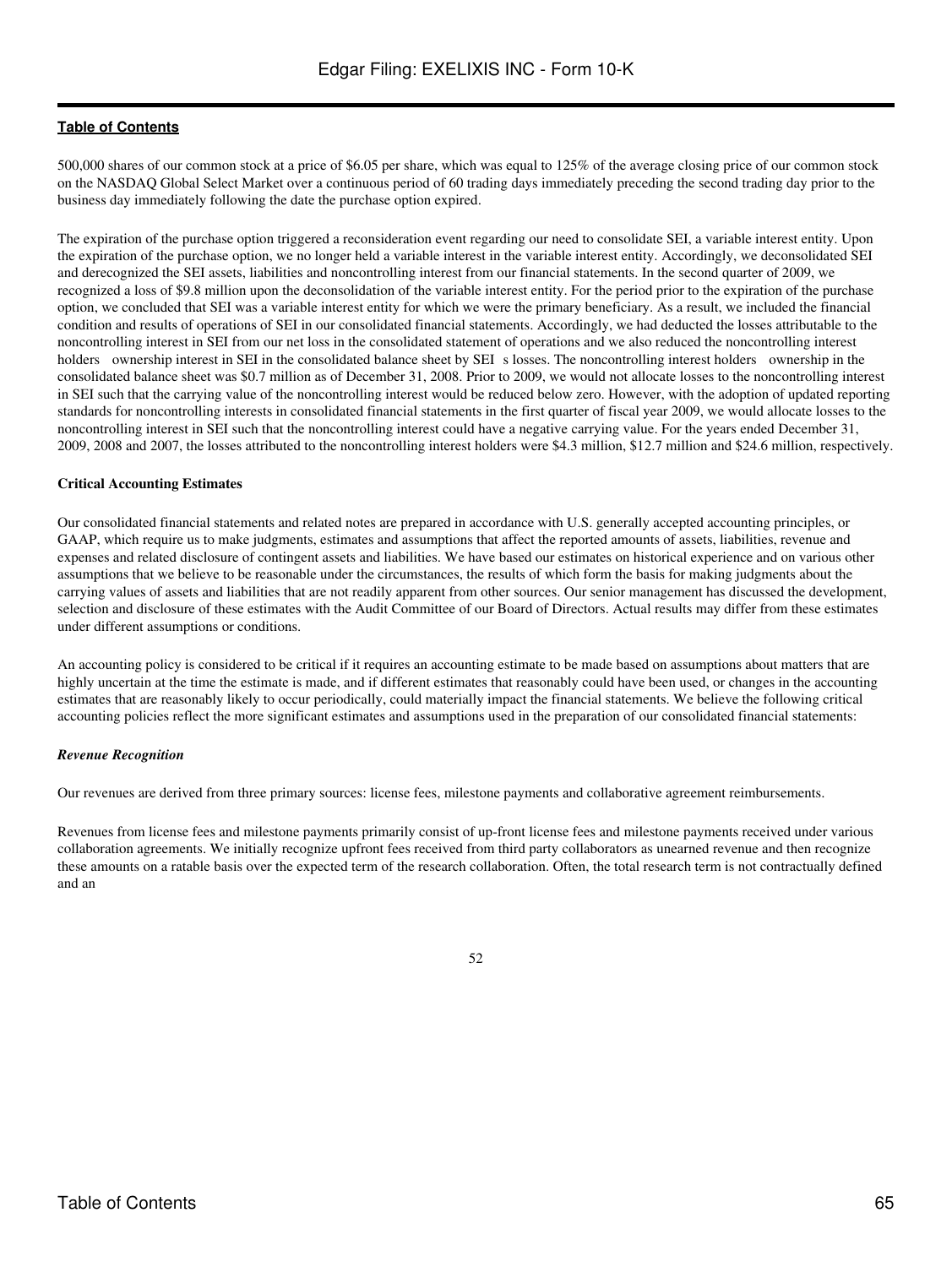500,000 shares of our common stock at a price of $6.05 per share, which was equal to 125% of the average closing price of our common stock on the NASDAQ Global Select Market over a continuous period of 60 trading days immediately preceding the second trading day prior to the business day immediately following the date the purchase option expired.

The expiration of the purchase option triggered a reconsideration event regarding our need to consolidate SEI, a variable interest entity. Upon the expiration of the purchase option, we no longer held a variable interest in the variable interest entity. Accordingly, we deconsolidated SEI and derecognized the SEI assets, liabilities and noncontrolling interest from our financial statements. In the second quarter of 2009, we recognized a loss of $9.8 million upon the deconsolidation of the variable interest entity. For the period prior to the expiration of the purchase option, we concluded that SEI was a variable interest entity for which we were the primary beneficiary. As a result, we included the financial condition and results of operations of SEI in our consolidated financial statements. Accordingly, we had deducted the losses attributable to the noncontrolling interest in SEI from our net loss in the consolidated statement of operations and we also reduced the noncontrolling interest holders ownership interest in SEI in the consolidated balance sheet by SEI s losses. The noncontrolling interest holders ownership in the consolidated balance sheet was $0.7 million as of December 31, 2008. Prior to 2009, we would not allocate losses to the noncontrolling interest in SEI such that the carrying value of the noncontrolling interest would be reduced below zero. However, with the adoption of updated reporting standards for noncontrolling interests in consolidated financial statements in the first quarter of fiscal year 2009, we would allocate losses to the noncontrolling interest in SEI such that the noncontrolling interest could have a negative carrying value. For the years ended December 31, 2009, 2008 and 2007, the losses attributed to the noncontrolling interest holders were $4.3 million, $12.7 million and $24.6 million, respectively.

**Critical Accounting Estimates**

Our consolidated financial statements and related notes are prepared in accordance with U.S. generally accepted accounting principles, or GAAP, which require us to make judgments, estimates and assumptions that affect the reported amounts of assets, liabilities, revenue and expenses and related disclosure of contingent assets and liabilities. We have based our estimates on historical experience and on various other assumptions that we believe to be reasonable under the circumstances, the results of which form the basis for making judgments about the carrying values of assets and liabilities that are not readily apparent from other sources. Our senior management has discussed the development, selection and disclosure of these estimates with the Audit Committee of our Board of Directors. Actual results may differ from these estimates under different assumptions or conditions.

An accounting policy is considered to be critical if it requires an accounting estimate to be made based on assumptions about matters that are highly uncertain at the time the estimate is made, and if different estimates that reasonably could have been used, or changes in the accounting estimates that are reasonably likely to occur periodically, could materially impact the financial statements. We believe the following critical accounting policies reflect the more significant estimates and assumptions used in the preparation of our consolidated financial statements:

***Revenue Recognition***

Our revenues are derived from three primary sources: license fees, milestone payments and collaborative agreement reimbursements.

Revenues from license fees and milestone payments primarily consist of up-front license fees and milestone payments received under various collaboration agreements. We initially recognize upfront fees received from third party collaborators as unearned revenue and then recognize these amounts on a ratable basis over the expected term of the research collaboration. Often, the total research term is not contractually defined and an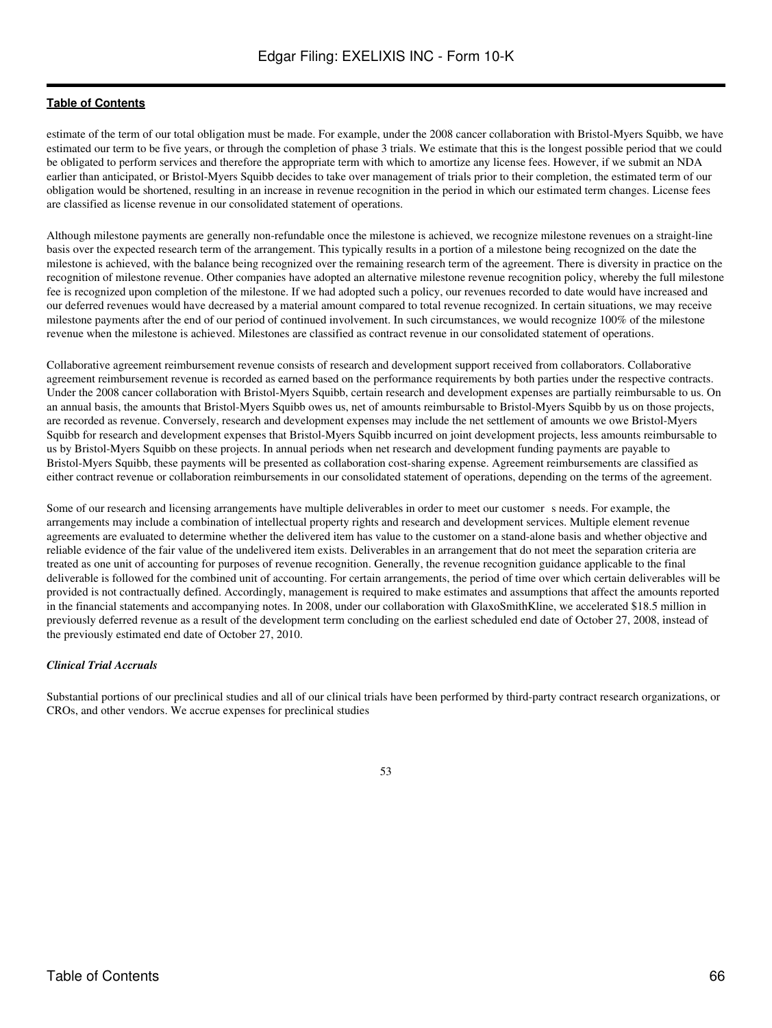estimate of the term of our total obligation must be made. For example, under the 2008 cancer collaboration with Bristol-Myers Squibb, we have estimated our term to be five years, or through the completion of phase 3 trials. We estimate that this is the longest possible period that we could be obligated to perform services and therefore the appropriate term with which to amortize any license fees. However, if we submit an NDA earlier than anticipated, or Bristol-Myers Squibb decides to take over management of trials prior to their completion, the estimated term of our obligation would be shortened, resulting in an increase in revenue recognition in the period in which our estimated term changes. License fees are classified as license revenue in our consolidated statement of operations.

Although milestone payments are generally non-refundable once the milestone is achieved, we recognize milestone revenues on a straight-line basis over the expected research term of the arrangement. This typically results in a portion of a milestone being recognized on the date the milestone is achieved, with the balance being recognized over the remaining research term of the agreement. There is diversity in practice on the recognition of milestone revenue. Other companies have adopted an alternative milestone revenue recognition policy, whereby the full milestone fee is recognized upon completion of the milestone. If we had adopted such a policy, our revenues recorded to date would have increased and our deferred revenues would have decreased by a material amount compared to total revenue recognized. In certain situations, we may receive milestone payments after the end of our period of continued involvement. In such circumstances, we would recognize 100% of the milestone revenue when the milestone is achieved. Milestones are classified as contract revenue in our consolidated statement of operations.

Collaborative agreement reimbursement revenue consists of research and development support received from collaborators. Collaborative agreement reimbursement revenue is recorded as earned based on the performance requirements by both parties under the respective contracts. Under the 2008 cancer collaboration with Bristol-Myers Squibb, certain research and development expenses are partially reimbursable to us. On an annual basis, the amounts that Bristol-Myers Squibb owes us, net of amounts reimbursable to Bristol-Myers Squibb by us on those projects, are recorded as revenue. Conversely, research and development expenses may include the net settlement of amounts we owe Bristol-Myers Squibb for research and development expenses that Bristol-Myers Squibb incurred on joint development projects, less amounts reimbursable to us by Bristol-Myers Squibb on these projects. In annual periods when net research and development funding payments are payable to Bristol-Myers Squibb, these payments will be presented as collaboration cost-sharing expense. Agreement reimbursements are classified as either contract revenue or collaboration reimbursements in our consolidated statement of operations, depending on the terms of the agreement.

Some of our research and licensing arrangements have multiple deliverables in order to meet our customer s needs. For example, the arrangements may include a combination of intellectual property rights and research and development services. Multiple element revenue agreements are evaluated to determine whether the delivered item has value to the customer on a stand-alone basis and whether objective and reliable evidence of the fair value of the undelivered item exists. Deliverables in an arrangement that do not meet the separation criteria are treated as one unit of accounting for purposes of revenue recognition. Generally, the revenue recognition guidance applicable to the final deliverable is followed for the combined unit of accounting. For certain arrangements, the period of time over which certain deliverables will be provided is not contractually defined. Accordingly, management is required to make estimates and assumptions that affect the amounts reported in the financial statements and accompanying notes. In 2008, under our collaboration with GlaxoSmithKline, we accelerated $18.5 million in previously deferred revenue as a result of the development term concluding on the earliest scheduled end date of October 27, 2008, instead of the previously estimated end date of October 27, 2010.

***Clinical Trial Accruals***

Substantial portions of our preclinical studies and all of our clinical trials have been performed by third-party contract research organizations, or CROs, and other vendors. We accrue expenses for preclinical studies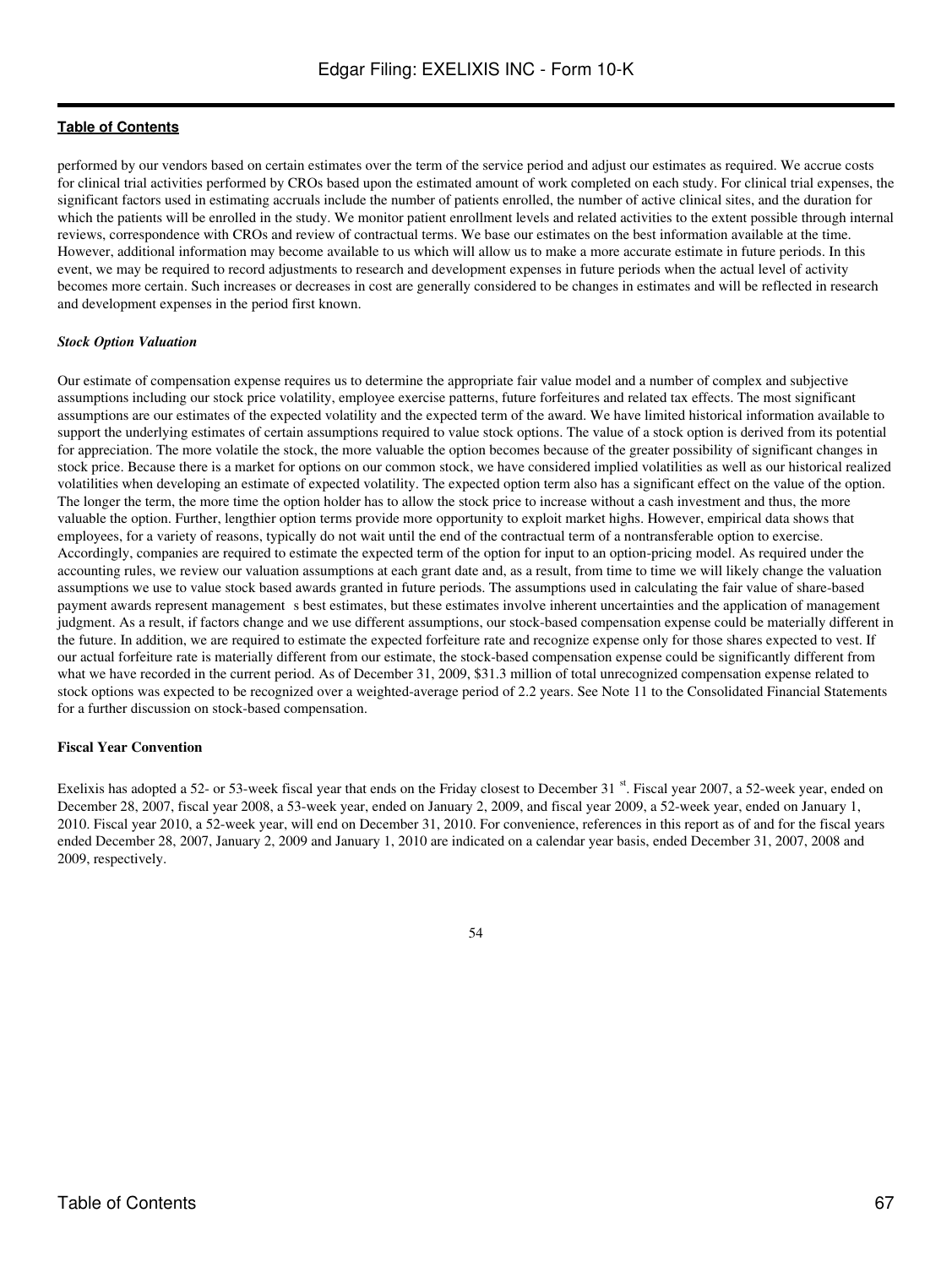performed by our vendors based on certain estimates over the term of the service period and adjust our estimates as required. We accrue costs for clinical trial activities performed by CROs based upon the estimated amount of work completed on each study. For clinical trial expenses, the significant factors used in estimating accruals include the number of patients enrolled, the number of active clinical sites, and the duration for which the patients will be enrolled in the study. We monitor patient enrollment levels and related activities to the extent possible through internal reviews, correspondence with CROs and review of contractual terms. We base our estimates on the best information available at the time. However, additional information may become available to us which will allow us to make a more accurate estimate in future periods. In this event, we may be required to record adjustments to research and development expenses in future periods when the actual level of activity becomes more certain. Such increases or decreases in cost are generally considered to be changes in estimates and will be reflected in research and development expenses in the period first known.

***Stock Option Valuation***

Our estimate of compensation expense requires us to determine the appropriate fair value model and a number of complex and subjective assumptions including our stock price volatility, employee exercise patterns, future forfeitures and related tax effects. The most significant assumptions are our estimates of the expected volatility and the expected term of the award. We have limited historical information available to support the underlying estimates of certain assumptions required to value stock options. The value of a stock option is derived from its potential for appreciation. The more volatile the stock, the more valuable the option becomes because of the greater possibility of significant changes in stock price. Because there is a market for options on our common stock, we have considered implied volatilities as well as our historical realized volatilities when developing an estimate of expected volatility. The expected option term also has a significant effect on the value of the option. The longer the term, the more time the option holder has to allow the stock price to increase without a cash investment and thus, the more valuable the option. Further, lengthier option terms provide more opportunity to exploit market highs. However, empirical data shows that employees, for a variety of reasons, typically do not wait until the end of the contractual term of a nontransferable option to exercise. Accordingly, companies are required to estimate the expected term of the option for input to an option-pricing model. As required under the accounting rules, we review our valuation assumptions at each grant date and, as a result, from time to time we will likely change the valuation assumptions we use to value stock based awards granted in future periods. The assumptions used in calculating the fair value of share-based payment awards represent management s best estimates, but these estimates involve inherent uncertainties and the application of management judgment. As a result, if factors change and we use different assumptions, our stock-based compensation expense could be materially different in the future. In addition, we are required to estimate the expected forfeiture rate and recognize expense only for those shares expected to vest. If our actual forfeiture rate is materially different from our estimate, the stock-based compensation expense could be significantly different from what we have recorded in the current period. As of December 31, 2009, $31.3 million of total unrecognized compensation expense related to stock options was expected to be recognized over a weighted-average period of 2.2 years. See Note 11 to the Consolidated Financial Statements for a further discussion on stock-based compensation.

**Fiscal Year Convention**

Exelixis has adopted a 52- or 53-week fiscal year that ends on the Friday closest to December 31st. Fiscal year 2007, a 52-week year, ended on December 28, 2007, fiscal year 2008, a 53-week year, ended on January 2, 2009, and fiscal year 2009, a 52-week year, ended on January 1, 2010. Fiscal year 2010, a 52-week year, will end on December 31, 2010. For convenience, references in this report as of and for the fiscal years ended December 28, 2007, January 2, 2009 and January 1, 2010 are indicated on a calendar year basis, ended December 31, 2007, 2008 and 2009, respectively.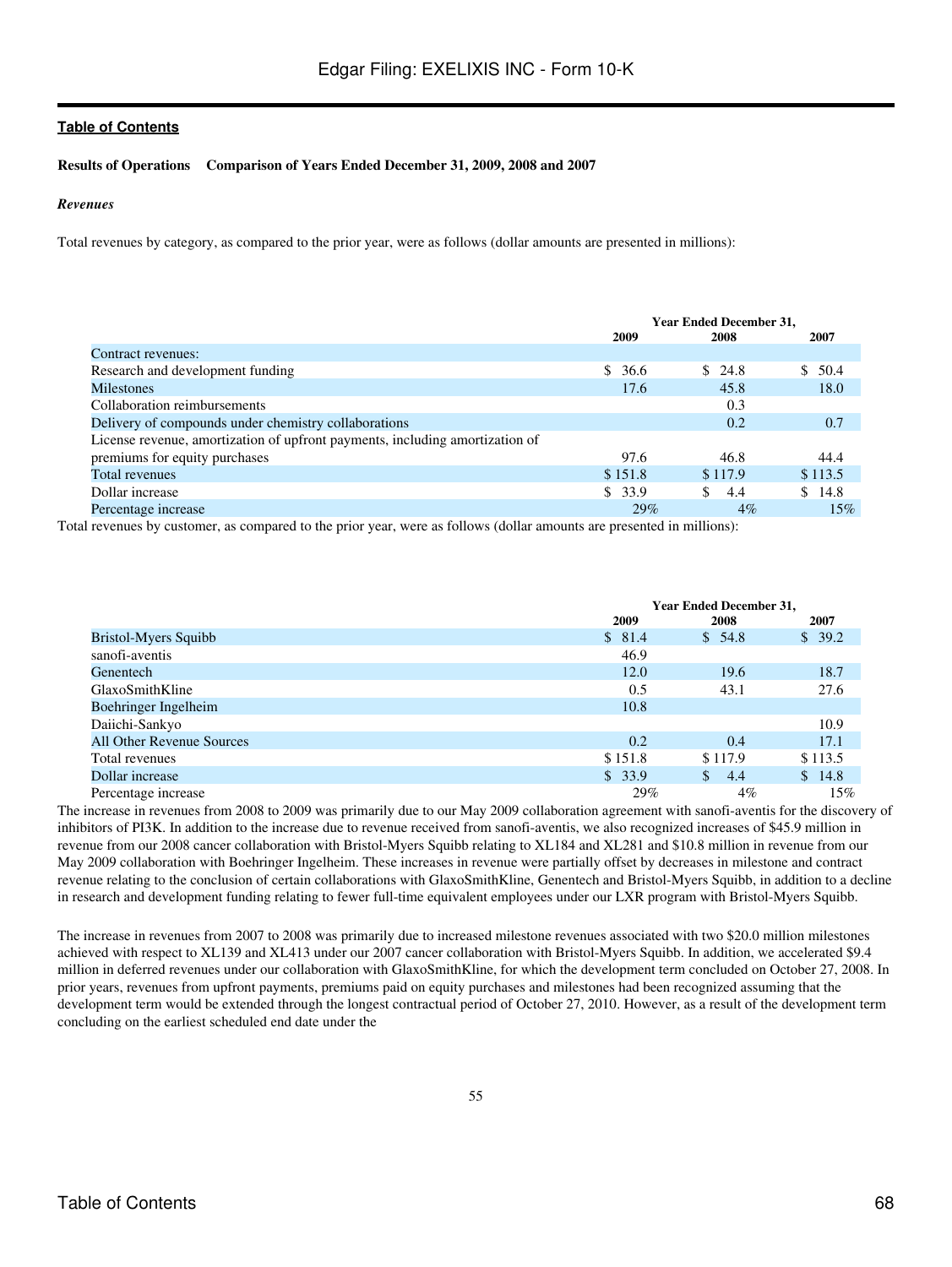**Table of Contents**

**Results of Operations  Comparison of Years Ended December 31, 2009, 2008 and 2007**

***Revenues***

Total revenues by category, as compared to the prior year, were as follows (dollar amounts are presented in millions):

| | Year Ended December 31, | | |
|---|---|---|---|
| | 2009 | 2008 | 2007 |
| Contract revenues: | | | |
| Research and development funding | $ 36.6 | $ 24.8 | $ 50.4 |
| Milestones | 17.6 | 45.8 | 18.0 |
| Collaboration reimbursements | | 0.3 | |
| Delivery of compounds under chemistry collaborations | | 0.2 | 0.7 |
| License revenue, amortization of upfront payments, including amortization of premiums for equity purchases | 97.6 | 46.8 | 44.4 |
| Total revenues | $ 151.8 | $ 117.9 | $ 113.5 |
| Dollar increase | $ 33.9 | $ 4.4 | $ 14.8 |
| Percentage increase | 29% | 4% | 15% |

Total revenues by customer, as compared to the prior year, were as follows (dollar amounts are presented in millions):

| | Year Ended December 31, | | |
|---|---|---|---|
| | 2009 | 2008 | 2007 |
| Bristol-Myers Squibb | $ 81.4 | $ 54.8 | $ 39.2 |
| sanofi-aventis | 46.9 | | |
| Genentech | 12.0 | 19.6 | 18.7 |
| GlaxoSmithKline | 0.5 | 43.1 | 27.6 |
| Boehringer Ingelheim | 10.8 | | |
| Daiichi-Sankyo | | | 10.9 |
| All Other Revenue Sources | 0.2 | 0.4 | 17.1 |
| Total revenues | $ 151.8 | $ 117.9 | $ 113.5 |
| Dollar increase | $ 33.9 | $ 4.4 | $ 14.8 |
| Percentage increase | 29% | 4% | 15% |

The increase in revenues from 2008 to 2009 was primarily due to our May 2009 collaboration agreement with sanofi-aventis for the discovery of inhibitors of PI3K. In addition to the increase due to revenue received from sanofi-aventis, we also recognized increases of $45.9 million in revenue from our 2008 cancer collaboration with Bristol-Myers Squibb relating to XL184 and XL281 and $10.8 million in revenue from our May 2009 collaboration with Boehringer Ingelheim. These increases in revenue were partially offset by decreases in milestone and contract revenue relating to the conclusion of certain collaborations with GlaxoSmithKline, Genentech and Bristol-Myers Squibb, in addition to a decline in research and development funding relating to fewer full-time equivalent employees under our LXR program with Bristol-Myers Squibb.

The increase in revenues from 2007 to 2008 was primarily due to increased milestone revenues associated with two $20.0 million milestones achieved with respect to XL139 and XL413 under our 2007 cancer collaboration with Bristol-Myers Squibb. In addition, we accelerated $9.4 million in deferred revenues under our collaboration with GlaxoSmithKline, for which the development term concluded on October 27, 2008. In prior years, revenues from upfront payments, premiums paid on equity purchases and milestones had been recognized assuming that the development term would be extended through the longest contractual period of October 27, 2010. However, as a result of the development term concluding on the earliest scheduled end date under the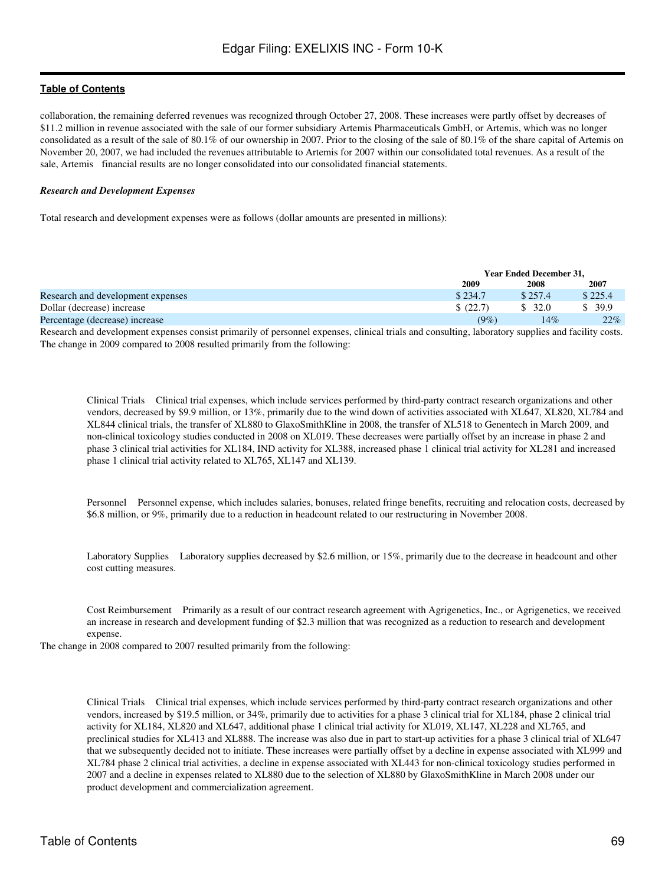collaboration, the remaining deferred revenues was recognized through October 27, 2008. These increases were partly offset by decreases of $11.2 million in revenue associated with the sale of our former subsidiary Artemis Pharmaceuticals GmbH, or Artemis, which was no longer consolidated as a result of the sale of 80.1% of our ownership in 2007. Prior to the closing of the sale of 80.1% of the share capital of Artemis on November 20, 2007, we had included the revenues attributable to Artemis for 2007 within our consolidated total revenues. As a result of the sale, Artemis financial results are no longer consolidated into our consolidated financial statements.

***Research and Development Expenses***

Total research and development expenses were as follows (dollar amounts are presented in millions):

| | Year Ended December 31, | | |
|---|---|---|---|
| | 2009 | 2008 | 2007 |
| Research and development expenses | $ 234.7 | $ 257.4 | $ 225.4 |
| Dollar (decrease) increase | $ (22.7) | $ 32.0 | $ 39.9 |
| Percentage (decrease) increase | (9%) | 14% | 22% |

Research and development expenses consist primarily of personnel expenses, clinical trials and consulting, laboratory supplies and facility costs. The change in 2009 compared to 2008 resulted primarily from the following:

Clinical Trials Clinical trial expenses, which include services performed by third-party contract research organizations and other vendors, decreased by $9.9 million, or 13%, primarily due to the wind down of activities associated with XL647, XL820, XL784 and XL844 clinical trials, the transfer of XL880 to GlaxoSmithKline in 2008, the transfer of XL518 to Genentech in March 2009, and non-clinical toxicology studies conducted in 2008 on XL019. These decreases were partially offset by an increase in phase 2 and phase 3 clinical trial activities for XL184, IND activity for XL388, increased phase 1 clinical trial activity for XL281 and increased phase 1 clinical trial activity related to XL765, XL147 and XL139.

Personnel Personnel expense, which includes salaries, bonuses, related fringe benefits, recruiting and relocation costs, decreased by $6.8 million, or 9%, primarily due to a reduction in headcount related to our restructuring in November 2008.

Laboratory Supplies Laboratory supplies decreased by $2.6 million, or 15%, primarily due to the decrease in headcount and other cost cutting measures.

Cost Reimbursement Primarily as a result of our contract research agreement with Agrigenetics, Inc., or Agrigenetics, we received an increase in research and development funding of $2.3 million that was recognized as a reduction to research and development expense.

The change in 2008 compared to 2007 resulted primarily from the following:

Clinical Trials Clinical trial expenses, which include services performed by third-party contract research organizations and other vendors, increased by $19.5 million, or 34%, primarily due to activities for a phase 3 clinical trial for XL184, phase 2 clinical trial activity for XL184, XL820 and XL647, additional phase 1 clinical trial activity for XL019, XL147, XL228 and XL765, and preclinical studies for XL413 and XL888. The increase was also due in part to start-up activities for a phase 3 clinical trial of XL647 that we subsequently decided not to initiate. These increases were partially offset by a decline in expense associated with XL999 and XL784 phase 2 clinical trial activities, a decline in expense associated with XL443 for non-clinical toxicology studies performed in 2007 and a decline in expenses related to XL880 due to the selection of XL880 by GlaxoSmithKline in March 2008 under our product development and commercialization agreement.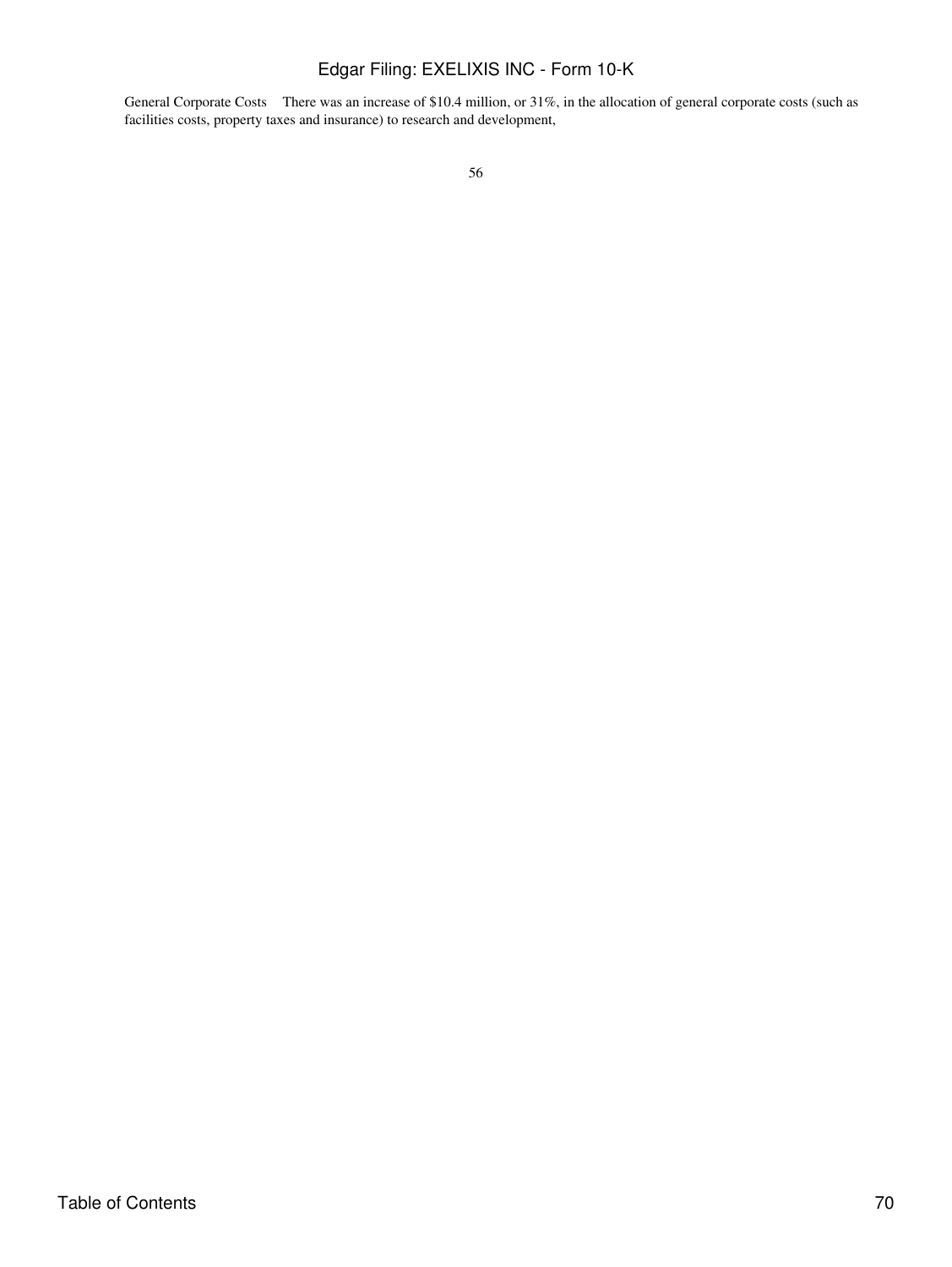General Corporate Costs There was an increase of $10.4 million, or 31%, in the allocation of general corporate costs (such as facilities costs, property taxes and insurance) to research and development,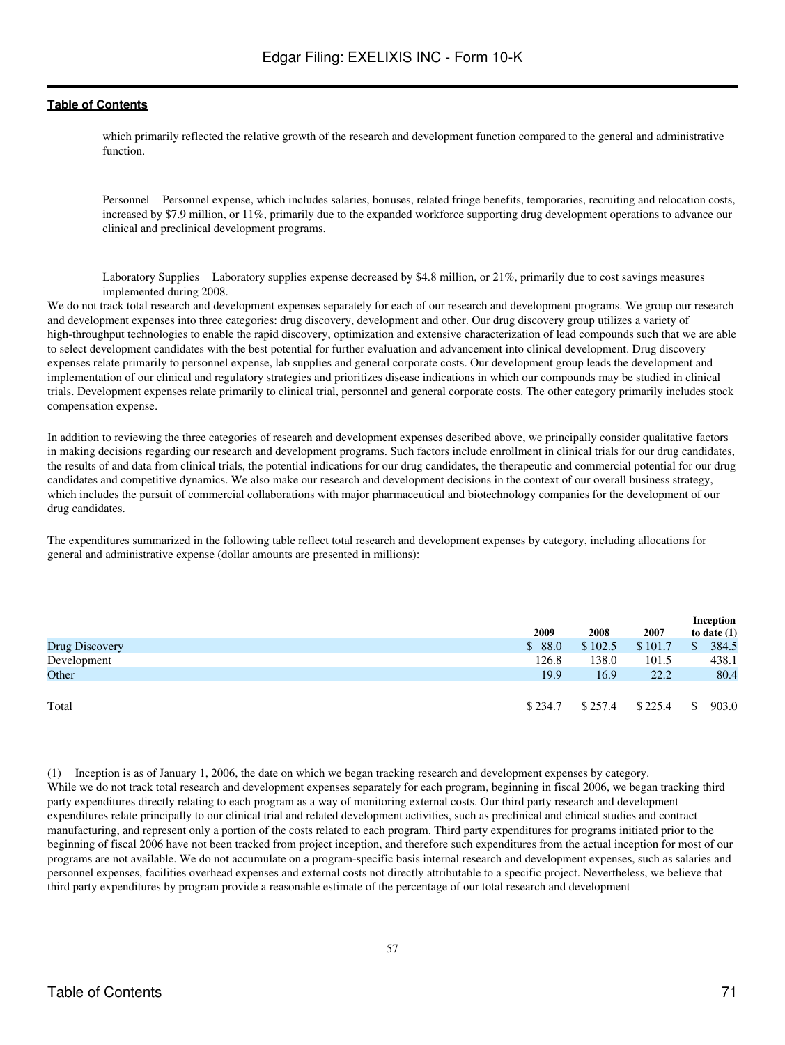which primarily reflected the relative growth of the research and development function compared to the general and administrative function.

Personnel    Personnel expense, which includes salaries, bonuses, related fringe benefits, temporaries, recruiting and relocation costs, increased by $7.9 million, or 11%, primarily due to the expanded workforce supporting drug development operations to advance our clinical and preclinical development programs.

Laboratory Supplies    Laboratory supplies expense decreased by $4.8 million, or 21%, primarily due to cost savings measures implemented during 2008.

We do not track total research and development expenses separately for each of our research and development programs. We group our research and development expenses into three categories: drug discovery, development and other. Our drug discovery group utilizes a variety of high-throughput technologies to enable the rapid discovery, optimization and extensive characterization of lead compounds such that we are able to select development candidates with the best potential for further evaluation and advancement into clinical development. Drug discovery expenses relate primarily to personnel expense, lab supplies and general corporate costs. Our development group leads the development and implementation of our clinical and regulatory strategies and prioritizes disease indications in which our compounds may be studied in clinical trials. Development expenses relate primarily to clinical trial, personnel and general corporate costs. The other category primarily includes stock compensation expense.

In addition to reviewing the three categories of research and development expenses described above, we principally consider qualitative factors in making decisions regarding our research and development programs. Such factors include enrollment in clinical trials for our drug candidates, the results of and data from clinical trials, the potential indications for our drug candidates, the therapeutic and commercial potential for our drug candidates and competitive dynamics. We also make our research and development decisions in the context of our overall business strategy, which includes the pursuit of commercial collaborations with major pharmaceutical and biotechnology companies for the development of our drug candidates.

The expenditures summarized in the following table reflect total research and development expenses by category, including allocations for general and administrative expense (dollar amounts are presented in millions):

| | 2009 | 2008 | 2007 | Inception to date (1) |
|---|---|---|---|---|
| Drug Discovery | $ 88.0 | $ 102.5 | $ 101.7 | $ 384.5 |
| Development | 126.8 | 138.0 | 101.5 | 438.1 |
| Other | 19.9 | 16.9 | 22.2 | 80.4 |
| Total | $ 234.7 | $ 257.4 | $ 225.4 | $ 903.0 |

(1) Inception is as of January 1, 2006, the date on which we began tracking research and development expenses by category.

While we do not track total research and development expenses separately for each program, beginning in fiscal 2006, we began tracking third party expenditures directly relating to each program as a way of monitoring external costs. Our third party research and development expenditures relate principally to our clinical trial and related development activities, such as preclinical and clinical studies and contract manufacturing, and represent only a portion of the costs related to each program. Third party expenditures for programs initiated prior to the beginning of fiscal 2006 have not been tracked from project inception, and therefore such expenditures from the actual inception for most of our programs are not available. We do not accumulate on a program-specific basis internal research and development expenses, such as salaries and personnel expenses, facilities overhead expenses and external costs not directly attributable to a specific project. Nevertheless, we believe that third party expenditures by program provide a reasonable estimate of the percentage of our total research and development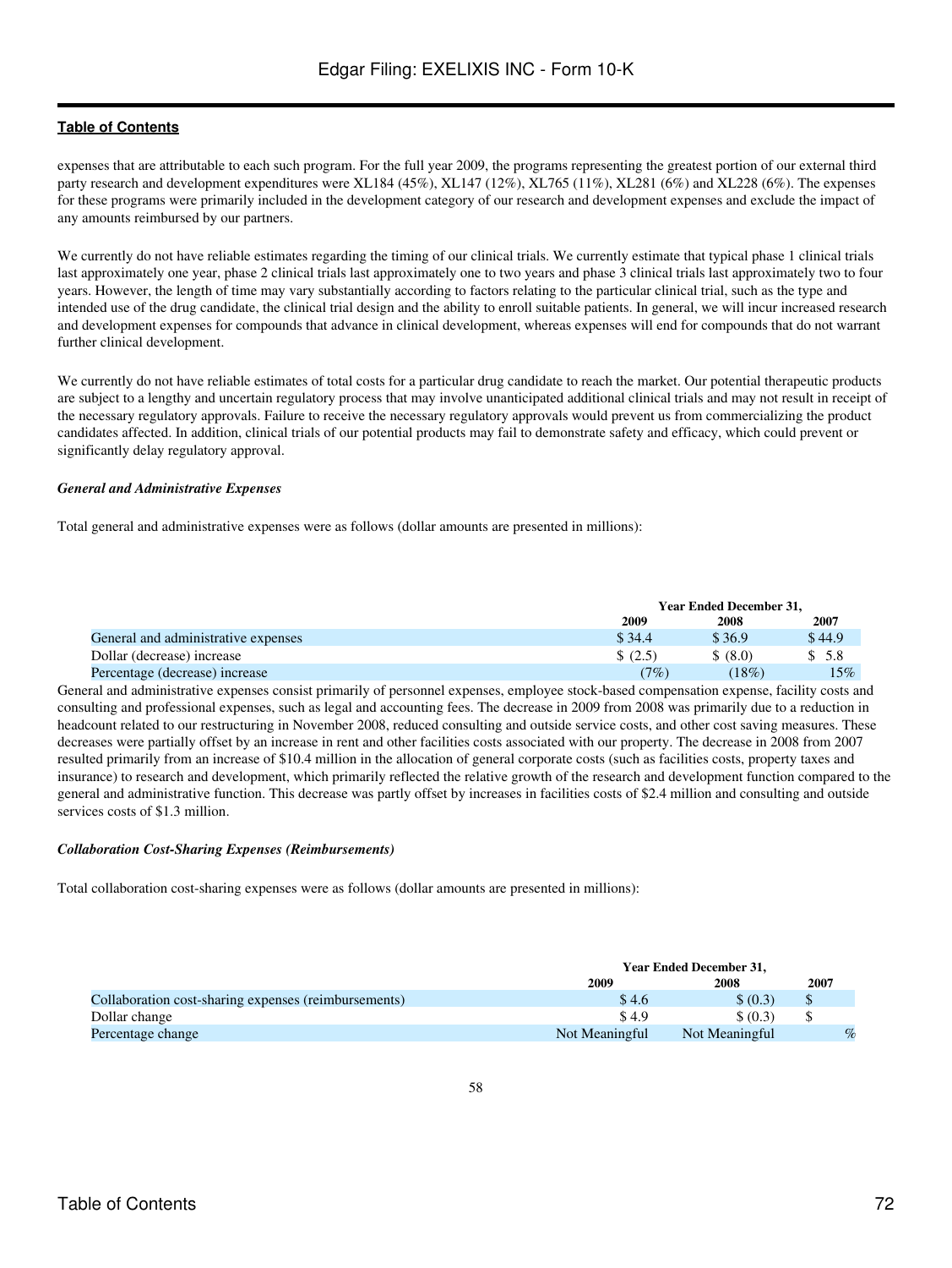expenses that are attributable to each such program. For the full year 2009, the programs representing the greatest portion of our external third party research and development expenditures were XL184 (45%), XL147 (12%), XL765 (11%), XL281 (6%) and XL228 (6%). The expenses for these programs were primarily included in the development category of our research and development expenses and exclude the impact of any amounts reimbursed by our partners.

We currently do not have reliable estimates regarding the timing of our clinical trials. We currently estimate that typical phase 1 clinical trials last approximately one year, phase 2 clinical trials last approximately one to two years and phase 3 clinical trials last approximately two to four years. However, the length of time may vary substantially according to factors relating to the particular clinical trial, such as the type and intended use of the drug candidate, the clinical trial design and the ability to enroll suitable patients. In general, we will incur increased research and development expenses for compounds that advance in clinical development, whereas expenses will end for compounds that do not warrant further clinical development.

We currently do not have reliable estimates of total costs for a particular drug candidate to reach the market. Our potential therapeutic products are subject to a lengthy and uncertain regulatory process that may involve unanticipated additional clinical trials and may not result in receipt of the necessary regulatory approvals. Failure to receive the necessary regulatory approvals would prevent us from commercializing the product candidates affected. In addition, clinical trials of our potential products may fail to demonstrate safety and efficacy, which could prevent or significantly delay regulatory approval.

***General and Administrative Expenses***

Total general and administrative expenses were as follows (dollar amounts are presented in millions):

| | Year Ended December 31, | | |
|---|---|---|---|
| | 2009 | 2008 | 2007 |
| General and administrative expenses | $ 34.4 | $ 36.9 | $ 44.9 |
| Dollar (decrease) increase | $ (2.5) | $ (8.0) | $ 5.8 |
| Percentage (decrease) increase | (7%) | (18%) | 15% |

General and administrative expenses consist primarily of personnel expenses, employee stock-based compensation expense, facility costs and consulting and professional expenses, such as legal and accounting fees. The decrease in 2009 from 2008 was primarily due to a reduction in headcount related to our restructuring in November 2008, reduced consulting and outside service costs, and other cost saving measures. These decreases were partially offset by an increase in rent and other facilities costs associated with our property. The decrease in 2008 from 2007 resulted primarily from an increase of $10.4 million in the allocation of general corporate costs (such as facilities costs, property taxes and insurance) to research and development, which primarily reflected the relative growth of the research and development function compared to the general and administrative function. This decrease was partly offset by increases in facilities costs of $2.4 million and consulting and outside services costs of $1.3 million.

***Collaboration Cost-Sharing Expenses (Reimbursements)***

Total collaboration cost-sharing expenses were as follows (dollar amounts are presented in millions):

| | Year Ended December 31, | | |
|---|---|---|---|
| | 2009 | 2008 | 2007 |
| Collaboration cost-sharing expenses (reimbursements) | $ 4.6 | $ (0.3) | $ |
| Dollar change | $ 4.9 | $ (0.3) | $ |
| Percentage change | Not Meaningful | Not Meaningful | % |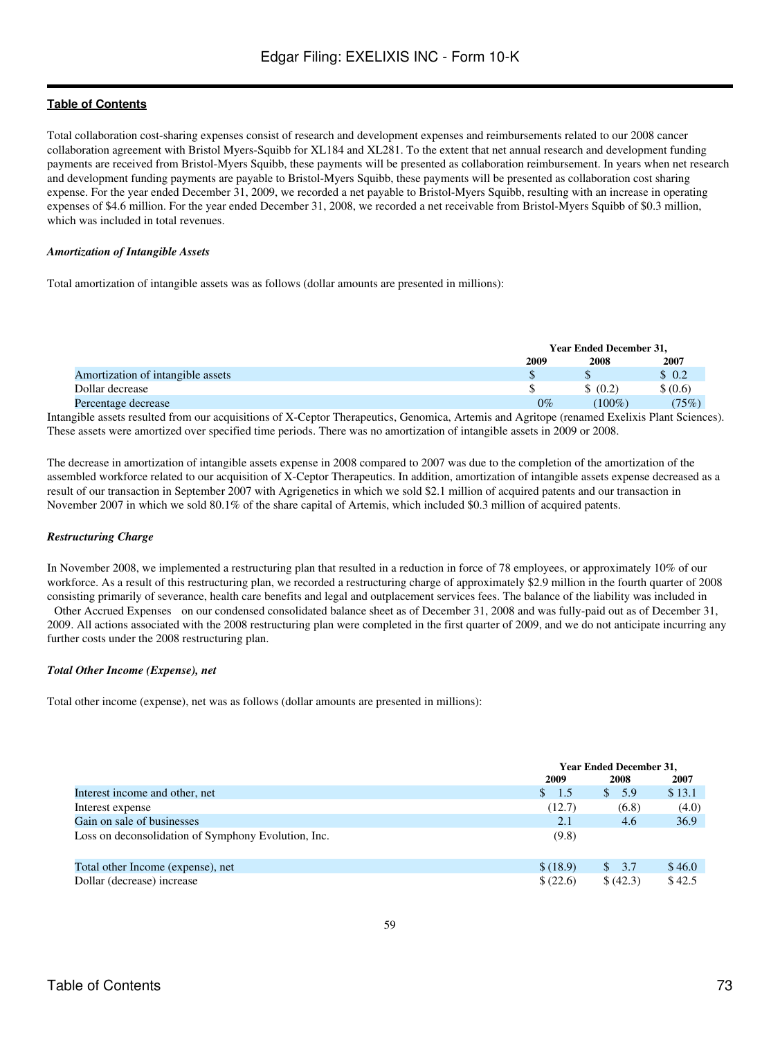Total collaboration cost-sharing expenses consist of research and development expenses and reimbursements related to our 2008 cancer collaboration agreement with Bristol Myers-Squibb for XL184 and XL281. To the extent that net annual research and development funding payments are received from Bristol-Myers Squibb, these payments will be presented as collaboration reimbursement. In years when net research and development funding payments are payable to Bristol-Myers Squibb, these payments will be presented as collaboration cost sharing expense. For the year ended December 31, 2009, we recorded a net payable to Bristol-Myers Squibb, resulting with an increase in operating expenses of $4.6 million. For the year ended December 31, 2008, we recorded a net receivable from Bristol-Myers Squibb of $0.3 million, which was included in total revenues.

***Amortization of Intangible Assets***

Total amortization of intangible assets was as follows (dollar amounts are presented in millions):

| | Year Ended December 31, | | |
|---|---|---|---|
| | 2009 | 2008 | 2007 |
| Amortization of intangible assets | $ | $ | $ 0.2 |
| Dollar decrease | $ | $ (0.2) | $ (0.6) |
| Percentage decrease | 0% | (100%) | (75%) |

Intangible assets resulted from our acquisitions of X-Ceptor Therapeutics, Genomica, Artemis and Agritope (renamed Exelixis Plant Sciences). These assets were amortized over specified time periods. There was no amortization of intangible assets in 2009 or 2008.

The decrease in amortization of intangible assets expense in 2008 compared to 2007 was due to the completion of the amortization of the assembled workforce related to our acquisition of X-Ceptor Therapeutics. In addition, amortization of intangible assets expense decreased as a result of our transaction in September 2007 with Agrigenetics in which we sold $2.1 million of acquired patents and our transaction in November 2007 in which we sold 80.1% of the share capital of Artemis, which included $0.3 million of acquired patents.

***Restructuring Charge***

In November 2008, we implemented a restructuring plan that resulted in a reduction in force of 78 employees, or approximately 10% of our workforce. As a result of this restructuring plan, we recorded a restructuring charge of approximately $2.9 million in the fourth quarter of 2008 consisting primarily of severance, health care benefits and legal and outplacement services fees. The balance of the liability was included in Other Accrued Expenses on our condensed consolidated balance sheet as of December 31, 2008 and was fully-paid out as of December 31, 2009. All actions associated with the 2008 restructuring plan were completed in the first quarter of 2009, and we do not anticipate incurring any further costs under the 2008 restructuring plan.

***Total Other Income (Expense), net***

Total other income (expense), net was as follows (dollar amounts are presented in millions):

| | Year Ended December 31, | | |
|---|---|---|---|
| | 2009 | 2008 | 2007 |
| Interest income and other, net | $ 1.5 | $ 5.9 | $ 13.1 |
| Interest expense | (12.7) | (6.8) | (4.0) |
| Gain on sale of businesses | 2.1 | 4.6 | 36.9 |
| Loss on deconsolidation of Symphony Evolution, Inc. | (9.8) | | |
| Total other Income (expense), net | $ (18.9) | $ 3.7 | $ 46.0 |
| Dollar (decrease) increase | $ (22.6) | $ (42.3) | $ 42.5 |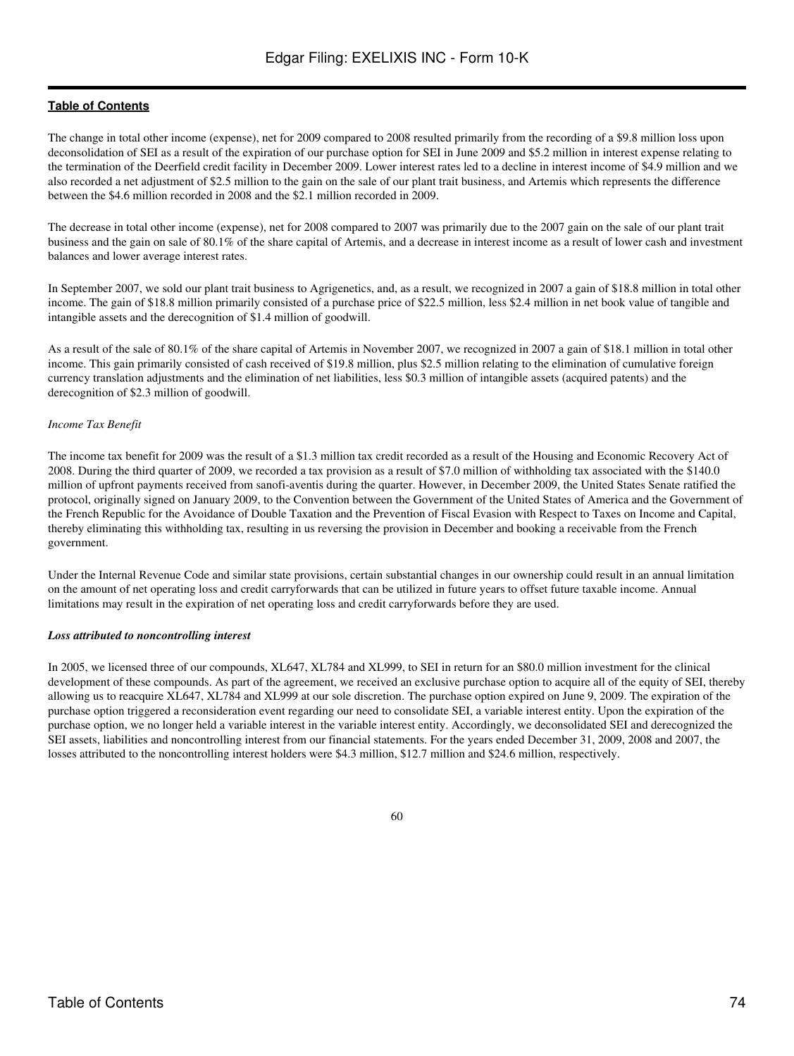The change in total other income (expense), net for 2009 compared to 2008 resulted primarily from the recording of a $9.8 million loss upon deconsolidation of SEI as a result of the expiration of our purchase option for SEI in June 2009 and $5.2 million in interest expense relating to the termination of the Deerfield credit facility in December 2009. Lower interest rates led to a decline in interest income of $4.9 million and we also recorded a net adjustment of $2.5 million to the gain on the sale of our plant trait business, and Artemis which represents the difference between the $4.6 million recorded in 2008 and the $2.1 million recorded in 2009.

The decrease in total other income (expense), net for 2008 compared to 2007 was primarily due to the 2007 gain on the sale of our plant trait business and the gain on sale of 80.1% of the share capital of Artemis, and a decrease in interest income as a result of lower cash and investment balances and lower average interest rates.

In September 2007, we sold our plant trait business to Agrigenetics, and, as a result, we recognized in 2007 a gain of $18.8 million in total other income. The gain of $18.8 million primarily consisted of a purchase price of $22.5 million, less $2.4 million in net book value of tangible and intangible assets and the derecognition of $1.4 million of goodwill.

As a result of the sale of 80.1% of the share capital of Artemis in November 2007, we recognized in 2007 a gain of $18.1 million in total other income. This gain primarily consisted of cash received of $19.8 million, plus $2.5 million relating to the elimination of cumulative foreign currency translation adjustments and the elimination of net liabilities, less $0.3 million of intangible assets (acquired patents) and the derecognition of $2.3 million of goodwill.

*Income Tax Benefit*

The income tax benefit for 2009 was the result of a $1.3 million tax credit recorded as a result of the Housing and Economic Recovery Act of 2008. During the third quarter of 2009, we recorded a tax provision as a result of $7.0 million of withholding tax associated with the $140.0 million of upfront payments received from sanofi-aventis during the quarter. However, in December 2009, the United States Senate ratified the protocol, originally signed on January 2009, to the Convention between the Government of the United States of America and the Government of the French Republic for the Avoidance of Double Taxation and the Prevention of Fiscal Evasion with Respect to Taxes on Income and Capital, thereby eliminating this withholding tax, resulting in us reversing the provision in December and booking a receivable from the French government.

Under the Internal Revenue Code and similar state provisions, certain substantial changes in our ownership could result in an annual limitation on the amount of net operating loss and credit carryforwards that can be utilized in future years to offset future taxable income. Annual limitations may result in the expiration of net operating loss and credit carryforwards before they are used.

***Loss attributed to noncontrolling interest***

In 2005, we licensed three of our compounds, XL647, XL784 and XL999, to SEI in return for an $80.0 million investment for the clinical development of these compounds. As part of the agreement, we received an exclusive purchase option to acquire all of the equity of SEI, thereby allowing us to reacquire XL647, XL784 and XL999 at our sole discretion. The purchase option expired on June 9, 2009. The expiration of the purchase option triggered a reconsideration event regarding our need to consolidate SEI, a variable interest entity. Upon the expiration of the purchase option, we no longer held a variable interest in the variable interest entity. Accordingly, we deconsolidated SEI and derecognized the SEI assets, liabilities and noncontrolling interest from our financial statements. For the years ended December 31, 2009, 2008 and 2007, the losses attributed to the noncontrolling interest holders were $4.3 million, $12.7 million and $24.6 million, respectively.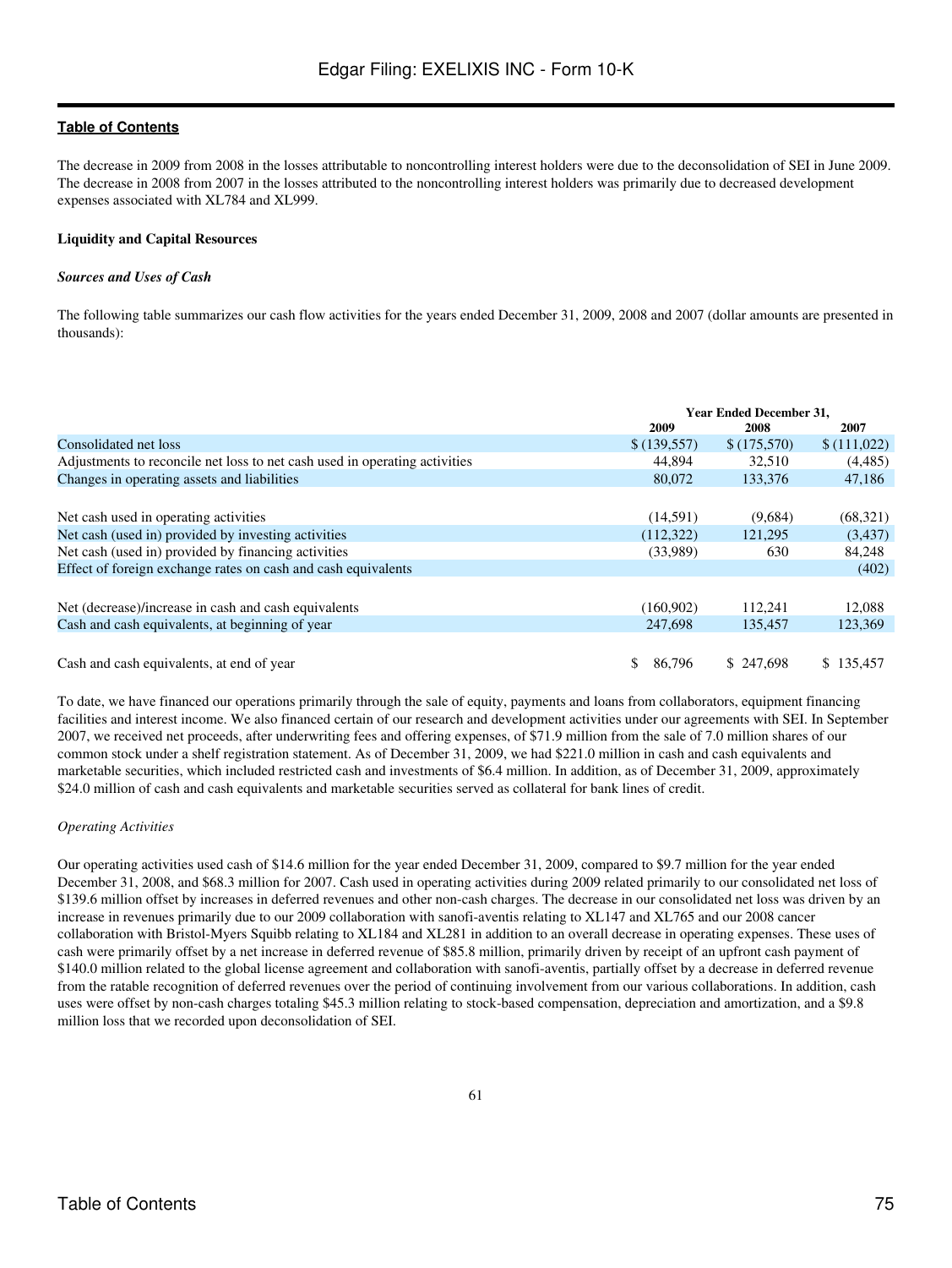The decrease in 2009 from 2008 in the losses attributable to noncontrolling interest holders were due to the deconsolidation of SEI in June 2009. The decrease in 2008 from 2007 in the losses attributed to the noncontrolling interest holders was primarily due to decreased development expenses associated with XL784 and XL999.

**Liquidity and Capital Resources**

***Sources and Uses of Cash***

The following table summarizes our cash flow activities for the years ended December 31, 2009, 2008 and 2007 (dollar amounts are presented in thousands):

| | Year Ended December 31, | | |
|---|---|---|---|
| | 2009 | 2008 | 2007 |
| Consolidated net loss | $ (139,557) | $ (175,570) | $ (111,022) |
| Adjustments to reconcile net loss to net cash used in operating activities | 44,894 | 32,510 | (4,485) |
| Changes in operating assets and liabilities | 80,072 | 133,376 | 47,186 |
| Net cash used in operating activities | (14,591) | (9,684) | (68,321) |
| Net cash (used in) provided by investing activities | (112,322) | 121,295 | (3,437) |
| Net cash (used in) provided by financing activities | (33,989) | 630 | 84,248 |
| Effect of foreign exchange rates on cash and cash equivalents | | | (402) |
| Net (decrease)/increase in cash and cash equivalents | (160,902) | 112,241 | 12,088 |
| Cash and cash equivalents, at beginning of year | 247,698 | 135,457 | 123,369 |
| Cash and cash equivalents, at end of year | $ 86,796 | $ 247,698 | $ 135,457 |

To date, we have financed our operations primarily through the sale of equity, payments and loans from collaborators, equipment financing facilities and interest income. We also financed certain of our research and development activities under our agreements with SEI. In September 2007, we received net proceeds, after underwriting fees and offering expenses, of $71.9 million from the sale of 7.0 million shares of our common stock under a shelf registration statement. As of December 31, 2009, we had $221.0 million in cash and cash equivalents and marketable securities, which included restricted cash and investments of $6.4 million. In addition, as of December 31, 2009, approximately $24.0 million of cash and cash equivalents and marketable securities served as collateral for bank lines of credit.

*Operating Activities*

Our operating activities used cash of $14.6 million for the year ended December 31, 2009, compared to $9.7 million for the year ended December 31, 2008, and $68.3 million for 2007. Cash used in operating activities during 2009 related primarily to our consolidated net loss of $139.6 million offset by increases in deferred revenues and other non-cash charges. The decrease in our consolidated net loss was driven by an increase in revenues primarily due to our 2009 collaboration with sanofi-aventis relating to XL147 and XL765 and our 2008 cancer collaboration with Bristol-Myers Squibb relating to XL184 and XL281 in addition to an overall decrease in operating expenses. These uses of cash were primarily offset by a net increase in deferred revenue of $85.8 million, primarily driven by receipt of an upfront cash payment of $140.0 million related to the global license agreement and collaboration with sanofi-aventis, partially offset by a decrease in deferred revenue from the ratable recognition of deferred revenues over the period of continuing involvement from our various collaborations. In addition, cash uses were offset by non-cash charges totaling $45.3 million relating to stock-based compensation, depreciation and amortization, and a $9.8 million loss that we recorded upon deconsolidation of SEI.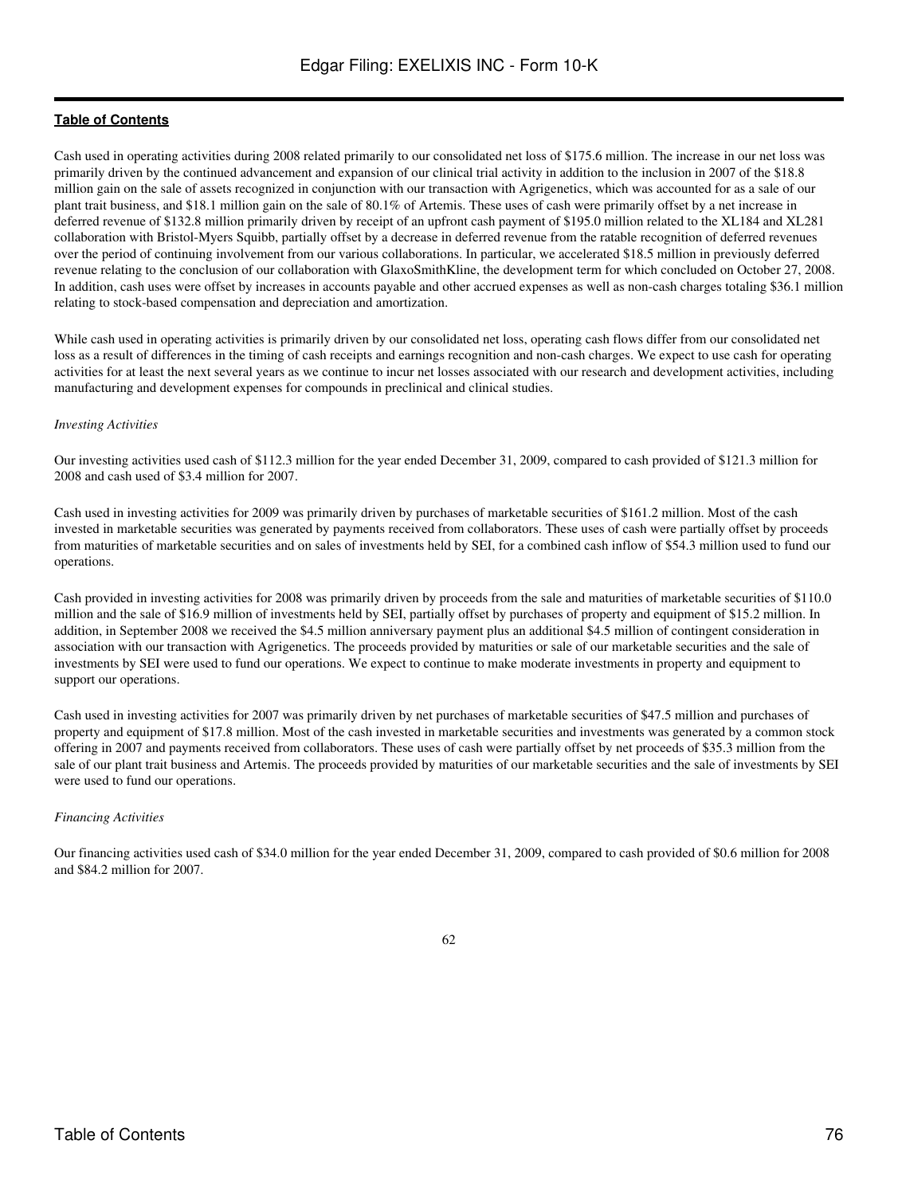Cash used in operating activities during 2008 related primarily to our consolidated net loss of $175.6 million. The increase in our net loss was primarily driven by the continued advancement and expansion of our clinical trial activity in addition to the inclusion in 2007 of the $18.8 million gain on the sale of assets recognized in conjunction with our transaction with Agrigenetics, which was accounted for as a sale of our plant trait business, and $18.1 million gain on the sale of 80.1% of Artemis. These uses of cash were primarily offset by a net increase in deferred revenue of $132.8 million primarily driven by receipt of an upfront cash payment of $195.0 million related to the XL184 and XL281 collaboration with Bristol-Myers Squibb, partially offset by a decrease in deferred revenue from the ratable recognition of deferred revenues over the period of continuing involvement from our various collaborations. In particular, we accelerated $18.5 million in previously deferred revenue relating to the conclusion of our collaboration with GlaxoSmithKline, the development term for which concluded on October 27, 2008. In addition, cash uses were offset by increases in accounts payable and other accrued expenses as well as non-cash charges totaling $36.1 million relating to stock-based compensation and depreciation and amortization.

While cash used in operating activities is primarily driven by our consolidated net loss, operating cash flows differ from our consolidated net loss as a result of differences in the timing of cash receipts and earnings recognition and non-cash charges. We expect to use cash for operating activities for at least the next several years as we continue to incur net losses associated with our research and development activities, including manufacturing and development expenses for compounds in preclinical and clinical studies.

*Investing Activities*

Our investing activities used cash of $112.3 million for the year ended December 31, 2009, compared to cash provided of $121.3 million for 2008 and cash used of $3.4 million for 2007.

Cash used in investing activities for 2009 was primarily driven by purchases of marketable securities of $161.2 million. Most of the cash invested in marketable securities was generated by payments received from collaborators. These uses of cash were partially offset by proceeds from maturities of marketable securities and on sales of investments held by SEI, for a combined cash inflow of $54.3 million used to fund our operations.

Cash provided in investing activities for 2008 was primarily driven by proceeds from the sale and maturities of marketable securities of $110.0 million and the sale of $16.9 million of investments held by SEI, partially offset by purchases of property and equipment of $15.2 million. In addition, in September 2008 we received the $4.5 million anniversary payment plus an additional $4.5 million of contingent consideration in association with our transaction with Agrigenetics. The proceeds provided by maturities or sale of our marketable securities and the sale of investments by SEI were used to fund our operations. We expect to continue to make moderate investments in property and equipment to support our operations.

Cash used in investing activities for 2007 was primarily driven by net purchases of marketable securities of $47.5 million and purchases of property and equipment of $17.8 million. Most of the cash invested in marketable securities and investments was generated by a common stock offering in 2007 and payments received from collaborators. These uses of cash were partially offset by net proceeds of $35.3 million from the sale of our plant trait business and Artemis. The proceeds provided by maturities of our marketable securities and the sale of investments by SEI were used to fund our operations.

*Financing Activities*

Our financing activities used cash of $34.0 million for the year ended December 31, 2009, compared to cash provided of $0.6 million for 2008 and $84.2 million for 2007.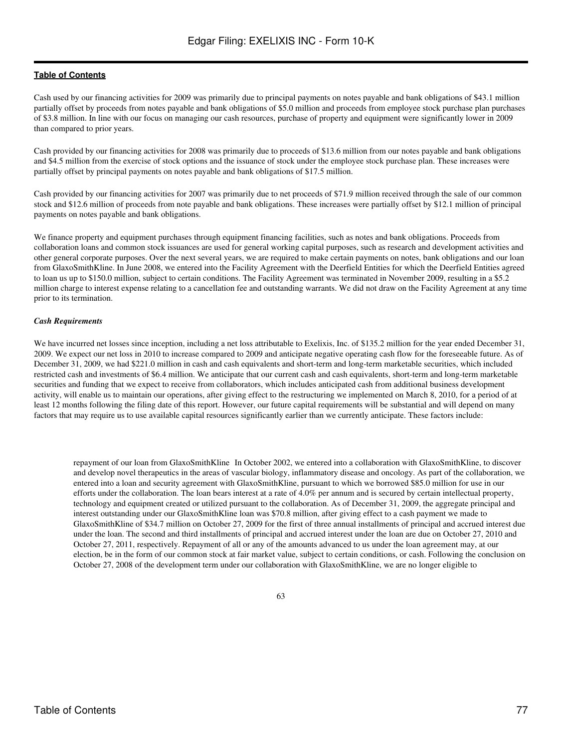Cash used by our financing activities for 2009 was primarily due to principal payments on notes payable and bank obligations of $43.1 million partially offset by proceeds from notes payable and bank obligations of $5.0 million and proceeds from employee stock purchase plan purchases of $3.8 million. In line with our focus on managing our cash resources, purchase of property and equipment were significantly lower in 2009 than compared to prior years.

Cash provided by our financing activities for 2008 was primarily due to proceeds of $13.6 million from our notes payable and bank obligations and $4.5 million from the exercise of stock options and the issuance of stock under the employee stock purchase plan. These increases were partially offset by principal payments on notes payable and bank obligations of $17.5 million.

Cash provided by our financing activities for 2007 was primarily due to net proceeds of $71.9 million received through the sale of our common stock and $12.6 million of proceeds from note payable and bank obligations. These increases were partially offset by $12.1 million of principal payments on notes payable and bank obligations.

We finance property and equipment purchases through equipment financing facilities, such as notes and bank obligations. Proceeds from collaboration loans and common stock issuances are used for general working capital purposes, such as research and development activities and other general corporate purposes. Over the next several years, we are required to make certain payments on notes, bank obligations and our loan from GlaxoSmithKline. In June 2008, we entered into the Facility Agreement with the Deerfield Entities for which the Deerfield Entities agreed to loan us up to $150.0 million, subject to certain conditions. The Facility Agreement was terminated in November 2009, resulting in a $5.2 million charge to interest expense relating to a cancellation fee and outstanding warrants. We did not draw on the Facility Agreement at any time prior to its termination.

***Cash Requirements***

We have incurred net losses since inception, including a net loss attributable to Exelixis, Inc. of $135.2 million for the year ended December 31, 2009. We expect our net loss in 2010 to increase compared to 2009 and anticipate negative operating cash flow for the foreseeable future. As of December 31, 2009, we had $221.0 million in cash and cash equivalents and short-term and long-term marketable securities, which included restricted cash and investments of $6.4 million. We anticipate that our current cash and cash equivalents, short-term and long-term marketable securities and funding that we expect to receive from collaborators, which includes anticipated cash from additional business development activity, will enable us to maintain our operations, after giving effect to the restructuring we implemented on March 8, 2010, for a period of at least 12 months following the filing date of this report. However, our future capital requirements will be substantial and will depend on many factors that may require us to use available capital resources significantly earlier than we currently anticipate. These factors include:

repayment of our loan from GlaxoSmithKline In October 2002, we entered into a collaboration with GlaxoSmithKline, to discover and develop novel therapeutics in the areas of vascular biology, inflammatory disease and oncology. As part of the collaboration, we entered into a loan and security agreement with GlaxoSmithKline, pursuant to which we borrowed $85.0 million for use in our efforts under the collaboration. The loan bears interest at a rate of 4.0% per annum and is secured by certain intellectual property, technology and equipment created or utilized pursuant to the collaboration. As of December 31, 2009, the aggregate principal and interest outstanding under our GlaxoSmithKline loan was $70.8 million, after giving effect to a cash payment we made to GlaxoSmithKline of $34.7 million on October 27, 2009 for the first of three annual installments of principal and accrued interest due under the loan. The second and third installments of principal and accrued interest under the loan are due on October 27, 2010 and October 27, 2011, respectively. Repayment of all or any of the amounts advanced to us under the loan agreement may, at our election, be in the form of our common stock at fair market value, subject to certain conditions, or cash. Following the conclusion on October 27, 2008 of the development term under our collaboration with GlaxoSmithKline, we are no longer eligible to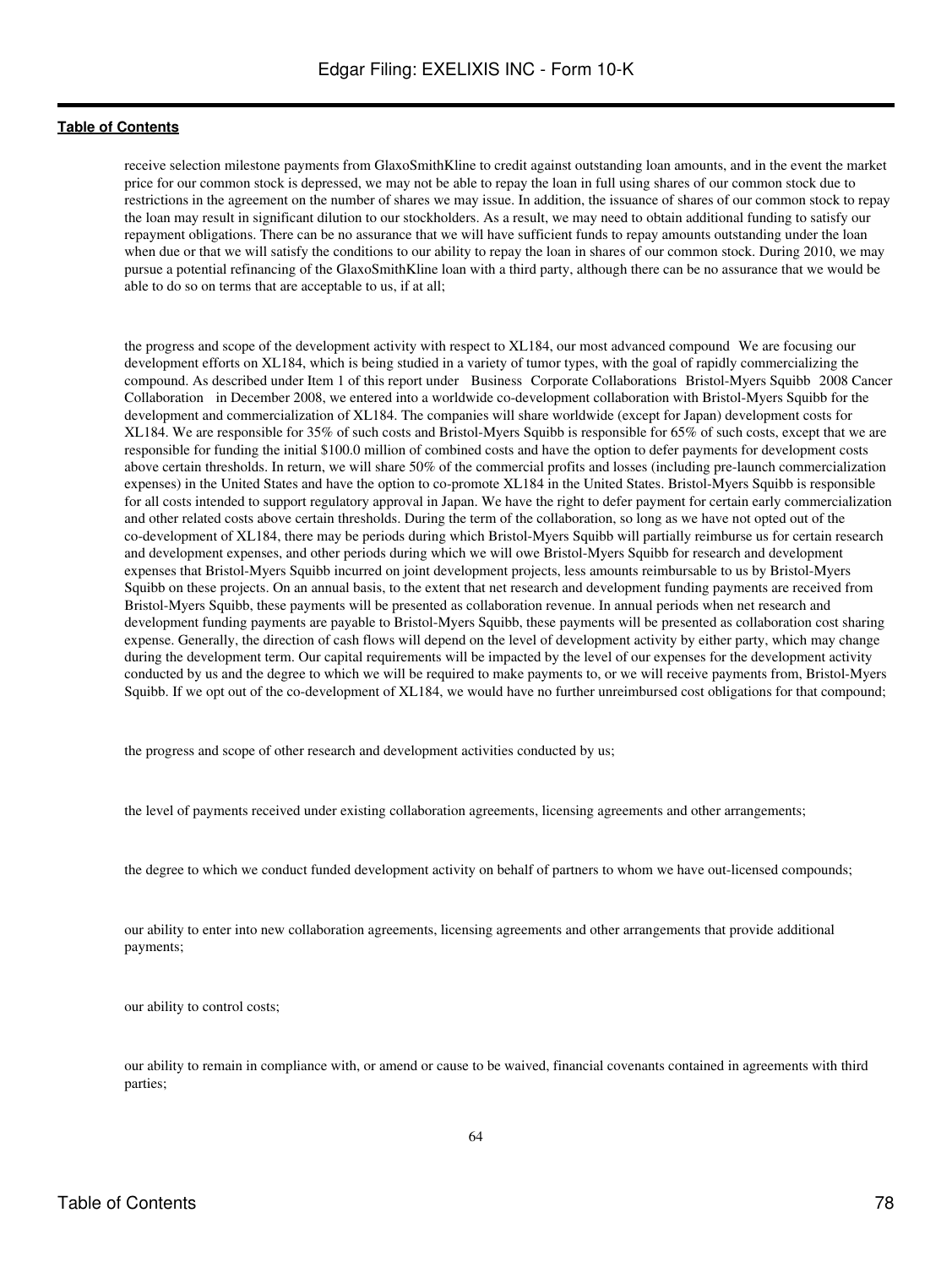receive selection milestone payments from GlaxoSmithKline to credit against outstanding loan amounts, and in the event the market price for our common stock is depressed, we may not be able to repay the loan in full using shares of our common stock due to restrictions in the agreement on the number of shares we may issue. In addition, the issuance of shares of our common stock to repay the loan may result in significant dilution to our stockholders. As a result, we may need to obtain additional funding to satisfy our repayment obligations. There can be no assurance that we will have sufficient funds to repay amounts outstanding under the loan when due or that we will satisfy the conditions to our ability to repay the loan in shares of our common stock. During 2010, we may pursue a potential refinancing of the GlaxoSmithKline loan with a third party, although there can be no assurance that we would be able to do so on terms that are acceptable to us, if at all;

the progress and scope of the development activity with respect to XL184, our most advanced compound We are focusing our development efforts on XL184, which is being studied in a variety of tumor types, with the goal of rapidly commercializing the compound. As described under Item 1 of this report under Business Corporate Collaborations Bristol-Myers Squibb 2008 Cancer Collaboration in December 2008, we entered into a worldwide co-development collaboration with Bristol-Myers Squibb for the development and commercialization of XL184. The companies will share worldwide (except for Japan) development costs for XL184. We are responsible for 35% of such costs and Bristol-Myers Squibb is responsible for 65% of such costs, except that we are responsible for funding the initial $100.0 million of combined costs and have the option to defer payments for development costs above certain thresholds. In return, we will share 50% of the commercial profits and losses (including pre-launch commercialization expenses) in the United States and have the option to co-promote XL184 in the United States. Bristol-Myers Squibb is responsible for all costs intended to support regulatory approval in Japan. We have the right to defer payment for certain early commercialization and other related costs above certain thresholds. During the term of the collaboration, so long as we have not opted out of the co-development of XL184, there may be periods during which Bristol-Myers Squibb will partially reimburse us for certain research and development expenses, and other periods during which we will owe Bristol-Myers Squibb for research and development expenses that Bristol-Myers Squibb incurred on joint development projects, less amounts reimbursable to us by Bristol-Myers Squibb on these projects. On an annual basis, to the extent that net research and development funding payments are received from Bristol-Myers Squibb, these payments will be presented as collaboration revenue. In annual periods when net research and development funding payments are payable to Bristol-Myers Squibb, these payments will be presented as collaboration cost sharing expense. Generally, the direction of cash flows will depend on the level of development activity by either party, which may change during the development term. Our capital requirements will be impacted by the level of our expenses for the development activity conducted by us and the degree to which we will be required to make payments to, or we will receive payments from, Bristol-Myers Squibb. If we opt out of the co-development of XL184, we would have no further unreimbursed cost obligations for that compound;

the progress and scope of other research and development activities conducted by us;

the level of payments received under existing collaboration agreements, licensing agreements and other arrangements;

the degree to which we conduct funded development activity on behalf of partners to whom we have out-licensed compounds;

our ability to enter into new collaboration agreements, licensing agreements and other arrangements that provide additional payments;

our ability to control costs;

our ability to remain in compliance with, or amend or cause to be waived, financial covenants contained in agreements with third parties;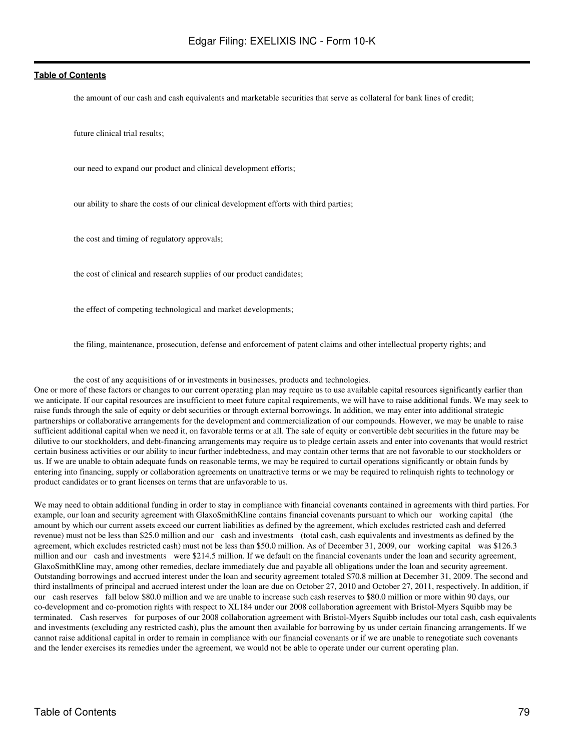- the amount of our cash and cash equivalents and marketable securities that serve as collateral for bank lines of credit;
- future clinical trial results;
- our need to expand our product and clinical development efforts;
- our ability to share the costs of our clinical development efforts with third parties;
- the cost and timing of regulatory approvals;
- the cost of clinical and research supplies of our product candidates;
- the effect of competing technological and market developments;
- the filing, maintenance, prosecution, defense and enforcement of patent claims and other intellectual property rights; and
- the cost of any acquisitions of or investments in businesses, products and technologies.

One or more of these factors or changes to our current operating plan may require us to use available capital resources significantly earlier than we anticipate. If our capital resources are insufficient to meet future capital requirements, we will have to raise additional funds. We may seek to raise funds through the sale of equity or debt securities or through external borrowings. In addition, we may enter into additional strategic partnerships or collaborative arrangements for the development and commercialization of our compounds. However, we may be unable to raise sufficient additional capital when we need it, on favorable terms or at all. The sale of equity or convertible debt securities in the future may be dilutive to our stockholders, and debt-financing arrangements may require us to pledge certain assets and enter into covenants that would restrict certain business activities or our ability to incur further indebtedness, and may contain other terms that are not favorable to our stockholders or us. If we are unable to obtain adequate funds on reasonable terms, we may be required to curtail operations significantly or obtain funds by entering into financing, supply or collaboration agreements on unattractive terms or we may be required to relinquish rights to technology or product candidates or to grant licenses on terms that are unfavorable to us.

We may need to obtain additional funding in order to stay in compliance with financial covenants contained in agreements with third parties. For example, our loan and security agreement with GlaxoSmithKline contains financial covenants pursuant to which our "working capital" (the amount by which our current assets exceed our current liabilities as defined by the agreement, which excludes restricted cash and deferred revenue) must not be less than $25.0 million and our "cash and investments" (total cash, cash equivalents and investments as defined by the agreement, which excludes restricted cash) must not be less than $50.0 million. As of December 31, 2009, our "working capital" was $126.3 million and our "cash and investments" were $214.5 million. If we default on the financial covenants under the loan and security agreement, GlaxoSmithKline may, among other remedies, declare immediately due and payable all obligations under the loan and security agreement. Outstanding borrowings and accrued interest under the loan and security agreement totaled $70.8 million at December 31, 2009. The second and third installments of principal and accrued interest under the loan are due on October 27, 2010 and October 27, 2011, respectively. In addition, if our "cash reserves" fall below $80.0 million and we are unable to increase such cash reserves to $80.0 million or more within 90 days, our co-development and co-promotion rights with respect to XL184 under our 2008 collaboration agreement with Bristol-Myers Squibb may be terminated. "Cash reserves" for purposes of our 2008 collaboration agreement with Bristol-Myers Squibb includes our total cash, cash equivalents and investments (excluding any restricted cash), plus the amount then available for borrowing by us under certain financing arrangements. If we cannot raise additional capital in order to remain in compliance with our financial covenants or if we are unable to renegotiate such covenants and the lender exercises its remedies under the agreement, we would not be able to operate under our current operating plan.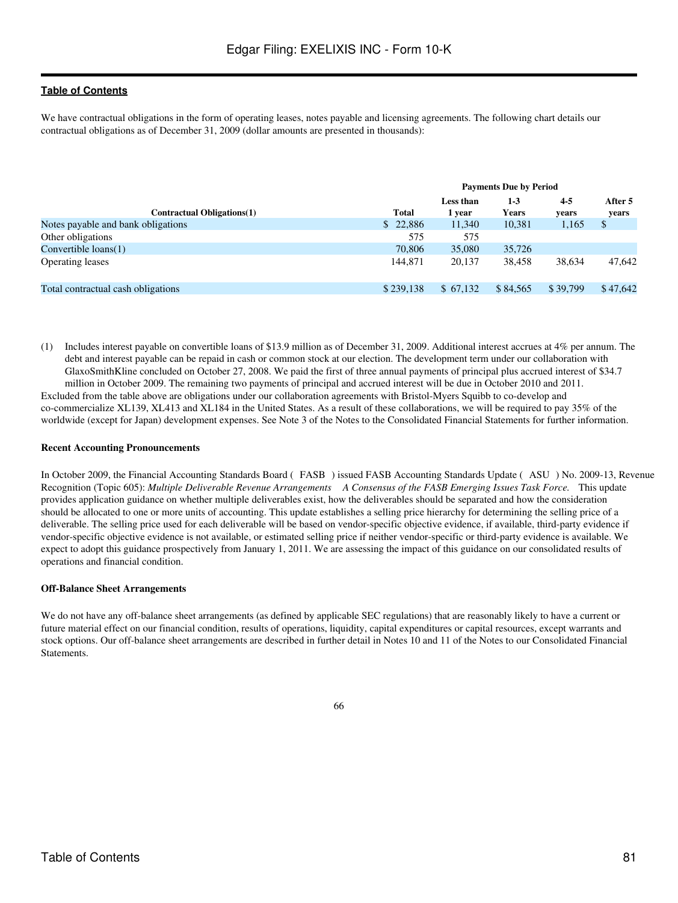We have contractual obligations in the form of operating leases, notes payable and licensing agreements. The following chart details our contractual obligations as of December 31, 2009 (dollar amounts are presented in thousands):

| | | Payments Due by Period | | | |
|---|---|---|---|---|---|
| **Contractual Obligations(1)** | **Total** | **Less than 1 year** | **1-3 Years** | **4-5 years** | **After 5 years** |
| Notes payable and bank obligations | $ 22,886 | 11,340 | 10,381 | 1,165 | $ |
| Other obligations | 575 | 575 | | | |
| Convertible loans(1) | 70,806 | 35,080 | 35,726 | | |
| Operating leases | 144,871 | 20,137 | 38,458 | 38,634 | 47,642 |
| Total contractual cash obligations | $ 239,138 | $ 67,132 | $ 84,565 | $ 39,799 | $ 47,642 |

(1) Includes interest payable on convertible loans of $13.9 million as of December 31, 2009. Additional interest accrues at 4% per annum. The debt and interest payable can be repaid in cash or common stock at our election. The development term under our collaboration with GlaxoSmithKline concluded on October 27, 2008. We paid the first of three annual payments of principal plus accrued interest of $34.7 million in October 2009. The remaining two payments of principal and accrued interest will be due in October 2010 and 2011.

Excluded from the table above are obligations under our collaboration agreements with Bristol-Myers Squibb to co-develop and co-commercialize XL139, XL413 and XL184 in the United States. As a result of these collaborations, we will be required to pay 35% of the worldwide (except for Japan) development expenses. See Note 3 of the Notes to the Consolidated Financial Statements for further information.

**Recent Accounting Pronouncements**

In October 2009, the Financial Accounting Standards Board (FASB) issued FASB Accounting Standards Update (ASU) No. 2009-13, Revenue Recognition (Topic 605): *Multiple Deliverable Revenue Arrangements A Consensus of the FASB Emerging Issues Task Force.* This update provides application guidance on whether multiple deliverables exist, how the deliverables should be separated and how the consideration should be allocated to one or more units of accounting. This update establishes a selling price hierarchy for determining the selling price of a deliverable. The selling price used for each deliverable will be based on vendor-specific objective evidence, if available, third-party evidence if vendor-specific objective evidence is not available, or estimated selling price if neither vendor-specific or third-party evidence is available. We expect to adopt this guidance prospectively from January 1, 2011. We are assessing the impact of this guidance on our consolidated results of operations and financial condition.

**Off-Balance Sheet Arrangements**

We do not have any off-balance sheet arrangements (as defined by applicable SEC regulations) that are reasonably likely to have a current or future material effect on our financial condition, results of operations, liquidity, capital expenditures or capital resources, except warrants and stock options. Our off-balance sheet arrangements are described in further detail in Notes 10 and 11 of the Notes to our Consolidated Financial Statements.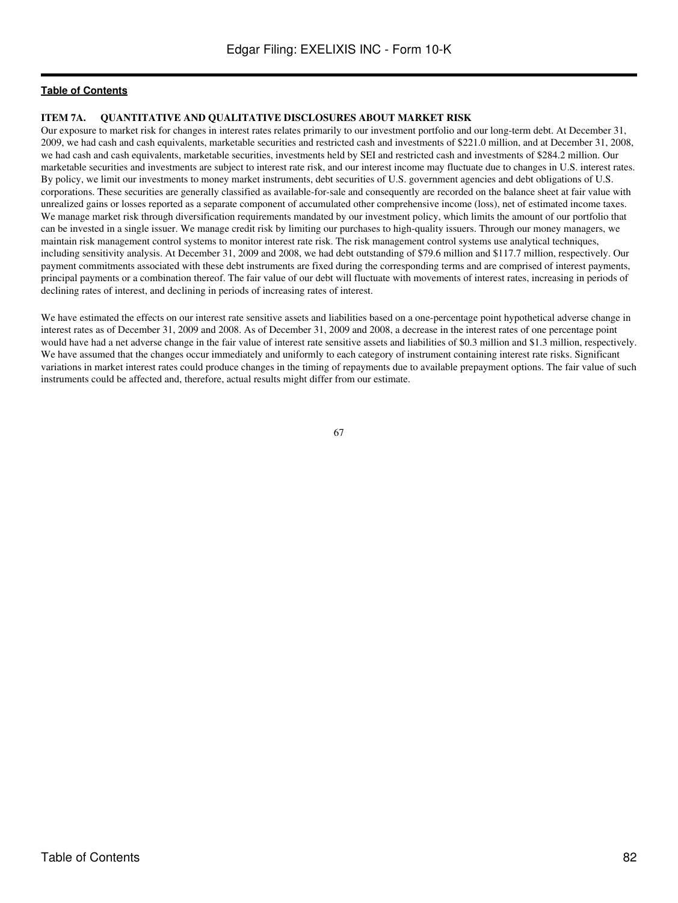**Table of Contents**

### ITEM 7A. QUANTITATIVE AND QUALITATIVE DISCLOSURES ABOUT MARKET RISK

Our exposure to market risk for changes in interest rates relates primarily to our investment portfolio and our long-term debt. At December 31, 2009, we had cash and cash equivalents, marketable securities and restricted cash and investments of $221.0 million, and at December 31, 2008, we had cash and cash equivalents, marketable securities, investments held by SEI and restricted cash and investments of $284.2 million. Our marketable securities and investments are subject to interest rate risk, and our interest income may fluctuate due to changes in U.S. interest rates. By policy, we limit our investments to money market instruments, debt securities of U.S. government agencies and debt obligations of U.S. corporations. These securities are generally classified as available-for-sale and consequently are recorded on the balance sheet at fair value with unrealized gains or losses reported as a separate component of accumulated other comprehensive income (loss), net of estimated income taxes. We manage market risk through diversification requirements mandated by our investment policy, which limits the amount of our portfolio that can be invested in a single issuer. We manage credit risk by limiting our purchases to high-quality issuers. Through our money managers, we maintain risk management control systems to monitor interest rate risk. The risk management control systems use analytical techniques, including sensitivity analysis. At December 31, 2009 and 2008, we had debt outstanding of $79.6 million and $117.7 million, respectively. Our payment commitments associated with these debt instruments are fixed during the corresponding terms and are comprised of interest payments, principal payments or a combination thereof. The fair value of our debt will fluctuate with movements of interest rates, increasing in periods of declining rates of interest, and declining in periods of increasing rates of interest.

We have estimated the effects on our interest rate sensitive assets and liabilities based on a one-percentage point hypothetical adverse change in interest rates as of December 31, 2009 and 2008. As of December 31, 2009 and 2008, a decrease in the interest rates of one percentage point would have had a net adverse change in the fair value of interest rate sensitive assets and liabilities of $0.3 million and $1.3 million, respectively. We have assumed that the changes occur immediately and uniformly to each category of instrument containing interest rate risks. Significant variations in market interest rates could produce changes in the timing of repayments due to available prepayment options. The fair value of such instruments could be affected and, therefore, actual results might differ from our estimate.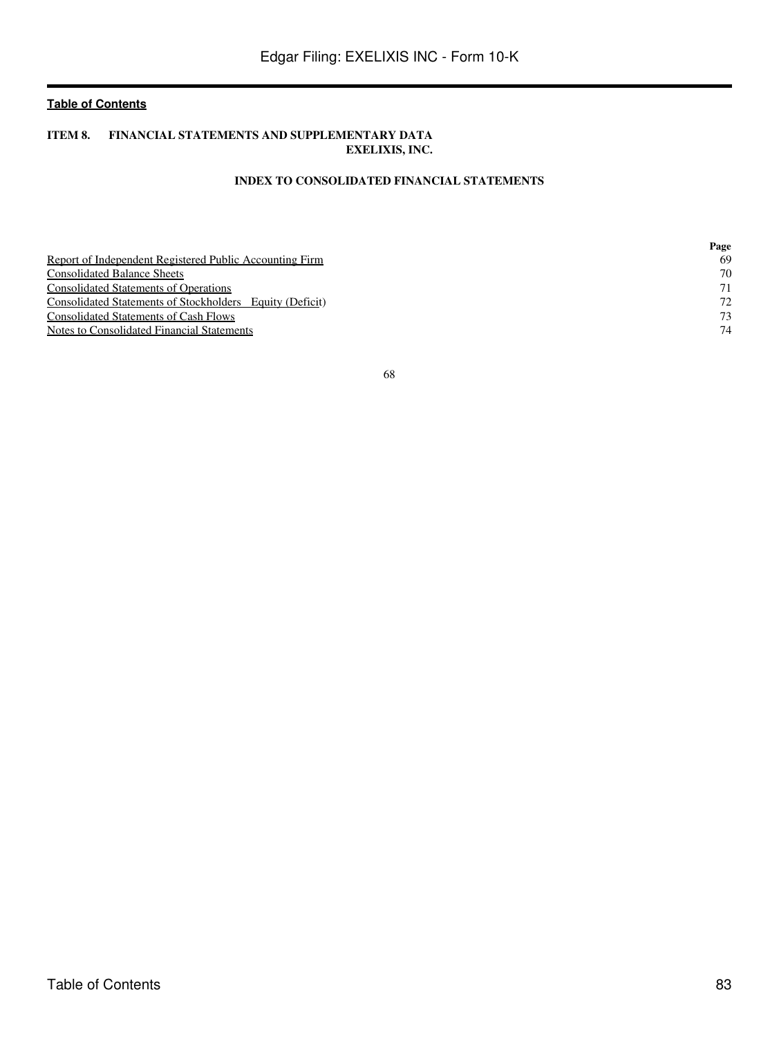[Table of Contents](#)

## ITEM 8. FINANCIAL STATEMENTS AND SUPPLEMENTARY DATA

### EXELIXIS, INC.

### INDEX TO CONSOLIDATED FINANCIAL STATEMENTS

| | Page |
|---|---|
| Report of Independent Registered Public Accounting Firm | 69 |
| Consolidated Balance Sheets | 70 |
| Consolidated Statements of Operations | 71 |
| Consolidated Statements of Stockholders Equity (Deficit) | 72 |
| Consolidated Statements of Cash Flows | 73 |
| Notes to Consolidated Financial Statements | 74 |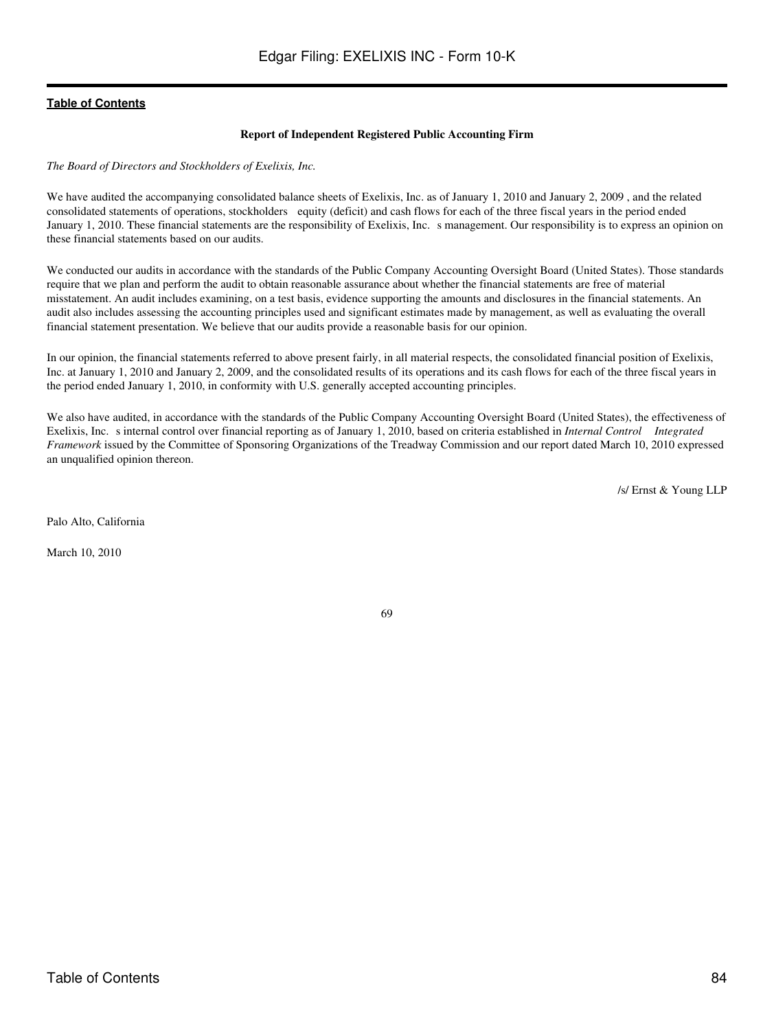[Table of Contents](#)

**Report of Independent Registered Public Accounting Firm**

*The Board of Directors and Stockholders of Exelixis, Inc.*

We have audited the accompanying consolidated balance sheets of Exelixis, Inc. as of January 1, 2010 and January 2, 2009 , and the related consolidated statements of operations, stockholders equity (deficit) and cash flows for each of the three fiscal years in the period ended January 1, 2010. These financial statements are the responsibility of Exelixis, Inc. s management. Our responsibility is to express an opinion on these financial statements based on our audits.

We conducted our audits in accordance with the standards of the Public Company Accounting Oversight Board (United States). Those standards require that we plan and perform the audit to obtain reasonable assurance about whether the financial statements are free of material misstatement. An audit includes examining, on a test basis, evidence supporting the amounts and disclosures in the financial statements. An audit also includes assessing the accounting principles used and significant estimates made by management, as well as evaluating the overall financial statement presentation. We believe that our audits provide a reasonable basis for our opinion.

In our opinion, the financial statements referred to above present fairly, in all material respects, the consolidated financial position of Exelixis, Inc. at January 1, 2010 and January 2, 2009, and the consolidated results of its operations and its cash flows for each of the three fiscal years in the period ended January 1, 2010, in conformity with U.S. generally accepted accounting principles.

We also have audited, in accordance with the standards of the Public Company Accounting Oversight Board (United States), the effectiveness of Exelixis, Inc. s internal control over financial reporting as of January 1, 2010, based on criteria established in *Internal Control Integrated Framework* issued by the Committee of Sponsoring Organizations of the Treadway Commission and our report dated March 10, 2010 expressed an unqualified opinion thereon.

/s/ Ernst & Young LLP

Palo Alto, California

March 10, 2010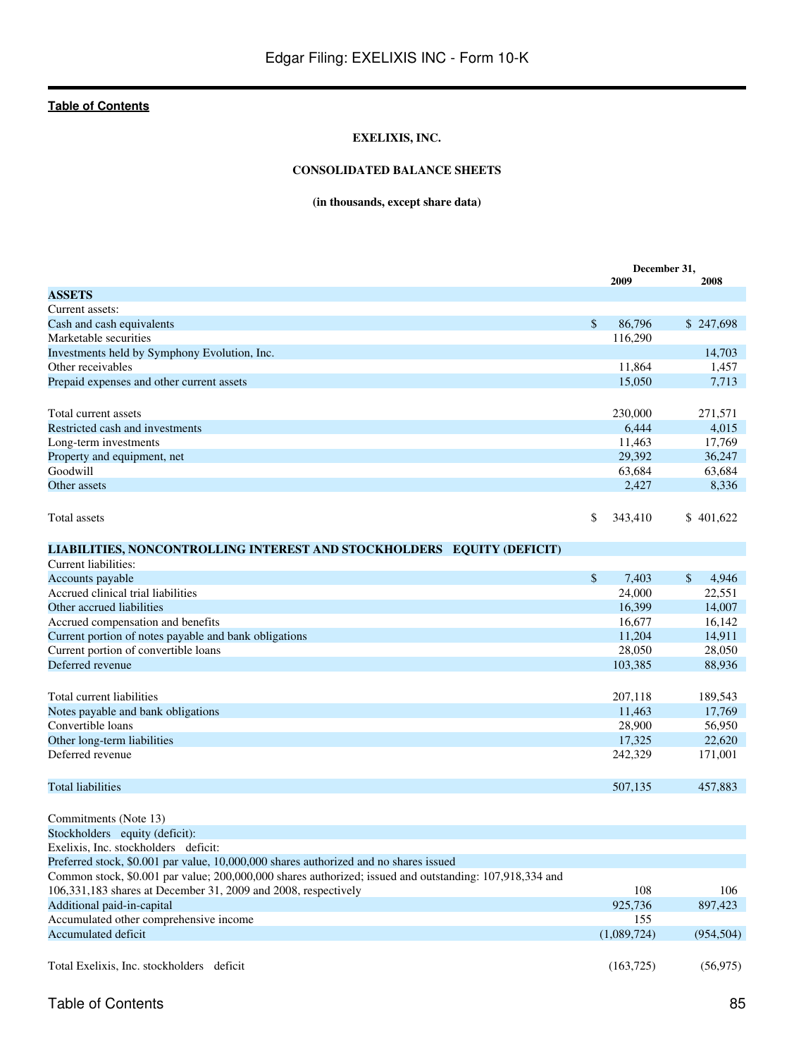[Table of Contents](#)

**EXELIXIS, INC.**

**CONSOLIDATED BALANCE SHEETS**

**(in thousands, except share data)**

| | December 31, 2009 | December 31, 2008 |
|---|---|---|
| **ASSETS** | | |
| Current assets: | | |
| Cash and cash equivalents | $ 86,796 | $ 247,698 |
| Marketable securities | 116,290 | |
| Investments held by Symphony Evolution, Inc. | | 14,703 |
| Other receivables | 11,864 | 1,457 |
| Prepaid expenses and other current assets | 15,050 | 7,713 |
| Total current assets | 230,000 | 271,571 |
| Restricted cash and investments | 6,444 | 4,015 |
| Long-term investments | 11,463 | 17,769 |
| Property and equipment, net | 29,392 | 36,247 |
| Goodwill | 63,684 | 63,684 |
| Other assets | 2,427 | 8,336 |
| Total assets | $ 343,410 | $ 401,622 |
| **LIABILITIES, NONCONTROLLING INTEREST AND STOCKHOLDERS EQUITY (DEFICIT)** | | |
| Current liabilities: | | |
| Accounts payable | $ 7,403 | $ 4,946 |
| Accrued clinical trial liabilities | 24,000 | 22,551 |
| Other accrued liabilities | 16,399 | 14,007 |
| Accrued compensation and benefits | 16,677 | 16,142 |
| Current portion of notes payable and bank obligations | 11,204 | 14,911 |
| Current portion of convertible loans | 28,050 | 28,050 |
| Deferred revenue | 103,385 | 88,936 |
| Total current liabilities | 207,118 | 189,543 |
| Notes payable and bank obligations | 11,463 | 17,769 |
| Convertible loans | 28,900 | 56,950 |
| Other long-term liabilities | 17,325 | 22,620 |
| Deferred revenue | 242,329 | 171,001 |
| Total liabilities | 507,135 | 457,883 |
| Commitments (Note 13) | | |
| Stockholders equity (deficit): | | |
| Exelixis, Inc. stockholders deficit: | | |
| Preferred stock, $0.001 par value, 10,000,000 shares authorized and no shares issued | | |
| Common stock, $0.001 par value; 200,000,000 shares authorized; issued and outstanding: 107,918,334 and 106,331,183 shares at December 31, 2009 and 2008, respectively | 108 | 106 |
| Additional paid-in-capital | 925,736 | 897,423 |
| Accumulated other comprehensive income | 155 | |
| Accumulated deficit | (1,089,724) | (954,504) |
| Total Exelixis, Inc. stockholders deficit | (163,725) | (56,975) |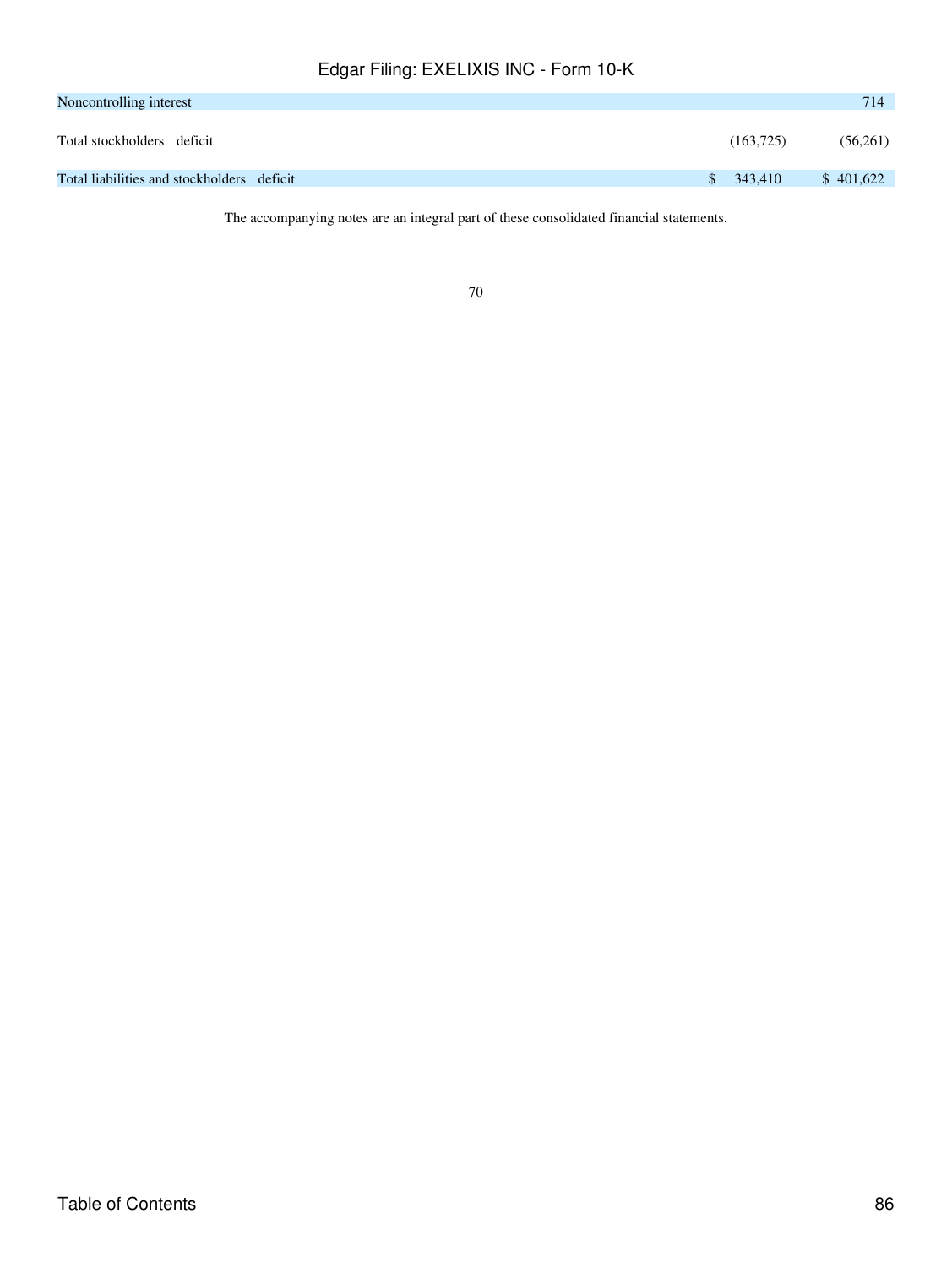| | | |
|---|---|---|
| Noncontrolling interest | | 714 |
| Total stockholders deficit | (163,725) | (56,261) |
| Total liabilities and stockholders deficit | $ 343,410 | $ 401,622 |

The accompanying notes are an integral part of these consolidated financial statements.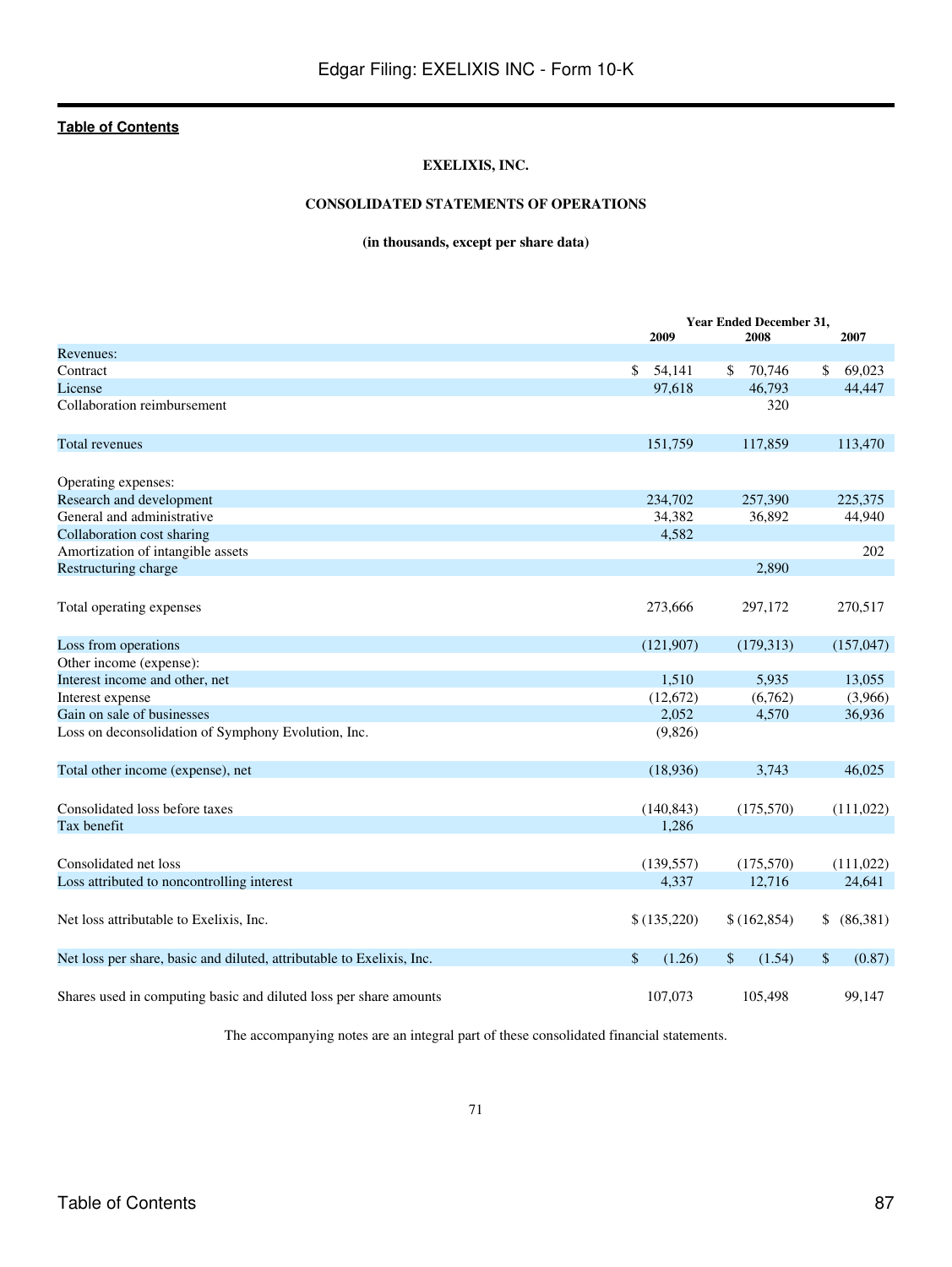**EXELIXIS, INC.**

**CONSOLIDATED STATEMENTS OF OPERATIONS**

**(in thousands, except per share data)**

| | Year Ended December 31, | | |
|---|---|---|---|
| | 2009 | 2008 | 2007 |
| Revenues: | | | |
| Contract | $ 54,141 | $ 70,746 | $ 69,023 |
| License | 97,618 | 46,793 | 44,447 |
| Collaboration reimbursement | | 320 | |
| Total revenues | 151,759 | 117,859 | 113,470 |
| Operating expenses: | | | |
| Research and development | 234,702 | 257,390 | 225,375 |
| General and administrative | 34,382 | 36,892 | 44,940 |
| Collaboration cost sharing | 4,582 | | |
| Amortization of intangible assets | | | 202 |
| Restructuring charge | | 2,890 | |
| Total operating expenses | 273,666 | 297,172 | 270,517 |
| Loss from operations | (121,907) | (179,313) | (157,047) |
| Other income (expense): | | | |
| Interest income and other, net | 1,510 | 5,935 | 13,055 |
| Interest expense | (12,672) | (6,762) | (3,966) |
| Gain on sale of businesses | 2,052 | 4,570 | 36,936 |
| Loss on deconsolidation of Symphony Evolution, Inc. | (9,826) | | |
| Total other income (expense), net | (18,936) | 3,743 | 46,025 |
| Consolidated loss before taxes | (140,843) | (175,570) | (111,022) |
| Tax benefit | 1,286 | | |
| Consolidated net loss | (139,557) | (175,570) | (111,022) |
| Loss attributed to noncontrolling interest | 4,337 | 12,716 | 24,641 |
| Net loss attributable to Exelixis, Inc. | $ (135,220) | $ (162,854) | $ (86,381) |
| Net loss per share, basic and diluted, attributable to Exelixis, Inc. | $ (1.26) | $ (1.54) | $ (0.87) |
| Shares used in computing basic and diluted loss per share amounts | 107,073 | 105,498 | 99,147 |

The accompanying notes are an integral part of these consolidated financial statements.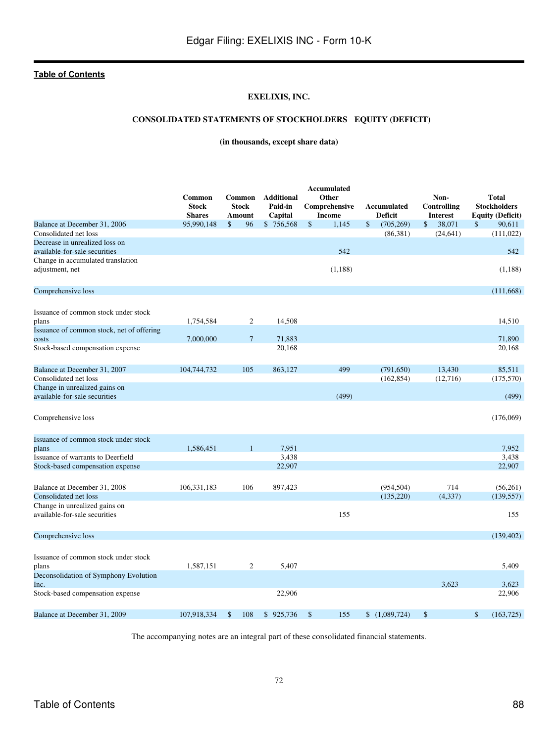## EXELIXIS, INC.

## CONSOLIDATED STATEMENTS OF STOCKHOLDERS EQUITY (DEFICIT)

**(in thousands, except share data)**

| | Common Stock Shares | Common Stock Amount | Additional Paid-in Capital | Accumulated Other Comprehensive Income | Accumulated Deficit | Non-Controlling Interest | Total Stockholders Equity (Deficit) |
|---|---|---|---|---|---|---|---|
| Balance at December 31, 2006 | 95,990,148 | $ 96 | $ 756,568 | $ 1,145 | $ (705,269) | $ 38,071 | $ 90,611 |
| Consolidated net loss | | | | | (86,381) | (24,641) | (111,022) |
| Decrease in unrealized loss on available-for-sale securities | | | | 542 | | | 542 |
| Change in accumulated translation adjustment, net | | | | (1,188) | | | (1,188) |
| Comprehensive loss | | | | | | | (111,668) |
| Issuance of common stock under stock plans | 1,754,584 | 2 | 14,508 | | | | 14,510 |
| Issuance of common stock, net of offering costs | 7,000,000 | 7 | 71,883 | | | | 71,890 |
| Stock-based compensation expense | | | 20,168 | | | | 20,168 |
| Balance at December 31, 2007 | 104,744,732 | 105 | 863,127 | 499 | (791,650) | 13,430 | 85,511 |
| Consolidated net loss | | | | | (162,854) | (12,716) | (175,570) |
| Change in unrealized gains on available-for-sale securities | | | | (499) | | | (499) |
| Comprehensive loss | | | | | | | (176,069) |
| Issuance of common stock under stock plans | 1,586,451 | 1 | 7,951 | | | | 7,952 |
| Issuance of warrants to Deerfield | | | 3,438 | | | | 3,438 |
| Stock-based compensation expense | | | 22,907 | | | | 22,907 |
| Balance at December 31, 2008 | 106,331,183 | 106 | 897,423 | | (954,504) | 714 | (56,261) |
| Consolidated net loss | | | | | (135,220) | (4,337) | (139,557) |
| Change in unrealized gains on available-for-sale securities | | | | 155 | | | 155 |
| Comprehensive loss | | | | | | | (139,402) |
| Issuance of common stock under stock plans | 1,587,151 | 2 | 5,407 | | | | 5,409 |
| Deconsolidation of Symphony Evolution Inc. | | | | | | 3,623 | 3,623 |
| Stock-based compensation expense | | | 22,906 | | | | 22,906 |
| Balance at December 31, 2009 | 107,918,334 | $ 108 | $ 925,736 | $ 155 | $ (1,089,724) | $ | $ (163,725) |

The accompanying notes are an integral part of these consolidated financial statements.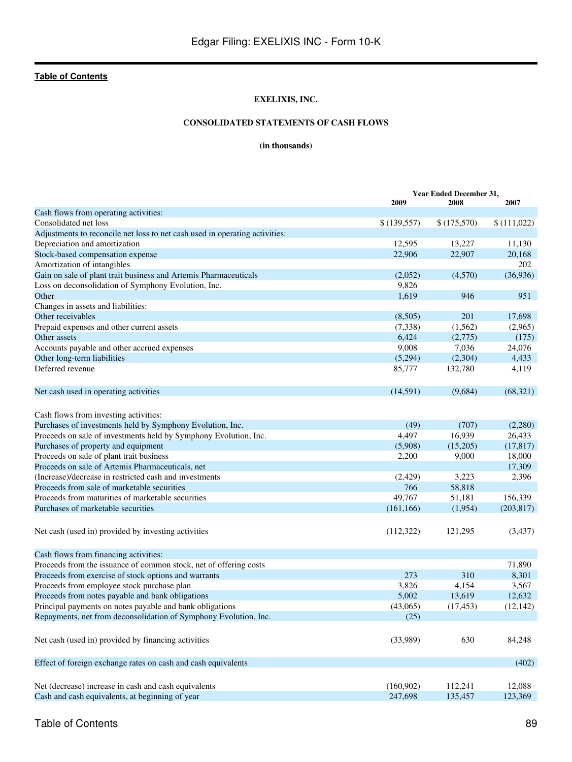**Table of Contents**

**EXELIXIS, INC.**

**CONSOLIDATED STATEMENTS OF CASH FLOWS**

**(in thousands)**

| | Year Ended December 31, | | |
|---|---|---|---|
| | 2009 | 2008 | 2007 |
| Cash flows from operating activities: | | | |
| Consolidated net loss | $ (139,557) | $ (175,570) | $ (111,022) |
| Adjustments to reconcile net loss to net cash used in operating activities: | | | |
| Depreciation and amortization | 12,595 | 13,227 | 11,130 |
| Stock-based compensation expense | 22,906 | 22,907 | 20,168 |
| Amortization of intangibles | | | 202 |
| Gain on sale of plant trait business and Artemis Pharmaceuticals | (2,052) | (4,570) | (36,936) |
| Loss on deconsolidation of Symphony Evolution, Inc. | 9,826 | | |
| Other | 1,619 | 946 | 951 |
| Changes in assets and liabilities: | | | |
| Other receivables | (8,505) | 201 | 17,698 |
| Prepaid expenses and other current assets | (7,338) | (1,562) | (2,965) |
| Other assets | 6,424 | (2,775) | (175) |
| Accounts payable and other accrued expenses | 9,008 | 7,036 | 24,076 |
| Other long-term liabilities | (5,294) | (2,304) | 4,433 |
| Deferred revenue | 85,777 | 132,780 | 4,119 |
| Net cash used in operating activities | (14,591) | (9,684) | (68,321) |
| Cash flows from investing activities: | | | |
| Purchases of investments held by Symphony Evolution, Inc. | (49) | (707) | (2,280) |
| Proceeds on sale of investments held by Symphony Evolution, Inc. | 4,497 | 16,939 | 26,433 |
| Purchases of property and equipment | (5,908) | (15,205) | (17,817) |
| Proceeds on sale of plant trait business | 2,200 | 9,000 | 18,000 |
| Proceeds on sale of Artemis Pharmaceuticals, net | | | 17,309 |
| (Increase)/decrease in restricted cash and investments | (2,429) | 3,223 | 2,396 |
| Proceeds from sale of marketable securities | 766 | 58,818 | |
| Proceeds from maturities of marketable securities | 49,767 | 51,181 | 156,339 |
| Purchases of marketable securities | (161,166) | (1,954) | (203,817) |
| Net cash (used in) provided by investing activities | (112,322) | 121,295 | (3,437) |
| Cash flows from financing activities: | | | |
| Proceeds from the issuance of common stock, net of offering costs | | | 71,890 |
| Proceeds from exercise of stock options and warrants | 273 | 310 | 8,301 |
| Proceeds from employee stock purchase plan | 3,826 | 4,154 | 3,567 |
| Proceeds from notes payable and bank obligations | 5,002 | 13,619 | 12,632 |
| Principal payments on notes payable and bank obligations | (43,065) | (17,453) | (12,142) |
| Repayments, net from deconsolidation of Symphony Evolution, Inc. | (25) | | |
| Net cash (used in) provided by financing activities | (33,989) | 630 | 84,248 |
| Effect of foreign exchange rates on cash and cash equivalents | | | (402) |
| Net (decrease) increase in cash and cash equivalents | (160,902) | 112,241 | 12,088 |
| Cash and cash equivalents, at beginning of year | 247,698 | 135,457 | 123,369 |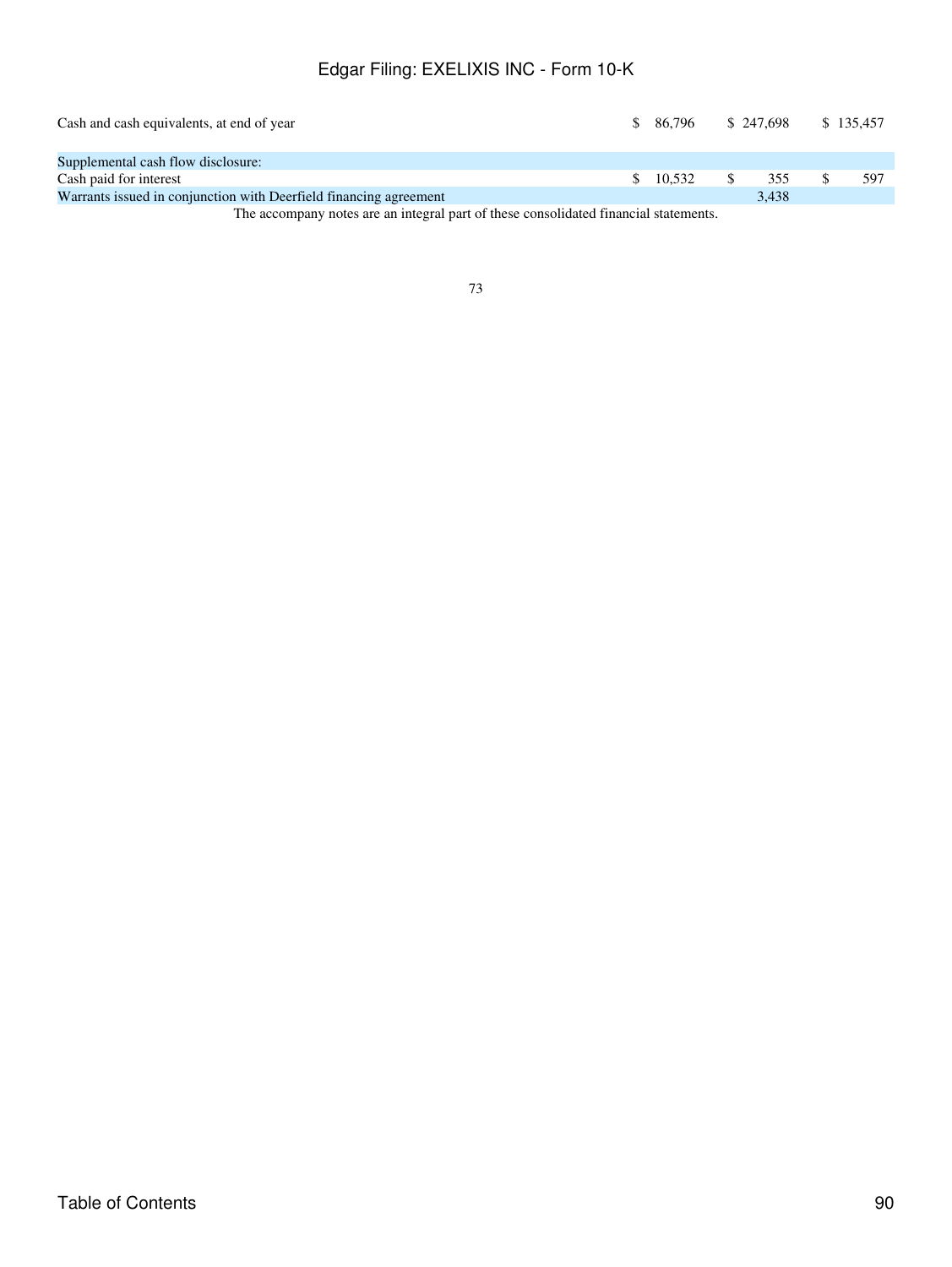| | | | |
|---|---|---|---|
| Cash and cash equivalents, at end of year | $ 86,796 | $ 247,698 | $ 135,457 |
| | | | |
| Supplemental cash flow disclosure: | | | |
| Cash paid for interest | $ 10,532 | $ 355 | $ 597 |
| Warrants issued in conjunction with Deerfield financing agreement | | 3,438 | |

The accompany notes are an integral part of these consolidated financial statements.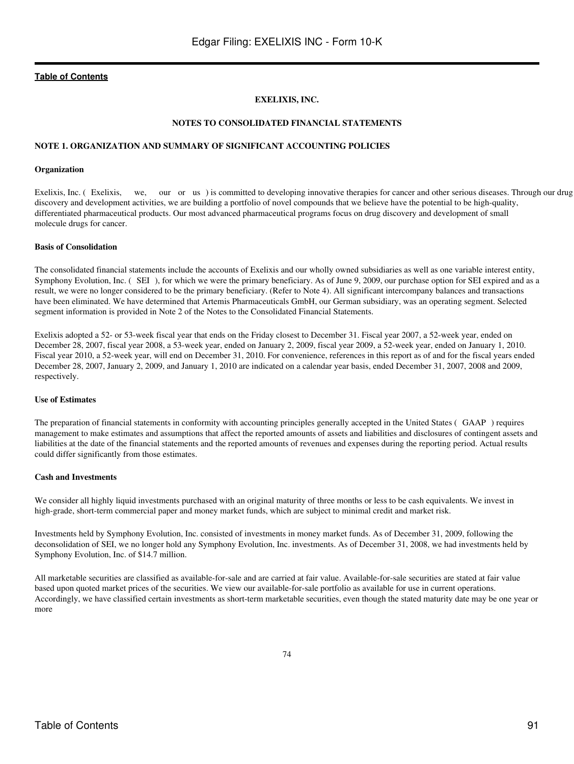[Table of Contents](#)

**EXELIXIS, INC.**

**NOTES TO CONSOLIDATED FINANCIAL STATEMENTS**

**NOTE 1. ORGANIZATION AND SUMMARY OF SIGNIFICANT ACCOUNTING POLICIES**

**Organization**

Exelixis, Inc. ( Exelixis, we, our or us ) is committed to developing innovative therapies for cancer and other serious diseases. Through our drug discovery and development activities, we are building a portfolio of novel compounds that we believe have the potential to be high-quality, differentiated pharmaceutical products. Our most advanced pharmaceutical programs focus on drug discovery and development of small molecule drugs for cancer.

**Basis of Consolidation**

The consolidated financial statements include the accounts of Exelixis and our wholly owned subsidiaries as well as one variable interest entity, Symphony Evolution, Inc. ( SEI ), for which we were the primary beneficiary. As of June 9, 2009, our purchase option for SEI expired and as a result, we were no longer considered to be the primary beneficiary. (Refer to Note 4). All significant intercompany balances and transactions have been eliminated. We have determined that Artemis Pharmaceuticals GmbH, our German subsidiary, was an operating segment. Selected segment information is provided in Note 2 of the Notes to the Consolidated Financial Statements.

Exelixis adopted a 52- or 53-week fiscal year that ends on the Friday closest to December 31. Fiscal year 2007, a 52-week year, ended on December 28, 2007, fiscal year 2008, a 53-week year, ended on January 2, 2009, fiscal year 2009, a 52-week year, ended on January 1, 2010. Fiscal year 2010, a 52-week year, will end on December 31, 2010. For convenience, references in this report as of and for the fiscal years ended December 28, 2007, January 2, 2009, and January 1, 2010 are indicated on a calendar year basis, ended December 31, 2007, 2008 and 2009, respectively.

**Use of Estimates**

The preparation of financial statements in conformity with accounting principles generally accepted in the United States ( GAAP ) requires management to make estimates and assumptions that affect the reported amounts of assets and liabilities and disclosures of contingent assets and liabilities at the date of the financial statements and the reported amounts of revenues and expenses during the reporting period. Actual results could differ significantly from those estimates.

**Cash and Investments**

We consider all highly liquid investments purchased with an original maturity of three months or less to be cash equivalents. We invest in high-grade, short-term commercial paper and money market funds, which are subject to minimal credit and market risk.

Investments held by Symphony Evolution, Inc. consisted of investments in money market funds. As of December 31, 2009, following the deconsolidation of SEI, we no longer hold any Symphony Evolution, Inc. investments. As of December 31, 2008, we had investments held by Symphony Evolution, Inc. of $14.7 million.

All marketable securities are classified as available-for-sale and are carried at fair value. Available-for-sale securities are stated at fair value based upon quoted market prices of the securities. We view our available-for-sale portfolio as available for use in current operations. Accordingly, we have classified certain investments as short-term marketable securities, even though the stated maturity date may be one year or more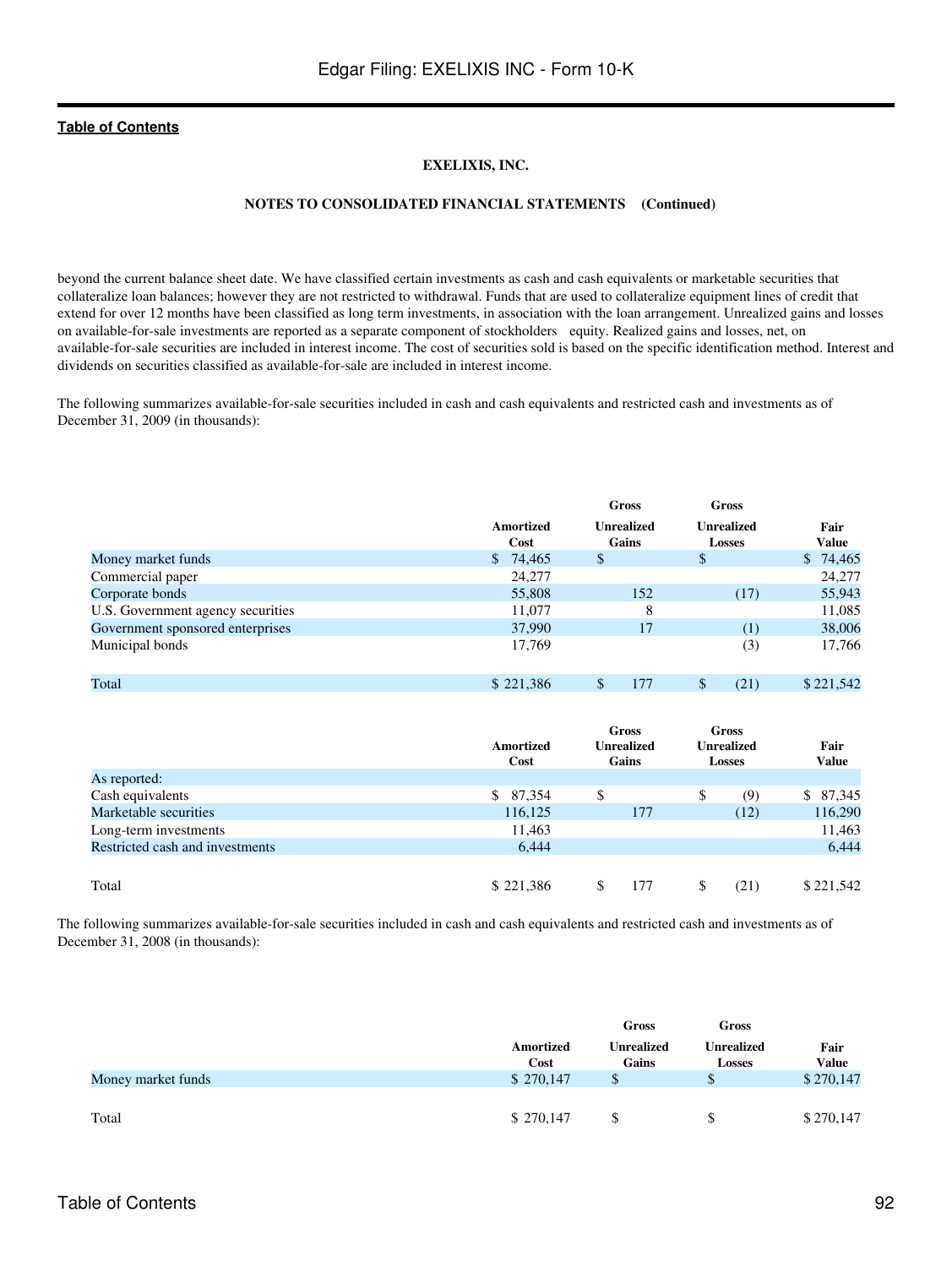**EXELIXIS, INC.**

**NOTES TO CONSOLIDATED FINANCIAL STATEMENTS (Continued)**

beyond the current balance sheet date. We have classified certain investments as cash and cash equivalents or marketable securities that collateralize loan balances; however they are not restricted to withdrawal. Funds that are used to collateralize equipment lines of credit that extend for over 12 months have been classified as long term investments, in association with the loan arrangement. Unrealized gains and losses on available-for-sale investments are reported as a separate component of stockholders equity. Realized gains and losses, net, on available-for-sale securities are included in interest income. The cost of securities sold is based on the specific identification method. Interest and dividends on securities classified as available-for-sale are included in interest income.

The following summarizes available-for-sale securities included in cash and cash equivalents and restricted cash and investments as of December 31, 2009 (in thousands):

| | Amortized Cost | Gross Unrealized Gains | Gross Unrealized Losses | Fair Value |
|---|---|---|---|---|
| Money market funds | $ 74,465 | $ | $ | $ 74,465 |
| Commercial paper | 24,277 | | | 24,277 |
| Corporate bonds | 55,808 | 152 | (17) | 55,943 |
| U.S. Government agency securities | 11,077 | 8 | | 11,085 |
| Government sponsored enterprises | 37,990 | 17 | (1) | 38,006 |
| Municipal bonds | 17,769 | | (3) | 17,766 |
| Total | $ 221,386 | $ 177 | $ (21) | $ 221,542 |

| | Amortized Cost | Gross Unrealized Gains | Gross Unrealized Losses | Fair Value |
|---|---|---|---|---|
| As reported: | | | | |
| Cash equivalents | $ 87,354 | $ | $ (9) | $ 87,345 |
| Marketable securities | 116,125 | 177 | (12) | 116,290 |
| Long-term investments | 11,463 | | | 11,463 |
| Restricted cash and investments | 6,444 | | | 6,444 |
| Total | $ 221,386 | $ 177 | $ (21) | $ 221,542 |

The following summarizes available-for-sale securities included in cash and cash equivalents and restricted cash and investments as of December 31, 2008 (in thousands):

| | Amortized Cost | Gross Unrealized Gains | Gross Unrealized Losses | Fair Value |
|---|---|---|---|---|
| Money market funds | $ 270,147 | $ | $ | $ 270,147 |
| Total | $ 270,147 | $ | $ | $ 270,147 |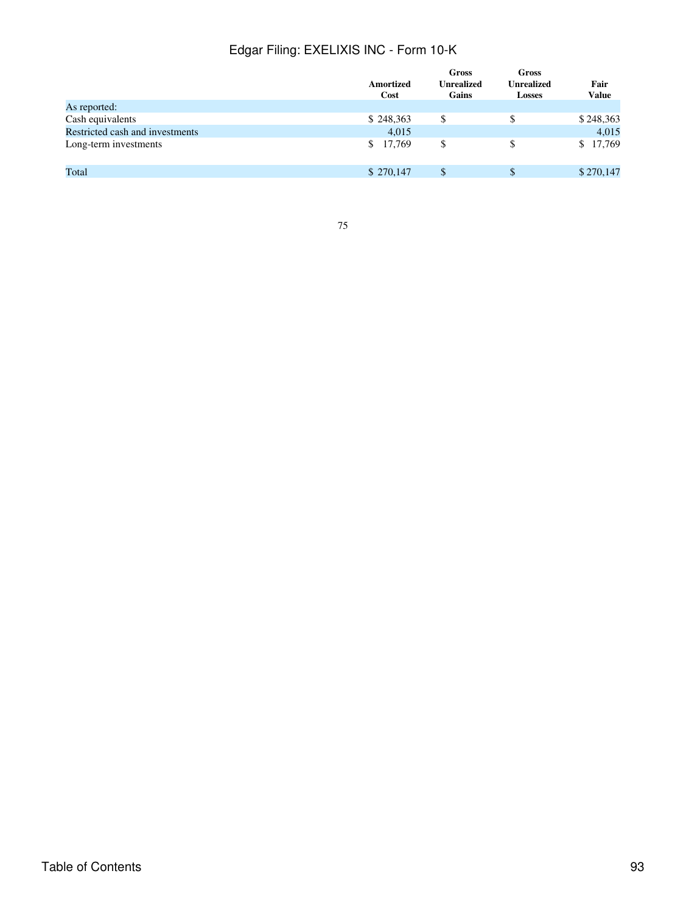|  | Amortized Cost | Gross Unrealized Gains | Gross Unrealized Losses | Fair Value |
| --- | --- | --- | --- | --- |
| As reported: |  |  |  |  |
| Cash equivalents | $ 248,363 | $ | $ | $ 248,363 |
| Restricted cash and investments | 4,015 |  |  | 4,015 |
| Long-term investments | $ 17,769 | $ | $ | $ 17,769 |
| Total | $ 270,147 | $ | $ | $ 270,147 |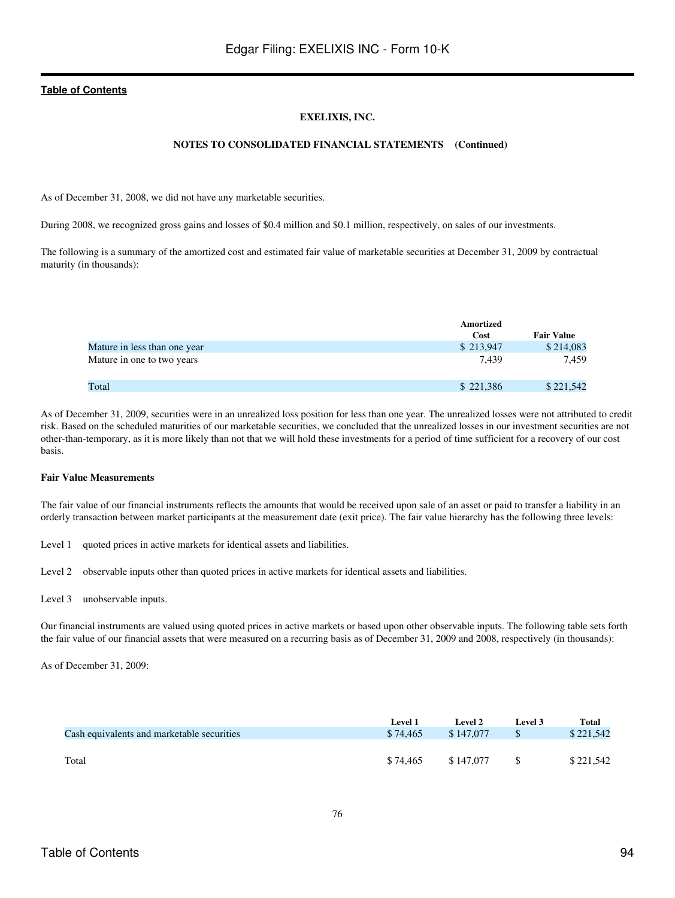**EXELIXIS, INC.**

**NOTES TO CONSOLIDATED FINANCIAL STATEMENTS (Continued)**

As of December 31, 2008, we did not have any marketable securities.

During 2008, we recognized gross gains and losses of $0.4 million and $0.1 million, respectively, on sales of our investments.

The following is a summary of the amortized cost and estimated fair value of marketable securities at December 31, 2009 by contractual maturity (in thousands):

| | Amortized Cost | Fair Value |
|---|---|---|
| Mature in less than one year | $ 213,947 | $ 214,083 |
| Mature in one to two years | 7,439 | 7,459 |
| Total | $ 221,386 | $ 221,542 |

As of December 31, 2009, securities were in an unrealized loss position for less than one year. The unrealized losses were not attributed to credit risk. Based on the scheduled maturities of our marketable securities, we concluded that the unrealized losses in our investment securities are not other-than-temporary, as it is more likely than not that we will hold these investments for a period of time sufficient for a recovery of our cost basis.

**Fair Value Measurements**

The fair value of our financial instruments reflects the amounts that would be received upon sale of an asset or paid to transfer a liability in an orderly transaction between market participants at the measurement date (exit price). The fair value hierarchy has the following three levels:

Level 1 quoted prices in active markets for identical assets and liabilities.

Level 2 observable inputs other than quoted prices in active markets for identical assets and liabilities.

Level 3 unobservable inputs.

Our financial instruments are valued using quoted prices in active markets or based upon other observable inputs. The following table sets forth the fair value of our financial assets that were measured on a recurring basis as of December 31, 2009 and 2008, respectively (in thousands):

As of December 31, 2009:

| | Level 1 | Level 2 | Level 3 | Total |
|---|---|---|---|---|
| Cash equivalents and marketable securities | $ 74,465 | $ 147,077 | $ | $ 221,542 |
| Total | $ 74,465 | $ 147,077 | $ | $ 221,542 |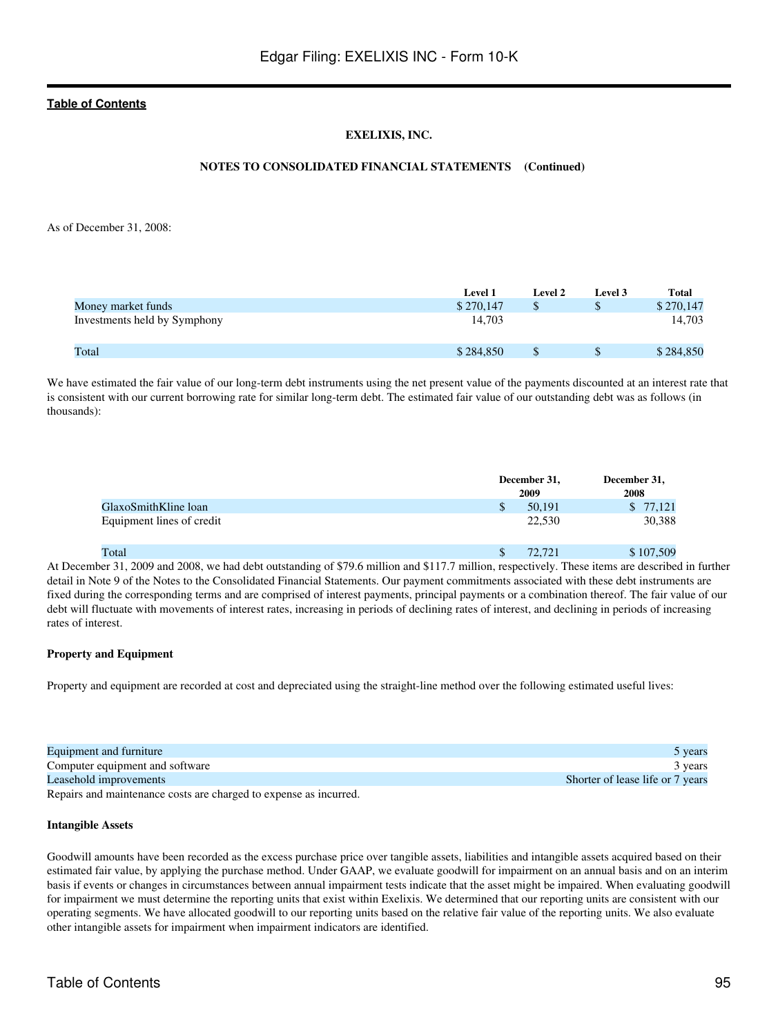**EXELIXIS, INC.**

**NOTES TO CONSOLIDATED FINANCIAL STATEMENTS (Continued)**

As of December 31, 2008:

| | Level 1 | Level 2 | Level 3 | Total |
|---|---|---|---|---|
| Money market funds | $ 270,147 | $ | $ | $ 270,147 |
| Investments held by Symphony | 14,703 | | | 14,703 |
| Total | $ 284,850 | $ | $ | $ 284,850 |

We have estimated the fair value of our long-term debt instruments using the net present value of the payments discounted at an interest rate that is consistent with our current borrowing rate for similar long-term debt. The estimated fair value of our outstanding debt was as follows (in thousands):

| | December 31, 2009 | December 31, 2008 |
|---|---|---|
| GlaxoSmithKline loan | $ 50,191 | $ 77,121 |
| Equipment lines of credit | 22,530 | 30,388 |
| Total | $ 72,721 | $ 107,509 |

At December 31, 2009 and 2008, we had debt outstanding of $79.6 million and $117.7 million, respectively. These items are described in further detail in Note 9 of the Notes to the Consolidated Financial Statements. Our payment commitments associated with these debt instruments are fixed during the corresponding terms and are comprised of interest payments, principal payments or a combination thereof. The fair value of our debt will fluctuate with movements of interest rates, increasing in periods of declining rates of interest, and declining in periods of increasing rates of interest.

**Property and Equipment**

Property and equipment are recorded at cost and depreciated using the straight-line method over the following estimated useful lives:

| | |
|---|---|
| Equipment and furniture | 5 years |
| Computer equipment and software | 3 years |
| Leasehold improvements | Shorter of lease life or 7 years |

Repairs and maintenance costs are charged to expense as incurred.

**Intangible Assets**

Goodwill amounts have been recorded as the excess purchase price over tangible assets, liabilities and intangible assets acquired based on their estimated fair value, by applying the purchase method. Under GAAP, we evaluate goodwill for impairment on an annual basis and on an interim basis if events or changes in circumstances between annual impairment tests indicate that the asset might be impaired. When evaluating goodwill for impairment we must determine the reporting units that exist within Exelixis. We determined that our reporting units are consistent with our operating segments. We have allocated goodwill to our reporting units based on the relative fair value of the reporting units. We also evaluate other intangible assets for impairment when impairment indicators are identified.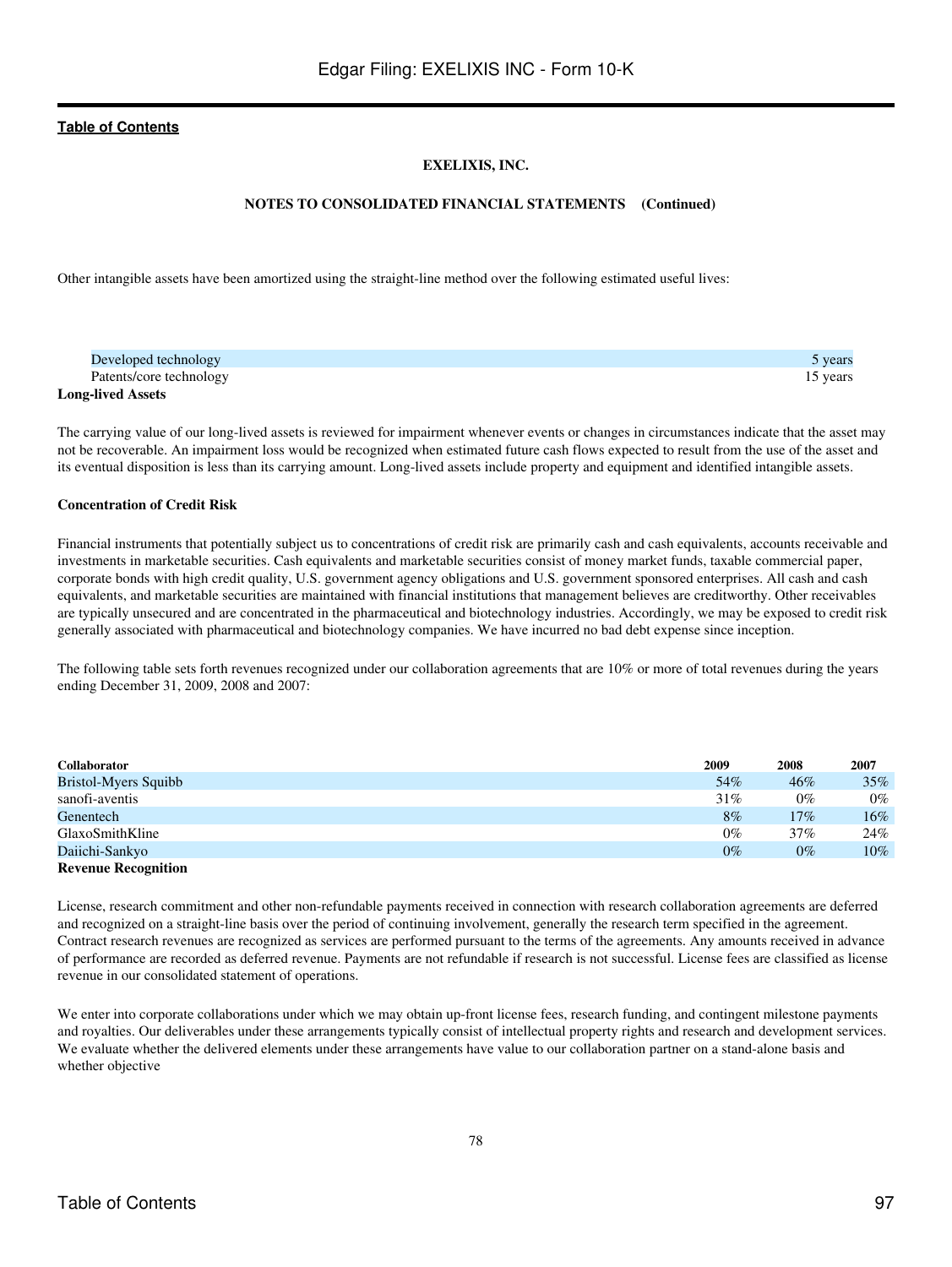**EXELIXIS, INC.**

**NOTES TO CONSOLIDATED FINANCIAL STATEMENTS (Continued)**

Other intangible assets have been amortized using the straight-line method over the following estimated useful lives:

| | |
|---|---|
| Developed technology | 5 years |
| Patents/core technology | 15 years |

**Long-lived Assets**

The carrying value of our long-lived assets is reviewed for impairment whenever events or changes in circumstances indicate that the asset may not be recoverable. An impairment loss would be recognized when estimated future cash flows expected to result from the use of the asset and its eventual disposition is less than its carrying amount. Long-lived assets include property and equipment and identified intangible assets.

**Concentration of Credit Risk**

Financial instruments that potentially subject us to concentrations of credit risk are primarily cash and cash equivalents, accounts receivable and investments in marketable securities. Cash equivalents and marketable securities consist of money market funds, taxable commercial paper, corporate bonds with high credit quality, U.S. government agency obligations and U.S. government sponsored enterprises. All cash and cash equivalents, and marketable securities are maintained with financial institutions that management believes are creditworthy. Other receivables are typically unsecured and are concentrated in the pharmaceutical and biotechnology industries. Accordingly, we may be exposed to credit risk generally associated with pharmaceutical and biotechnology companies. We have incurred no bad debt expense since inception.

The following table sets forth revenues recognized under our collaboration agreements that are 10% or more of total revenues during the years ending December 31, 2009, 2008 and 2007:

| Collaborator | 2009 | 2008 | 2007 |
|---|---|---|---|
| Bristol-Myers Squibb | 54% | 46% | 35% |
| sanofi-aventis | 31% | 0% | 0% |
| Genentech | 8% | 17% | 16% |
| GlaxoSmithKline | 0% | 37% | 24% |
| Daiichi-Sankyo | 0% | 0% | 10% |

**Revenue Recognition**

License, research commitment and other non-refundable payments received in connection with research collaboration agreements are deferred and recognized on a straight-line basis over the period of continuing involvement, generally the research term specified in the agreement. Contract research revenues are recognized as services are performed pursuant to the terms of the agreements. Any amounts received in advance of performance are recorded as deferred revenue. Payments are not refundable if research is not successful. License fees are classified as license revenue in our consolidated statement of operations.

We enter into corporate collaborations under which we may obtain up-front license fees, research funding, and contingent milestone payments and royalties. Our deliverables under these arrangements typically consist of intellectual property rights and research and development services. We evaluate whether the delivered elements under these arrangements have value to our collaboration partner on a stand-alone basis and whether objective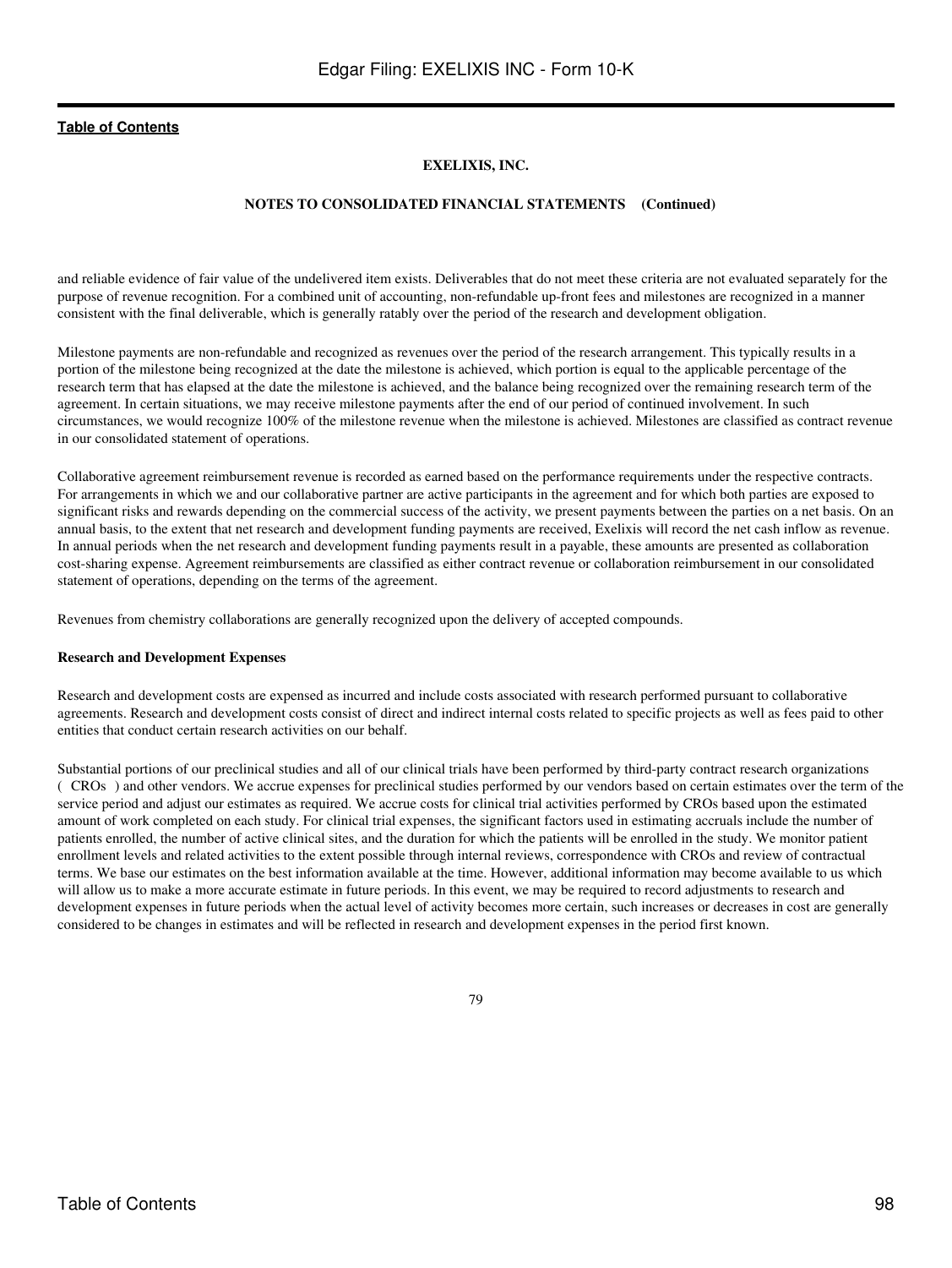**EXELIXIS, INC.**

**NOTES TO CONSOLIDATED FINANCIAL STATEMENTS (Continued)**

and reliable evidence of fair value of the undelivered item exists. Deliverables that do not meet these criteria are not evaluated separately for the purpose of revenue recognition. For a combined unit of accounting, non-refundable up-front fees and milestones are recognized in a manner consistent with the final deliverable, which is generally ratably over the period of the research and development obligation.

Milestone payments are non-refundable and recognized as revenues over the period of the research arrangement. This typically results in a portion of the milestone being recognized at the date the milestone is achieved, which portion is equal to the applicable percentage of the research term that has elapsed at the date the milestone is achieved, and the balance being recognized over the remaining research term of the agreement. In certain situations, we may receive milestone payments after the end of our period of continued involvement. In such circumstances, we would recognize 100% of the milestone revenue when the milestone is achieved. Milestones are classified as contract revenue in our consolidated statement of operations.

Collaborative agreement reimbursement revenue is recorded as earned based on the performance requirements under the respective contracts. For arrangements in which we and our collaborative partner are active participants in the agreement and for which both parties are exposed to significant risks and rewards depending on the commercial success of the activity, we present payments between the parties on a net basis. On an annual basis, to the extent that net research and development funding payments are received, Exelixis will record the net cash inflow as revenue. In annual periods when the net research and development funding payments result in a payable, these amounts are presented as collaboration cost-sharing expense. Agreement reimbursements are classified as either contract revenue or collaboration reimbursement in our consolidated statement of operations, depending on the terms of the agreement.

Revenues from chemistry collaborations are generally recognized upon the delivery of accepted compounds.

**Research and Development Expenses**

Research and development costs are expensed as incurred and include costs associated with research performed pursuant to collaborative agreements. Research and development costs consist of direct and indirect internal costs related to specific projects as well as fees paid to other entities that conduct certain research activities on our behalf.

Substantial portions of our preclinical studies and all of our clinical trials have been performed by third-party contract research organizations ( CROs ) and other vendors. We accrue expenses for preclinical studies performed by our vendors based on certain estimates over the term of the service period and adjust our estimates as required. We accrue costs for clinical trial activities performed by CROs based upon the estimated amount of work completed on each study. For clinical trial expenses, the significant factors used in estimating accruals include the number of patients enrolled, the number of active clinical sites, and the duration for which the patients will be enrolled in the study. We monitor patient enrollment levels and related activities to the extent possible through internal reviews, correspondence with CROs and review of contractual terms. We base our estimates on the best information available at the time. However, additional information may become available to us which will allow us to make a more accurate estimate in future periods. In this event, we may be required to record adjustments to research and development expenses in future periods when the actual level of activity becomes more certain, such increases or decreases in cost are generally considered to be changes in estimates and will be reflected in research and development expenses in the period first known.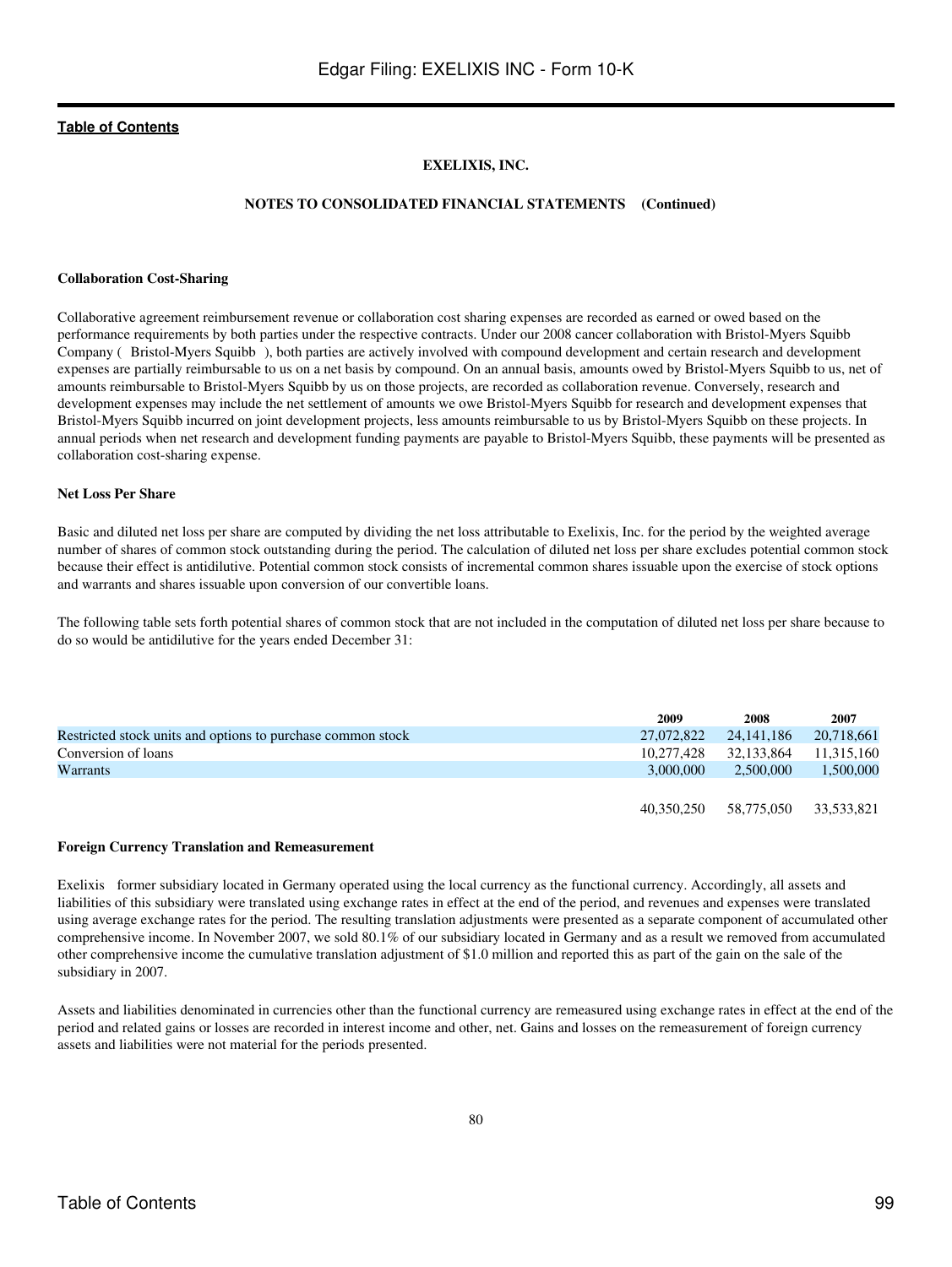**EXELIXIS, INC.**

**NOTES TO CONSOLIDATED FINANCIAL STATEMENTS (Continued)**

**Collaboration Cost-Sharing**

Collaborative agreement reimbursement revenue or collaboration cost sharing expenses are recorded as earned or owed based on the performance requirements by both parties under the respective contracts. Under our 2008 cancer collaboration with Bristol-Myers Squibb Company ( Bristol-Myers Squibb ), both parties are actively involved with compound development and certain research and development expenses are partially reimbursable to us on a net basis by compound. On an annual basis, amounts owed by Bristol-Myers Squibb to us, net of amounts reimbursable to Bristol-Myers Squibb by us on those projects, are recorded as collaboration revenue. Conversely, research and development expenses may include the net settlement of amounts we owe Bristol-Myers Squibb for research and development expenses that Bristol-Myers Squibb incurred on joint development projects, less amounts reimbursable to us by Bristol-Myers Squibb on these projects. In annual periods when net research and development funding payments are payable to Bristol-Myers Squibb, these payments will be presented as collaboration cost-sharing expense.

**Net Loss Per Share**

Basic and diluted net loss per share are computed by dividing the net loss attributable to Exelixis, Inc. for the period by the weighted average number of shares of common stock outstanding during the period. The calculation of diluted net loss per share excludes potential common stock because their effect is antidilutive. Potential common stock consists of incremental common shares issuable upon the exercise of stock options and warrants and shares issuable upon conversion of our convertible loans.

The following table sets forth potential shares of common stock that are not included in the computation of diluted net loss per share because to do so would be antidilutive for the years ended December 31:

| | 2009 | 2008 | 2007 |
|---|---|---|---|
| Restricted stock units and options to purchase common stock | 27,072,822 | 24,141,186 | 20,718,661 |
| Conversion of loans | 10,277,428 | 32,133,864 | 11,315,160 |
| Warrants | 3,000,000 | 2,500,000 | 1,500,000 |
| | 40,350,250 | 58,775,050 | 33,533,821 |

**Foreign Currency Translation and Remeasurement**

Exelixis former subsidiary located in Germany operated using the local currency as the functional currency. Accordingly, all assets and liabilities of this subsidiary were translated using exchange rates in effect at the end of the period, and revenues and expenses were translated using average exchange rates for the period. The resulting translation adjustments were presented as a separate component of accumulated other comprehensive income. In November 2007, we sold 80.1% of our subsidiary located in Germany and as a result we removed from accumulated other comprehensive income the cumulative translation adjustment of $1.0 million and reported this as part of the gain on the sale of the subsidiary in 2007.

Assets and liabilities denominated in currencies other than the functional currency are remeasured using exchange rates in effect at the end of the period and related gains or losses are recorded in interest income and other, net. Gains and losses on the remeasurement of foreign currency assets and liabilities were not material for the periods presented.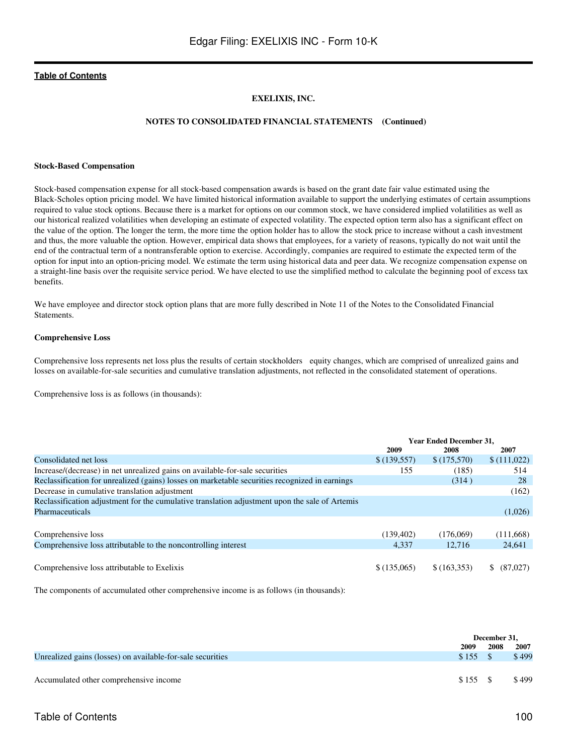**EXELIXIS, INC.**

**NOTES TO CONSOLIDATED FINANCIAL STATEMENTS (Continued)**

**Stock-Based Compensation**

Stock-based compensation expense for all stock-based compensation awards is based on the grant date fair value estimated using the Black-Scholes option pricing model. We have limited historical information available to support the underlying estimates of certain assumptions required to value stock options. Because there is a market for options on our common stock, we have considered implied volatilities as well as our historical realized volatilities when developing an estimate of expected volatility. The expected option term also has a significant effect on the value of the option. The longer the term, the more time the option holder has to allow the stock price to increase without a cash investment and thus, the more valuable the option. However, empirical data shows that employees, for a variety of reasons, typically do not wait until the end of the contractual term of a nontransferable option to exercise. Accordingly, companies are required to estimate the expected term of the option for input into an option-pricing model. We estimate the term using historical data and peer data. We recognize compensation expense on a straight-line basis over the requisite service period. We have elected to use the simplified method to calculate the beginning pool of excess tax benefits.

We have employee and director stock option plans that are more fully described in Note 11 of the Notes to the Consolidated Financial Statements.

**Comprehensive Loss**

Comprehensive loss represents net loss plus the results of certain stockholders equity changes, which are comprised of unrealized gains and losses on available-for-sale securities and cumulative translation adjustments, not reflected in the consolidated statement of operations.

Comprehensive loss is as follows (in thousands):

| | Year Ended December 31, | | |
|---|---|---|---|
| | 2009 | 2008 | 2007 |
| Consolidated net loss | $ (139,557) | $ (175,570) | $ (111,022) |
| Increase/(decrease) in net unrealized gains on available-for-sale securities | 155 | (185) | 514 |
| Reclassification for unrealized (gains) losses on marketable securities recognized in earnings | | (314 ) | 28 |
| Decrease in cumulative translation adjustment | | | (162) |
| Reclassification adjustment for the cumulative translation adjustment upon the sale of Artemis Pharmaceuticals | | | (1,026) |
| Comprehensive loss | (139,402) | (176,069) | (111,668) |
| Comprehensive loss attributable to the noncontrolling interest | 4,337 | 12,716 | 24,641 |
| Comprehensive loss attributable to Exelixis | $ (135,065) | $ (163,353) | $ (87,027) |

The components of accumulated other comprehensive income is as follows (in thousands):

| | December 31, | | |
|---|---|---|---|
| | 2009 | 2008 | 2007 |
| Unrealized gains (losses) on available-for-sale securities | $ 155 | $ | $ 499 |
| Accumulated other comprehensive income | $ 155 | $ | $ 499 |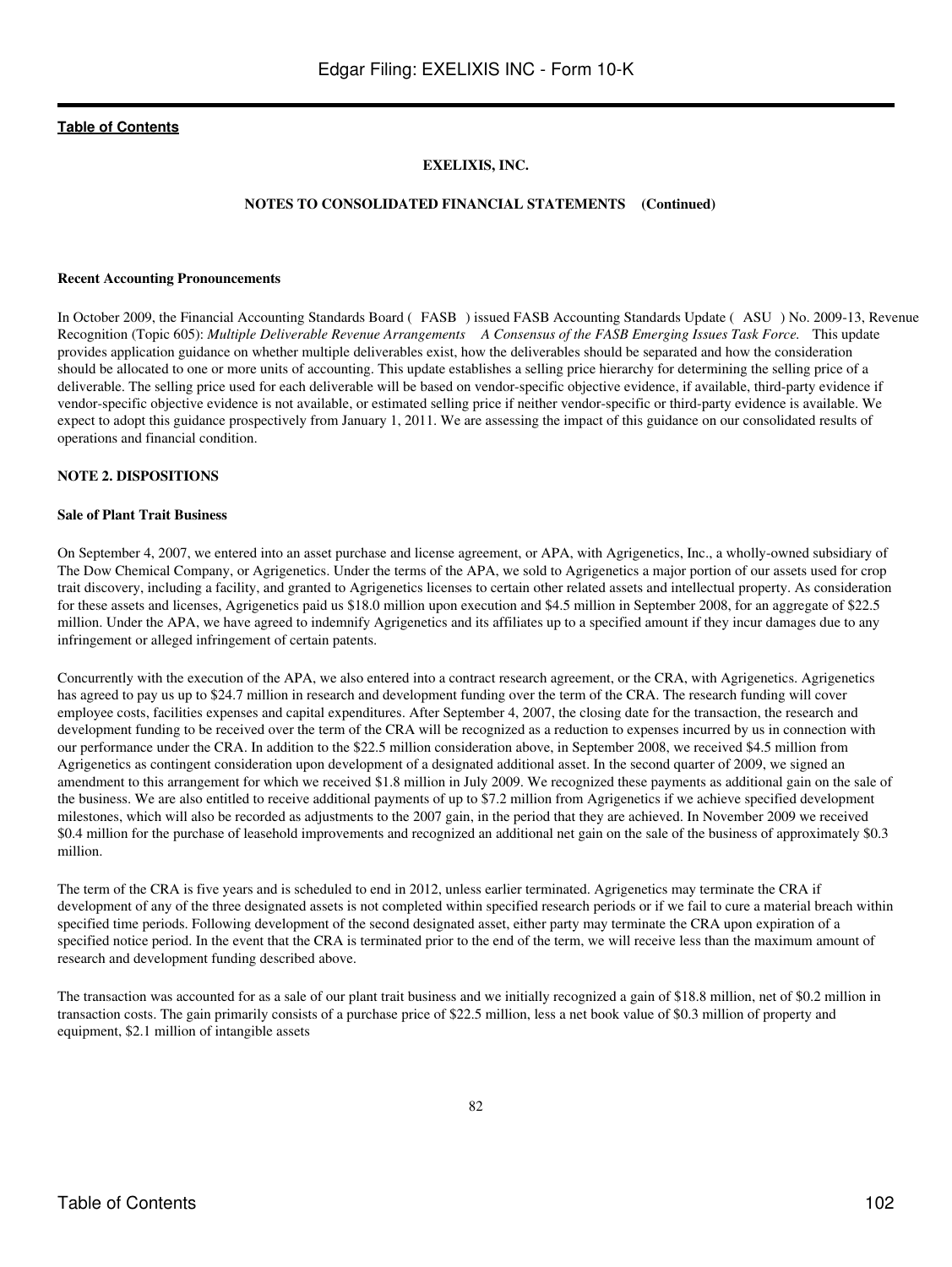**EXELIXIS, INC.**

**NOTES TO CONSOLIDATED FINANCIAL STATEMENTS (Continued)**

**Recent Accounting Pronouncements**

In October 2009, the Financial Accounting Standards Board ( FASB ) issued FASB Accounting Standards Update ( ASU ) No. 2009-13, Revenue Recognition (Topic 605): *Multiple Deliverable Revenue Arrangements A Consensus of the FASB Emerging Issues Task Force.* This update provides application guidance on whether multiple deliverables exist, how the deliverables should be separated and how the consideration should be allocated to one or more units of accounting. This update establishes a selling price hierarchy for determining the selling price of a deliverable. The selling price used for each deliverable will be based on vendor-specific objective evidence, if available, third-party evidence if vendor-specific objective evidence is not available, or estimated selling price if neither vendor-specific or third-party evidence is available. We expect to adopt this guidance prospectively from January 1, 2011. We are assessing the impact of this guidance on our consolidated results of operations and financial condition.

**NOTE 2. DISPOSITIONS**

**Sale of Plant Trait Business**

On September 4, 2007, we entered into an asset purchase and license agreement, or APA, with Agrigenetics, Inc., a wholly-owned subsidiary of The Dow Chemical Company, or Agrigenetics. Under the terms of the APA, we sold to Agrigenetics a major portion of our assets used for crop trait discovery, including a facility, and granted to Agrigenetics licenses to certain other related assets and intellectual property. As consideration for these assets and licenses, Agrigenetics paid us $18.0 million upon execution and $4.5 million in September 2008, for an aggregate of $22.5 million. Under the APA, we have agreed to indemnify Agrigenetics and its affiliates up to a specified amount if they incur damages due to any infringement or alleged infringement of certain patents.

Concurrently with the execution of the APA, we also entered into a contract research agreement, or the CRA, with Agrigenetics. Agrigenetics has agreed to pay us up to $24.7 million in research and development funding over the term of the CRA. The research funding will cover employee costs, facilities expenses and capital expenditures. After September 4, 2007, the closing date for the transaction, the research and development funding to be received over the term of the CRA will be recognized as a reduction to expenses incurred by us in connection with our performance under the CRA. In addition to the $22.5 million consideration above, in September 2008, we received $4.5 million from Agrigenetics as contingent consideration upon development of a designated additional asset. In the second quarter of 2009, we signed an amendment to this arrangement for which we received $1.8 million in July 2009. We recognized these payments as additional gain on the sale of the business. We are also entitled to receive additional payments of up to $7.2 million from Agrigenetics if we achieve specified development milestones, which will also be recorded as adjustments to the 2007 gain, in the period that they are achieved. In November 2009 we received $0.4 million for the purchase of leasehold improvements and recognized an additional net gain on the sale of the business of approximately $0.3 million.

The term of the CRA is five years and is scheduled to end in 2012, unless earlier terminated. Agrigenetics may terminate the CRA if development of any of the three designated assets is not completed within specified research periods or if we fail to cure a material breach within specified time periods. Following development of the second designated asset, either party may terminate the CRA upon expiration of a specified notice period. In the event that the CRA is terminated prior to the end of the term, we will receive less than the maximum amount of research and development funding described above.

The transaction was accounted for as a sale of our plant trait business and we initially recognized a gain of $18.8 million, net of $0.2 million in transaction costs. The gain primarily consists of a purchase price of $22.5 million, less a net book value of $0.3 million of property and equipment, $2.1 million of intangible assets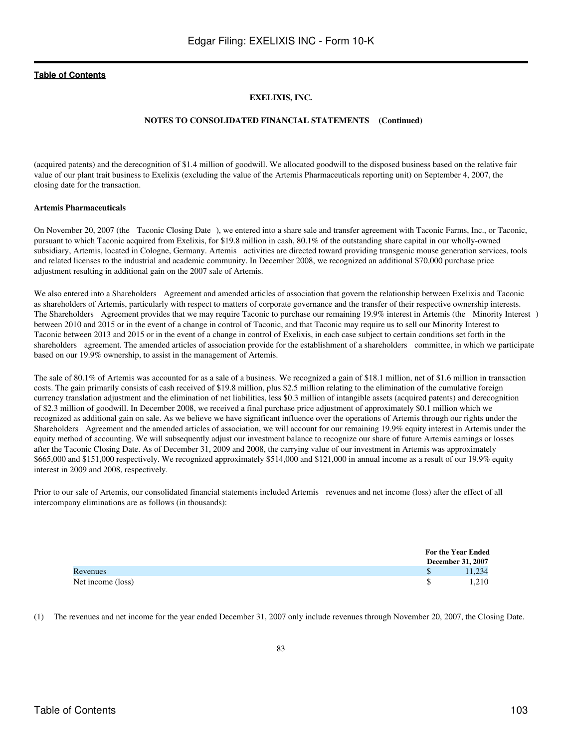**EXELIXIS, INC.**

**NOTES TO CONSOLIDATED FINANCIAL STATEMENTS (Continued)**

(acquired patents) and the derecognition of $1.4 million of goodwill. We allocated goodwill to the disposed business based on the relative fair value of our plant trait business to Exelixis (excluding the value of the Artemis Pharmaceuticals reporting unit) on September 4, 2007, the closing date for the transaction.

**Artemis Pharmaceuticals**

On November 20, 2007 (the Taconic Closing Date ), we entered into a share sale and transfer agreement with Taconic Farms, Inc., or Taconic, pursuant to which Taconic acquired from Exelixis, for $19.8 million in cash, 80.1% of the outstanding share capital in our wholly-owned subsidiary, Artemis, located in Cologne, Germany. Artemis activities are directed toward providing transgenic mouse generation services, tools and related licenses to the industrial and academic community. In December 2008, we recognized an additional $70,000 purchase price adjustment resulting in additional gain on the 2007 sale of Artemis.

We also entered into a Shareholders Agreement and amended articles of association that govern the relationship between Exelixis and Taconic as shareholders of Artemis, particularly with respect to matters of corporate governance and the transfer of their respective ownership interests. The Shareholders Agreement provides that we may require Taconic to purchase our remaining 19.9% interest in Artemis (the Minority Interest ) between 2010 and 2015 or in the event of a change in control of Taconic, and that Taconic may require us to sell our Minority Interest to Taconic between 2013 and 2015 or in the event of a change in control of Exelixis, in each case subject to certain conditions set forth in the shareholders agreement. The amended articles of association provide for the establishment of a shareholders committee, in which we participate based on our 19.9% ownership, to assist in the management of Artemis.

The sale of 80.1% of Artemis was accounted for as a sale of a business. We recognized a gain of $18.1 million, net of $1.6 million in transaction costs. The gain primarily consists of cash received of $19.8 million, plus $2.5 million relating to the elimination of the cumulative foreign currency translation adjustment and the elimination of net liabilities, less $0.3 million of intangible assets (acquired patents) and derecognition of $2.3 million of goodwill. In December 2008, we received a final purchase price adjustment of approximately $0.1 million which we recognized as additional gain on sale. As we believe we have significant influence over the operations of Artemis through our rights under the Shareholders Agreement and the amended articles of association, we will account for our remaining 19.9% equity interest in Artemis under the equity method of accounting. We will subsequently adjust our investment balance to recognize our share of future Artemis earnings or losses after the Taconic Closing Date. As of December 31, 2009 and 2008, the carrying value of our investment in Artemis was approximately $665,000 and $151,000 respectively. We recognized approximately $514,000 and $121,000 in annual income as a result of our 19.9% equity interest in 2009 and 2008, respectively.

Prior to our sale of Artemis, our consolidated financial statements included Artemis revenues and net income (loss) after the effect of all intercompany eliminations are as follows (in thousands):

| | For the Year Ended December 31, 2007 |
|---|---|
| Revenues | $ 11,234 |
| Net income (loss) | $ 1,210 |

(1) The revenues and net income for the year ended December 31, 2007 only include revenues through November 20, 2007, the Closing Date.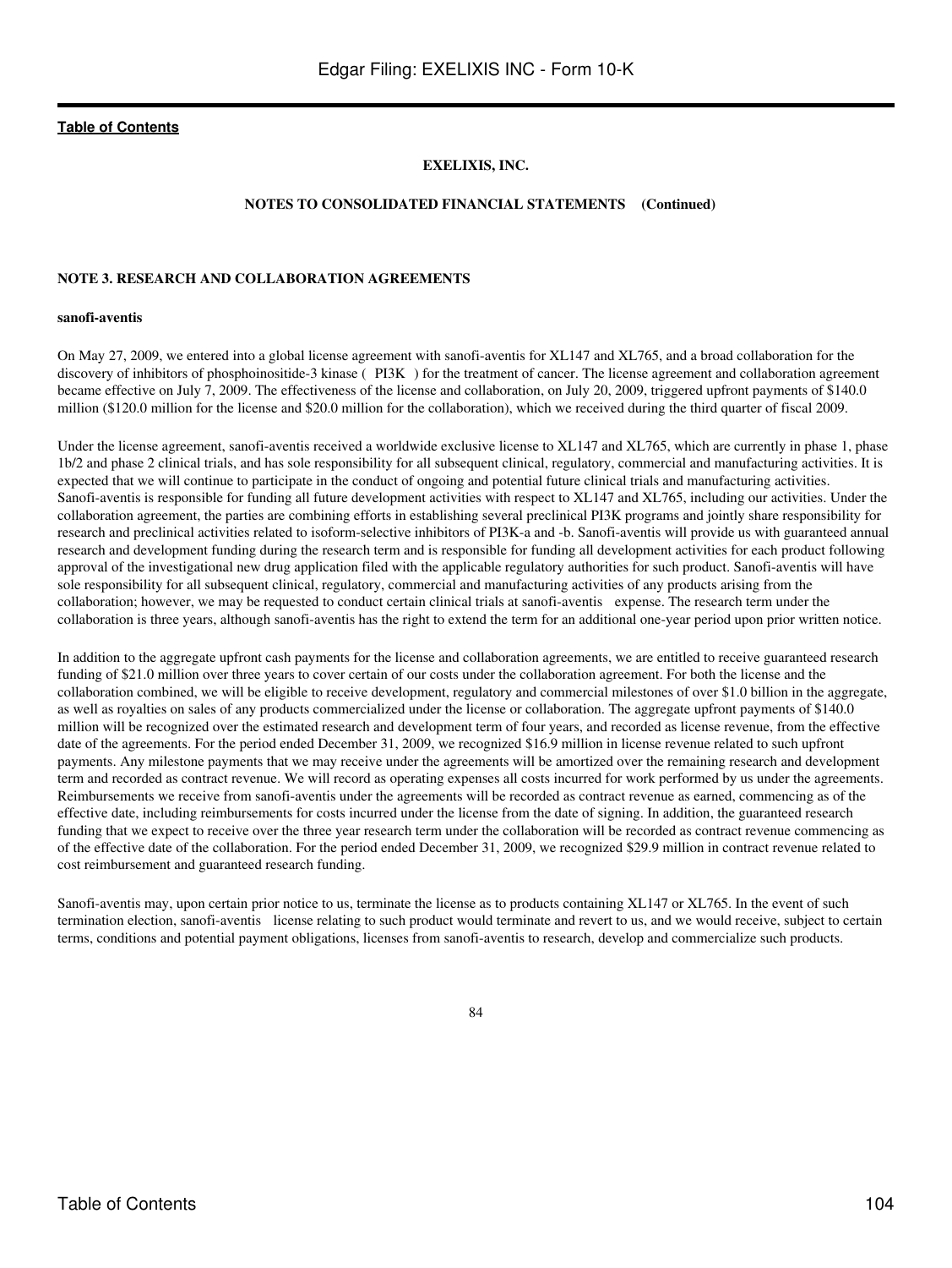**EXELIXIS, INC.**

**NOTES TO CONSOLIDATED FINANCIAL STATEMENTS (Continued)**

## NOTE 3. RESEARCH AND COLLABORATION AGREEMENTS

### sanofi-aventis

On May 27, 2009, we entered into a global license agreement with sanofi-aventis for XL147 and XL765, and a broad collaboration for the discovery of inhibitors of phosphoinositide-3 kinase ( PI3K ) for the treatment of cancer. The license agreement and collaboration agreement became effective on July 7, 2009. The effectiveness of the license and collaboration, on July 20, 2009, triggered upfront payments of $140.0 million ($120.0 million for the license and $20.0 million for the collaboration), which we received during the third quarter of fiscal 2009.

Under the license agreement, sanofi-aventis received a worldwide exclusive license to XL147 and XL765, which are currently in phase 1, phase 1b/2 and phase 2 clinical trials, and has sole responsibility for all subsequent clinical, regulatory, commercial and manufacturing activities. It is expected that we will continue to participate in the conduct of ongoing and potential future clinical trials and manufacturing activities. Sanofi-aventis is responsible for funding all future development activities with respect to XL147 and XL765, including our activities. Under the collaboration agreement, the parties are combining efforts in establishing several preclinical PI3K programs and jointly share responsibility for research and preclinical activities related to isoform-selective inhibitors of PI3K-a and -b. Sanofi-aventis will provide us with guaranteed annual research and development funding during the research term and is responsible for funding all development activities for each product following approval of the investigational new drug application filed with the applicable regulatory authorities for such product. Sanofi-aventis will have sole responsibility for all subsequent clinical, regulatory, commercial and manufacturing activities of any products arising from the collaboration; however, we may be requested to conduct certain clinical trials at sanofi-aventis expense. The research term under the collaboration is three years, although sanofi-aventis has the right to extend the term for an additional one-year period upon prior written notice.

In addition to the aggregate upfront cash payments for the license and collaboration agreements, we are entitled to receive guaranteed research funding of $21.0 million over three years to cover certain of our costs under the collaboration agreement. For both the license and the collaboration combined, we will be eligible to receive development, regulatory and commercial milestones of over $1.0 billion in the aggregate, as well as royalties on sales of any products commercialized under the license or collaboration. The aggregate upfront payments of $140.0 million will be recognized over the estimated research and development term of four years, and recorded as license revenue, from the effective date of the agreements. For the period ended December 31, 2009, we recognized $16.9 million in license revenue related to such upfront payments. Any milestone payments that we may receive under the agreements will be amortized over the remaining research and development term and recorded as contract revenue. We will record as operating expenses all costs incurred for work performed by us under the agreements. Reimbursements we receive from sanofi-aventis under the agreements will be recorded as contract revenue as earned, commencing as of the effective date, including reimbursements for costs incurred under the license from the date of signing. In addition, the guaranteed research funding that we expect to receive over the three year research term under the collaboration will be recorded as contract revenue commencing as of the effective date of the collaboration. For the period ended December 31, 2009, we recognized $29.9 million in contract revenue related to cost reimbursement and guaranteed research funding.

Sanofi-aventis may, upon certain prior notice to us, terminate the license as to products containing XL147 or XL765. In the event of such termination election, sanofi-aventis license relating to such product would terminate and revert to us, and we would receive, subject to certain terms, conditions and potential payment obligations, licenses from sanofi-aventis to research, develop and commercialize such products.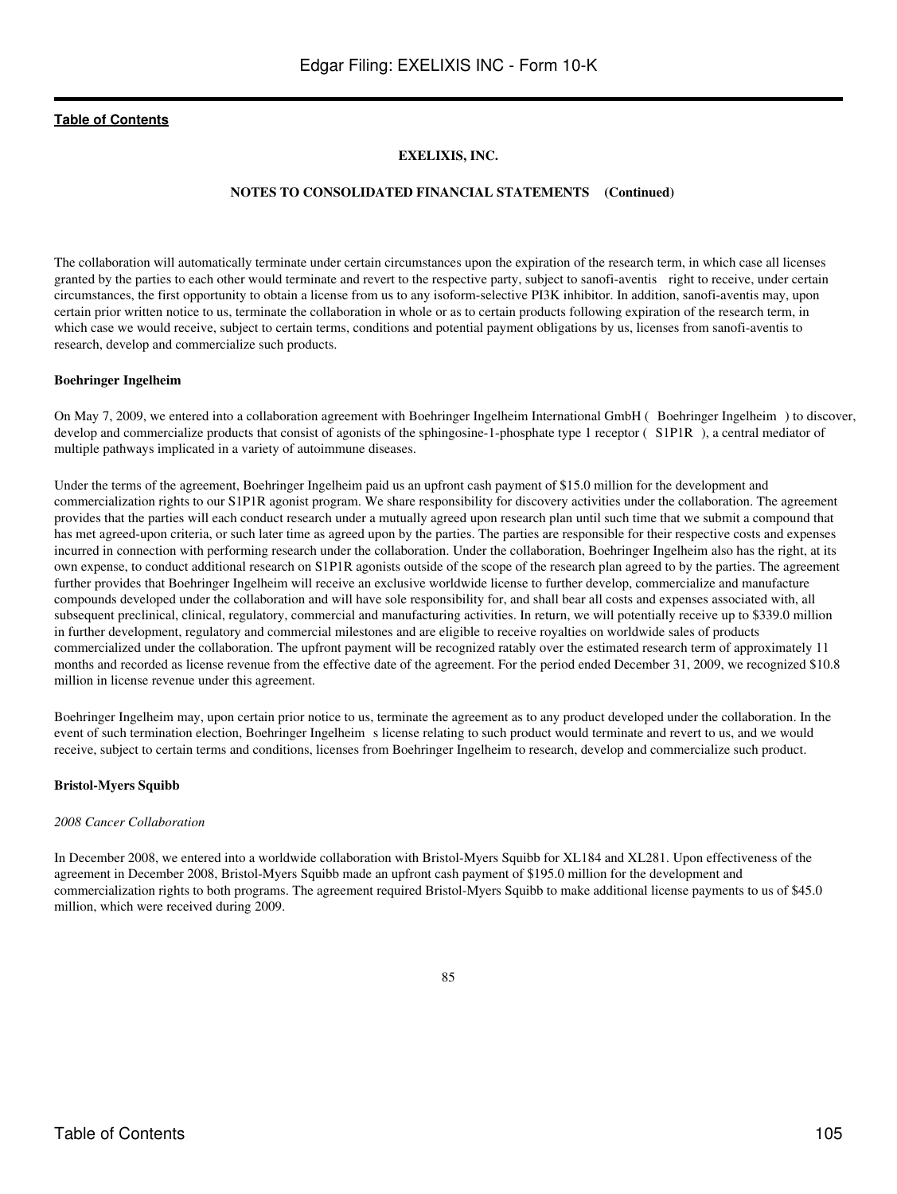**EXELIXIS, INC.**

**NOTES TO CONSOLIDATED FINANCIAL STATEMENTS (Continued)**

The collaboration will automatically terminate under certain circumstances upon the expiration of the research term, in which case all licenses granted by the parties to each other would terminate and revert to the respective party, subject to sanofi-aventis right to receive, under certain circumstances, the first opportunity to obtain a license from us to any isoform-selective PI3K inhibitor. In addition, sanofi-aventis may, upon certain prior written notice to us, terminate the collaboration in whole or as to certain products following expiration of the research term, in which case we would receive, subject to certain terms, conditions and potential payment obligations by us, licenses from sanofi-aventis to research, develop and commercialize such products.

**Boehringer Ingelheim**

On May 7, 2009, we entered into a collaboration agreement with Boehringer Ingelheim International GmbH ( Boehringer Ingelheim ) to discover, develop and commercialize products that consist of agonists of the sphingosine-1-phosphate type 1 receptor ( S1P1R ), a central mediator of multiple pathways implicated in a variety of autoimmune diseases.

Under the terms of the agreement, Boehringer Ingelheim paid us an upfront cash payment of $15.0 million for the development and commercialization rights to our S1P1R agonist program. We share responsibility for discovery activities under the collaboration. The agreement provides that the parties will each conduct research under a mutually agreed upon research plan until such time that we submit a compound that has met agreed-upon criteria, or such later time as agreed upon by the parties. The parties are responsible for their respective costs and expenses incurred in connection with performing research under the collaboration. Under the collaboration, Boehringer Ingelheim also has the right, at its own expense, to conduct additional research on S1P1R agonists outside of the scope of the research plan agreed to by the parties. The agreement further provides that Boehringer Ingelheim will receive an exclusive worldwide license to further develop, commercialize and manufacture compounds developed under the collaboration and will have sole responsibility for, and shall bear all costs and expenses associated with, all subsequent preclinical, clinical, regulatory, commercial and manufacturing activities. In return, we will potentially receive up to $339.0 million in further development, regulatory and commercial milestones and are eligible to receive royalties on worldwide sales of products commercialized under the collaboration. The upfront payment will be recognized ratably over the estimated research term of approximately 11 months and recorded as license revenue from the effective date of the agreement. For the period ended December 31, 2009, we recognized $10.8 million in license revenue under this agreement.

Boehringer Ingelheim may, upon certain prior notice to us, terminate the agreement as to any product developed under the collaboration. In the event of such termination election, Boehringer Ingelheim s license relating to such product would terminate and revert to us, and we would receive, subject to certain terms and conditions, licenses from Boehringer Ingelheim to research, develop and commercialize such product.

**Bristol-Myers Squibb**

*2008 Cancer Collaboration*

In December 2008, we entered into a worldwide collaboration with Bristol-Myers Squibb for XL184 and XL281. Upon effectiveness of the agreement in December 2008, Bristol-Myers Squibb made an upfront cash payment of $195.0 million for the development and commercialization rights to both programs. The agreement required Bristol-Myers Squibb to make additional license payments to us of $45.0 million, which were received during 2009.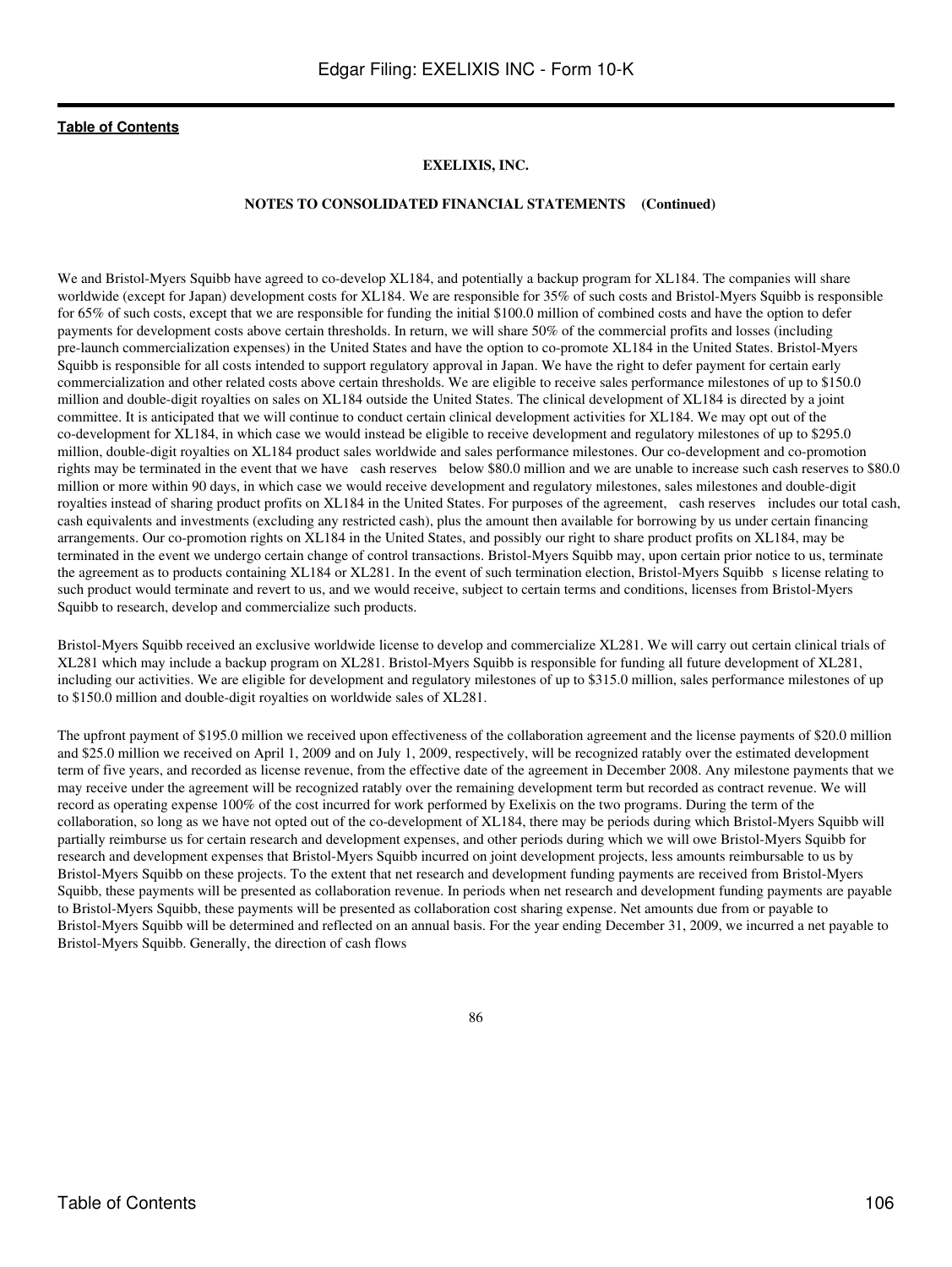**EXELIXIS, INC.**

**NOTES TO CONSOLIDATED FINANCIAL STATEMENTS (Continued)**

We and Bristol-Myers Squibb have agreed to co-develop XL184, and potentially a backup program for XL184. The companies will share worldwide (except for Japan) development costs for XL184. We are responsible for 35% of such costs and Bristol-Myers Squibb is responsible for 65% of such costs, except that we are responsible for funding the initial $100.0 million of combined costs and have the option to defer payments for development costs above certain thresholds. In return, we will share 50% of the commercial profits and losses (including pre-launch commercialization expenses) in the United States and have the option to co-promote XL184 in the United States. Bristol-Myers Squibb is responsible for all costs intended to support regulatory approval in Japan. We have the right to defer payment for certain early commercialization and other related costs above certain thresholds. We are eligible to receive sales performance milestones of up to $150.0 million and double-digit royalties on sales on XL184 outside the United States. The clinical development of XL184 is directed by a joint committee. It is anticipated that we will continue to conduct certain clinical development activities for XL184. We may opt out of the co-development for XL184, in which case we would instead be eligible to receive development and regulatory milestones of up to $295.0 million, double-digit royalties on XL184 product sales worldwide and sales performance milestones. Our co-development and co-promotion rights may be terminated in the event that we have cash reserves below $80.0 million and we are unable to increase such cash reserves to $80.0 million or more within 90 days, in which case we would receive development and regulatory milestones, sales milestones and double-digit royalties instead of sharing product profits on XL184 in the United States. For purposes of the agreement, cash reserves includes our total cash, cash equivalents and investments (excluding any restricted cash), plus the amount then available for borrowing by us under certain financing arrangements. Our co-promotion rights on XL184 in the United States, and possibly our right to share product profits on XL184, may be terminated in the event we undergo certain change of control transactions. Bristol-Myers Squibb may, upon certain prior notice to us, terminate the agreement as to products containing XL184 or XL281. In the event of such termination election, Bristol-Myers Squibb s license relating to such product would terminate and revert to us, and we would receive, subject to certain terms and conditions, licenses from Bristol-Myers Squibb to research, develop and commercialize such products.

Bristol-Myers Squibb received an exclusive worldwide license to develop and commercialize XL281. We will carry out certain clinical trials of XL281 which may include a backup program on XL281. Bristol-Myers Squibb is responsible for funding all future development of XL281, including our activities. We are eligible for development and regulatory milestones of up to $315.0 million, sales performance milestones of up to $150.0 million and double-digit royalties on worldwide sales of XL281.

The upfront payment of $195.0 million we received upon effectiveness of the collaboration agreement and the license payments of $20.0 million and $25.0 million we received on April 1, 2009 and on July 1, 2009, respectively, will be recognized ratably over the estimated development term of five years, and recorded as license revenue, from the effective date of the agreement in December 2008. Any milestone payments that we may receive under the agreement will be recognized ratably over the remaining development term but recorded as contract revenue. We will record as operating expense 100% of the cost incurred for work performed by Exelixis on the two programs. During the term of the collaboration, so long as we have not opted out of the co-development of XL184, there may be periods during which Bristol-Myers Squibb will partially reimburse us for certain research and development expenses, and other periods during which we will owe Bristol-Myers Squibb for research and development expenses that Bristol-Myers Squibb incurred on joint development projects, less amounts reimbursable to us by Bristol-Myers Squibb on these projects. To the extent that net research and development funding payments are received from Bristol-Myers Squibb, these payments will be presented as collaboration revenue. In periods when net research and development funding payments are payable to Bristol-Myers Squibb, these payments will be presented as collaboration cost sharing expense. Net amounts due from or payable to Bristol-Myers Squibb will be determined and reflected on an annual basis. For the year ending December 31, 2009, we incurred a net payable to Bristol-Myers Squibb. Generally, the direction of cash flows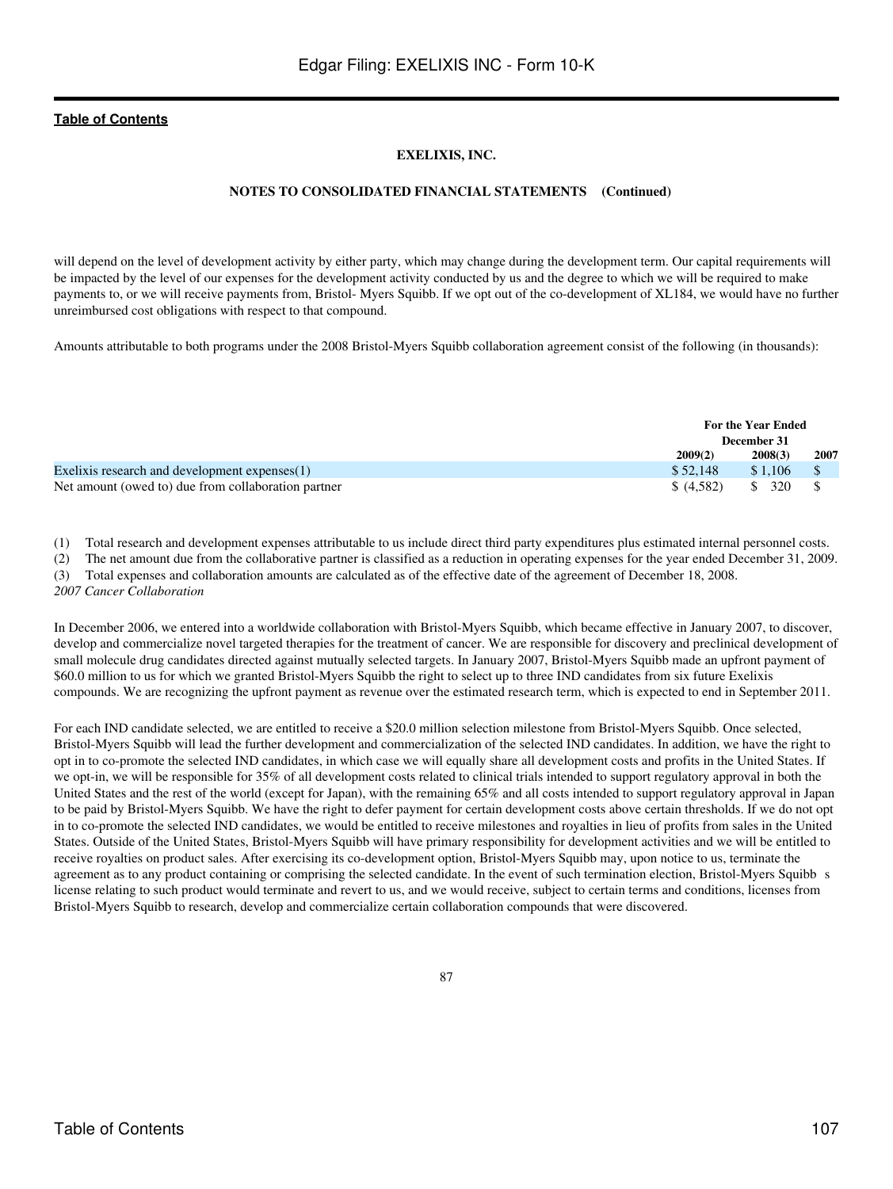**EXELIXIS, INC.**

**NOTES TO CONSOLIDATED FINANCIAL STATEMENTS (Continued)**

will depend on the level of development activity by either party, which may change during the development term. Our capital requirements will be impacted by the level of our expenses for the development activity conducted by us and the degree to which we will be required to make payments to, or we will receive payments from, Bristol- Myers Squibb. If we opt out of the co-development of XL184, we would have no further unreimbursed cost obligations with respect to that compound.

Amounts attributable to both programs under the 2008 Bristol-Myers Squibb collaboration agreement consist of the following (in thousands):

| | For the Year Ended December 31 | | |
|---|---|---|---|
| | 2009(2) | 2008(3) | 2007 |
| Exelixis research and development expenses(1) | $ 52,148 | $ 1,106 | $ |
| Net amount (owed to) due from collaboration partner | $ (4,582) | $ 320 | $ |

(1) Total research and development expenses attributable to us include direct third party expenditures plus estimated internal personnel costs.
(2) The net amount due from the collaborative partner is classified as a reduction in operating expenses for the year ended December 31, 2009.
(3) Total expenses and collaboration amounts are calculated as of the effective date of the agreement of December 18, 2008.

*2007 Cancer Collaboration*

In December 2006, we entered into a worldwide collaboration with Bristol-Myers Squibb, which became effective in January 2007, to discover, develop and commercialize novel targeted therapies for the treatment of cancer. We are responsible for discovery and preclinical development of small molecule drug candidates directed against mutually selected targets. In January 2007, Bristol-Myers Squibb made an upfront payment of $60.0 million to us for which we granted Bristol-Myers Squibb the right to select up to three IND candidates from six future Exelixis compounds. We are recognizing the upfront payment as revenue over the estimated research term, which is expected to end in September 2011.

For each IND candidate selected, we are entitled to receive a $20.0 million selection milestone from Bristol-Myers Squibb. Once selected, Bristol-Myers Squibb will lead the further development and commercialization of the selected IND candidates. In addition, we have the right to opt in to co-promote the selected IND candidates, in which case we will equally share all development costs and profits in the United States. If we opt-in, we will be responsible for 35% of all development costs related to clinical trials intended to support regulatory approval in both the United States and the rest of the world (except for Japan), with the remaining 65% and all costs intended to support regulatory approval in Japan to be paid by Bristol-Myers Squibb. We have the right to defer payment for certain development costs above certain thresholds. If we do not opt in to co-promote the selected IND candidates, we would be entitled to receive milestones and royalties in lieu of profits from sales in the United States. Outside of the United States, Bristol-Myers Squibb will have primary responsibility for development activities and we will be entitled to receive royalties on product sales. After exercising its co-development option, Bristol-Myers Squibb may, upon notice to us, terminate the agreement as to any product containing or comprising the selected candidate. In the event of such termination election, Bristol-Myers Squibb s license relating to such product would terminate and revert to us, and we would receive, subject to certain terms and conditions, licenses from Bristol-Myers Squibb to research, develop and commercialize certain collaboration compounds that were discovered.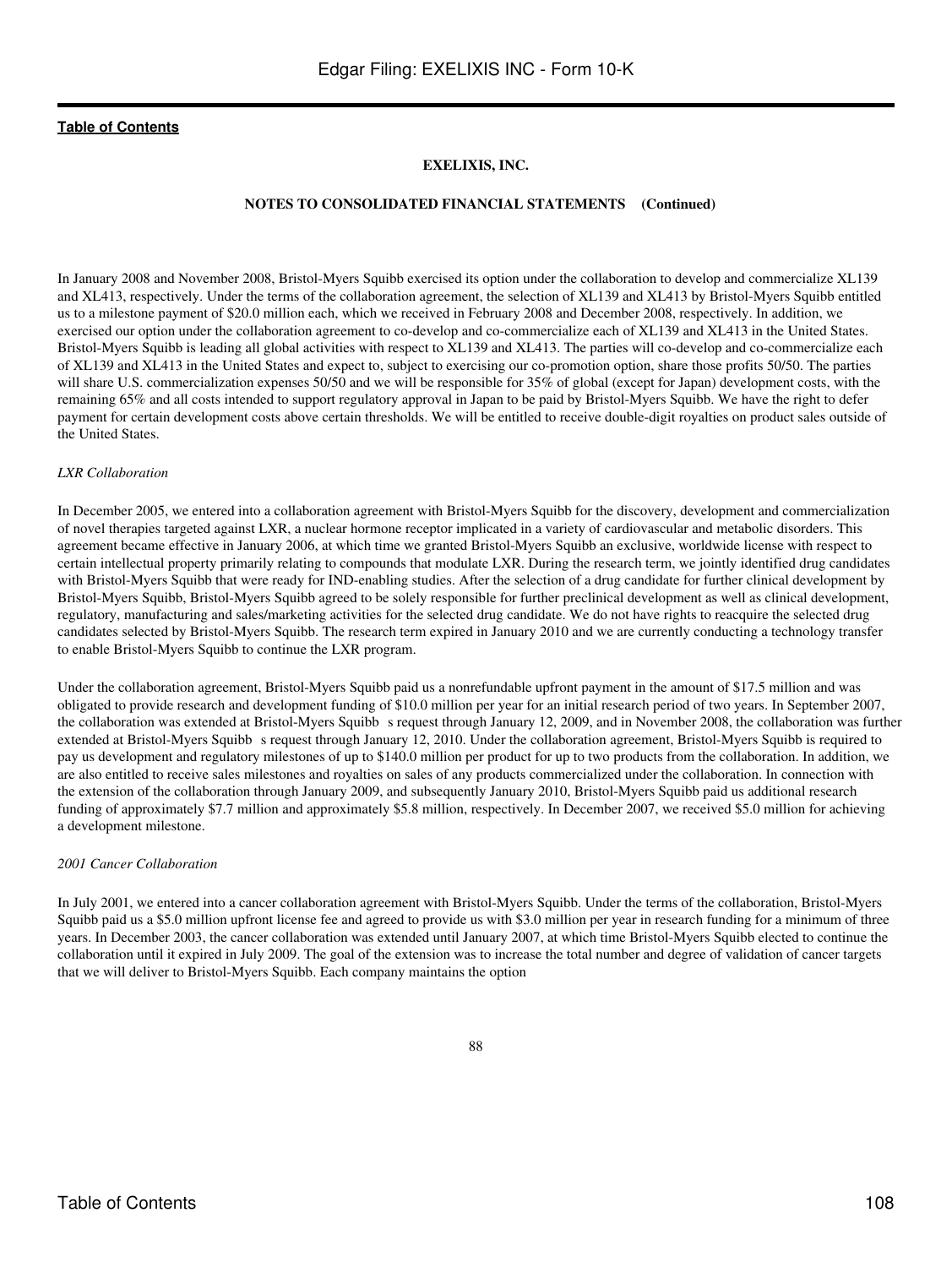**EXELIXIS, INC.**

**NOTES TO CONSOLIDATED FINANCIAL STATEMENTS (Continued)**

In January 2008 and November 2008, Bristol-Myers Squibb exercised its option under the collaboration to develop and commercialize XL139 and XL413, respectively. Under the terms of the collaboration agreement, the selection of XL139 and XL413 by Bristol-Myers Squibb entitled us to a milestone payment of $20.0 million each, which we received in February 2008 and December 2008, respectively. In addition, we exercised our option under the collaboration agreement to co-develop and co-commercialize each of XL139 and XL413 in the United States. Bristol-Myers Squibb is leading all global activities with respect to XL139 and XL413. The parties will co-develop and co-commercialize each of XL139 and XL413 in the United States and expect to, subject to exercising our co-promotion option, share those profits 50/50. The parties will share U.S. commercialization expenses 50/50 and we will be responsible for 35% of global (except for Japan) development costs, with the remaining 65% and all costs intended to support regulatory approval in Japan to be paid by Bristol-Myers Squibb. We have the right to defer payment for certain development costs above certain thresholds. We will be entitled to receive double-digit royalties on product sales outside of the United States.

*LXR Collaboration*

In December 2005, we entered into a collaboration agreement with Bristol-Myers Squibb for the discovery, development and commercialization of novel therapies targeted against LXR, a nuclear hormone receptor implicated in a variety of cardiovascular and metabolic disorders. This agreement became effective in January 2006, at which time we granted Bristol-Myers Squibb an exclusive, worldwide license with respect to certain intellectual property primarily relating to compounds that modulate LXR. During the research term, we jointly identified drug candidates with Bristol-Myers Squibb that were ready for IND-enabling studies. After the selection of a drug candidate for further clinical development by Bristol-Myers Squibb, Bristol-Myers Squibb agreed to be solely responsible for further preclinical development as well as clinical development, regulatory, manufacturing and sales/marketing activities for the selected drug candidate. We do not have rights to reacquire the selected drug candidates selected by Bristol-Myers Squibb. The research term expired in January 2010 and we are currently conducting a technology transfer to enable Bristol-Myers Squibb to continue the LXR program.

Under the collaboration agreement, Bristol-Myers Squibb paid us a nonrefundable upfront payment in the amount of $17.5 million and was obligated to provide research and development funding of $10.0 million per year for an initial research period of two years. In September 2007, the collaboration was extended at Bristol-Myers Squibb s request through January 12, 2009, and in November 2008, the collaboration was further extended at Bristol-Myers Squibb s request through January 12, 2010. Under the collaboration agreement, Bristol-Myers Squibb is required to pay us development and regulatory milestones of up to $140.0 million per product for up to two products from the collaboration. In addition, we are also entitled to receive sales milestones and royalties on sales of any products commercialized under the collaboration. In connection with the extension of the collaboration through January 2009, and subsequently January 2010, Bristol-Myers Squibb paid us additional research funding of approximately $7.7 million and approximately $5.8 million, respectively. In December 2007, we received $5.0 million for achieving a development milestone.

*2001 Cancer Collaboration*

In July 2001, we entered into a cancer collaboration agreement with Bristol-Myers Squibb. Under the terms of the collaboration, Bristol-Myers Squibb paid us a $5.0 million upfront license fee and agreed to provide us with $3.0 million per year in research funding for a minimum of three years. In December 2003, the cancer collaboration was extended until January 2007, at which time Bristol-Myers Squibb elected to continue the collaboration until it expired in July 2009. The goal of the extension was to increase the total number and degree of validation of cancer targets that we will deliver to Bristol-Myers Squibb. Each company maintains the option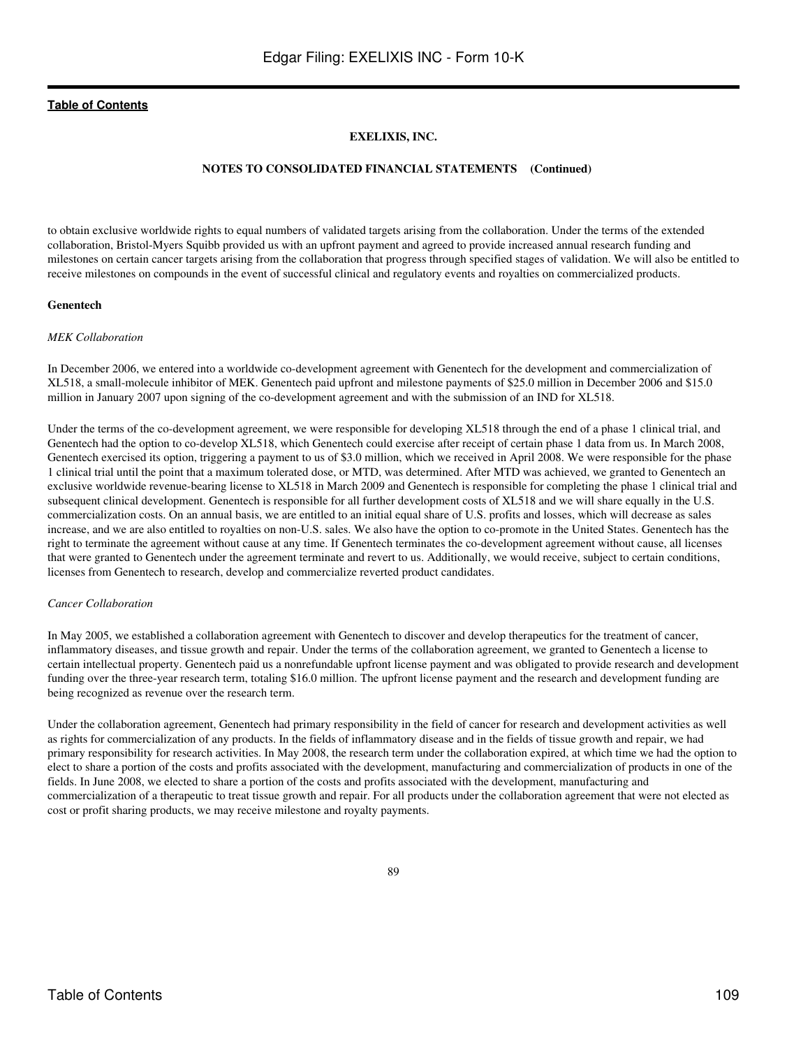to obtain exclusive worldwide rights to equal numbers of validated targets arising from the collaboration. Under the terms of the extended collaboration, Bristol-Myers Squibb provided us with an upfront payment and agreed to provide increased annual research funding and milestones on certain cancer targets arising from the collaboration that progress through specified stages of validation. We will also be entitled to receive milestones on compounds in the event of successful clinical and regulatory events and royalties on commercialized products.

**Genentech**

*MEK Collaboration*

In December 2006, we entered into a worldwide co-development agreement with Genentech for the development and commercialization of XL518, a small-molecule inhibitor of MEK. Genentech paid upfront and milestone payments of $25.0 million in December 2006 and $15.0 million in January 2007 upon signing of the co-development agreement and with the submission of an IND for XL518.

Under the terms of the co-development agreement, we were responsible for developing XL518 through the end of a phase 1 clinical trial, and Genentech had the option to co-develop XL518, which Genentech could exercise after receipt of certain phase 1 data from us. In March 2008, Genentech exercised its option, triggering a payment to us of $3.0 million, which we received in April 2008. We were responsible for the phase 1 clinical trial until the point that a maximum tolerated dose, or MTD, was determined. After MTD was achieved, we granted to Genentech an exclusive worldwide revenue-bearing license to XL518 in March 2009 and Genentech is responsible for completing the phase 1 clinical trial and subsequent clinical development. Genentech is responsible for all further development costs of XL518 and we will share equally in the U.S. commercialization costs. On an annual basis, we are entitled to an initial equal share of U.S. profits and losses, which will decrease as sales increase, and we are also entitled to royalties on non-U.S. sales. We also have the option to co-promote in the United States. Genentech has the right to terminate the agreement without cause at any time. If Genentech terminates the co-development agreement without cause, all licenses that were granted to Genentech under the agreement terminate and revert to us. Additionally, we would receive, subject to certain conditions, licenses from Genentech to research, develop and commercialize reverted product candidates.

*Cancer Collaboration*

In May 2005, we established a collaboration agreement with Genentech to discover and develop therapeutics for the treatment of cancer, inflammatory diseases, and tissue growth and repair. Under the terms of the collaboration agreement, we granted to Genentech a license to certain intellectual property. Genentech paid us a nonrefundable upfront license payment and was obligated to provide research and development funding over the three-year research term, totaling $16.0 million. The upfront license payment and the research and development funding are being recognized as revenue over the research term.

Under the collaboration agreement, Genentech had primary responsibility in the field of cancer for research and development activities as well as rights for commercialization of any products. In the fields of inflammatory disease and in the fields of tissue growth and repair, we had primary responsibility for research activities. In May 2008, the research term under the collaboration expired, at which time we had the option to elect to share a portion of the costs and profits associated with the development, manufacturing and commercialization of products in one of the fields. In June 2008, we elected to share a portion of the costs and profits associated with the development, manufacturing and commercialization of a therapeutic to treat tissue growth and repair. For all products under the collaboration agreement that were not elected as cost or profit sharing products, we may receive milestone and royalty payments.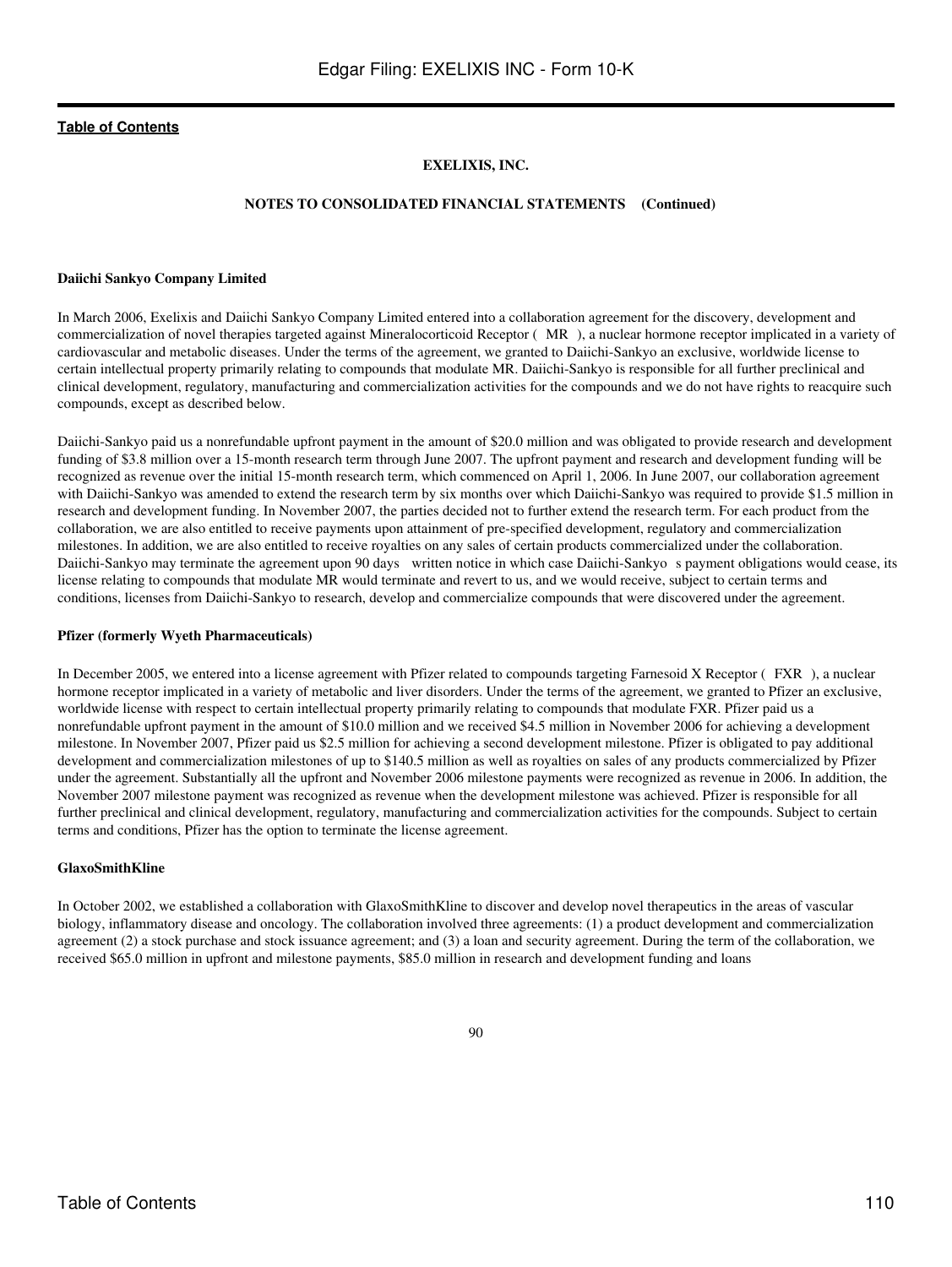**EXELIXIS, INC.**

**NOTES TO CONSOLIDATED FINANCIAL STATEMENTS (Continued)**

**Daiichi Sankyo Company Limited**

In March 2006, Exelixis and Daiichi Sankyo Company Limited entered into a collaboration agreement for the discovery, development and commercialization of novel therapies targeted against Mineralocorticoid Receptor ( MR ), a nuclear hormone receptor implicated in a variety of cardiovascular and metabolic diseases. Under the terms of the agreement, we granted to Daiichi-Sankyo an exclusive, worldwide license to certain intellectual property primarily relating to compounds that modulate MR. Daiichi-Sankyo is responsible for all further preclinical and clinical development, regulatory, manufacturing and commercialization activities for the compounds and we do not have rights to reacquire such compounds, except as described below.

Daiichi-Sankyo paid us a nonrefundable upfront payment in the amount of $20.0 million and was obligated to provide research and development funding of $3.8 million over a 15-month research term through June 2007. The upfront payment and research and development funding will be recognized as revenue over the initial 15-month research term, which commenced on April 1, 2006. In June 2007, our collaboration agreement with Daiichi-Sankyo was amended to extend the research term by six months over which Daiichi-Sankyo was required to provide $1.5 million in research and development funding. In November 2007, the parties decided not to further extend the research term. For each product from the collaboration, we are also entitled to receive payments upon attainment of pre-specified development, regulatory and commercialization milestones. In addition, we are also entitled to receive royalties on any sales of certain products commercialized under the collaboration. Daiichi-Sankyo may terminate the agreement upon 90 days written notice in which case Daiichi-Sankyo s payment obligations would cease, its license relating to compounds that modulate MR would terminate and revert to us, and we would receive, subject to certain terms and conditions, licenses from Daiichi-Sankyo to research, develop and commercialize compounds that were discovered under the agreement.

**Pfizer (formerly Wyeth Pharmaceuticals)**

In December 2005, we entered into a license agreement with Pfizer related to compounds targeting Farnesoid X Receptor ( FXR ), a nuclear hormone receptor implicated in a variety of metabolic and liver disorders. Under the terms of the agreement, we granted to Pfizer an exclusive, worldwide license with respect to certain intellectual property primarily relating to compounds that modulate FXR. Pfizer paid us a nonrefundable upfront payment in the amount of $10.0 million and we received $4.5 million in November 2006 for achieving a development milestone. In November 2007, Pfizer paid us $2.5 million for achieving a second development milestone. Pfizer is obligated to pay additional development and commercialization milestones of up to $140.5 million as well as royalties on sales of any products commercialized by Pfizer under the agreement. Substantially all the upfront and November 2006 milestone payments were recognized as revenue in 2006. In addition, the November 2007 milestone payment was recognized as revenue when the development milestone was achieved. Pfizer is responsible for all further preclinical and clinical development, regulatory, manufacturing and commercialization activities for the compounds. Subject to certain terms and conditions, Pfizer has the option to terminate the license agreement.

**GlaxoSmithKline**

In October 2002, we established a collaboration with GlaxoSmithKline to discover and develop novel therapeutics in the areas of vascular biology, inflammatory disease and oncology. The collaboration involved three agreements: (1) a product development and commercialization agreement (2) a stock purchase and stock issuance agreement; and (3) a loan and security agreement. During the term of the collaboration, we received $65.0 million in upfront and milestone payments, $85.0 million in research and development funding and loans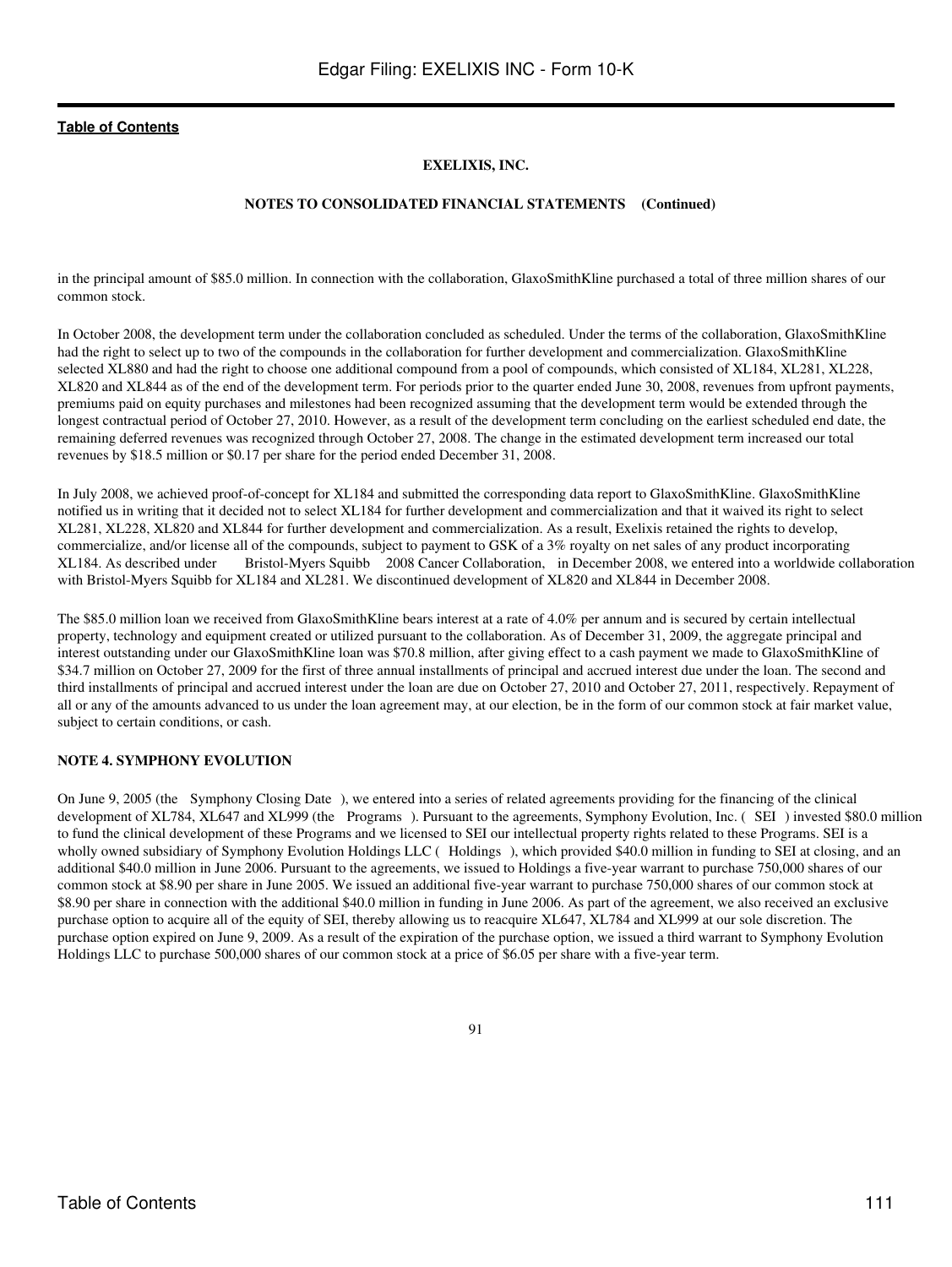**EXELIXIS, INC.**

**NOTES TO CONSOLIDATED FINANCIAL STATEMENTS (Continued)**

in the principal amount of $85.0 million. In connection with the collaboration, GlaxoSmithKline purchased a total of three million shares of our common stock.

In October 2008, the development term under the collaboration concluded as scheduled. Under the terms of the collaboration, GlaxoSmithKline had the right to select up to two of the compounds in the collaboration for further development and commercialization. GlaxoSmithKline selected XL880 and had the right to choose one additional compound from a pool of compounds, which consisted of XL184, XL281, XL228, XL820 and XL844 as of the end of the development term. For periods prior to the quarter ended June 30, 2008, revenues from upfront payments, premiums paid on equity purchases and milestones had been recognized assuming that the development term would be extended through the longest contractual period of October 27, 2010. However, as a result of the development term concluding on the earliest scheduled end date, the remaining deferred revenues was recognized through October 27, 2008. The change in the estimated development term increased our total revenues by $18.5 million or $0.17 per share for the period ended December 31, 2008.

In July 2008, we achieved proof-of-concept for XL184 and submitted the corresponding data report to GlaxoSmithKline. GlaxoSmithKline notified us in writing that it decided not to select XL184 for further development and commercialization and that it waived its right to select XL281, XL228, XL820 and XL844 for further development and commercialization. As a result, Exelixis retained the rights to develop, commercialize, and/or license all of the compounds, subject to payment to GSK of a 3% royalty on net sales of any product incorporating XL184. As described under Bristol-Myers Squibb 2008 Cancer Collaboration, in December 2008, we entered into a worldwide collaboration with Bristol-Myers Squibb for XL184 and XL281. We discontinued development of XL820 and XL844 in December 2008.

The $85.0 million loan we received from GlaxoSmithKline bears interest at a rate of 4.0% per annum and is secured by certain intellectual property, technology and equipment created or utilized pursuant to the collaboration. As of December 31, 2009, the aggregate principal and interest outstanding under our GlaxoSmithKline loan was $70.8 million, after giving effect to a cash payment we made to GlaxoSmithKline of $34.7 million on October 27, 2009 for the first of three annual installments of principal and accrued interest due under the loan. The second and third installments of principal and accrued interest under the loan are due on October 27, 2010 and October 27, 2011, respectively. Repayment of all or any of the amounts advanced to us under the loan agreement may, at our election, be in the form of our common stock at fair market value, subject to certain conditions, or cash.

**NOTE 4. SYMPHONY EVOLUTION**

On June 9, 2005 (the Symphony Closing Date), we entered into a series of related agreements providing for the financing of the clinical development of XL784, XL647 and XL999 (the Programs). Pursuant to the agreements, Symphony Evolution, Inc. (SEI) invested $80.0 million to fund the clinical development of these Programs and we licensed to SEI our intellectual property rights related to these Programs. SEI is a wholly owned subsidiary of Symphony Evolution Holdings LLC (Holdings), which provided $40.0 million in funding to SEI at closing, and an additional $40.0 million in June 2006. Pursuant to the agreements, we issued to Holdings a five-year warrant to purchase 750,000 shares of our common stock at $8.90 per share in June 2005. We issued an additional five-year warrant to purchase 750,000 shares of our common stock at $8.90 per share in connection with the additional $40.0 million in funding in June 2006. As part of the agreement, we also received an exclusive purchase option to acquire all of the equity of SEI, thereby allowing us to reacquire XL647, XL784 and XL999 at our sole discretion. The purchase option expired on June 9, 2009. As a result of the expiration of the purchase option, we issued a third warrant to Symphony Evolution Holdings LLC to purchase 500,000 shares of our common stock at a price of $6.05 per share with a five-year term.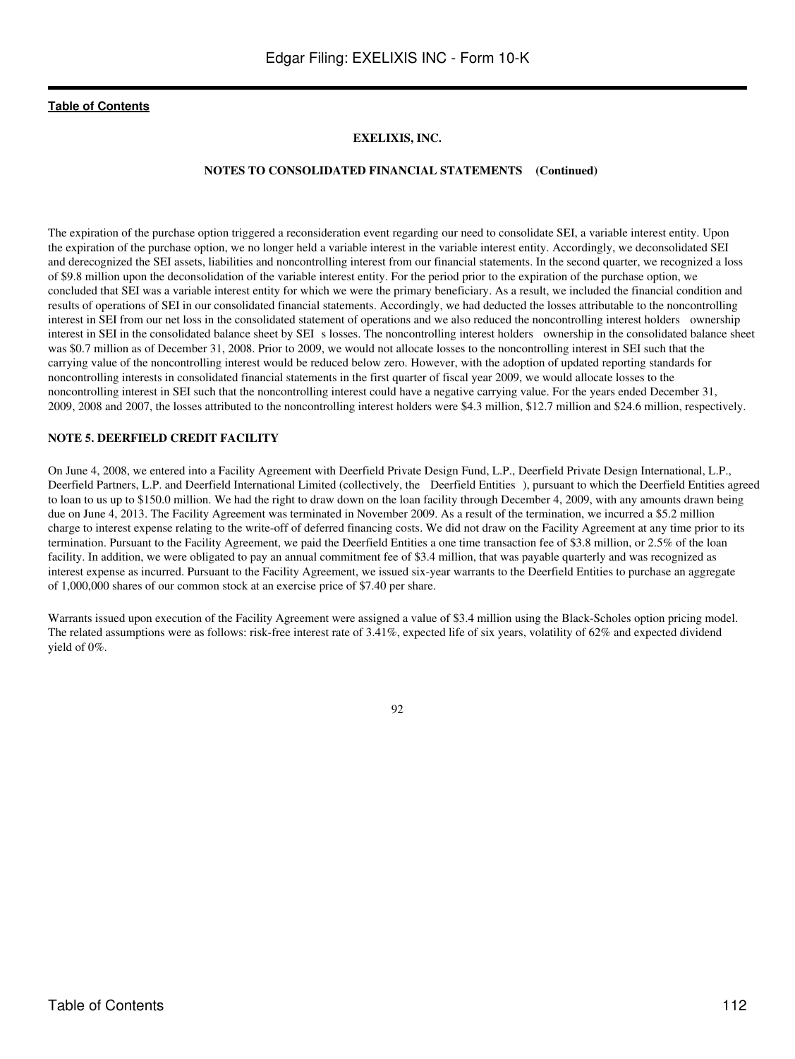**EXELIXIS, INC.**

**NOTES TO CONSOLIDATED FINANCIAL STATEMENTS (Continued)**

The expiration of the purchase option triggered a reconsideration event regarding our need to consolidate SEI, a variable interest entity. Upon the expiration of the purchase option, we no longer held a variable interest in the variable interest entity. Accordingly, we deconsolidated SEI and derecognized the SEI assets, liabilities and noncontrolling interest from our financial statements. In the second quarter, we recognized a loss of $9.8 million upon the deconsolidation of the variable interest entity. For the period prior to the expiration of the purchase option, we concluded that SEI was a variable interest entity for which we were the primary beneficiary. As a result, we included the financial condition and results of operations of SEI in our consolidated financial statements. Accordingly, we had deducted the losses attributable to the noncontrolling interest in SEI from our net loss in the consolidated statement of operations and we also reduced the noncontrolling interest holders ownership interest in SEI in the consolidated balance sheet by SEI s losses. The noncontrolling interest holders ownership in the consolidated balance sheet was $0.7 million as of December 31, 2008. Prior to 2009, we would not allocate losses to the noncontrolling interest in SEI such that the carrying value of the noncontrolling interest would be reduced below zero. However, with the adoption of updated reporting standards for noncontrolling interests in consolidated financial statements in the first quarter of fiscal year 2009, we would allocate losses to the noncontrolling interest in SEI such that the noncontrolling interest could have a negative carrying value. For the years ended December 31, 2009, 2008 and 2007, the losses attributed to the noncontrolling interest holders were $4.3 million, $12.7 million and $24.6 million, respectively.

**NOTE 5. DEERFIELD CREDIT FACILITY**

On June 4, 2008, we entered into a Facility Agreement with Deerfield Private Design Fund, L.P., Deerfield Private Design International, L.P., Deerfield Partners, L.P. and Deerfield International Limited (collectively, the Deerfield Entities ), pursuant to which the Deerfield Entities agreed to loan to us up to $150.0 million. We had the right to draw down on the loan facility through December 4, 2009, with any amounts drawn being due on June 4, 2013. The Facility Agreement was terminated in November 2009. As a result of the termination, we incurred a $5.2 million charge to interest expense relating to the write-off of deferred financing costs. We did not draw on the Facility Agreement at any time prior to its termination. Pursuant to the Facility Agreement, we paid the Deerfield Entities a one time transaction fee of $3.8 million, or 2.5% of the loan facility. In addition, we were obligated to pay an annual commitment fee of $3.4 million, that was payable quarterly and was recognized as interest expense as incurred. Pursuant to the Facility Agreement, we issued six-year warrants to the Deerfield Entities to purchase an aggregate of 1,000,000 shares of our common stock at an exercise price of $7.40 per share.

Warrants issued upon execution of the Facility Agreement were assigned a value of $3.4 million using the Black-Scholes option pricing model. The related assumptions were as follows: risk-free interest rate of 3.41%, expected life of six years, volatility of 62% and expected dividend yield of 0%.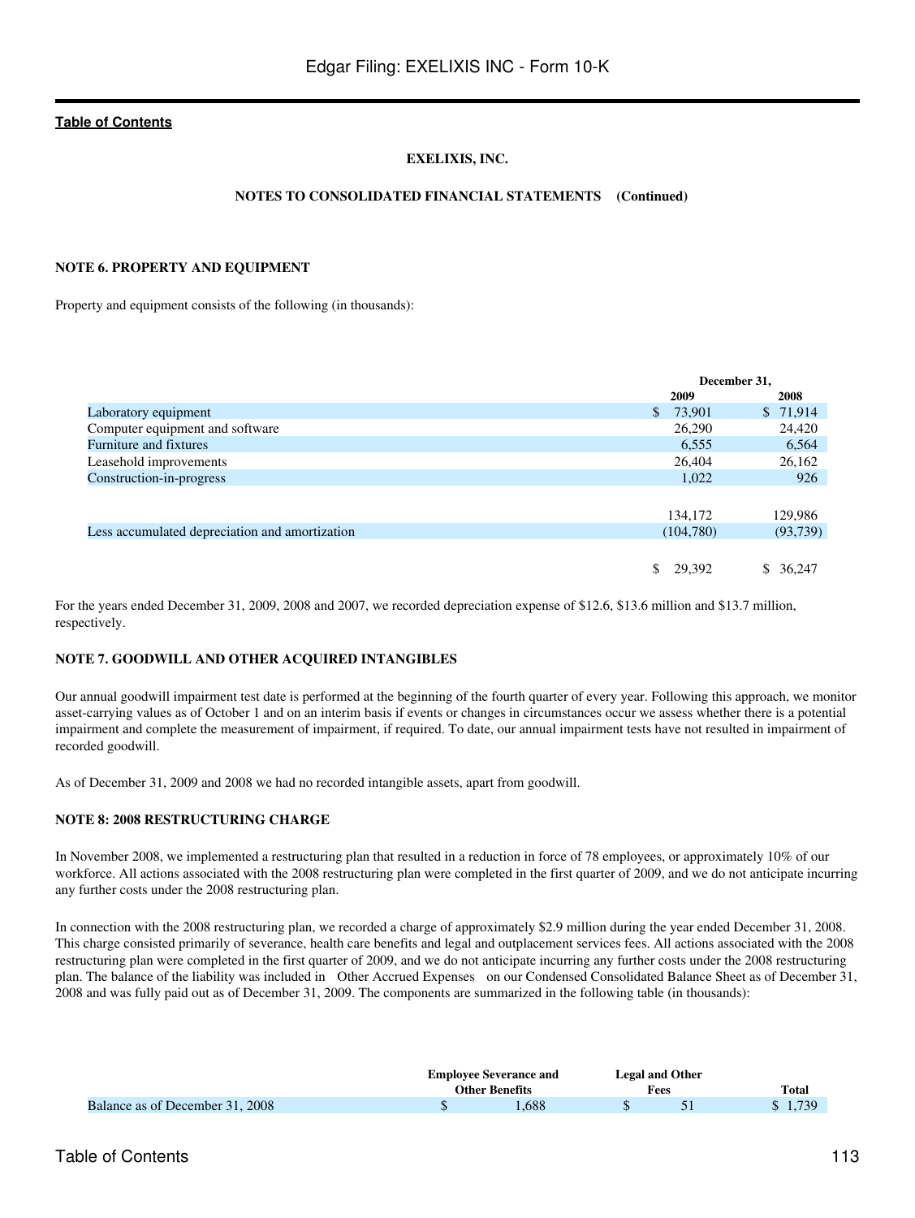**EXELIXIS, INC.**

**NOTES TO CONSOLIDATED FINANCIAL STATEMENTS (Continued)**

**NOTE 6. PROPERTY AND EQUIPMENT**

Property and equipment consists of the following (in thousands):

| | December 31, | |
|---|---|---|
| | 2009 | 2008 |
| Laboratory equipment | $ 73,901 | $ 71,914 |
| Computer equipment and software | 26,290 | 24,420 |
| Furniture and fixtures | 6,555 | 6,564 |
| Leasehold improvements | 26,404 | 26,162 |
| Construction-in-progress | 1,022 | 926 |
| | 134,172 | 129,986 |
| Less accumulated depreciation and amortization | (104,780) | (93,739) |
| | $ 29,392 | $ 36,247 |

For the years ended December 31, 2009, 2008 and 2007, we recorded depreciation expense of $12.6, $13.6 million and $13.7 million, respectively.

**NOTE 7. GOODWILL AND OTHER ACQUIRED INTANGIBLES**

Our annual goodwill impairment test date is performed at the beginning of the fourth quarter of every year. Following this approach, we monitor asset-carrying values as of October 1 and on an interim basis if events or changes in circumstances occur we assess whether there is a potential impairment and complete the measurement of impairment, if required. To date, our annual impairment tests have not resulted in impairment of recorded goodwill.

As of December 31, 2009 and 2008 we had no recorded intangible assets, apart from goodwill.

**NOTE 8: 2008 RESTRUCTURING CHARGE**

In November 2008, we implemented a restructuring plan that resulted in a reduction in force of 78 employees, or approximately 10% of our workforce. All actions associated with the 2008 restructuring plan were completed in the first quarter of 2009, and we do not anticipate incurring any further costs under the 2008 restructuring plan.

In connection with the 2008 restructuring plan, we recorded a charge of approximately $2.9 million during the year ended December 31, 2008. This charge consisted primarily of severance, health care benefits and legal and outplacement services fees. All actions associated with the 2008 restructuring plan were completed in the first quarter of 2009, and we do not anticipate incurring any further costs under the 2008 restructuring plan. The balance of the liability was included in Other Accrued Expenses on our Condensed Consolidated Balance Sheet as of December 31, 2008 and was fully paid out as of December 31, 2009. The components are summarized in the following table (in thousands):

| | Employee Severance and Other Benefits | Legal and Other Fees | Total |
|---|---|---|---|
| Balance as of December 31, 2008 | $ 1,688 | $ 51 | $ 1,739 |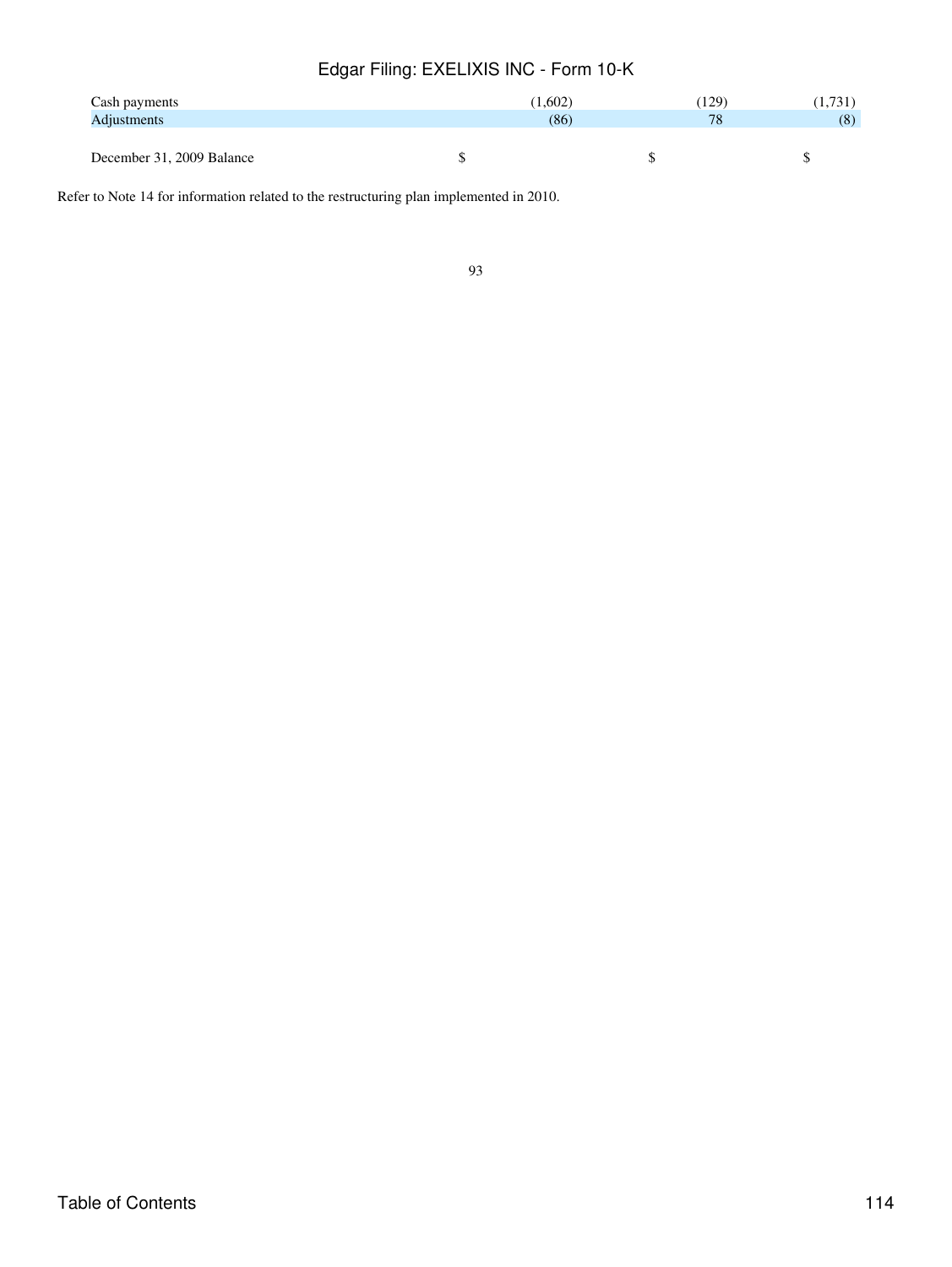| | | | |
|---|---|---|---|
| Cash payments | (1,602) | (129) | (1,731) |
| Adjustments | (86) | 78 | (8) |
| December 31, 2009 Balance | $ | $ | $ |

Refer to Note 14 for information related to the restructuring plan implemented in 2010.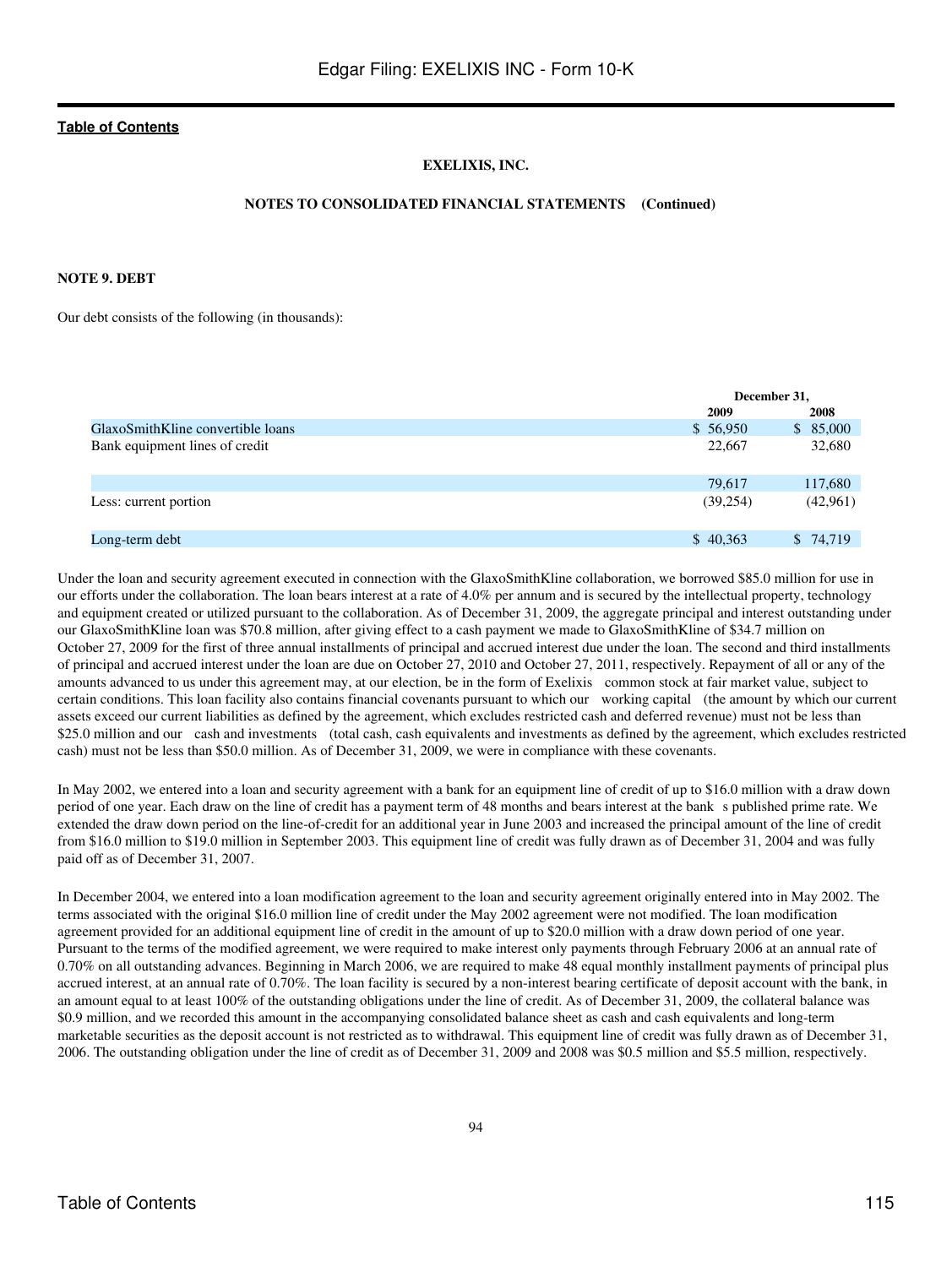**EXELIXIS, INC.**

**NOTES TO CONSOLIDATED FINANCIAL STATEMENTS (Continued)**

**NOTE 9. DEBT**

Our debt consists of the following (in thousands):

| | December 31, | |
|---|---|---|
| | 2009 | 2008 |
| GlaxoSmithKline convertible loans | $ 56,950 | $ 85,000 |
| Bank equipment lines of credit | 22,667 | 32,680 |
| | 79,617 | 117,680 |
| Less: current portion | (39,254) | (42,961) |
| Long-term debt | $ 40,363 | $ 74,719 |

Under the loan and security agreement executed in connection with the GlaxoSmithKline collaboration, we borrowed $85.0 million for use in our efforts under the collaboration. The loan bears interest at a rate of 4.0% per annum and is secured by the intellectual property, technology and equipment created or utilized pursuant to the collaboration. As of December 31, 2009, the aggregate principal and interest outstanding under our GlaxoSmithKline loan was $70.8 million, after giving effect to a cash payment we made to GlaxoSmithKline of $34.7 million on October 27, 2009 for the first of three annual installments of principal and accrued interest due under the loan. The second and third installments of principal and accrued interest under the loan are due on October 27, 2010 and October 27, 2011, respectively. Repayment of all or any of the amounts advanced to us under this agreement may, at our election, be in the form of Exelixis common stock at fair market value, subject to certain conditions. This loan facility also contains financial covenants pursuant to which our working capital (the amount by which our current assets exceed our current liabilities as defined by the agreement, which excludes restricted cash and deferred revenue) must not be less than $25.0 million and our cash and investments (total cash, cash equivalents and investments as defined by the agreement, which excludes restricted cash) must not be less than $50.0 million. As of December 31, 2009, we were in compliance with these covenants.

In May 2002, we entered into a loan and security agreement with a bank for an equipment line of credit of up to $16.0 million with a draw down period of one year. Each draw on the line of credit has a payment term of 48 months and bears interest at the bank s published prime rate. We extended the draw down period on the line-of-credit for an additional year in June 2003 and increased the principal amount of the line of credit from $16.0 million to $19.0 million in September 2003. This equipment line of credit was fully drawn as of December 31, 2004 and was fully paid off as of December 31, 2007.

In December 2004, we entered into a loan modification agreement to the loan and security agreement originally entered into in May 2002. The terms associated with the original $16.0 million line of credit under the May 2002 agreement were not modified. The loan modification agreement provided for an additional equipment line of credit in the amount of up to $20.0 million with a draw down period of one year. Pursuant to the terms of the modified agreement, we were required to make interest only payments through February 2006 at an annual rate of 0.70% on all outstanding advances. Beginning in March 2006, we are required to make 48 equal monthly installment payments of principal plus accrued interest, at an annual rate of 0.70%. The loan facility is secured by a non-interest bearing certificate of deposit account with the bank, in an amount equal to at least 100% of the outstanding obligations under the line of credit. As of December 31, 2009, the collateral balance was $0.9 million, and we recorded this amount in the accompanying consolidated balance sheet as cash and cash equivalents and long-term marketable securities as the deposit account is not restricted as to withdrawal. This equipment line of credit was fully drawn as of December 31, 2006. The outstanding obligation under the line of credit as of December 31, 2009 and 2008 was $0.5 million and $5.5 million, respectively.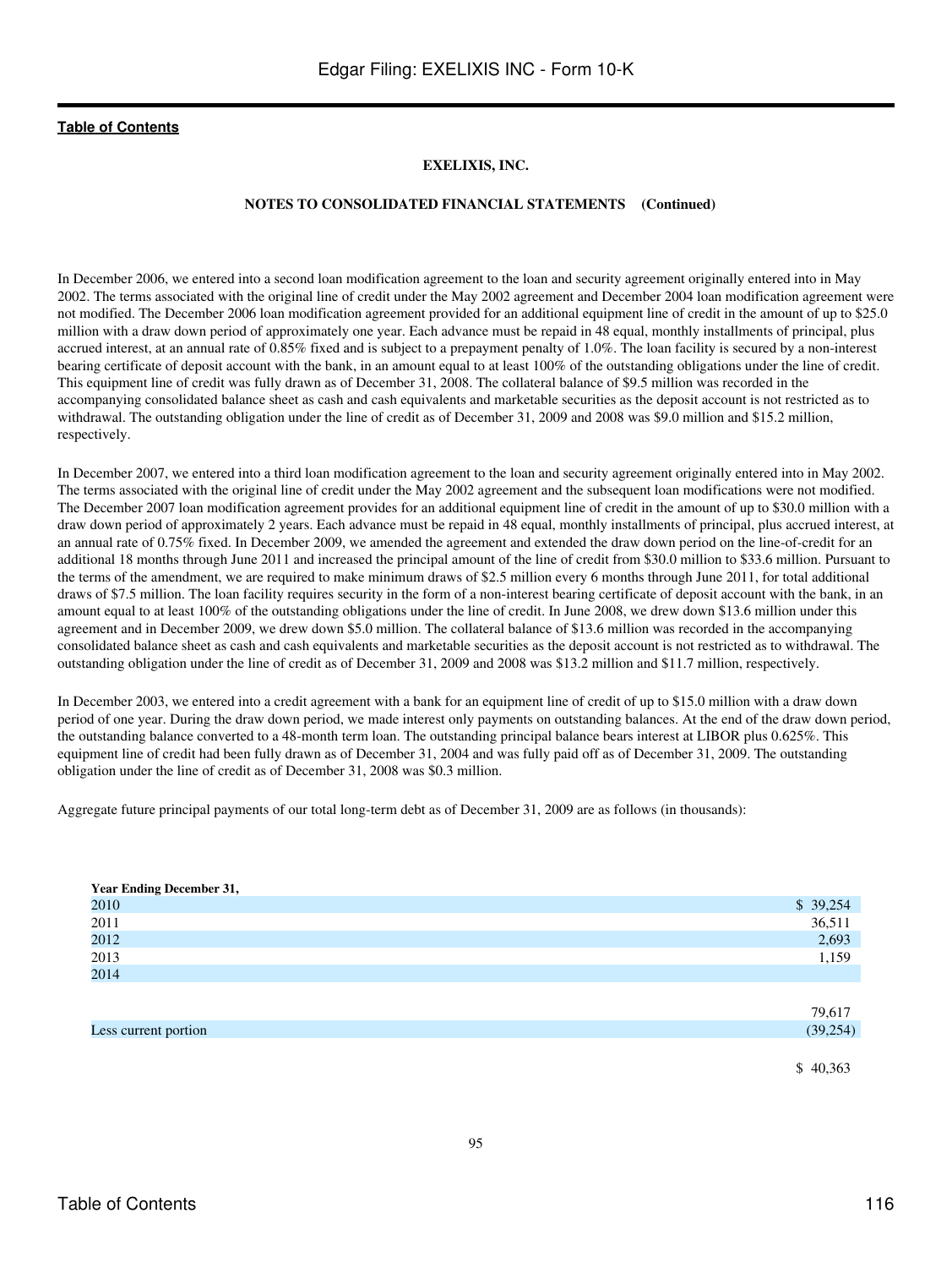**EXELIXIS, INC.**

**NOTES TO CONSOLIDATED FINANCIAL STATEMENTS (Continued)**

In December 2006, we entered into a second loan modification agreement to the loan and security agreement originally entered into in May 2002. The terms associated with the original line of credit under the May 2002 agreement and December 2004 loan modification agreement were not modified. The December 2006 loan modification agreement provided for an additional equipment line of credit in the amount of up to $25.0 million with a draw down period of approximately one year. Each advance must be repaid in 48 equal, monthly installments of principal, plus accrued interest, at an annual rate of 0.85% fixed and is subject to a prepayment penalty of 1.0%. The loan facility is secured by a non-interest bearing certificate of deposit account with the bank, in an amount equal to at least 100% of the outstanding obligations under the line of credit. This equipment line of credit was fully drawn as of December 31, 2008. The collateral balance of $9.5 million was recorded in the accompanying consolidated balance sheet as cash and cash equivalents and marketable securities as the deposit account is not restricted as to withdrawal. The outstanding obligation under the line of credit as of December 31, 2009 and 2008 was $9.0 million and $15.2 million, respectively.

In December 2007, we entered into a third loan modification agreement to the loan and security agreement originally entered into in May 2002. The terms associated with the original line of credit under the May 2002 agreement and the subsequent loan modifications were not modified. The December 2007 loan modification agreement provides for an additional equipment line of credit in the amount of up to $30.0 million with a draw down period of approximately 2 years. Each advance must be repaid in 48 equal, monthly installments of principal, plus accrued interest, at an annual rate of 0.75% fixed. In December 2009, we amended the agreement and extended the draw down period on the line-of-credit for an additional 18 months through June 2011 and increased the principal amount of the line of credit from $30.0 million to $33.6 million. Pursuant to the terms of the amendment, we are required to make minimum draws of $2.5 million every 6 months through June 2011, for total additional draws of $7.5 million. The loan facility requires security in the form of a non-interest bearing certificate of deposit account with the bank, in an amount equal to at least 100% of the outstanding obligations under the line of credit. In June 2008, we drew down $13.6 million under this agreement and in December 2009, we drew down $5.0 million. The collateral balance of $13.6 million was recorded in the accompanying consolidated balance sheet as cash and cash equivalents and marketable securities as the deposit account is not restricted as to withdrawal. The outstanding obligation under the line of credit as of December 31, 2009 and 2008 was $13.2 million and $11.7 million, respectively.

In December 2003, we entered into a credit agreement with a bank for an equipment line of credit of up to $15.0 million with a draw down period of one year. During the draw down period, we made interest only payments on outstanding balances. At the end of the draw down period, the outstanding balance converted to a 48-month term loan. The outstanding principal balance bears interest at LIBOR plus 0.625%. This equipment line of credit had been fully drawn as of December 31, 2004 and was fully paid off as of December 31, 2009. The outstanding obligation under the line of credit as of December 31, 2008 was $0.3 million.

Aggregate future principal payments of our total long-term debt as of December 31, 2009 are as follows (in thousands):

| Year Ending December 31, | |
|---|---|
| 2010 | $ 39,254 |
| 2011 | 36,511 |
| 2012 | 2,693 |
| 2013 | 1,159 |
| 2014 | |
| | 79,617 |
| Less current portion | (39,254) |
| | $ 40,363 |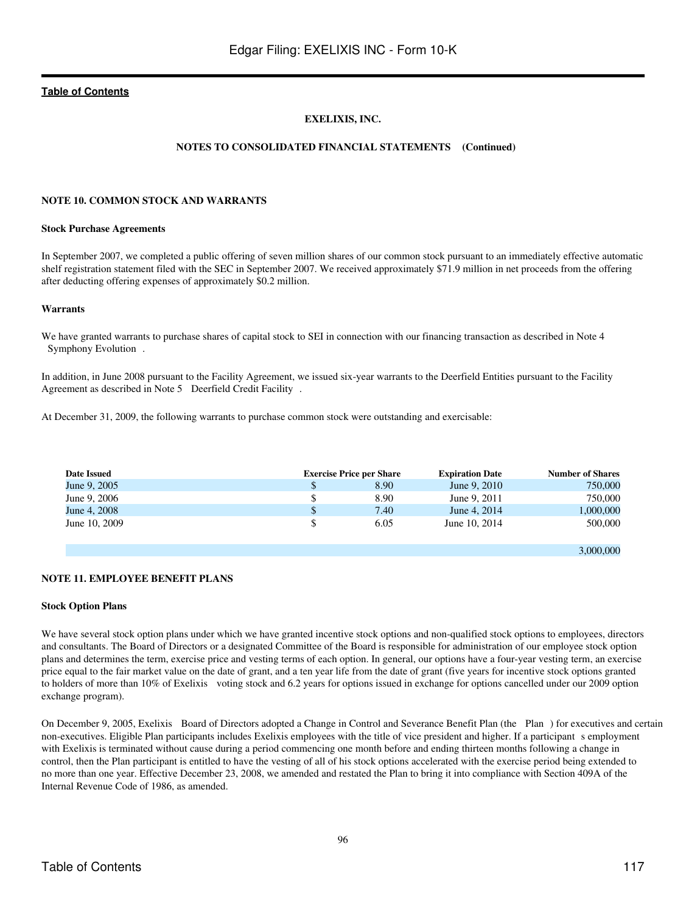**EXELIXIS, INC.**

**NOTES TO CONSOLIDATED FINANCIAL STATEMENTS (Continued)**

## NOTE 10. COMMON STOCK AND WARRANTS

### Stock Purchase Agreements

In September 2007, we completed a public offering of seven million shares of our common stock pursuant to an immediately effective automatic shelf registration statement filed with the SEC in September 2007. We received approximately $71.9 million in net proceeds from the offering after deducting offering expenses of approximately $0.2 million.

### Warrants

We have granted warrants to purchase shares of capital stock to SEI in connection with our financing transaction as described in Note 4 Symphony Evolution .

In addition, in June 2008 pursuant to the Facility Agreement, we issued six-year warrants to the Deerfield Entities pursuant to the Facility Agreement as described in Note 5 Deerfield Credit Facility .

At December 31, 2009, the following warrants to purchase common stock were outstanding and exercisable:

| Date Issued | Exercise Price per Share | Expiration Date | Number of Shares |
|---|---|---|---|
| June 9, 2005 | $ 8.90 | June 9, 2010 | 750,000 |
| June 9, 2006 | $ 8.90 | June 9, 2011 | 750,000 |
| June 4, 2008 | $ 7.40 | June 4, 2014 | 1,000,000 |
| June 10, 2009 | $ 6.05 | June 10, 2014 | 500,000 |
| | | | 3,000,000 |

## NOTE 11. EMPLOYEE BENEFIT PLANS

### Stock Option Plans

We have several stock option plans under which we have granted incentive stock options and non-qualified stock options to employees, directors and consultants. The Board of Directors or a designated Committee of the Board is responsible for administration of our employee stock option plans and determines the term, exercise price and vesting terms of each option. In general, our options have a four-year vesting term, an exercise price equal to the fair market value on the date of grant, and a ten year life from the date of grant (five years for incentive stock options granted to holders of more than 10% of Exelixis voting stock and 6.2 years for options issued in exchange for options cancelled under our 2009 option exchange program).

On December 9, 2005, Exelixis Board of Directors adopted a Change in Control and Severance Benefit Plan (the Plan ) for executives and certain non-executives. Eligible Plan participants includes Exelixis employees with the title of vice president and higher. If a participant s employment with Exelixis is terminated without cause during a period commencing one month before and ending thirteen months following a change in control, then the Plan participant is entitled to have the vesting of all of his stock options accelerated with the exercise period being extended to no more than one year. Effective December 23, 2008, we amended and restated the Plan to bring it into compliance with Section 409A of the Internal Revenue Code of 1986, as amended.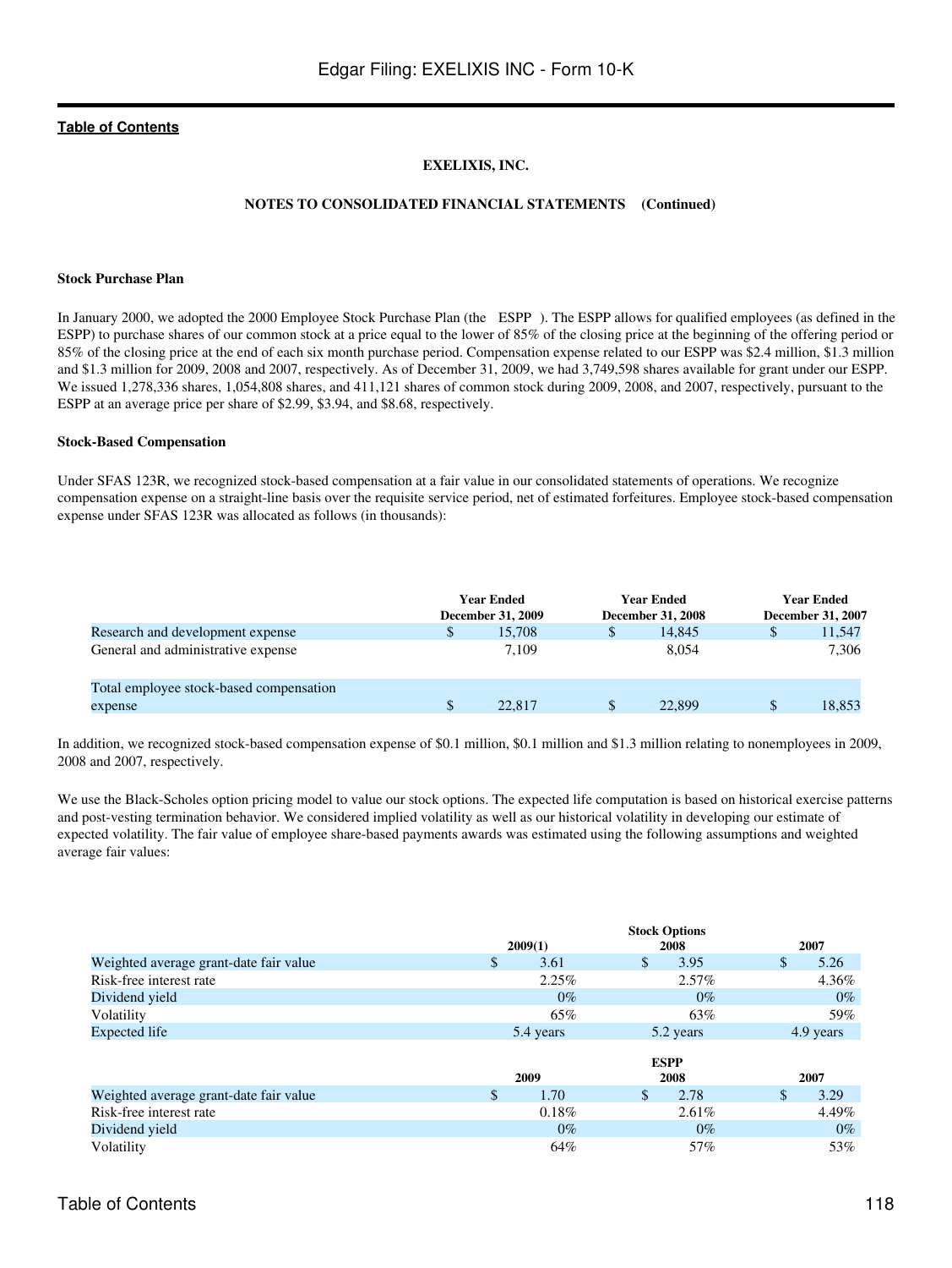**EXELIXIS, INC.**

**NOTES TO CONSOLIDATED FINANCIAL STATEMENTS (Continued)**

**Stock Purchase Plan**

In January 2000, we adopted the 2000 Employee Stock Purchase Plan (the ESPP). The ESPP allows for qualified employees (as defined in the ESPP) to purchase shares of our common stock at a price equal to the lower of 85% of the closing price at the beginning of the offering period or 85% of the closing price at the end of each six month purchase period. Compensation expense related to our ESPP was $2.4 million, $1.3 million and $1.3 million for 2009, 2008 and 2007, respectively. As of December 31, 2009, we had 3,749,598 shares available for grant under our ESPP. We issued 1,278,336 shares, 1,054,808 shares, and 411,121 shares of common stock during 2009, 2008, and 2007, respectively, pursuant to the ESPP at an average price per share of $2.99, $3.94, and $8.68, respectively.

**Stock-Based Compensation**

Under SFAS 123R, we recognized stock-based compensation at a fair value in our consolidated statements of operations. We recognize compensation expense on a straight-line basis over the requisite service period, net of estimated forfeitures. Employee stock-based compensation expense under SFAS 123R was allocated as follows (in thousands):

| | Year Ended December 31, 2009 | Year Ended December 31, 2008 | Year Ended December 31, 2007 |
|---|---|---|---|
| Research and development expense | $ 15,708 | $ 14,845 | $ 11,547 |
| General and administrative expense | 7,109 | 8,054 | 7,306 |
| Total employee stock-based compensation expense | $ 22,817 | $ 22,899 | $ 18,853 |

In addition, we recognized stock-based compensation expense of $0.1 million, $0.1 million and $1.3 million relating to nonemployees in 2009, 2008 and 2007, respectively.

We use the Black-Scholes option pricing model to value our stock options. The expected life computation is based on historical exercise patterns and post-vesting termination behavior. We considered implied volatility as well as our historical volatility in developing our estimate of expected volatility. The fair value of employee share-based payments awards was estimated using the following assumptions and weighted average fair values:

| | Stock Options | | |
|---|---|---|---|
| | 2009(1) | 2008 | 2007 |
| Weighted average grant-date fair value | $ 3.61 | $ 3.95 | $ 5.26 |
| Risk-free interest rate | 2.25% | 2.57% | 4.36% |
| Dividend yield | 0% | 0% | 0% |
| Volatility | 65% | 63% | 59% |
| Expected life | 5.4 years | 5.2 years | 4.9 years |

| | ESPP | | |
|---|---|---|---|
| | 2009 | 2008 | 2007 |
| Weighted average grant-date fair value | $ 1.70 | $ 2.78 | $ 3.29 |
| Risk-free interest rate | 0.18% | 2.61% | 4.49% |
| Dividend yield | 0% | 0% | 0% |
| Volatility | 64% | 57% | 53% |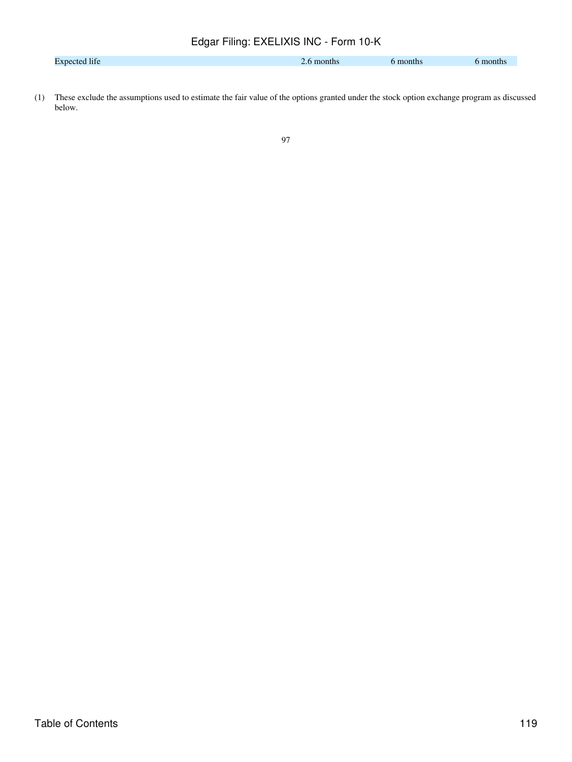| | | | |
|---|---|---|---|
| Expected life | 2.6 months | 6 months | 6 months |

(1) These exclude the assumptions used to estimate the fair value of the options granted under the stock option exchange program as discussed below.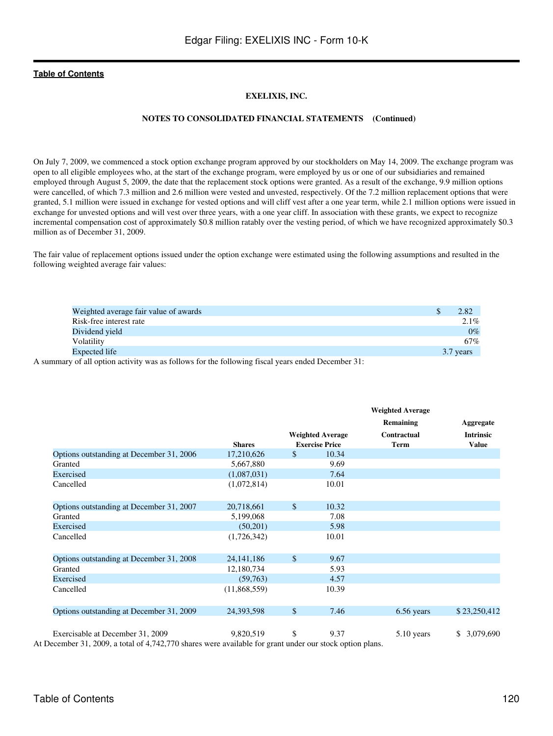**EXELIXIS, INC.**

**NOTES TO CONSOLIDATED FINANCIAL STATEMENTS (Continued)**

On July 7, 2009, we commenced a stock option exchange program approved by our stockholders on May 14, 2009. The exchange program was open to all eligible employees who, at the start of the exchange program, were employed by us or one of our subsidiaries and remained employed through August 5, 2009, the date that the replacement stock options were granted. As a result of the exchange, 9.9 million options were cancelled, of which 7.3 million and 2.6 million were vested and unvested, respectively. Of the 7.2 million replacement options that were granted, 5.1 million were issued in exchange for vested options and will cliff vest after a one year term, while 2.1 million options were issued in exchange for unvested options and will vest over three years, with a one year cliff. In association with these grants, we expect to recognize incremental compensation cost of approximately $0.8 million ratably over the vesting period, of which we have recognized approximately $0.3 million as of December 31, 2009.

The fair value of replacement options issued under the option exchange were estimated using the following assumptions and resulted in the following weighted average fair values:

| | |
|---|---|
| Weighted average fair value of awards | $ 2.82 |
| Risk-free interest rate | 2.1% |
| Dividend yield | 0% |
| Volatility | 67% |
| Expected life | 3.7 years |

A summary of all option activity was as follows for the following fiscal years ended December 31:

| | Shares | Weighted Average Exercise Price | Weighted Average Remaining Contractual Term | Aggregate Intrinsic Value |
|---|---|---|---|---|
| Options outstanding at December 31, 2006 | 17,210,626 | $ 10.34 | | |
| Granted | 5,667,880 | 9.69 | | |
| Exercised | (1,087,031) | 7.64 | | |
| Cancelled | (1,072,814) | 10.01 | | |
| Options outstanding at December 31, 2007 | 20,718,661 | $ 10.32 | | |
| Granted | 5,199,068 | 7.08 | | |
| Exercised | (50,201) | 5.98 | | |
| Cancelled | (1,726,342) | 10.01 | | |
| Options outstanding at December 31, 2008 | 24,141,186 | $ 9.67 | | |
| Granted | 12,180,734 | 5.93 | | |
| Exercised | (59,763) | 4.57 | | |
| Cancelled | (11,868,559) | 10.39 | | |
| Options outstanding at December 31, 2009 | 24,393,598 | $ 7.46 | 6.56 years | $ 23,250,412 |
| Exercisable at December 31, 2009 | 9,820,519 | $ 9.37 | 5.10 years | $ 3,079,690 |

At December 31, 2009, a total of 4,742,770 shares were available for grant under our stock option plans.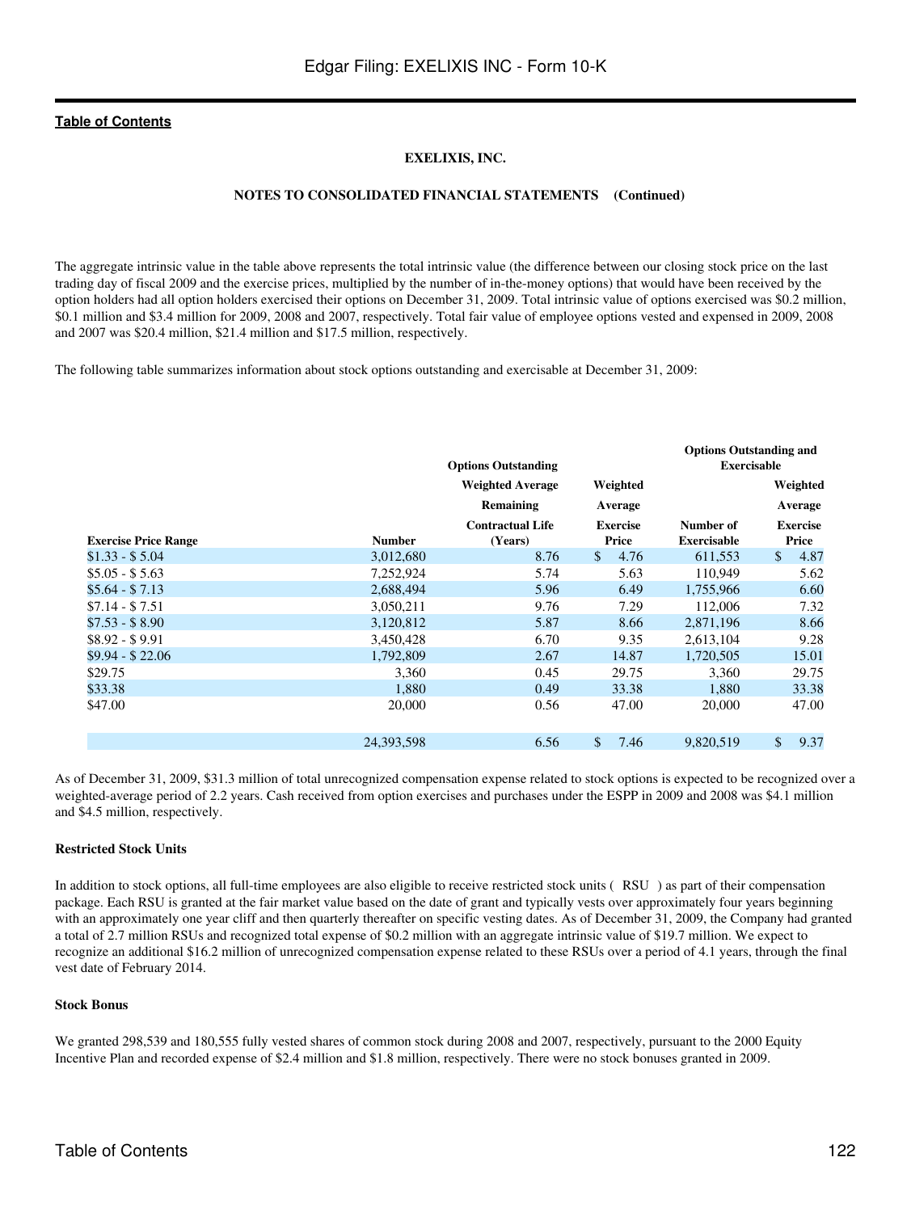**EXELIXIS, INC.**

**NOTES TO CONSOLIDATED FINANCIAL STATEMENTS (Continued)**

The aggregate intrinsic value in the table above represents the total intrinsic value (the difference between our closing stock price on the last trading day of fiscal 2009 and the exercise prices, multiplied by the number of in-the-money options) that would have been received by the option holders had all option holders exercised their options on December 31, 2009. Total intrinsic value of options exercised was $0.2 million, $0.1 million and $3.4 million for 2009, 2008 and 2007, respectively. Total fair value of employee options vested and expensed in 2009, 2008 and 2007 was $20.4 million, $21.4 million and $17.5 million, respectively.

The following table summarizes information about stock options outstanding and exercisable at December 31, 2009:

| | Options Outstanding | | | Options Outstanding and Exercisable | |
|---|---|---|---|---|---|
| Exercise Price Range | Number | Weighted Average Remaining Contractual Life (Years) | Weighted Average Exercise Price | Number of Exercisable | Weighted Average Exercise Price |
| $1.33 - $ 5.04 | 3,012,680 | 8.76 | $ 4.76 | 611,553 | $ 4.87 |
| $5.05 - $ 5.63 | 7,252,924 | 5.74 | 5.63 | 110,949 | 5.62 |
| $5.64 - $ 7.13 | 2,688,494 | 5.96 | 6.49 | 1,755,966 | 6.60 |
| $7.14 - $ 7.51 | 3,050,211 | 9.76 | 7.29 | 112,006 | 7.32 |
| $7.53 - $ 8.90 | 3,120,812 | 5.87 | 8.66 | 2,871,196 | 8.66 |
| $8.92 - $ 9.91 | 3,450,428 | 6.70 | 9.35 | 2,613,104 | 9.28 |
| $9.94 - $ 22.06 | 1,792,809 | 2.67 | 14.87 | 1,720,505 | 15.01 |
| $29.75 | 3,360 | 0.45 | 29.75 | 3,360 | 29.75 |
| $33.38 | 1,880 | 0.49 | 33.38 | 1,880 | 33.38 |
| $47.00 | 20,000 | 0.56 | 47.00 | 20,000 | 47.00 |
| | 24,393,598 | 6.56 | $ 7.46 | 9,820,519 | $ 9.37 |

As of December 31, 2009, $31.3 million of total unrecognized compensation expense related to stock options is expected to be recognized over a weighted-average period of 2.2 years. Cash received from option exercises and purchases under the ESPP in 2009 and 2008 was $4.1 million and $4.5 million, respectively.

**Restricted Stock Units**

In addition to stock options, all full-time employees are also eligible to receive restricted stock units ( RSU ) as part of their compensation package. Each RSU is granted at the fair market value based on the date of grant and typically vests over approximately four years beginning with an approximately one year cliff and then quarterly thereafter on specific vesting dates. As of December 31, 2009, the Company had granted a total of 2.7 million RSUs and recognized total expense of $0.2 million with an aggregate intrinsic value of $19.7 million. We expect to recognize an additional $16.2 million of unrecognized compensation expense related to these RSUs over a period of 4.1 years, through the final vest date of February 2014.

**Stock Bonus**

We granted 298,539 and 180,555 fully vested shares of common stock during 2008 and 2007, respectively, pursuant to the 2000 Equity Incentive Plan and recorded expense of $2.4 million and $1.8 million, respectively. There were no stock bonuses granted in 2009.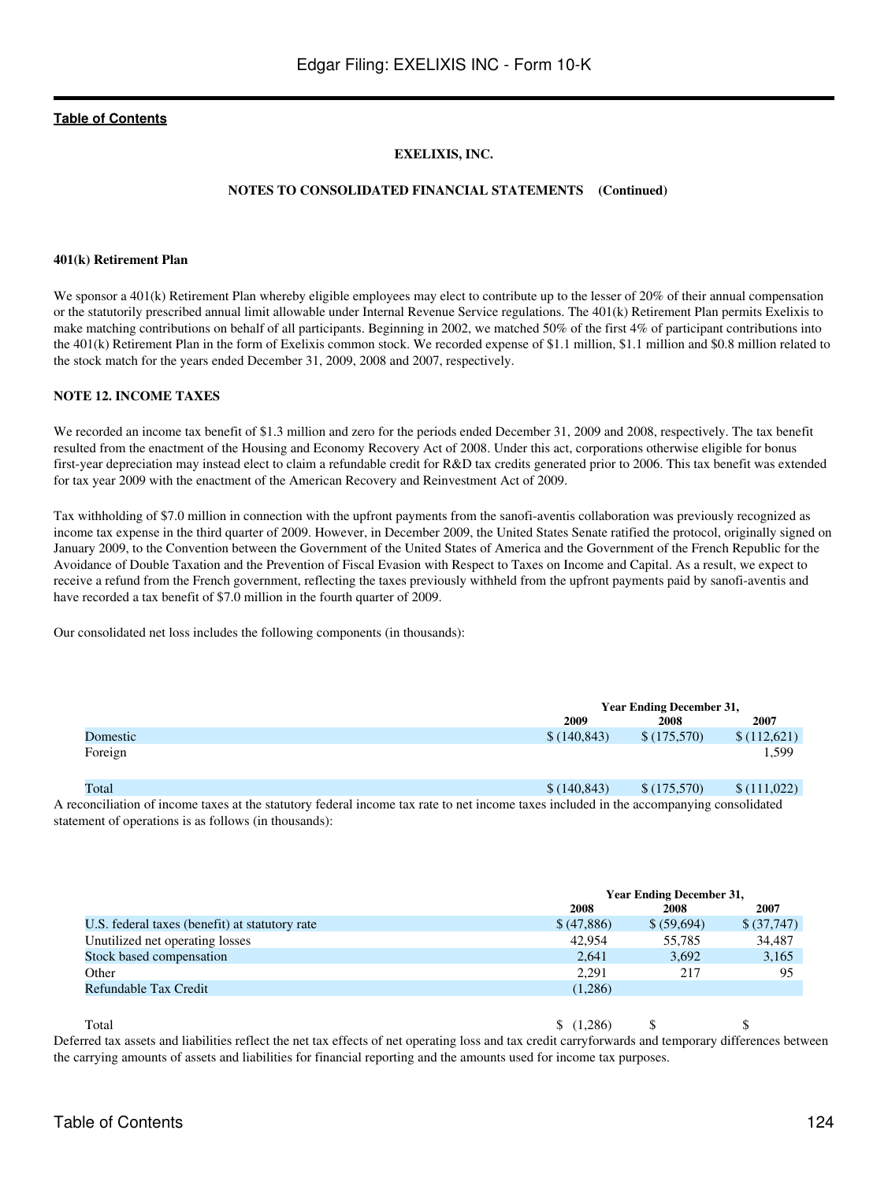**EXELIXIS, INC.**

**NOTES TO CONSOLIDATED FINANCIAL STATEMENTS (Continued)**

**401(k) Retirement Plan**

We sponsor a 401(k) Retirement Plan whereby eligible employees may elect to contribute up to the lesser of 20% of their annual compensation or the statutorily prescribed annual limit allowable under Internal Revenue Service regulations. The 401(k) Retirement Plan permits Exelixis to make matching contributions on behalf of all participants. Beginning in 2002, we matched 50% of the first 4% of participant contributions into the 401(k) Retirement Plan in the form of Exelixis common stock. We recorded expense of $1.1 million, $1.1 million and $0.8 million related to the stock match for the years ended December 31, 2009, 2008 and 2007, respectively.

**NOTE 12. INCOME TAXES**

We recorded an income tax benefit of $1.3 million and zero for the periods ended December 31, 2009 and 2008, respectively. The tax benefit resulted from the enactment of the Housing and Economy Recovery Act of 2008. Under this act, corporations otherwise eligible for bonus first-year depreciation may instead elect to claim a refundable credit for R&D tax credits generated prior to 2006. This tax benefit was extended for tax year 2009 with the enactment of the American Recovery and Reinvestment Act of 2009.

Tax withholding of $7.0 million in connection with the upfront payments from the sanofi-aventis collaboration was previously recognized as income tax expense in the third quarter of 2009. However, in December 2009, the United States Senate ratified the protocol, originally signed on January 2009, to the Convention between the Government of the United States of America and the Government of the French Republic for the Avoidance of Double Taxation and the Prevention of Fiscal Evasion with Respect to Taxes on Income and Capital. As a result, we expect to receive a refund from the French government, reflecting the taxes previously withheld from the upfront payments paid by sanofi-aventis and have recorded a tax benefit of $7.0 million in the fourth quarter of 2009.

Our consolidated net loss includes the following components (in thousands):

| | Year Ending December 31, | | |
|---|---|---|---|
| | 2009 | 2008 | 2007 |
| Domestic | $ (140,843) | $ (175,570) | $ (112,621) |
| Foreign | | | 1,599 |
| Total | $ (140,843) | $ (175,570) | $ (111,022) |

A reconciliation of income taxes at the statutory federal income tax rate to net income taxes included in the accompanying consolidated statement of operations is as follows (in thousands):

| | Year Ending December 31, | | |
|---|---|---|---|
| | 2008 | 2008 | 2007 |
| U.S. federal taxes (benefit) at statutory rate | $ (47,886) | $ (59,694) | $ (37,747) |
| Unutilized net operating losses | 42,954 | 55,785 | 34,487 |
| Stock based compensation | 2,641 | 3,692 | 3,165 |
| Other | 2,291 | 217 | 95 |
| Refundable Tax Credit | (1,286) | | |
| Total | $ (1,286) | $ | $ |

Deferred tax assets and liabilities reflect the net tax effects of net operating loss and tax credit carryforwards and temporary differences between the carrying amounts of assets and liabilities for financial reporting and the amounts used for income tax purposes.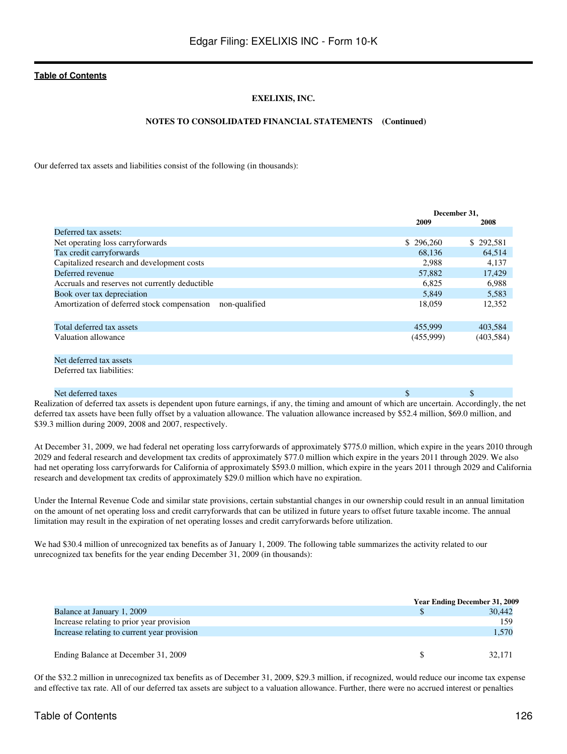**EXELIXIS, INC.**

**NOTES TO CONSOLIDATED FINANCIAL STATEMENTS (Continued)**

Our deferred tax assets and liabilities consist of the following (in thousands):

| | December 31, | |
|---|---|---|
| | 2009 | 2008 |
| Deferred tax assets: | | |
| Net operating loss carryforwards | $ 296,260 | $ 292,581 |
| Tax credit carryforwards | 68,136 | 64,514 |
| Capitalized research and development costs | 2,988 | 4,137 |
| Deferred revenue | 57,882 | 17,429 |
| Accruals and reserves not currently deductible | 6,825 | 6,988 |
| Book over tax depreciation | 5,849 | 5,583 |
| Amortization of deferred stock compensation non-qualified | 18,059 | 12,352 |
| Total deferred tax assets | 455,999 | 403,584 |
| Valuation allowance | (455,999) | (403,584) |
| Net deferred tax assets | | |
| Deferred tax liabilities: | | |
| Net deferred taxes | $ | $ |

Realization of deferred tax assets is dependent upon future earnings, if any, the timing and amount of which are uncertain. Accordingly, the net deferred tax assets have been fully offset by a valuation allowance. The valuation allowance increased by $52.4 million, $69.0 million, and $39.3 million during 2009, 2008 and 2007, respectively.

At December 31, 2009, we had federal net operating loss carryforwards of approximately $775.0 million, which expire in the years 2010 through 2029 and federal research and development tax credits of approximately $77.0 million which expire in the years 2011 through 2029. We also had net operating loss carryforwards for California of approximately $593.0 million, which expire in the years 2011 through 2029 and California research and development tax credits of approximately $29.0 million which have no expiration.

Under the Internal Revenue Code and similar state provisions, certain substantial changes in our ownership could result in an annual limitation on the amount of net operating loss and credit carryforwards that can be utilized in future years to offset future taxable income. The annual limitation may result in the expiration of net operating losses and credit carryforwards before utilization.

We had $30.4 million of unrecognized tax benefits as of January 1, 2009. The following table summarizes the activity related to our unrecognized tax benefits for the year ending December 31, 2009 (in thousands):

| | Year Ending December 31, 2009 |
|---|---|
| Balance at January 1, 2009 | $ 30,442 |
| Increase relating to prior year provision | 159 |
| Increase relating to current year provision | 1,570 |
| Ending Balance at December 31, 2009 | $ 32,171 |

Of the $32.2 million in unrecognized tax benefits as of December 31, 2009, $29.3 million, if recognized, would reduce our income tax expense and effective tax rate. All of our deferred tax assets are subject to a valuation allowance. Further, there were no accrued interest or penalties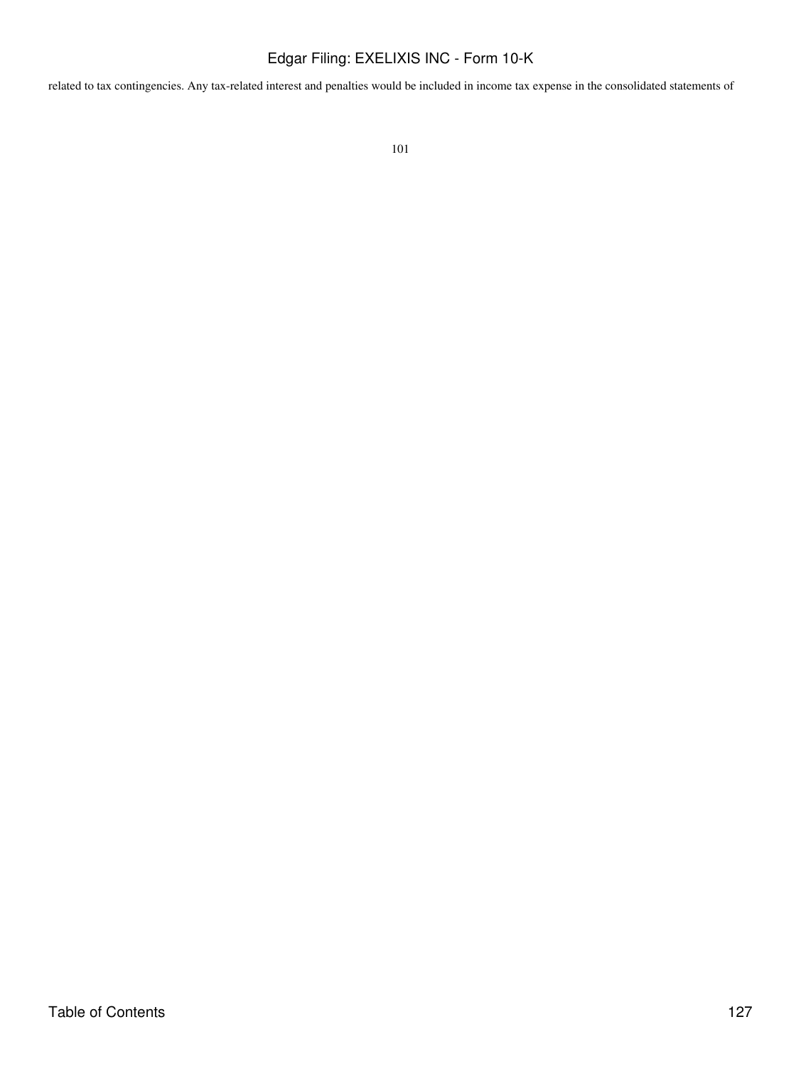related to tax contingencies. Any tax-related interest and penalties would be included in income tax expense in the consolidated statements of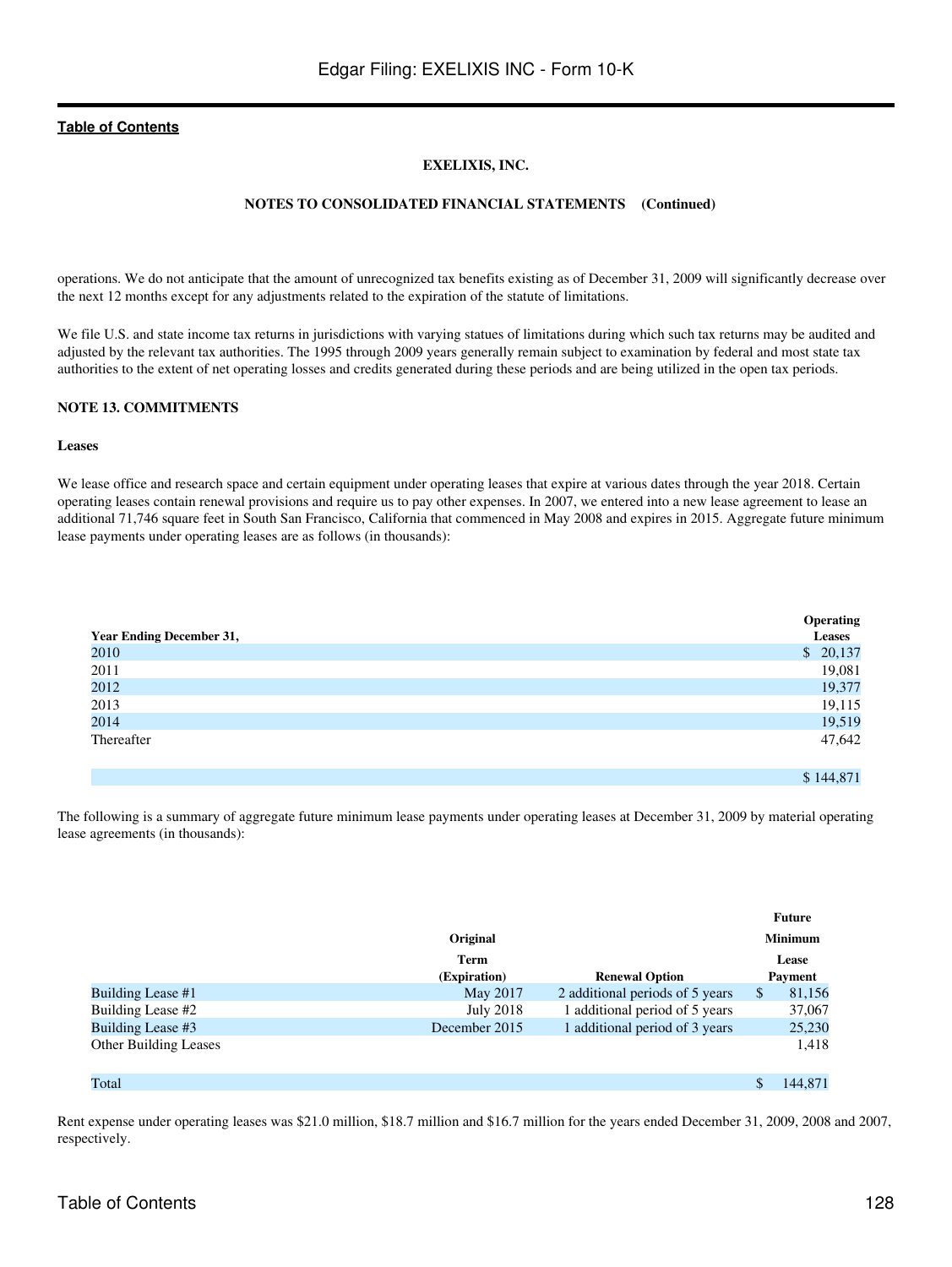operations. We do not anticipate that the amount of unrecognized tax benefits existing as of December 31, 2009 will significantly decrease over the next 12 months except for any adjustments related to the expiration of the statute of limitations.

We file U.S. and state income tax returns in jurisdictions with varying statues of limitations during which such tax returns may be audited and adjusted by the relevant tax authorities. The 1995 through 2009 years generally remain subject to examination by federal and most state tax authorities to the extent of net operating losses and credits generated during these periods and are being utilized in the open tax periods.

## NOTE 13. COMMITMENTS

### Leases

We lease office and research space and certain equipment under operating leases that expire at various dates through the year 2018. Certain operating leases contain renewal provisions and require us to pay other expenses. In 2007, we entered into a new lease agreement to lease an additional 71,746 square feet in South San Francisco, California that commenced in May 2008 and expires in 2015. Aggregate future minimum lease payments under operating leases are as follows (in thousands):

| Year Ending December 31, | Operating Leases |
|---|---|
| 2010 | $ 20,137 |
| 2011 | 19,081 |
| 2012 | 19,377 |
| 2013 | 19,115 |
| 2014 | 19,519 |
| Thereafter | 47,642 |
| | $ 144,871 |

The following is a summary of aggregate future minimum lease payments under operating leases at December 31, 2009 by material operating lease agreements (in thousands):

| | Original Term (Expiration) | Renewal Option | Future Minimum Lease Payment |
|---|---|---|---|
| Building Lease #1 | May 2017 | 2 additional periods of 5 years | $ 81,156 |
| Building Lease #2 | July 2018 | 1 additional period of 5 years | 37,067 |
| Building Lease #3 | December 2015 | 1 additional period of 3 years | 25,230 |
| Other Building Leases | | | 1,418 |
| Total | | | $ 144,871 |

Rent expense under operating leases was $21.0 million, $18.7 million and $16.7 million for the years ended December 31, 2009, 2008 and 2007, respectively.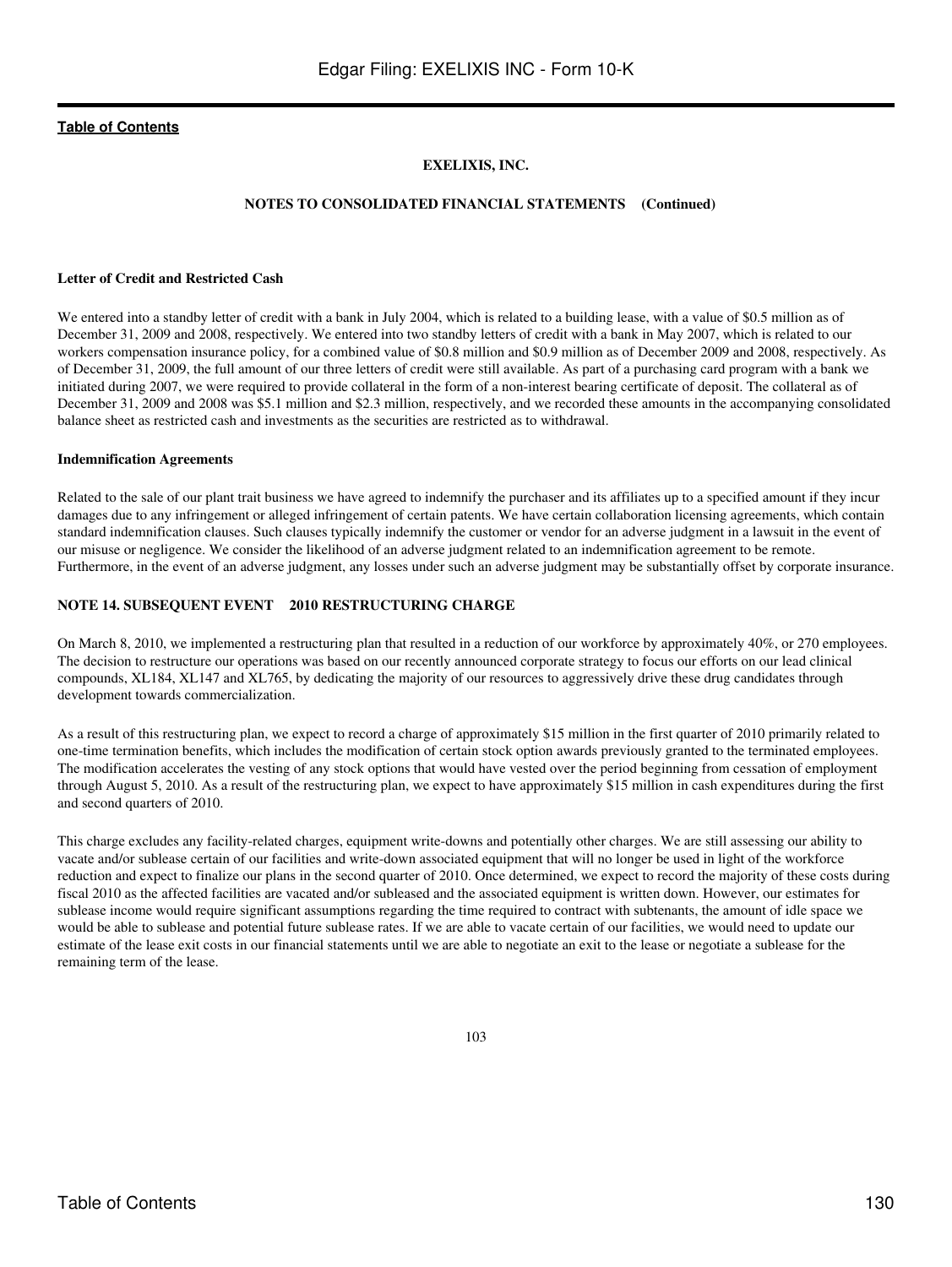**EXELIXIS, INC.**

**NOTES TO CONSOLIDATED FINANCIAL STATEMENTS (Continued)**

**Letter of Credit and Restricted Cash**

We entered into a standby letter of credit with a bank in July 2004, which is related to a building lease, with a value of $0.5 million as of December 31, 2009 and 2008, respectively. We entered into two standby letters of credit with a bank in May 2007, which is related to our workers compensation insurance policy, for a combined value of $0.8 million and $0.9 million as of December 2009 and 2008, respectively. As of December 31, 2009, the full amount of our three letters of credit were still available. As part of a purchasing card program with a bank we initiated during 2007, we were required to provide collateral in the form of a non-interest bearing certificate of deposit. The collateral as of December 31, 2009 and 2008 was $5.1 million and $2.3 million, respectively, and we recorded these amounts in the accompanying consolidated balance sheet as restricted cash and investments as the securities are restricted as to withdrawal.

**Indemnification Agreements**

Related to the sale of our plant trait business we have agreed to indemnify the purchaser and its affiliates up to a specified amount if they incur damages due to any infringement or alleged infringement of certain patents. We have certain collaboration licensing agreements, which contain standard indemnification clauses. Such clauses typically indemnify the customer or vendor for an adverse judgment in a lawsuit in the event of our misuse or negligence. We consider the likelihood of an adverse judgment related to an indemnification agreement to be remote. Furthermore, in the event of an adverse judgment, any losses under such an adverse judgment may be substantially offset by corporate insurance.

## NOTE 14. SUBSEQUENT EVENT 2010 RESTRUCTURING CHARGE

On March 8, 2010, we implemented a restructuring plan that resulted in a reduction of our workforce by approximately 40%, or 270 employees. The decision to restructure our operations was based on our recently announced corporate strategy to focus our efforts on our lead clinical compounds, XL184, XL147 and XL765, by dedicating the majority of our resources to aggressively drive these drug candidates through development towards commercialization.

As a result of this restructuring plan, we expect to record a charge of approximately $15 million in the first quarter of 2010 primarily related to one-time termination benefits, which includes the modification of certain stock option awards previously granted to the terminated employees. The modification accelerates the vesting of any stock options that would have vested over the period beginning from cessation of employment through August 5, 2010. As a result of the restructuring plan, we expect to have approximately $15 million in cash expenditures during the first and second quarters of 2010.

This charge excludes any facility-related charges, equipment write-downs and potentially other charges. We are still assessing our ability to vacate and/or sublease certain of our facilities and write-down associated equipment that will no longer be used in light of the workforce reduction and expect to finalize our plans in the second quarter of 2010. Once determined, we expect to record the majority of these costs during fiscal 2010 as the affected facilities are vacated and/or subleased and the associated equipment is written down. However, our estimates for sublease income would require significant assumptions regarding the time required to contract with subtenants, the amount of idle space we would be able to sublease and potential future sublease rates. If we are able to vacate certain of our facilities, we would need to update our estimate of the lease exit costs in our financial statements until we are able to negotiate an exit to the lease or negotiate a sublease for the remaining term of the lease.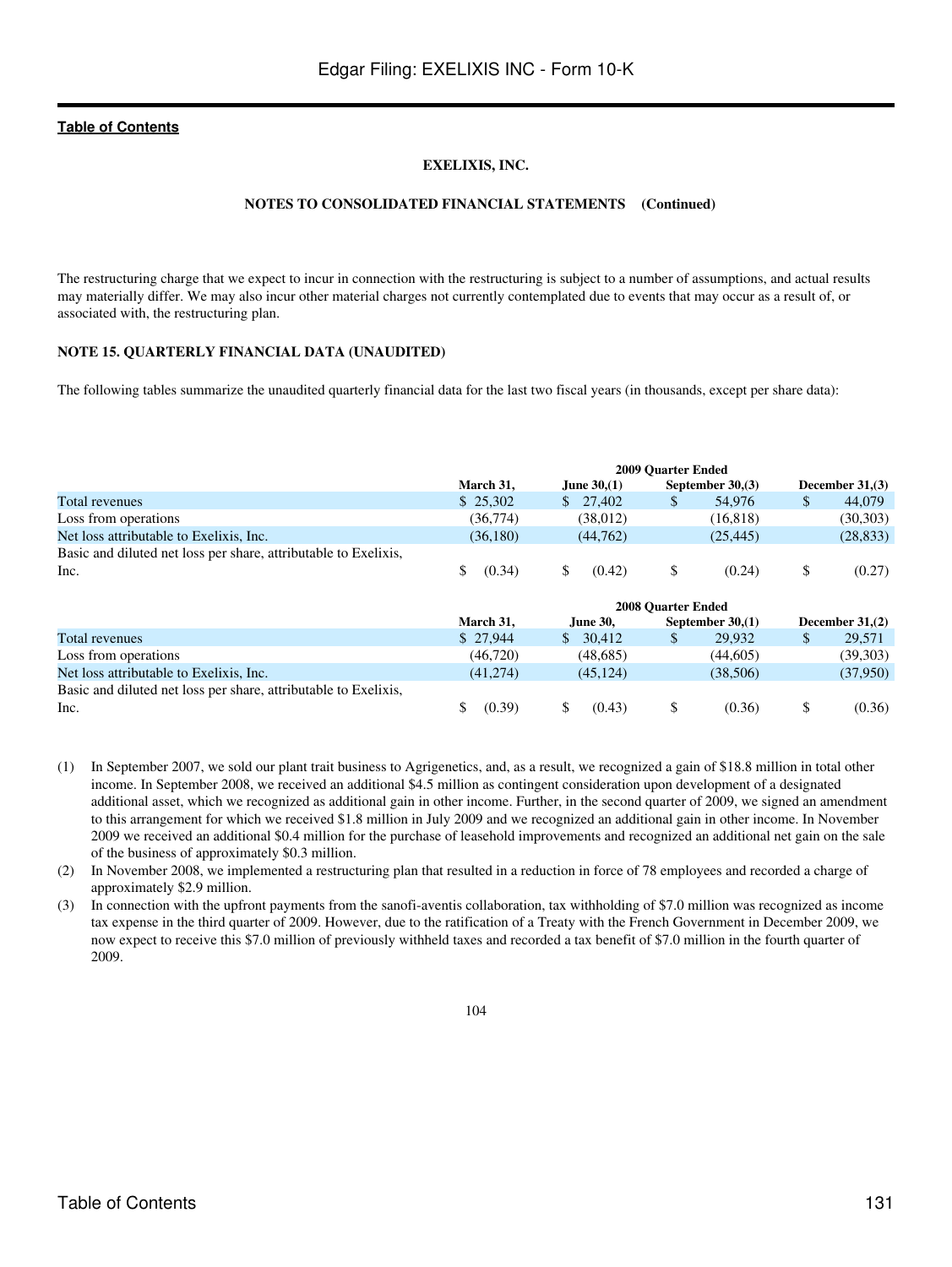**EXELIXIS, INC.**

**NOTES TO CONSOLIDATED FINANCIAL STATEMENTS (Continued)**

The restructuring charge that we expect to incur in connection with the restructuring is subject to a number of assumptions, and actual results may materially differ. We may also incur other material charges not currently contemplated due to events that may occur as a result of, or associated with, the restructuring plan.

**NOTE 15. QUARTERLY FINANCIAL DATA (UNAUDITED)**

The following tables summarize the unaudited quarterly financial data for the last two fiscal years (in thousands, except per share data):

| | 2009 Quarter Ended | | | |
|---|---|---|---|---|
| | March 31, | June 30,(1) | September 30,(3) | December 31,(3) |
| Total revenues | $ 25,302 | $ 27,402 | $ 54,976 | $ 44,079 |
| Loss from operations | (36,774) | (38,012) | (16,818) | (30,303) |
| Net loss attributable to Exelixis, Inc. | (36,180) | (44,762) | (25,445) | (28,833) |
| Basic and diluted net loss per share, attributable to Exelixis, Inc. | $ (0.34) | $ (0.42) | $ (0.24) | $ (0.27) |

| | 2008 Quarter Ended | | | |
|---|---|---|---|---|
| | March 31, | June 30, | September 30,(1) | December 31,(2) |
| Total revenues | $ 27,944 | $ 30,412 | $ 29,932 | $ 29,571 |
| Loss from operations | (46,720) | (48,685) | (44,605) | (39,303) |
| Net loss attributable to Exelixis, Inc. | (41,274) | (45,124) | (38,506) | (37,950) |
| Basic and diluted net loss per share, attributable to Exelixis, Inc. | $ (0.39) | $ (0.43) | $ (0.36) | $ (0.36) |

(1) In September 2007, we sold our plant trait business to Agrigenetics, and, as a result, we recognized a gain of $18.8 million in total other income. In September 2008, we received an additional $4.5 million as contingent consideration upon development of a designated additional asset, which we recognized as additional gain in other income. Further, in the second quarter of 2009, we signed an amendment to this arrangement for which we received $1.8 million in July 2009 and we recognized an additional gain in other income. In November 2009 we received an additional $0.4 million for the purchase of leasehold improvements and recognized an additional net gain on the sale of the business of approximately $0.3 million.

(2) In November 2008, we implemented a restructuring plan that resulted in a reduction in force of 78 employees and recorded a charge of approximately $2.9 million.

(3) In connection with the upfront payments from the sanofi-aventis collaboration, tax withholding of $7.0 million was recognized as income tax expense in the third quarter of 2009. However, due to the ratification of a Treaty with the French Government in December 2009, we now expect to receive this $7.0 million of previously withheld taxes and recorded a tax benefit of $7.0 million in the fourth quarter of 2009.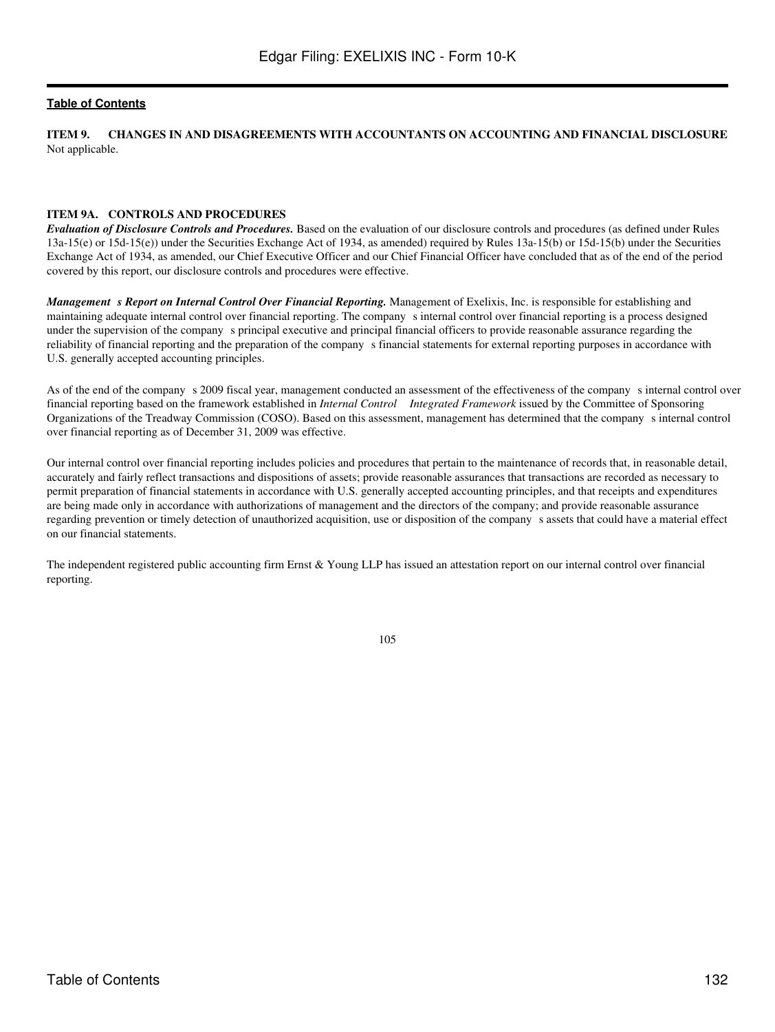**ITEM 9. CHANGES IN AND DISAGREEMENTS WITH ACCOUNTANTS ON ACCOUNTING AND FINANCIAL DISCLOSURE**

Not applicable.

**ITEM 9A. CONTROLS AND PROCEDURES**

***Evaluation of Disclosure Controls and Procedures.*** Based on the evaluation of our disclosure controls and procedures (as defined under Rules 13a-15(e) or 15d-15(e)) under the Securities Exchange Act of 1934, as amended) required by Rules 13a-15(b) or 15d-15(b) under the Securities Exchange Act of 1934, as amended, our Chief Executive Officer and our Chief Financial Officer have concluded that as of the end of the period covered by this report, our disclosure controls and procedures were effective.

***Management s Report on Internal Control Over Financial Reporting.*** Management of Exelixis, Inc. is responsible for establishing and maintaining adequate internal control over financial reporting. The company s internal control over financial reporting is a process designed under the supervision of the company s principal executive and principal financial officers to provide reasonable assurance regarding the reliability of financial reporting and the preparation of the company s financial statements for external reporting purposes in accordance with U.S. generally accepted accounting principles.

As of the end of the company s 2009 fiscal year, management conducted an assessment of the effectiveness of the company s internal control over financial reporting based on the framework established in *Internal Control Integrated Framework* issued by the Committee of Sponsoring Organizations of the Treadway Commission (COSO). Based on this assessment, management has determined that the company s internal control over financial reporting as of December 31, 2009 was effective.

Our internal control over financial reporting includes policies and procedures that pertain to the maintenance of records that, in reasonable detail, accurately and fairly reflect transactions and dispositions of assets; provide reasonable assurances that transactions are recorded as necessary to permit preparation of financial statements in accordance with U.S. generally accepted accounting principles, and that receipts and expenditures are being made only in accordance with authorizations of management and the directors of the company; and provide reasonable assurance regarding prevention or timely detection of unauthorized acquisition, use or disposition of the company s assets that could have a material effect on our financial statements.

The independent registered public accounting firm Ernst & Young LLP has issued an attestation report on our internal control over financial reporting.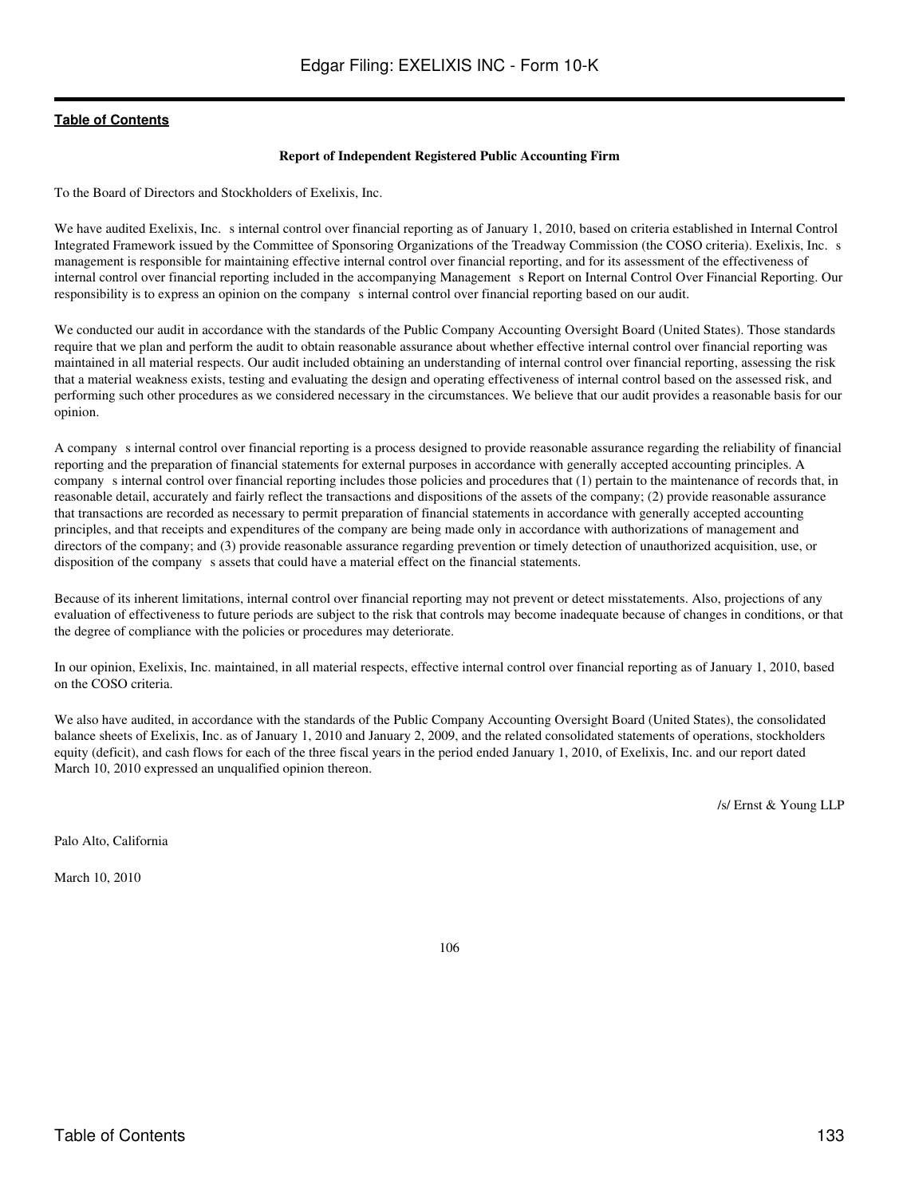**Report of Independent Registered Public Accounting Firm**

To the Board of Directors and Stockholders of Exelixis, Inc.

We have audited Exelixis, Inc. s internal control over financial reporting as of January 1, 2010, based on criteria established in Internal Control Integrated Framework issued by the Committee of Sponsoring Organizations of the Treadway Commission (the COSO criteria). Exelixis, Inc. s management is responsible for maintaining effective internal control over financial reporting, and for its assessment of the effectiveness of internal control over financial reporting included in the accompanying Management s Report on Internal Control Over Financial Reporting. Our responsibility is to express an opinion on the company s internal control over financial reporting based on our audit.

We conducted our audit in accordance with the standards of the Public Company Accounting Oversight Board (United States). Those standards require that we plan and perform the audit to obtain reasonable assurance about whether effective internal control over financial reporting was maintained in all material respects. Our audit included obtaining an understanding of internal control over financial reporting, assessing the risk that a material weakness exists, testing and evaluating the design and operating effectiveness of internal control based on the assessed risk, and performing such other procedures as we considered necessary in the circumstances. We believe that our audit provides a reasonable basis for our opinion.

A company s internal control over financial reporting is a process designed to provide reasonable assurance regarding the reliability of financial reporting and the preparation of financial statements for external purposes in accordance with generally accepted accounting principles. A company s internal control over financial reporting includes those policies and procedures that (1) pertain to the maintenance of records that, in reasonable detail, accurately and fairly reflect the transactions and dispositions of the assets of the company; (2) provide reasonable assurance that transactions are recorded as necessary to permit preparation of financial statements in accordance with generally accepted accounting principles, and that receipts and expenditures of the company are being made only in accordance with authorizations of management and directors of the company; and (3) provide reasonable assurance regarding prevention or timely detection of unauthorized acquisition, use, or disposition of the company s assets that could have a material effect on the financial statements.

Because of its inherent limitations, internal control over financial reporting may not prevent or detect misstatements. Also, projections of any evaluation of effectiveness to future periods are subject to the risk that controls may become inadequate because of changes in conditions, or that the degree of compliance with the policies or procedures may deteriorate.

In our opinion, Exelixis, Inc. maintained, in all material respects, effective internal control over financial reporting as of January 1, 2010, based on the COSO criteria.

We also have audited, in accordance with the standards of the Public Company Accounting Oversight Board (United States), the consolidated balance sheets of Exelixis, Inc. as of January 1, 2010 and January 2, 2009, and the related consolidated statements of operations, stockholders equity (deficit), and cash flows for each of the three fiscal years in the period ended January 1, 2010, of Exelixis, Inc. and our report dated March 10, 2010 expressed an unqualified opinion thereon.

/s/ Ernst & Young LLP

Palo Alto, California

March 10, 2010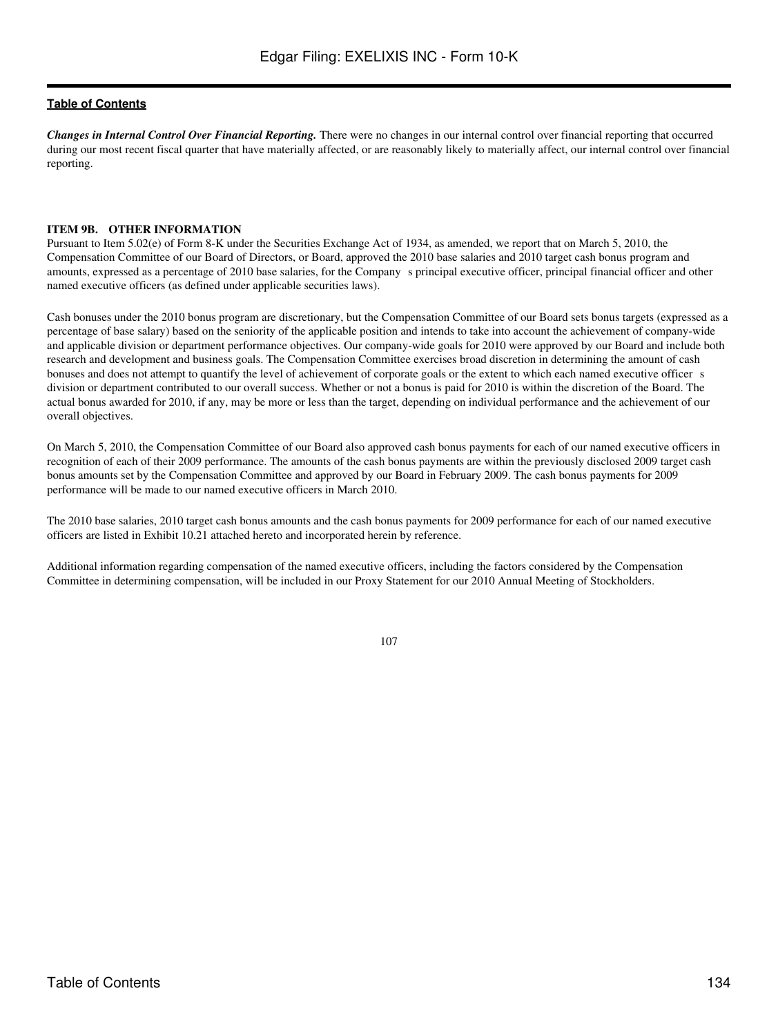*__Changes in Internal Control Over Financial Reporting.__* There were no changes in our internal control over financial reporting that occurred during our most recent fiscal quarter that have materially affected, or are reasonably likely to materially affect, our internal control over financial reporting.

### ITEM 9B. OTHER INFORMATION

Pursuant to Item 5.02(e) of Form 8-K under the Securities Exchange Act of 1934, as amended, we report that on March 5, 2010, the Compensation Committee of our Board of Directors, or Board, approved the 2010 base salaries and 2010 target cash bonus program and amounts, expressed as a percentage of 2010 base salaries, for the Company s principal executive officer, principal financial officer and other named executive officers (as defined under applicable securities laws).

Cash bonuses under the 2010 bonus program are discretionary, but the Compensation Committee of our Board sets bonus targets (expressed as a percentage of base salary) based on the seniority of the applicable position and intends to take into account the achievement of company-wide and applicable division or department performance objectives. Our company-wide goals for 2010 were approved by our Board and include both research and development and business goals. The Compensation Committee exercises broad discretion in determining the amount of cash bonuses and does not attempt to quantify the level of achievement of corporate goals or the extent to which each named executive officer s division or department contributed to our overall success. Whether or not a bonus is paid for 2010 is within the discretion of the Board. The actual bonus awarded for 2010, if any, may be more or less than the target, depending on individual performance and the achievement of our overall objectives.

On March 5, 2010, the Compensation Committee of our Board also approved cash bonus payments for each of our named executive officers in recognition of each of their 2009 performance. The amounts of the cash bonus payments are within the previously disclosed 2009 target cash bonus amounts set by the Compensation Committee and approved by our Board in February 2009. The cash bonus payments for 2009 performance will be made to our named executive officers in March 2010.

The 2010 base salaries, 2010 target cash bonus amounts and the cash bonus payments for 2009 performance for each of our named executive officers are listed in Exhibit 10.21 attached hereto and incorporated herein by reference.

Additional information regarding compensation of the named executive officers, including the factors considered by the Compensation Committee in determining compensation, will be included in our Proxy Statement for our 2010 Annual Meeting of Stockholders.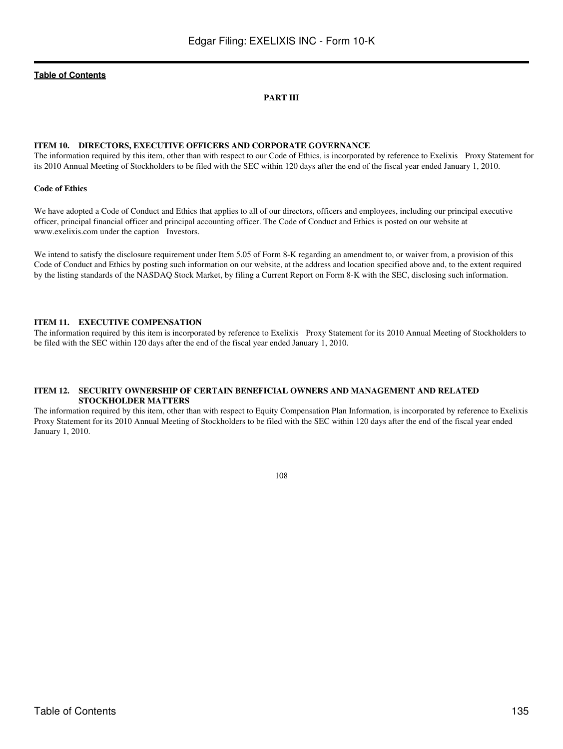## PART III

### ITEM 10. DIRECTORS, EXECUTIVE OFFICERS AND CORPORATE GOVERNANCE

The information required by this item, other than with respect to our Code of Ethics, is incorporated by reference to Exelixis Proxy Statement for its 2010 Annual Meeting of Stockholders to be filed with the SEC within 120 days after the end of the fiscal year ended January 1, 2010.

**Code of Ethics**

We have adopted a Code of Conduct and Ethics that applies to all of our directors, officers and employees, including our principal executive officer, principal financial officer and principal accounting officer. The Code of Conduct and Ethics is posted on our website at www.exelixis.com under the caption Investors.

We intend to satisfy the disclosure requirement under Item 5.05 of Form 8-K regarding an amendment to, or waiver from, a provision of this Code of Conduct and Ethics by posting such information on our website, at the address and location specified above and, to the extent required by the listing standards of the NASDAQ Stock Market, by filing a Current Report on Form 8-K with the SEC, disclosing such information.

### ITEM 11. EXECUTIVE COMPENSATION

The information required by this item is incorporated by reference to Exelixis Proxy Statement for its 2010 Annual Meeting of Stockholders to be filed with the SEC within 120 days after the end of the fiscal year ended January 1, 2010.

### ITEM 12. SECURITY OWNERSHIP OF CERTAIN BENEFICIAL OWNERS AND MANAGEMENT AND RELATED STOCKHOLDER MATTERS

The information required by this item, other than with respect to Equity Compensation Plan Information, is incorporated by reference to Exelixis Proxy Statement for its 2010 Annual Meeting of Stockholders to be filed with the SEC within 120 days after the end of the fiscal year ended January 1, 2010.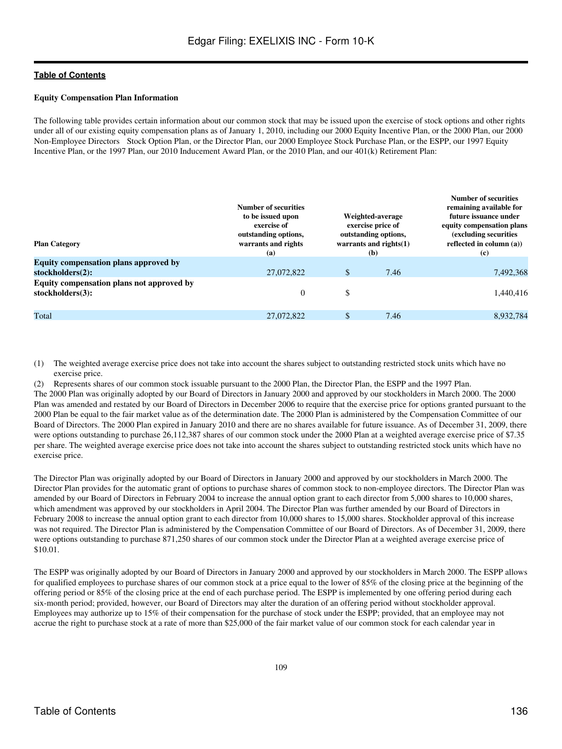**Equity Compensation Plan Information**

The following table provides certain information about our common stock that may be issued upon the exercise of stock options and other rights under all of our existing equity compensation plans as of January 1, 2010, including our 2000 Equity Incentive Plan, or the 2000 Plan, our 2000 Non-Employee Directors Stock Option Plan, or the Director Plan, our 2000 Employee Stock Purchase Plan, or the ESPP, our 1997 Equity Incentive Plan, or the 1997 Plan, our 2010 Inducement Award Plan, or the 2010 Plan, and our 401(k) Retirement Plan:

| Plan Category | Number of securities to be issued upon exercise of outstanding options, warrants and rights (a) | Weighted-average exercise price of outstanding options, warrants and rights(1) (b) | Number of securities remaining available for future issuance under equity compensation plans (excluding securities reflected in column (a)) (c) |
|---|---|---|---|
| **Equity compensation plans approved by stockholders(2):** | 27,072,822 | $ 7.46 | 7,492,368 |
| **Equity compensation plans not approved by stockholders(3):** | 0 | $ | 1,440,416 |
| Total | 27,072,822 | $ 7.46 | 8,932,784 |

(1) The weighted average exercise price does not take into account the shares subject to outstanding restricted stock units which have no exercise price.

(2) Represents shares of our common stock issuable pursuant to the 2000 Plan, the Director Plan, the ESPP and the 1997 Plan.

The 2000 Plan was originally adopted by our Board of Directors in January 2000 and approved by our stockholders in March 2000. The 2000 Plan was amended and restated by our Board of Directors in December 2006 to require that the exercise price for options granted pursuant to the 2000 Plan be equal to the fair market value as of the determination date. The 2000 Plan is administered by the Compensation Committee of our Board of Directors. The 2000 Plan expired in January 2010 and there are no shares available for future issuance. As of December 31, 2009, there were options outstanding to purchase 26,112,387 shares of our common stock under the 2000 Plan at a weighted average exercise price of $7.35 per share. The weighted average exercise price does not take into account the shares subject to outstanding restricted stock units which have no exercise price.

The Director Plan was originally adopted by our Board of Directors in January 2000 and approved by our stockholders in March 2000. The Director Plan provides for the automatic grant of options to purchase shares of common stock to non-employee directors. The Director Plan was amended by our Board of Directors in February 2004 to increase the annual option grant to each director from 5,000 shares to 10,000 shares, which amendment was approved by our stockholders in April 2004. The Director Plan was further amended by our Board of Directors in February 2008 to increase the annual option grant to each director from 10,000 shares to 15,000 shares. Stockholder approval of this increase was not required. The Director Plan is administered by the Compensation Committee of our Board of Directors. As of December 31, 2009, there were options outstanding to purchase 871,250 shares of our common stock under the Director Plan at a weighted average exercise price of $10.01.

The ESPP was originally adopted by our Board of Directors in January 2000 and approved by our stockholders in March 2000. The ESPP allows for qualified employees to purchase shares of our common stock at a price equal to the lower of 85% of the closing price at the beginning of the offering period or 85% of the closing price at the end of each purchase period. The ESPP is implemented by one offering period during each six-month period; provided, however, our Board of Directors may alter the duration of an offering period without stockholder approval. Employees may authorize up to 15% of their compensation for the purchase of stock under the ESPP; provided, that an employee may not accrue the right to purchase stock at a rate of more than $25,000 of the fair market value of our common stock for each calendar year in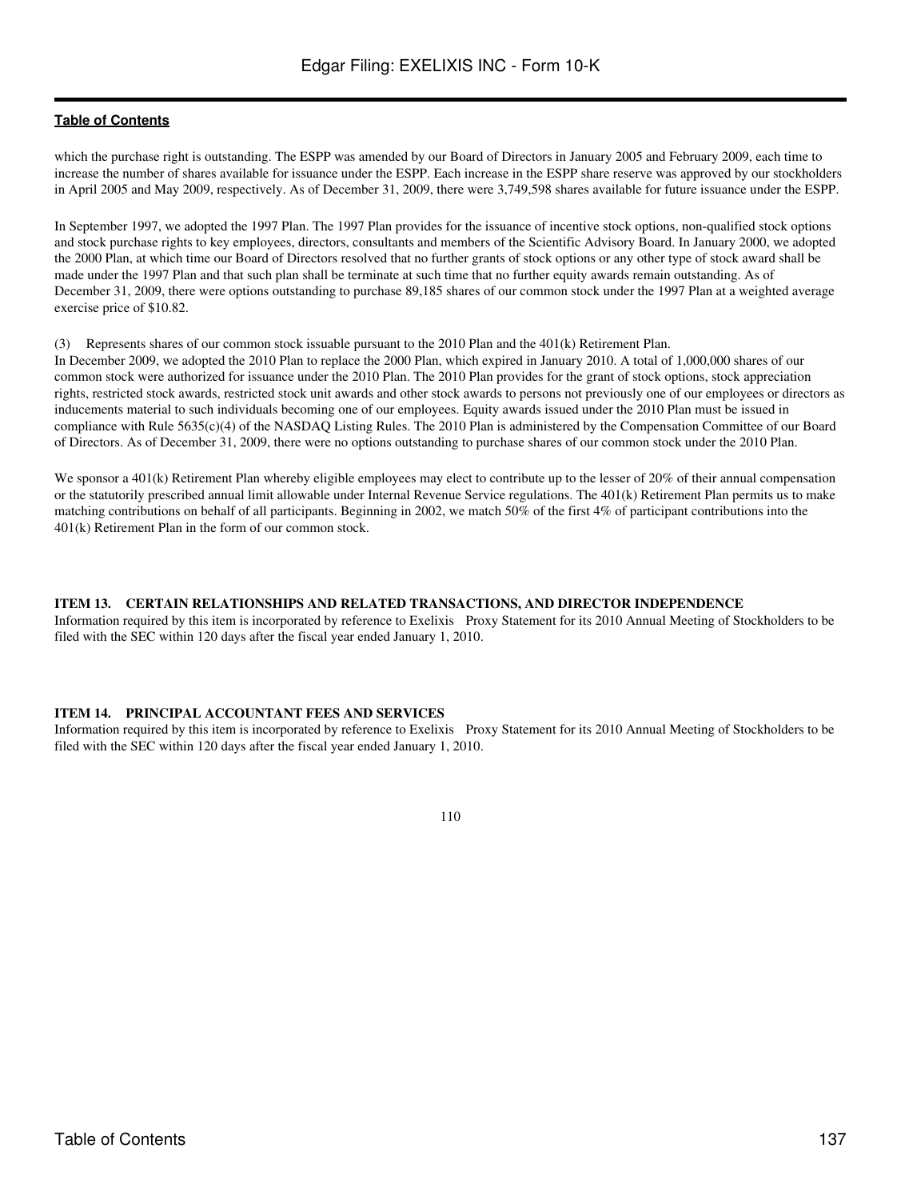which the purchase right is outstanding. The ESPP was amended by our Board of Directors in January 2005 and February 2009, each time to increase the number of shares available for issuance under the ESPP. Each increase in the ESPP share reserve was approved by our stockholders in April 2005 and May 2009, respectively. As of December 31, 2009, there were 3,749,598 shares available for future issuance under the ESPP.

In September 1997, we adopted the 1997 Plan. The 1997 Plan provides for the issuance of incentive stock options, non-qualified stock options and stock purchase rights to key employees, directors, consultants and members of the Scientific Advisory Board. In January 2000, we adopted the 2000 Plan, at which time our Board of Directors resolved that no further grants of stock options or any other type of stock award shall be made under the 1997 Plan and that such plan shall be terminate at such time that no further equity awards remain outstanding. As of December 31, 2009, there were options outstanding to purchase 89,185 shares of our common stock under the 1997 Plan at a weighted average exercise price of $10.82.

(3) Represents shares of our common stock issuable pursuant to the 2010 Plan and the 401(k) Retirement Plan.

In December 2009, we adopted the 2010 Plan to replace the 2000 Plan, which expired in January 2010. A total of 1,000,000 shares of our common stock were authorized for issuance under the 2010 Plan. The 2010 Plan provides for the grant of stock options, stock appreciation rights, restricted stock awards, restricted stock unit awards and other stock awards to persons not previously one of our employees or directors as inducements material to such individuals becoming one of our employees. Equity awards issued under the 2010 Plan must be issued in compliance with Rule 5635(c)(4) of the NASDAQ Listing Rules. The 2010 Plan is administered by the Compensation Committee of our Board of Directors. As of December 31, 2009, there were no options outstanding to purchase shares of our common stock under the 2010 Plan.

We sponsor a 401(k) Retirement Plan whereby eligible employees may elect to contribute up to the lesser of 20% of their annual compensation or the statutorily prescribed annual limit allowable under Internal Revenue Service regulations. The 401(k) Retirement Plan permits us to make matching contributions on behalf of all participants. Beginning in 2002, we match 50% of the first 4% of participant contributions into the 401(k) Retirement Plan in the form of our common stock.

### ITEM 13. CERTAIN RELATIONSHIPS AND RELATED TRANSACTIONS, AND DIRECTOR INDEPENDENCE

Information required by this item is incorporated by reference to Exelixis Proxy Statement for its 2010 Annual Meeting of Stockholders to be filed with the SEC within 120 days after the fiscal year ended January 1, 2010.

### ITEM 14. PRINCIPAL ACCOUNTANT FEES AND SERVICES

Information required by this item is incorporated by reference to Exelixis Proxy Statement for its 2010 Annual Meeting of Stockholders to be filed with the SEC within 120 days after the fiscal year ended January 1, 2010.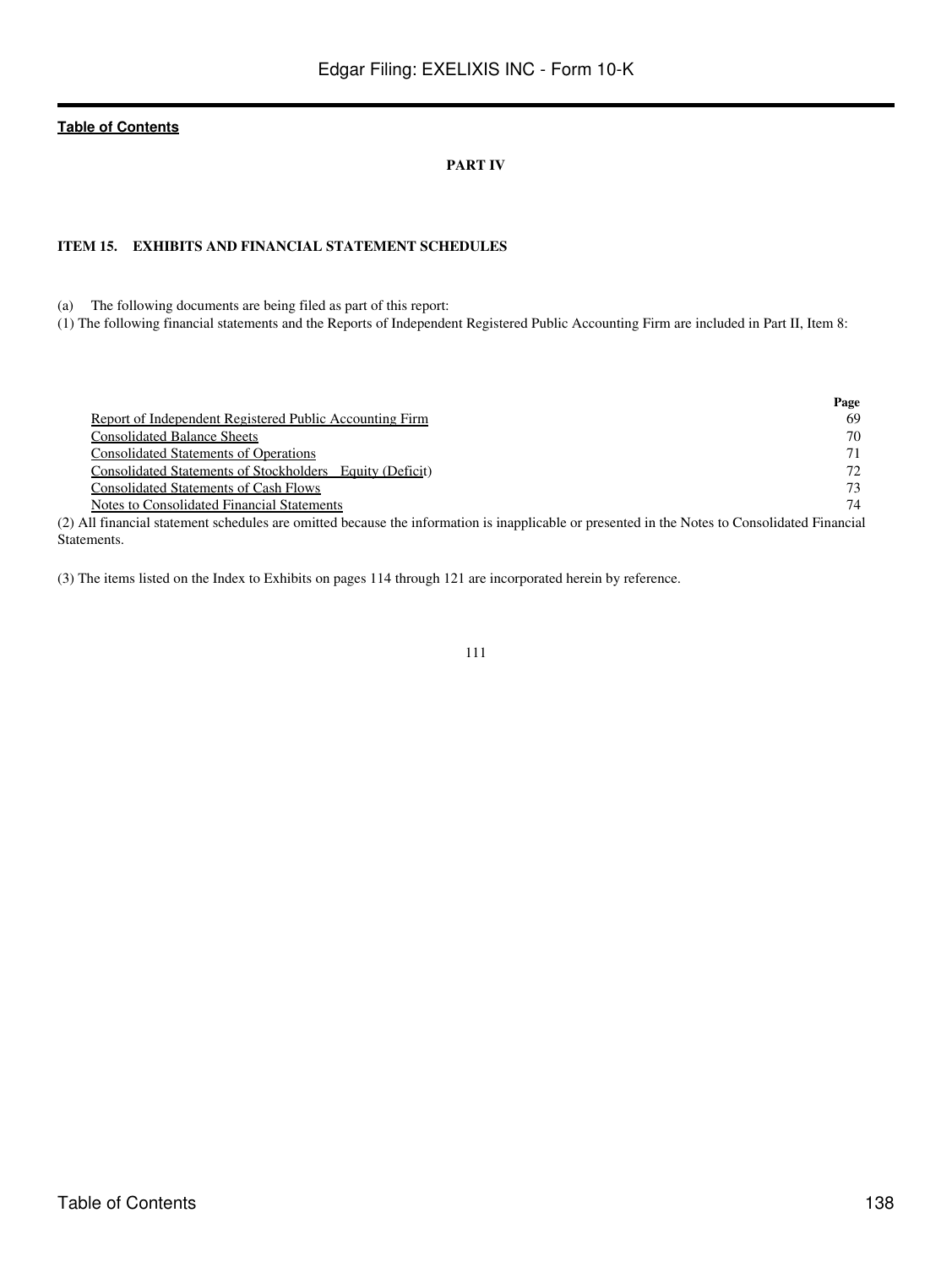## PART IV

### ITEM 15. EXHIBITS AND FINANCIAL STATEMENT SCHEDULES

(a) The following documents are being filed as part of this report:

(1) The following financial statements and the Reports of Independent Registered Public Accounting Firm are included in Part II, Item 8:

| | Page |
|---|---|
| Report of Independent Registered Public Accounting Firm | 69 |
| Consolidated Balance Sheets | 70 |
| Consolidated Statements of Operations | 71 |
| Consolidated Statements of Stockholders Equity (Deficit) | 72 |
| Consolidated Statements of Cash Flows | 73 |
| Notes to Consolidated Financial Statements | 74 |

(2) All financial statement schedules are omitted because the information is inapplicable or presented in the Notes to Consolidated Financial Statements.

(3) The items listed on the Index to Exhibits on pages 114 through 121 are incorporated herein by reference.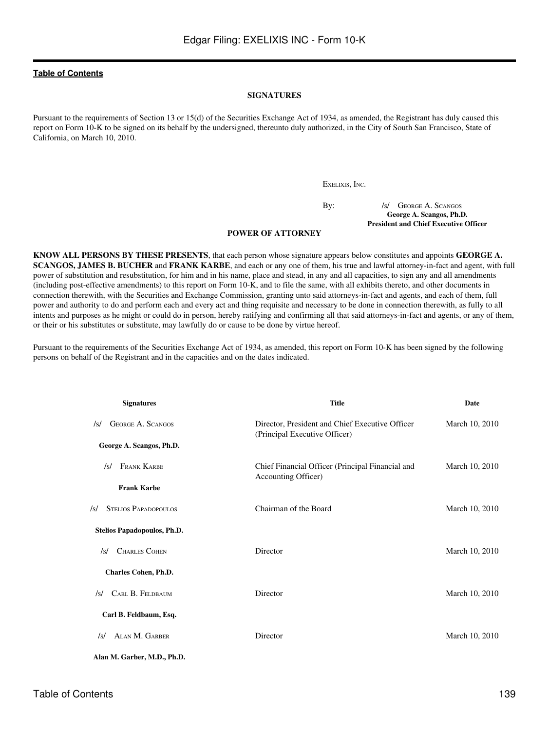[Table of Contents]

## SIGNATURES

Pursuant to the requirements of Section 13 or 15(d) of the Securities Exchange Act of 1934, as amended, the Registrant has duly caused this report on Form 10-K to be signed on its behalf by the undersigned, thereunto duly authorized, in the City of South San Francisco, State of California, on March 10, 2010.

EXELIXIS, INC.

By: /s/ GEORGE A. SCANGOS
**George A. Scangos, Ph.D.**
**President and Chief Executive Officer**

## POWER OF ATTORNEY

**KNOW ALL PERSONS BY THESE PRESENTS**, that each person whose signature appears below constitutes and appoints **GEORGE A. SCANGOS, JAMES B. BUCHER** and **FRANK KARBE**, and each or any one of them, his true and lawful attorney-in-fact and agent, with full power of substitution and resubstitution, for him and in his name, place and stead, in any and all capacities, to sign any and all amendments (including post-effective amendments) to this report on Form 10-K, and to file the same, with all exhibits thereto, and other documents in connection therewith, with the Securities and Exchange Commission, granting unto said attorneys-in-fact and agents, and each of them, full power and authority to do and perform each and every act and thing requisite and necessary to be done in connection therewith, as fully to all intents and purposes as he might or could do in person, hereby ratifying and confirming all that said attorneys-in-fact and agents, or any of them, or their or his substitutes or substitute, may lawfully do or cause to be done by virtue hereof.

Pursuant to the requirements of the Securities Exchange Act of 1934, as amended, this report on Form 10-K has been signed by the following persons on behalf of the Registrant and in the capacities and on the dates indicated.

| Signatures | Title | Date |
|---|---|---|
| /s/ GEORGE A. SCANGOS<br>**George A. Scangos, Ph.D.** | Director, President and Chief Executive Officer (Principal Executive Officer) | March 10, 2010 |
| /s/ FRANK KARBE<br>**Frank Karbe** | Chief Financial Officer (Principal Financial and Accounting Officer) | March 10, 2010 |
| /s/ STELIOS PAPADOPOULOS<br>**Stelios Papadopoulos, Ph.D.** | Chairman of the Board | March 10, 2010 |
| /s/ CHARLES COHEN<br>**Charles Cohen, Ph.D.** | Director | March 10, 2010 |
| /s/ CARL B. FELDBAUM<br>**Carl B. Feldbaum, Esq.** | Director | March 10, 2010 |
| /s/ ALAN M. GARBER<br>**Alan M. Garber, M.D., Ph.D.** | Director | March 10, 2010 |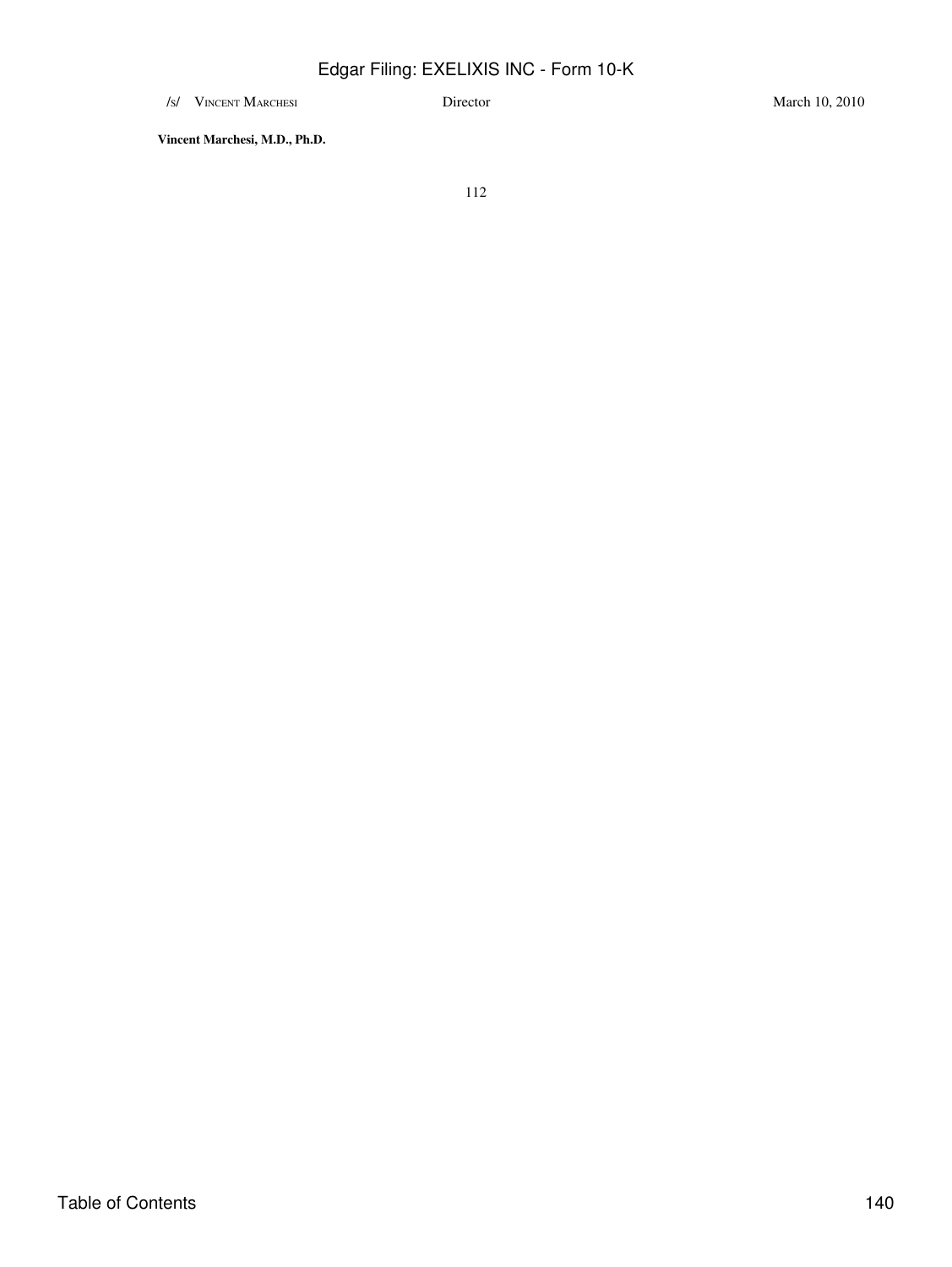| | | |
|---|---|---|
| /s/ VINCENT MARCHESI | Director | March 10, 2010 |
| **Vincent Marchesi, M.D., Ph.D.** | | |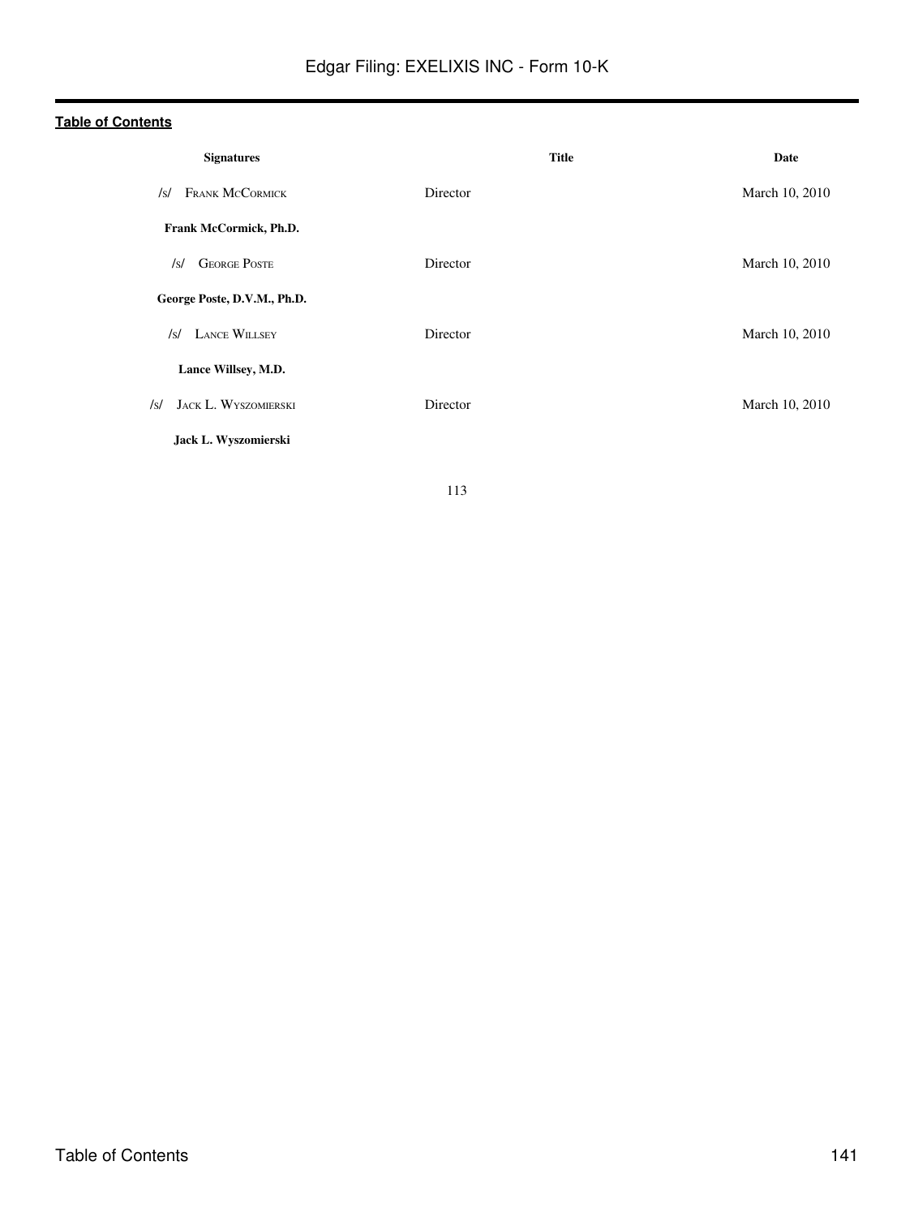[Table of Contents](#)

| Signatures | Title | Date |
| --- | --- | --- |
| /s/ FRANK MCCORMICK | Director | March 10, 2010 |
| **Frank McCormick, Ph.D.** | | |
| /s/ GEORGE POSTE | Director | March 10, 2010 |
| **George Poste, D.V.M., Ph.D.** | | |
| /s/ LANCE WILLSEY | Director | March 10, 2010 |
| **Lance Willsey, M.D.** | | |
| /s/ JACK L. WYSZOMIERSKI | Director | March 10, 2010 |
| **Jack L. Wyszomierski** | | |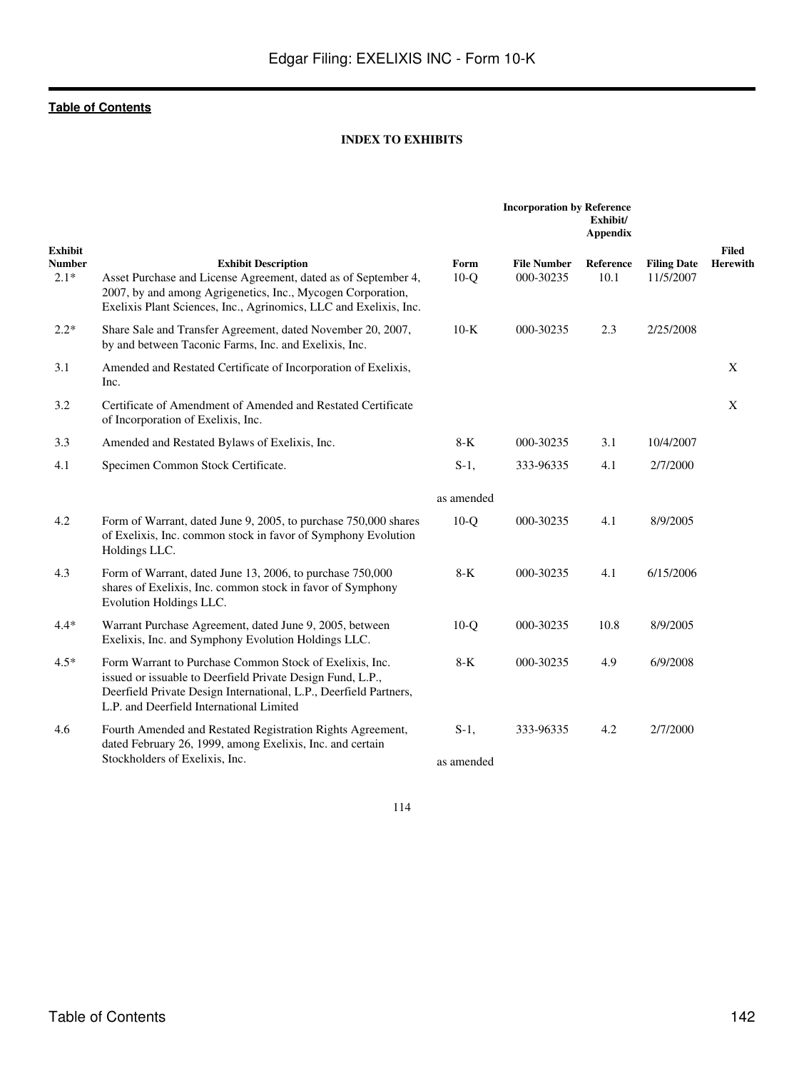[Table of Contents](#)

**INDEX TO EXHIBITS**

| Exhibit Number | Exhibit Description | Incorporation by Reference Form | File Number | Exhibit/ Appendix Reference | Filing Date | Filed Herewith |
|---|---|---|---|---|---|---|
| 2.1* | Asset Purchase and License Agreement, dated as of September 4, 2007, by and among Agrigenetics, Inc., Mycogen Corporation, Exelixis Plant Sciences, Inc., Agrinomics, LLC and Exelixis, Inc. | 10-Q | 000-30235 | 10.1 | 11/5/2007 | |
| 2.2* | Share Sale and Transfer Agreement, dated November 20, 2007, by and between Taconic Farms, Inc. and Exelixis, Inc. | 10-K | 000-30235 | 2.3 | 2/25/2008 | |
| 3.1 | Amended and Restated Certificate of Incorporation of Exelixis, Inc. | | | | | X |
| 3.2 | Certificate of Amendment of Amended and Restated Certificate of Incorporation of Exelixis, Inc. | | | | | X |
| 3.3 | Amended and Restated Bylaws of Exelixis, Inc. | 8-K | 000-30235 | 3.1 | 10/4/2007 | |
| 4.1 | Specimen Common Stock Certificate. | S-1, as amended | 333-96335 | 4.1 | 2/7/2000 | |
| 4.2 | Form of Warrant, dated June 9, 2005, to purchase 750,000 shares of Exelixis, Inc. common stock in favor of Symphony Evolution Holdings LLC. | 10-Q | 000-30235 | 4.1 | 8/9/2005 | |
| 4.3 | Form of Warrant, dated June 13, 2006, to purchase 750,000 shares of Exelixis, Inc. common stock in favor of Symphony Evolution Holdings LLC. | 8-K | 000-30235 | 4.1 | 6/15/2006 | |
| 4.4* | Warrant Purchase Agreement, dated June 9, 2005, between Exelixis, Inc. and Symphony Evolution Holdings LLC. | 10-Q | 000-30235 | 10.8 | 8/9/2005 | |
| 4.5* | Form Warrant to Purchase Common Stock of Exelixis, Inc. issued or issuable to Deerfield Private Design Fund, L.P., Deerfield Private Design International, L.P., Deerfield Partners, L.P. and Deerfield International Limited | 8-K | 000-30235 | 4.9 | 6/9/2008 | |
| 4.6 | Fourth Amended and Restated Registration Rights Agreement, dated February 26, 1999, among Exelixis, Inc. and certain Stockholders of Exelixis, Inc. | S-1, as amended | 333-96335 | 4.2 | 2/7/2000 | |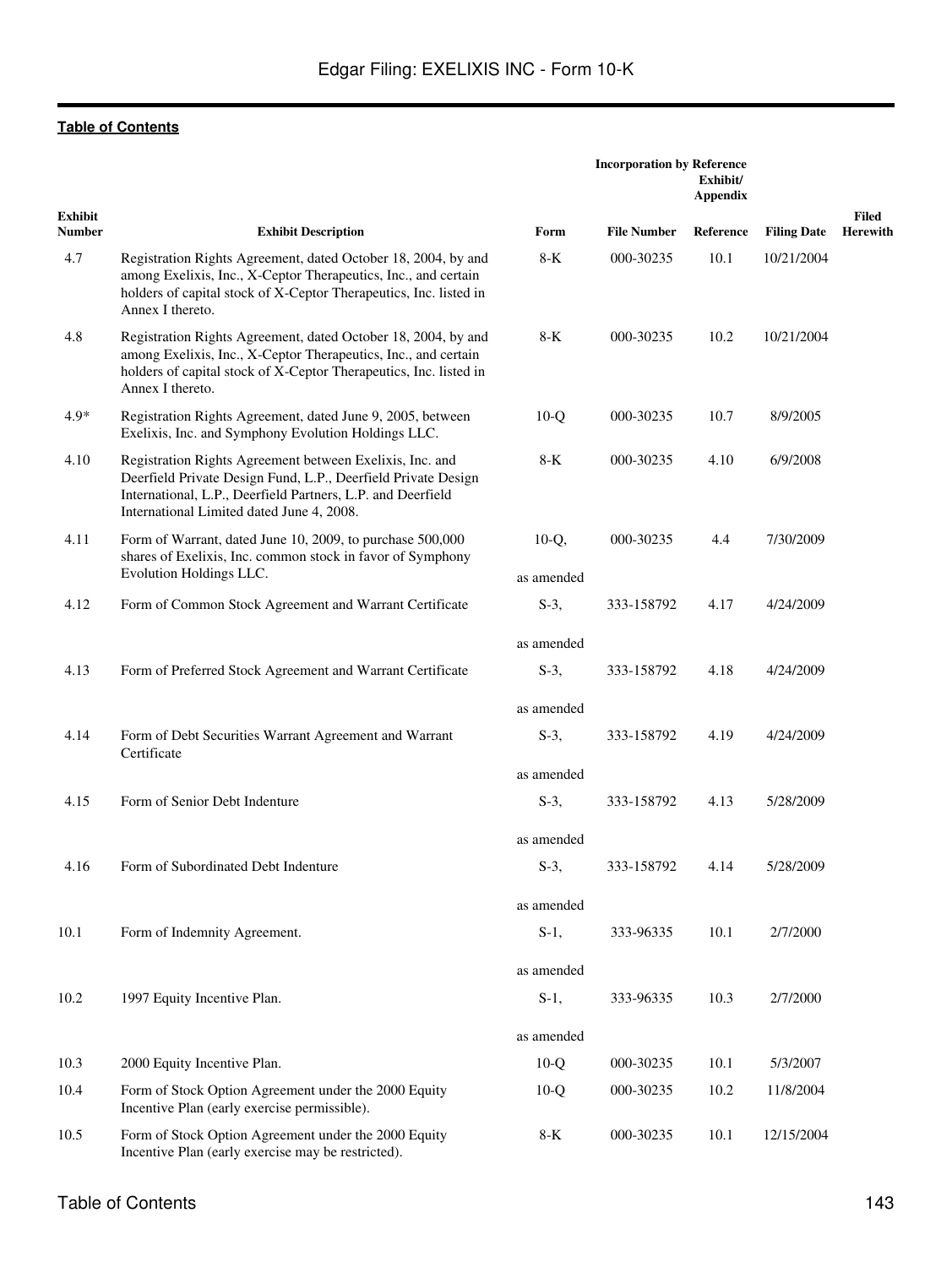[Table of Contents](#)

| Exhibit Number | Exhibit Description | Incorporation by Reference | | | | Filed Herewith |
|---|---|---|---|---|---|---|
| | | Form | File Number | Exhibit/ Appendix Reference | Filing Date | |
| 4.7 | Registration Rights Agreement, dated October 18, 2004, by and among Exelixis, Inc., X-Ceptor Therapeutics, Inc., and certain holders of capital stock of X-Ceptor Therapeutics, Inc. listed in Annex I thereto. | 8-K | 000-30235 | 10.1 | 10/21/2004 | |
| 4.8 | Registration Rights Agreement, dated October 18, 2004, by and among Exelixis, Inc., X-Ceptor Therapeutics, Inc., and certain holders of capital stock of X-Ceptor Therapeutics, Inc. listed in Annex I thereto. | 8-K | 000-30235 | 10.2 | 10/21/2004 | |
| 4.9* | Registration Rights Agreement, dated June 9, 2005, between Exelixis, Inc. and Symphony Evolution Holdings LLC. | 10-Q | 000-30235 | 10.7 | 8/9/2005 | |
| 4.10 | Registration Rights Agreement between Exelixis, Inc. and Deerfield Private Design Fund, L.P., Deerfield Private Design International, L.P., Deerfield Partners, L.P. and Deerfield International Limited dated June 4, 2008. | 8-K | 000-30235 | 4.10 | 6/9/2008 | |
| 4.11 | Form of Warrant, dated June 10, 2009, to purchase 500,000 shares of Exelixis, Inc. common stock in favor of Symphony Evolution Holdings LLC. | 10-Q, as amended | 000-30235 | 4.4 | 7/30/2009 | |
| 4.12 | Form of Common Stock Agreement and Warrant Certificate | S-3, as amended | 333-158792 | 4.17 | 4/24/2009 | |
| 4.13 | Form of Preferred Stock Agreement and Warrant Certificate | S-3, as amended | 333-158792 | 4.18 | 4/24/2009 | |
| 4.14 | Form of Debt Securities Warrant Agreement and Warrant Certificate | S-3, as amended | 333-158792 | 4.19 | 4/24/2009 | |
| 4.15 | Form of Senior Debt Indenture | S-3, as amended | 333-158792 | 4.13 | 5/28/2009 | |
| 4.16 | Form of Subordinated Debt Indenture | S-3, as amended | 333-158792 | 4.14 | 5/28/2009 | |
| 10.1 | Form of Indemnity Agreement. | S-1, as amended | 333-96335 | 10.1 | 2/7/2000 | |
| 10.2 | 1997 Equity Incentive Plan. | S-1, as amended | 333-96335 | 10.3 | 2/7/2000 | |
| 10.3 | 2000 Equity Incentive Plan. | 10-Q | 000-30235 | 10.1 | 5/3/2007 | |
| 10.4 | Form of Stock Option Agreement under the 2000 Equity Incentive Plan (early exercise permissible). | 10-Q | 000-30235 | 10.2 | 11/8/2004 | |
| 10.5 | Form of Stock Option Agreement under the 2000 Equity Incentive Plan (early exercise may be restricted). | 8-K | 000-30235 | 10.1 | 12/15/2004 | |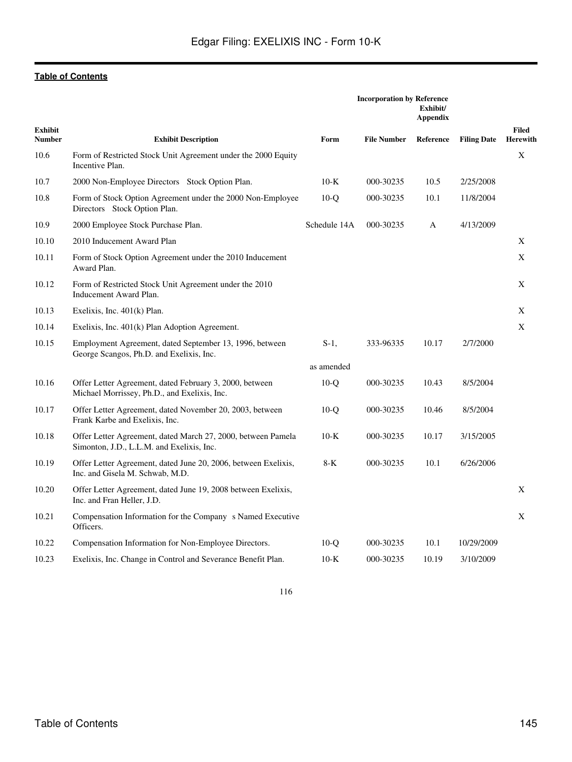[Table of Contents](#)

| Exhibit Number | Exhibit Description | Incorporation by Reference Form | File Number | Exhibit/ Appendix Reference | Filing Date | Filed Herewith |
|---|---|---|---|---|---|---|
| 10.6 | Form of Restricted Stock Unit Agreement under the 2000 Equity Incentive Plan. | | | | | X |
| 10.7 | 2000 Non-Employee Directors Stock Option Plan. | 10-K | 000-30235 | 10.5 | 2/25/2008 | |
| 10.8 | Form of Stock Option Agreement under the 2000 Non-Employee Directors Stock Option Plan. | 10-Q | 000-30235 | 10.1 | 11/8/2004 | |
| 10.9 | 2000 Employee Stock Purchase Plan. | Schedule 14A | 000-30235 | A | 4/13/2009 | |
| 10.10 | 2010 Inducement Award Plan | | | | | X |
| 10.11 | Form of Stock Option Agreement under the 2010 Inducement Award Plan. | | | | | X |
| 10.12 | Form of Restricted Stock Unit Agreement under the 2010 Inducement Award Plan. | | | | | X |
| 10.13 | Exelixis, Inc. 401(k) Plan. | | | | | X |
| 10.14 | Exelixis, Inc. 401(k) Plan Adoption Agreement. | | | | | X |
| 10.15 | Employment Agreement, dated September 13, 1996, between George Scangos, Ph.D. and Exelixis, Inc. | S-1, as amended | 333-96335 | 10.17 | 2/7/2000 | |
| 10.16 | Offer Letter Agreement, dated February 3, 2000, between Michael Morrissey, Ph.D., and Exelixis, Inc. | 10-Q | 000-30235 | 10.43 | 8/5/2004 | |
| 10.17 | Offer Letter Agreement, dated November 20, 2003, between Frank Karbe and Exelixis, Inc. | 10-Q | 000-30235 | 10.46 | 8/5/2004 | |
| 10.18 | Offer Letter Agreement, dated March 27, 2000, between Pamela Simonton, J.D., L.L.M. and Exelixis, Inc. | 10-K | 000-30235 | 10.17 | 3/15/2005 | |
| 10.19 | Offer Letter Agreement, dated June 20, 2006, between Exelixis, Inc. and Gisela M. Schwab, M.D. | 8-K | 000-30235 | 10.1 | 6/26/2006 | |
| 10.20 | Offer Letter Agreement, dated June 19, 2008 between Exelixis, Inc. and Fran Heller, J.D. | | | | | X |
| 10.21 | Compensation Information for the Company s Named Executive Officers. | | | | | X |
| 10.22 | Compensation Information for Non-Employee Directors. | 10-Q | 000-30235 | 10.1 | 10/29/2009 | |
| 10.23 | Exelixis, Inc. Change in Control and Severance Benefit Plan. | 10-K | 000-30235 | 10.19 | 3/10/2009 | |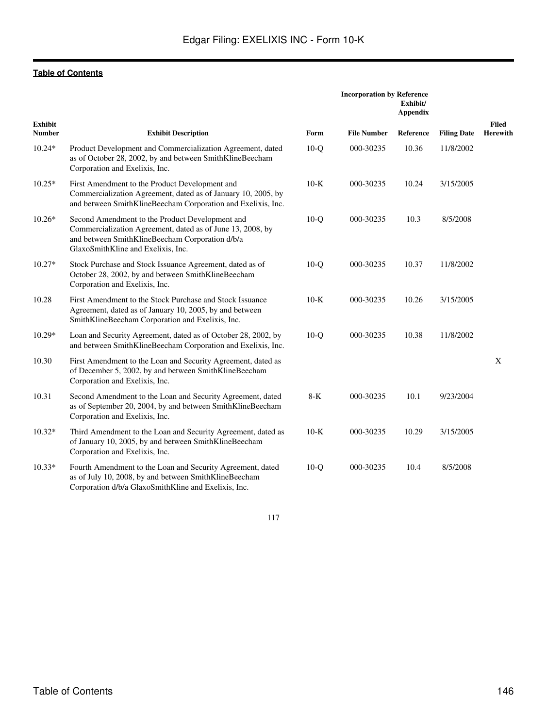[Table of Contents](#)

| Exhibit Number | Exhibit Description | Incorporation by Reference Form | File Number | Exhibit/ Appendix Reference | Filing Date | Filed Herewith |
|---|---|---|---|---|---|---|
| 10.24* | Product Development and Commercialization Agreement, dated as of October 28, 2002, by and between SmithKlineBeecham Corporation and Exelixis, Inc. | 10-Q | 000-30235 | 10.36 | 11/8/2002 | |
| 10.25* | First Amendment to the Product Development and Commercialization Agreement, dated as of January 10, 2005, by and between SmithKlineBeecham Corporation and Exelixis, Inc. | 10-K | 000-30235 | 10.24 | 3/15/2005 | |
| 10.26* | Second Amendment to the Product Development and Commercialization Agreement, dated as of June 13, 2008, by and between SmithKlineBeecham Corporation d/b/a GlaxoSmithKline and Exelixis, Inc. | 10-Q | 000-30235 | 10.3 | 8/5/2008 | |
| 10.27* | Stock Purchase and Stock Issuance Agreement, dated as of October 28, 2002, by and between SmithKlineBeecham Corporation and Exelixis, Inc. | 10-Q | 000-30235 | 10.37 | 11/8/2002 | |
| 10.28 | First Amendment to the Stock Purchase and Stock Issuance Agreement, dated as of January 10, 2005, by and between SmithKlineBeecham Corporation and Exelixis, Inc. | 10-K | 000-30235 | 10.26 | 3/15/2005 | |
| 10.29* | Loan and Security Agreement, dated as of October 28, 2002, by and between SmithKlineBeecham Corporation and Exelixis, Inc. | 10-Q | 000-30235 | 10.38 | 11/8/2002 | |
| 10.30 | First Amendment to the Loan and Security Agreement, dated as of December 5, 2002, by and between SmithKlineBeecham Corporation and Exelixis, Inc. | | | | | X |
| 10.31 | Second Amendment to the Loan and Security Agreement, dated as of September 20, 2004, by and between SmithKlineBeecham Corporation and Exelixis, Inc. | 8-K | 000-30235 | 10.1 | 9/23/2004 | |
| 10.32* | Third Amendment to the Loan and Security Agreement, dated as of January 10, 2005, by and between SmithKlineBeecham Corporation and Exelixis, Inc. | 10-K | 000-30235 | 10.29 | 3/15/2005 | |
| 10.33* | Fourth Amendment to the Loan and Security Agreement, dated as of July 10, 2008, by and between SmithKlineBeecham Corporation d/b/a GlaxoSmithKline and Exelixis, Inc. | 10-Q | 000-30235 | 10.4 | 8/5/2008 | |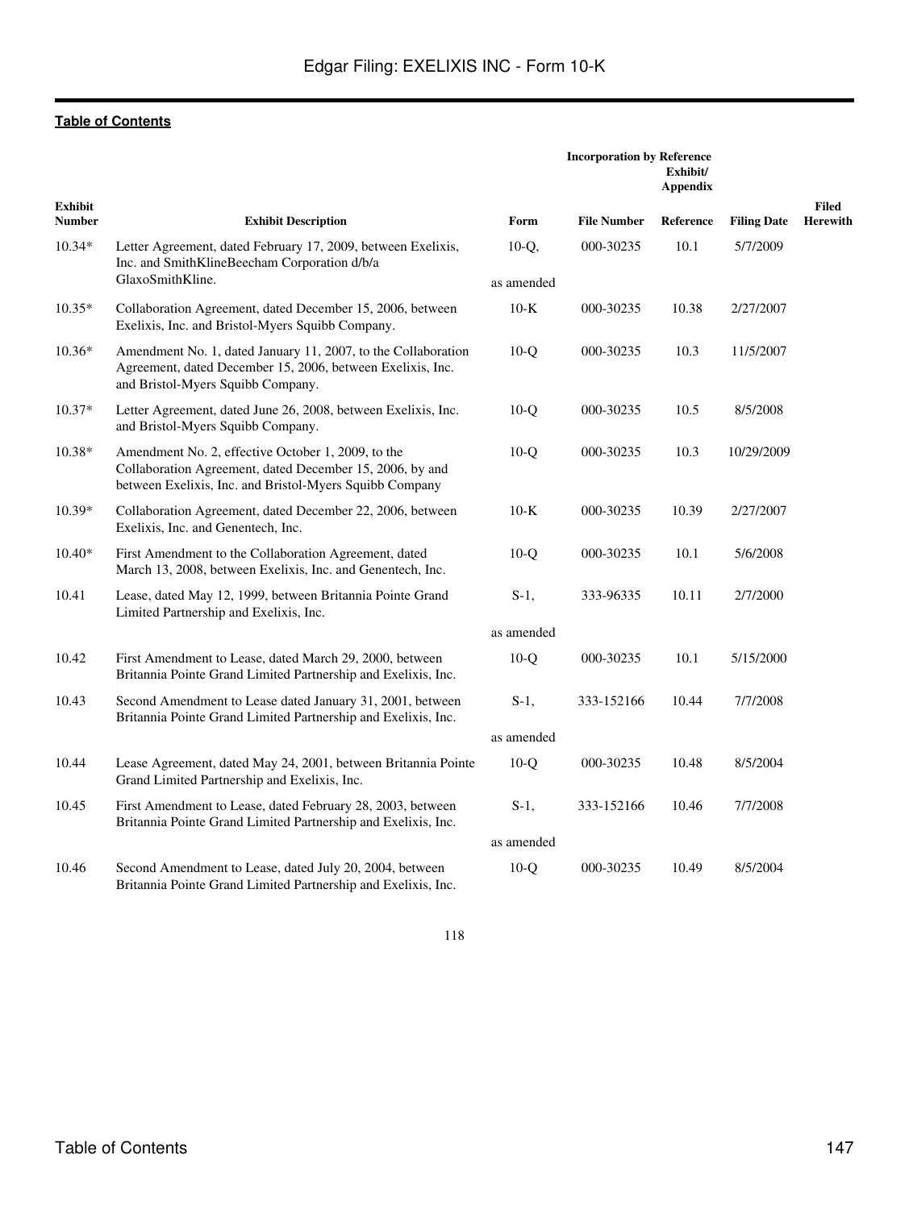[Table of Contents](#)

| Exhibit Number | Exhibit Description | Incorporation by Reference Form | File Number | Exhibit/ Appendix Reference | Filing Date | Filed Herewith |
|---|---|---|---|---|---|---|
| 10.34* | Letter Agreement, dated February 17, 2009, between Exelixis, Inc. and SmithKlineBeecham Corporation d/b/a GlaxoSmithKline. | 10-Q, as amended | 000-30235 | 10.1 | 5/7/2009 | |
| 10.35* | Collaboration Agreement, dated December 15, 2006, between Exelixis, Inc. and Bristol-Myers Squibb Company. | 10-K | 000-30235 | 10.38 | 2/27/2007 | |
| 10.36* | Amendment No. 1, dated January 11, 2007, to the Collaboration Agreement, dated December 15, 2006, between Exelixis, Inc. and Bristol-Myers Squibb Company. | 10-Q | 000-30235 | 10.3 | 11/5/2007 | |
| 10.37* | Letter Agreement, dated June 26, 2008, between Exelixis, Inc. and Bristol-Myers Squibb Company. | 10-Q | 000-30235 | 10.5 | 8/5/2008 | |
| 10.38* | Amendment No. 2, effective October 1, 2009, to the Collaboration Agreement, dated December 15, 2006, by and between Exelixis, Inc. and Bristol-Myers Squibb Company | 10-Q | 000-30235 | 10.3 | 10/29/2009 | |
| 10.39* | Collaboration Agreement, dated December 22, 2006, between Exelixis, Inc. and Genentech, Inc. | 10-K | 000-30235 | 10.39 | 2/27/2007 | |
| 10.40* | First Amendment to the Collaboration Agreement, dated March 13, 2008, between Exelixis, Inc. and Genentech, Inc. | 10-Q | 000-30235 | 10.1 | 5/6/2008 | |
| 10.41 | Lease, dated May 12, 1999, between Britannia Pointe Grand Limited Partnership and Exelixis, Inc. | S-1, as amended | 333-96335 | 10.11 | 2/7/2000 | |
| 10.42 | First Amendment to Lease, dated March 29, 2000, between Britannia Pointe Grand Limited Partnership and Exelixis, Inc. | 10-Q | 000-30235 | 10.1 | 5/15/2000 | |
| 10.43 | Second Amendment to Lease dated January 31, 2001, between Britannia Pointe Grand Limited Partnership and Exelixis, Inc. | S-1, as amended | 333-152166 | 10.44 | 7/7/2008 | |
| 10.44 | Lease Agreement, dated May 24, 2001, between Britannia Pointe Grand Limited Partnership and Exelixis, Inc. | 10-Q | 000-30235 | 10.48 | 8/5/2004 | |
| 10.45 | First Amendment to Lease, dated February 28, 2003, between Britannia Pointe Grand Limited Partnership and Exelixis, Inc. | S-1, as amended | 333-152166 | 10.46 | 7/7/2008 | |
| 10.46 | Second Amendment to Lease, dated July 20, 2004, between Britannia Pointe Grand Limited Partnership and Exelixis, Inc. | 10-Q | 000-30235 | 10.49 | 8/5/2004 | |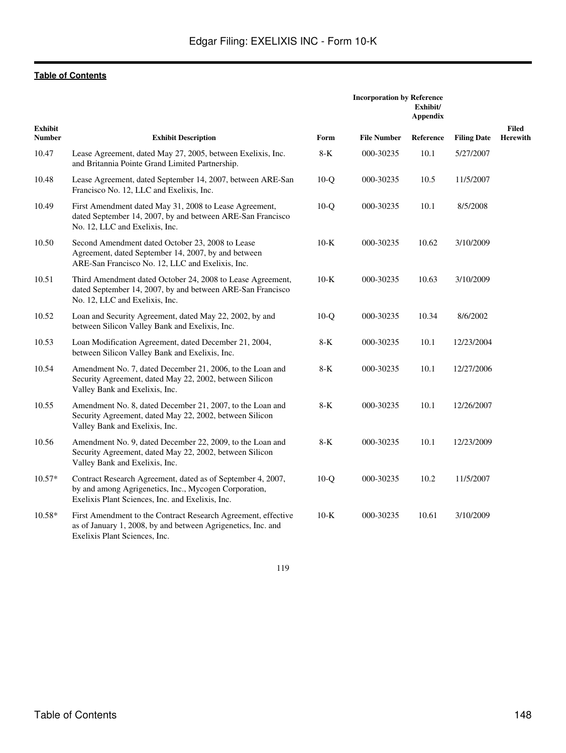[Table of Contents](#)

| Exhibit Number | Exhibit Description | Incorporation by Reference Form | File Number | Exhibit/ Appendix Reference | Filing Date | Filed Herewith |
|---|---|---|---|---|---|---|
| 10.47 | Lease Agreement, dated May 27, 2005, between Exelixis, Inc. and Britannia Pointe Grand Limited Partnership. | 8-K | 000-30235 | 10.1 | 5/27/2007 | |
| 10.48 | Lease Agreement, dated September 14, 2007, between ARE-San Francisco No. 12, LLC and Exelixis, Inc. | 10-Q | 000-30235 | 10.5 | 11/5/2007 | |
| 10.49 | First Amendment dated May 31, 2008 to Lease Agreement, dated September 14, 2007, by and between ARE-San Francisco No. 12, LLC and Exelixis, Inc. | 10-Q | 000-30235 | 10.1 | 8/5/2008 | |
| 10.50 | Second Amendment dated October 23, 2008 to Lease Agreement, dated September 14, 2007, by and between ARE-San Francisco No. 12, LLC and Exelixis, Inc. | 10-K | 000-30235 | 10.62 | 3/10/2009 | |
| 10.51 | Third Amendment dated October 24, 2008 to Lease Agreement, dated September 14, 2007, by and between ARE-San Francisco No. 12, LLC and Exelixis, Inc. | 10-K | 000-30235 | 10.63 | 3/10/2009 | |
| 10.52 | Loan and Security Agreement, dated May 22, 2002, by and between Silicon Valley Bank and Exelixis, Inc. | 10-Q | 000-30235 | 10.34 | 8/6/2002 | |
| 10.53 | Loan Modification Agreement, dated December 21, 2004, between Silicon Valley Bank and Exelixis, Inc. | 8-K | 000-30235 | 10.1 | 12/23/2004 | |
| 10.54 | Amendment No. 7, dated December 21, 2006, to the Loan and Security Agreement, dated May 22, 2002, between Silicon Valley Bank and Exelixis, Inc. | 8-K | 000-30235 | 10.1 | 12/27/2006 | |
| 10.55 | Amendment No. 8, dated December 21, 2007, to the Loan and Security Agreement, dated May 22, 2002, between Silicon Valley Bank and Exelixis, Inc. | 8-K | 000-30235 | 10.1 | 12/26/2007 | |
| 10.56 | Amendment No. 9, dated December 22, 2009, to the Loan and Security Agreement, dated May 22, 2002, between Silicon Valley Bank and Exelixis, Inc. | 8-K | 000-30235 | 10.1 | 12/23/2009 | |
| 10.57* | Contract Research Agreement, dated as of September 4, 2007, by and among Agrigenetics, Inc., Mycogen Corporation, Exelixis Plant Sciences, Inc. and Exelixis, Inc. | 10-Q | 000-30235 | 10.2 | 11/5/2007 | |
| 10.58* | First Amendment to the Contract Research Agreement, effective as of January 1, 2008, by and between Agrigenetics, Inc. and Exelixis Plant Sciences, Inc. | 10-K | 000-30235 | 10.61 | 3/10/2009 | |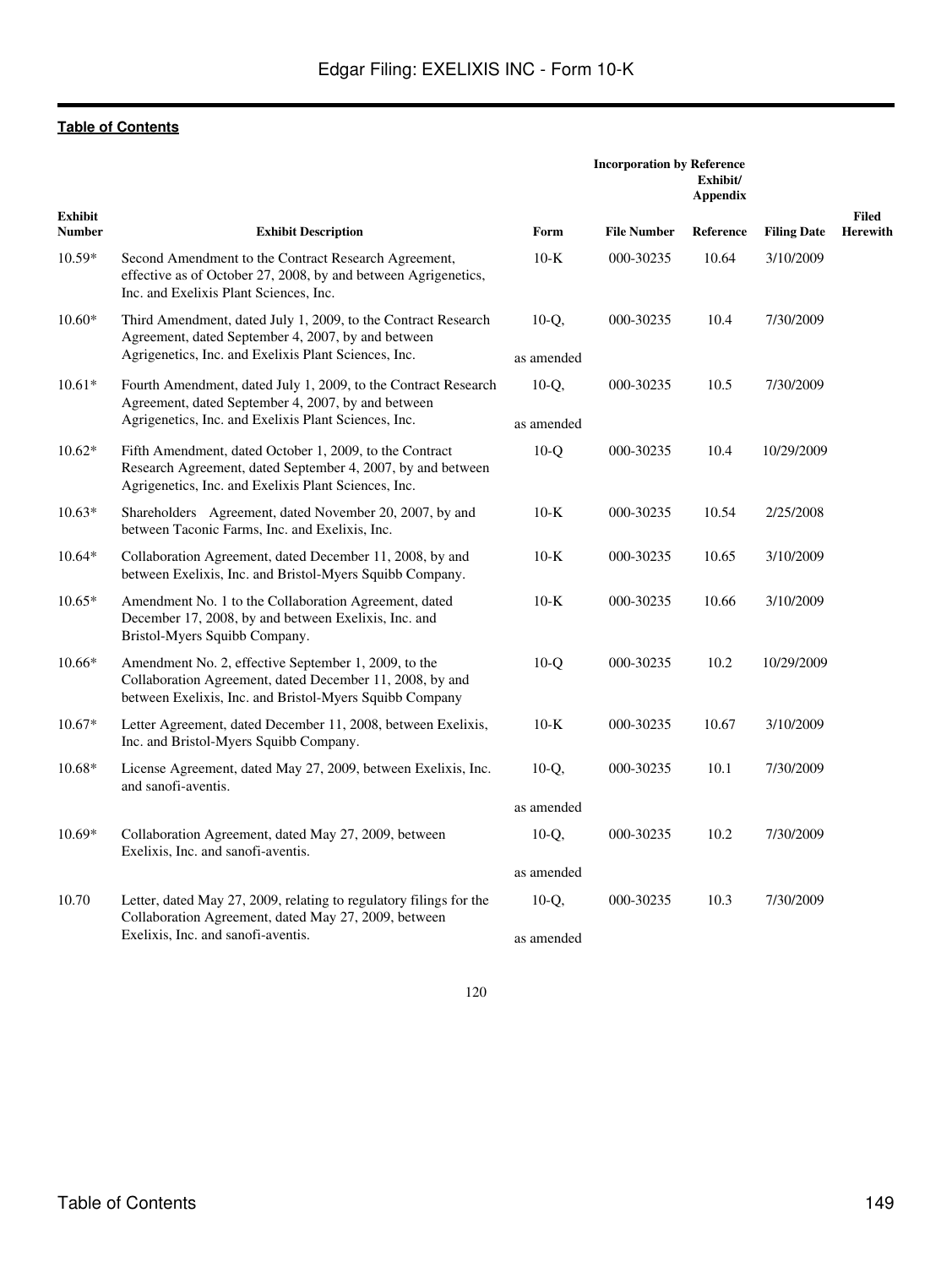[Table of Contents](#)

| Exhibit Number | Exhibit Description | Incorporation by Reference Form | File Number | Exhibit/ Appendix Reference | Filing Date | Filed Herewith |
|---|---|---|---|---|---|---|
| 10.59* | Second Amendment to the Contract Research Agreement, effective as of October 27, 2008, by and between Agrigenetics, Inc. and Exelixis Plant Sciences, Inc. | 10-K | 000-30235 | 10.64 | 3/10/2009 | |
| 10.60* | Third Amendment, dated July 1, 2009, to the Contract Research Agreement, dated September 4, 2007, by and between Agrigenetics, Inc. and Exelixis Plant Sciences, Inc. | 10-Q, as amended | 000-30235 | 10.4 | 7/30/2009 | |
| 10.61* | Fourth Amendment, dated July 1, 2009, to the Contract Research Agreement, dated September 4, 2007, by and between Agrigenetics, Inc. and Exelixis Plant Sciences, Inc. | 10-Q, as amended | 000-30235 | 10.5 | 7/30/2009 | |
| 10.62* | Fifth Amendment, dated October 1, 2009, to the Contract Research Agreement, dated September 4, 2007, by and between Agrigenetics, Inc. and Exelixis Plant Sciences, Inc. | 10-Q | 000-30235 | 10.4 | 10/29/2009 | |
| 10.63* | Shareholders Agreement, dated November 20, 2007, by and between Taconic Farms, Inc. and Exelixis, Inc. | 10-K | 000-30235 | 10.54 | 2/25/2008 | |
| 10.64* | Collaboration Agreement, dated December 11, 2008, by and between Exelixis, Inc. and Bristol-Myers Squibb Company. | 10-K | 000-30235 | 10.65 | 3/10/2009 | |
| 10.65* | Amendment No. 1 to the Collaboration Agreement, dated December 17, 2008, by and between Exelixis, Inc. and Bristol-Myers Squibb Company. | 10-K | 000-30235 | 10.66 | 3/10/2009 | |
| 10.66* | Amendment No. 2, effective September 1, 2009, to the Collaboration Agreement, dated December 11, 2008, by and between Exelixis, Inc. and Bristol-Myers Squibb Company | 10-Q | 000-30235 | 10.2 | 10/29/2009 | |
| 10.67* | Letter Agreement, dated December 11, 2008, between Exelixis, Inc. and Bristol-Myers Squibb Company. | 10-K | 000-30235 | 10.67 | 3/10/2009 | |
| 10.68* | License Agreement, dated May 27, 2009, between Exelixis, Inc. and sanofi-aventis. | 10-Q, as amended | 000-30235 | 10.1 | 7/30/2009 | |
| 10.69* | Collaboration Agreement, dated May 27, 2009, between Exelixis, Inc. and sanofi-aventis. | 10-Q, as amended | 000-30235 | 10.2 | 7/30/2009 | |
| 10.70 | Letter, dated May 27, 2009, relating to regulatory filings for the Collaboration Agreement, dated May 27, 2009, between Exelixis, Inc. and sanofi-aventis. | 10-Q, as amended | 000-30235 | 10.3 | 7/30/2009 | |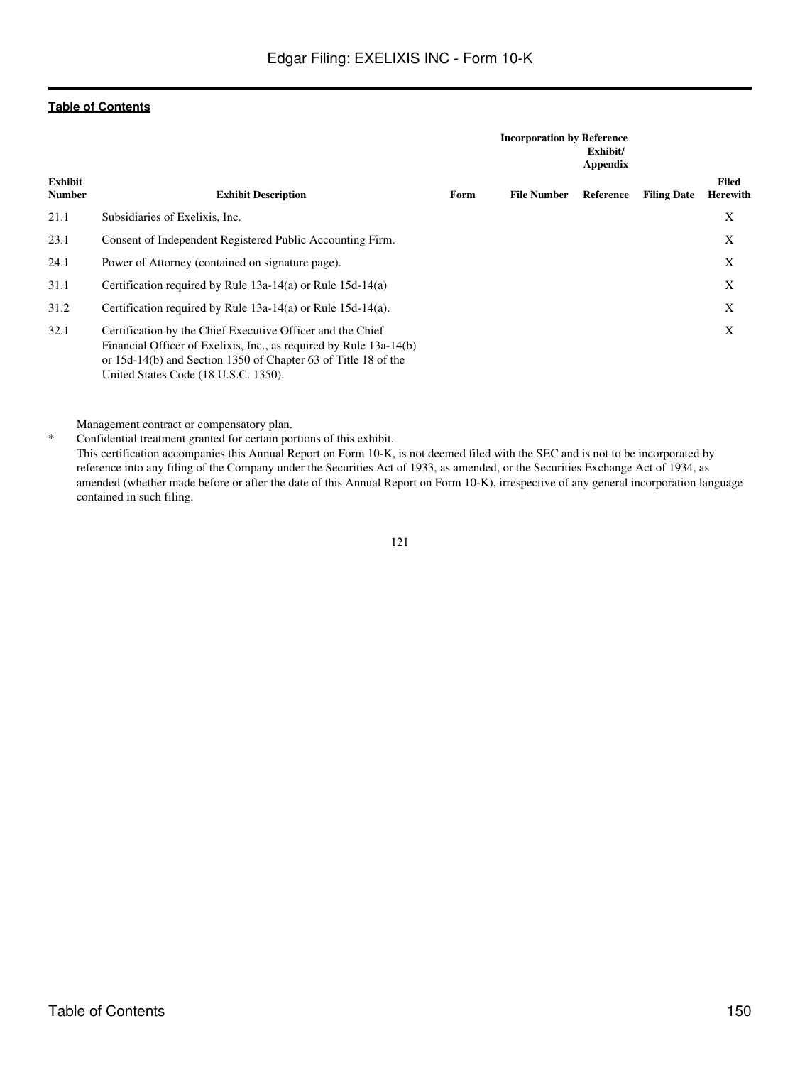**Table of Contents**

| | | Incorporation by Reference | | | | |
|---|---|---|---|---|---|---|
| Exhibit Number | Exhibit Description | Form | File Number | Exhibit/ Appendix Reference | Filing Date | Filed Herewith |
| 21.1 | Subsidiaries of Exelixis, Inc. | | | | | X |
| 23.1 | Consent of Independent Registered Public Accounting Firm. | | | | | X |
| 24.1 | Power of Attorney (contained on signature page). | | | | | X |
| 31.1 | Certification required by Rule 13a-14(a) or Rule 15d-14(a) | | | | | X |
| 31.2 | Certification required by Rule 13a-14(a) or Rule 15d-14(a). | | | | | X |
| 32.1 | Certification by the Chief Executive Officer and the Chief Financial Officer of Exelixis, Inc., as required by Rule 13a-14(b) or 15d-14(b) and Section 1350 of Chapter 63 of Title 18 of the United States Code (18 U.S.C. 1350). | | | | | X |

Management contract or compensatory plan.

* Confidential treatment granted for certain portions of this exhibit.

This certification accompanies this Annual Report on Form 10-K, is not deemed filed with the SEC and is not to be incorporated by reference into any filing of the Company under the Securities Act of 1933, as amended, or the Securities Exchange Act of 1934, as amended (whether made before or after the date of this Annual Report on Form 10-K), irrespective of any general incorporation language contained in such filing.